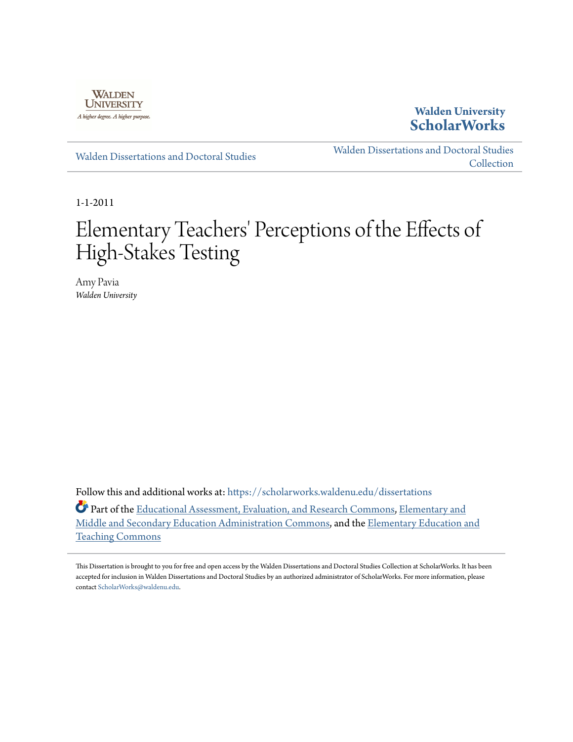Walden University

A higher degree. A higher purpose.

**Walden University ScholarWorks**

Walden Dissertations and Doctoral Studies | Walden Dissertations and Doctoral Studies Collection

1-1-2011

# Elementary Teachers' Perceptions of the Effects of High-Stakes Testing

Amy Pavia
*Walden University*

Follow this and additional works at: https://scholarworks.waldenu.edu/dissertations

Part of the Educational Assessment, Evaluation, and Research Commons, Elementary and Middle and Secondary Education Administration Commons, and the Elementary Education and Teaching Commons

This Dissertation is brought to you for free and open access by the Walden Dissertations and Doctoral Studies Collection at ScholarWorks. It has been accepted for inclusion in Walden Dissertations and Doctoral Studies by an authorized administrator of ScholarWorks. For more information, please contact ScholarWorks@waldenu.edu.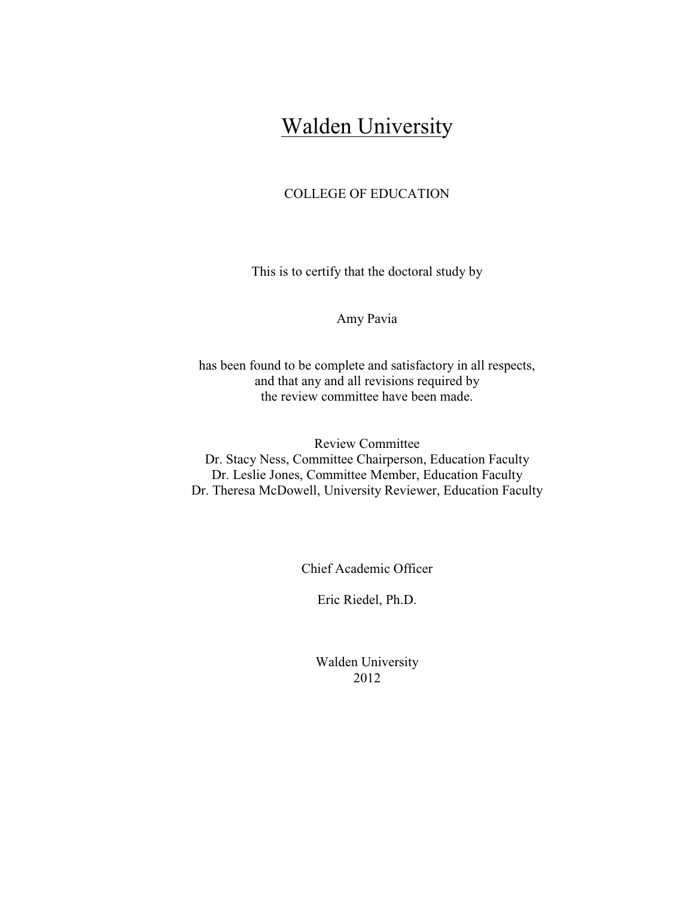# Walden University

COLLEGE OF EDUCATION

This is to certify that the doctoral study by

Amy Pavia

has been found to be complete and satisfactory in all respects,
and that any and all revisions required by
the review committee have been made.

Review Committee
Dr. Stacy Ness, Committee Chairperson, Education Faculty
Dr. Leslie Jones, Committee Member, Education Faculty
Dr. Theresa McDowell, University Reviewer, Education Faculty

Chief Academic Officer

Eric Riedel, Ph.D.

Walden University
2012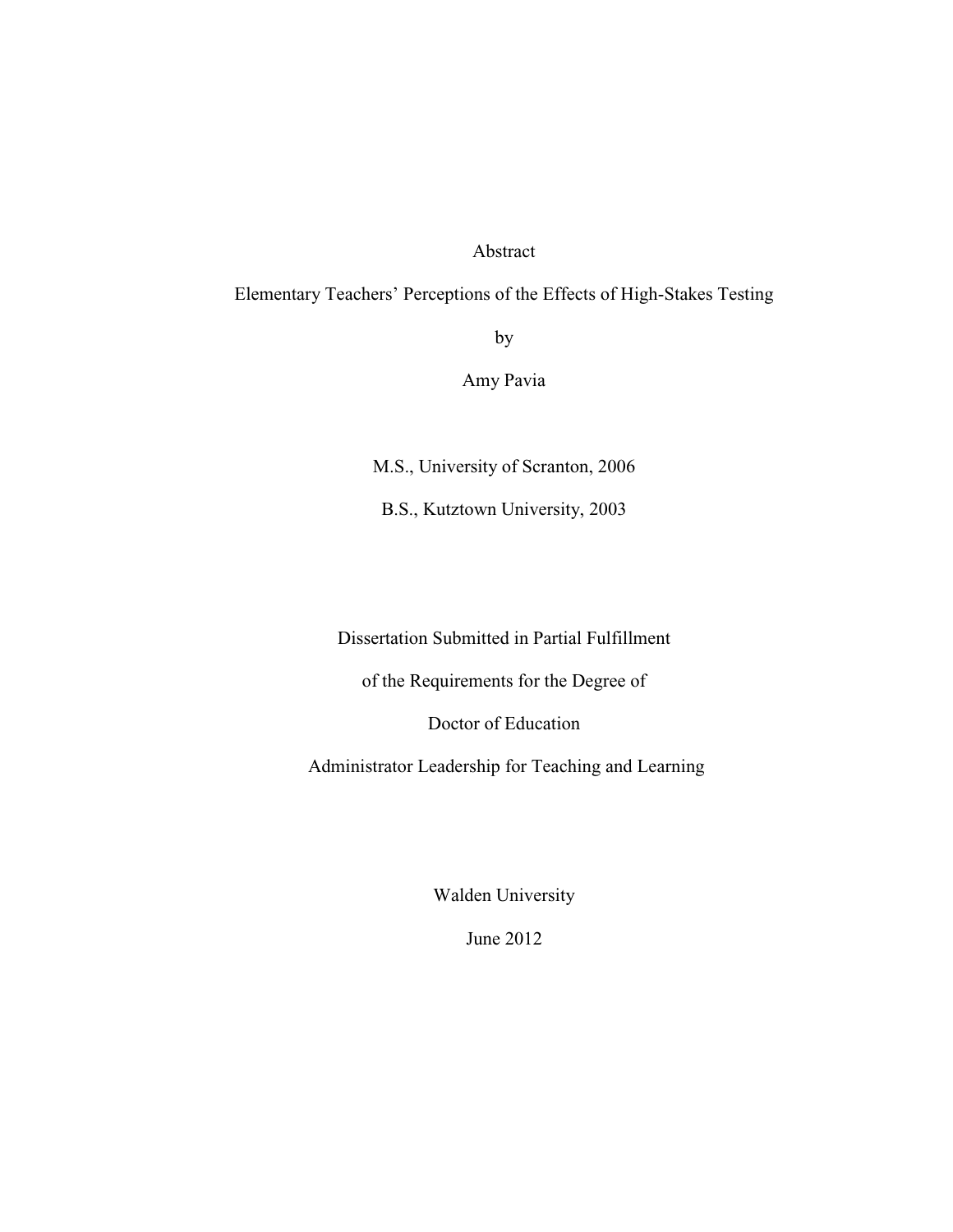# Abstract

## Elementary Teachers' Perceptions of the Effects of High-Stakes Testing

by

Amy Pavia

M.S., University of Scranton, 2006

B.S., Kutztown University, 2003

Dissertation Submitted in Partial Fulfillment

of the Requirements for the Degree of

Doctor of Education

Administrator Leadership for Teaching and Learning

Walden University

June 2012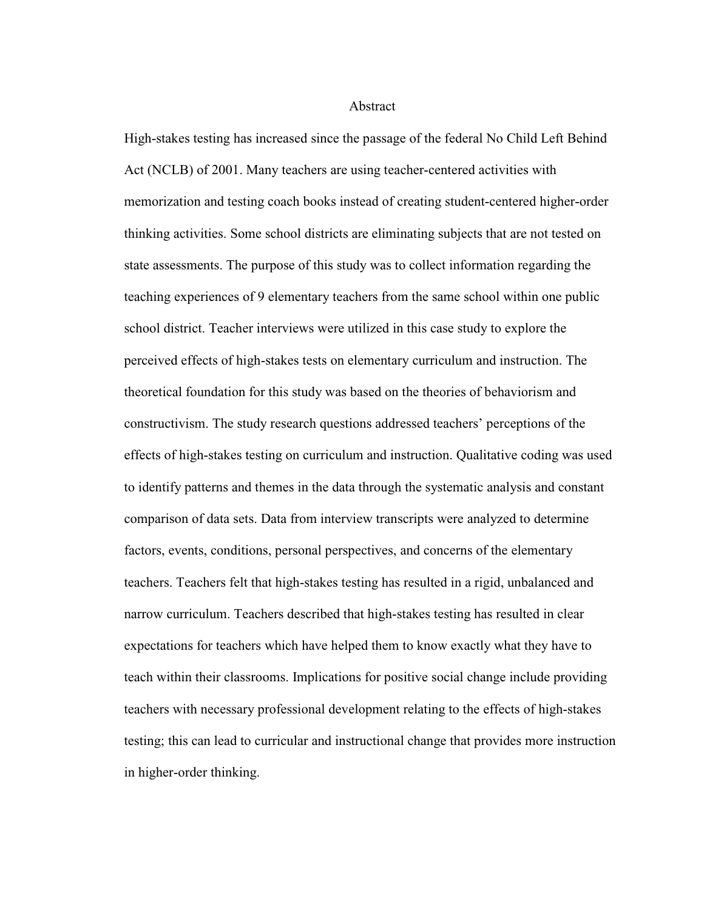# Abstract

High-stakes testing has increased since the passage of the federal No Child Left Behind Act (NCLB) of 2001. Many teachers are using teacher-centered activities with memorization and testing coach books instead of creating student-centered higher-order thinking activities. Some school districts are eliminating subjects that are not tested on state assessments. The purpose of this study was to collect information regarding the teaching experiences of 9 elementary teachers from the same school within one public school district. Teacher interviews were utilized in this case study to explore the perceived effects of high-stakes tests on elementary curriculum and instruction. The theoretical foundation for this study was based on the theories of behaviorism and constructivism. The study research questions addressed teachers' perceptions of the effects of high-stakes testing on curriculum and instruction. Qualitative coding was used to identify patterns and themes in the data through the systematic analysis and constant comparison of data sets. Data from interview transcripts were analyzed to determine factors, events, conditions, personal perspectives, and concerns of the elementary teachers. Teachers felt that high-stakes testing has resulted in a rigid, unbalanced and narrow curriculum. Teachers described that high-stakes testing has resulted in clear expectations for teachers which have helped them to know exactly what they have to teach within their classrooms. Implications for positive social change include providing teachers with necessary professional development relating to the effects of high-stakes testing; this can lead to curricular and instructional change that provides more instruction in higher-order thinking.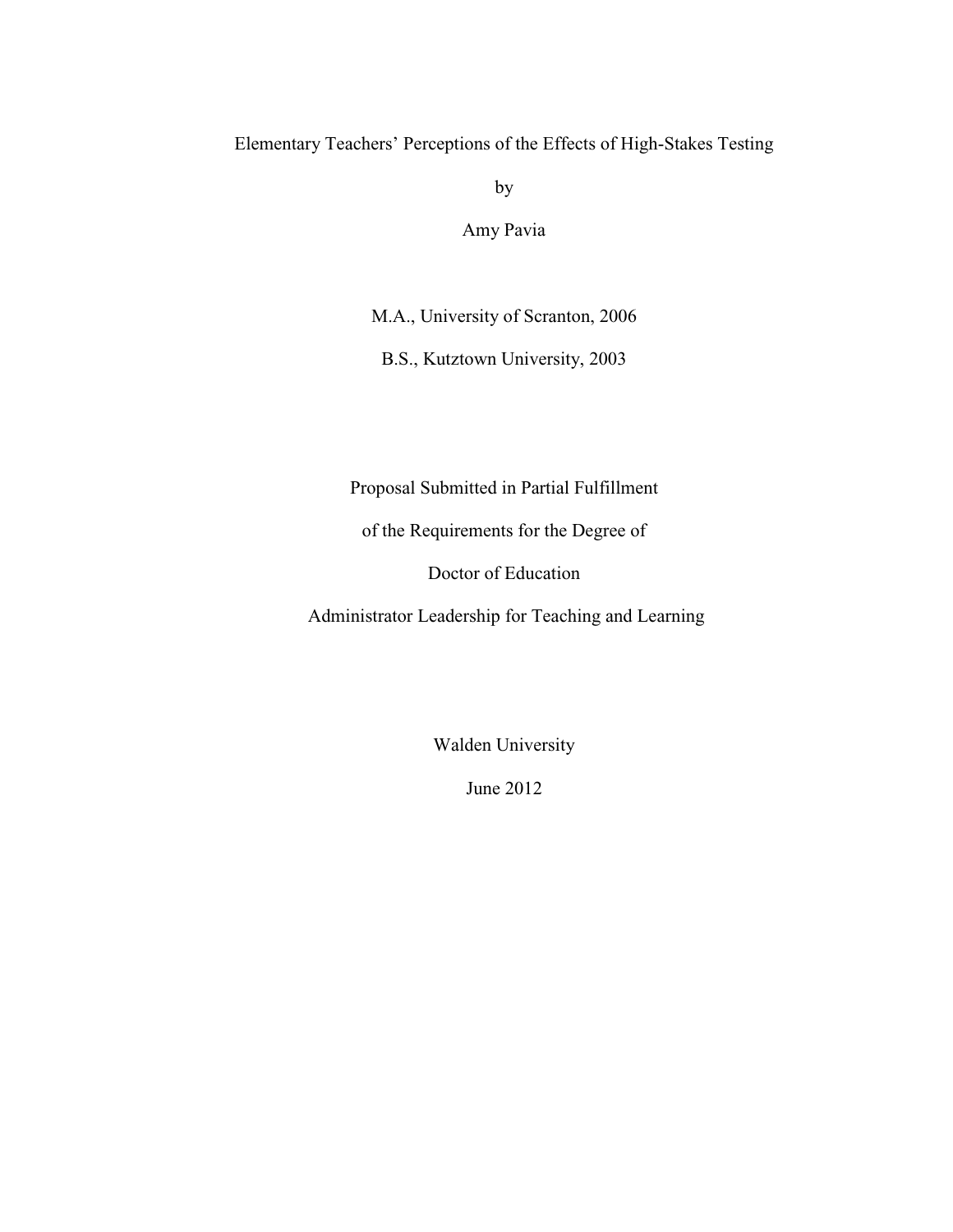Elementary Teachers' Perceptions of the Effects of High-Stakes Testing

by

Amy Pavia

M.A., University of Scranton, 2006

B.S., Kutztown University, 2003

Proposal Submitted in Partial Fulfillment

of the Requirements for the Degree of

Doctor of Education

Administrator Leadership for Teaching and Learning

Walden University

June 2012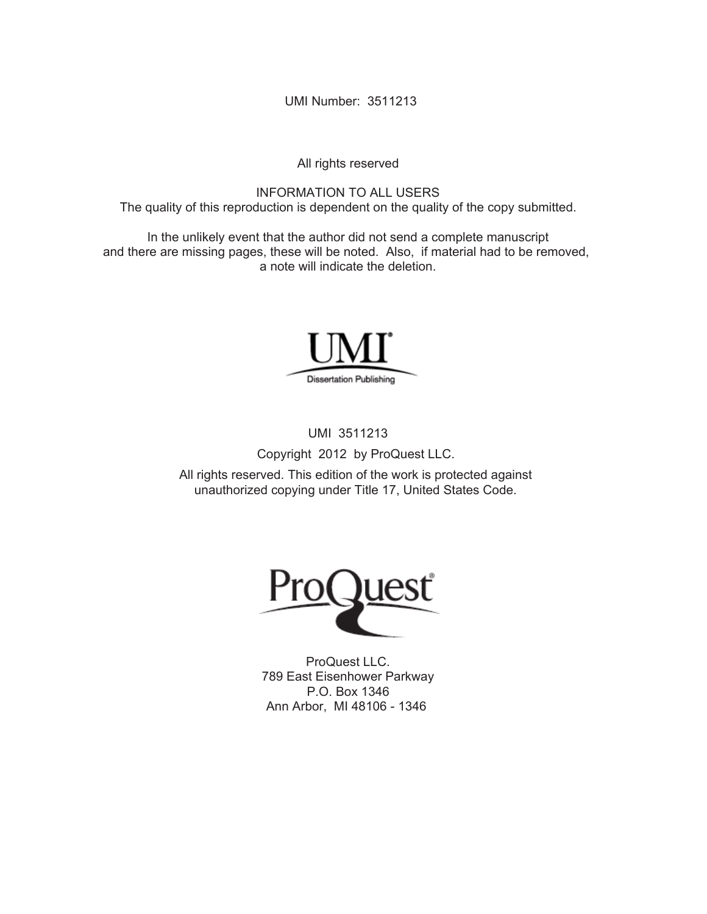UMI Number: 3511213

All rights reserved

INFORMATION TO ALL USERS
The quality of this reproduction is dependent on the quality of the copy submitted.

In the unlikely event that the author did not send a complete manuscript
and there are missing pages, these will be noted. Also, if material had to be removed,
a note will indicate the deletion.

UMI
Dissertation Publishing

UMI 3511213

Copyright 2012 by ProQuest LLC.

All rights reserved. This edition of the work is protected against
unauthorized copying under Title 17, United States Code.

ProQuest

ProQuest LLC.
789 East Eisenhower Parkway
P.O. Box 1346
Ann Arbor, MI 48106 - 1346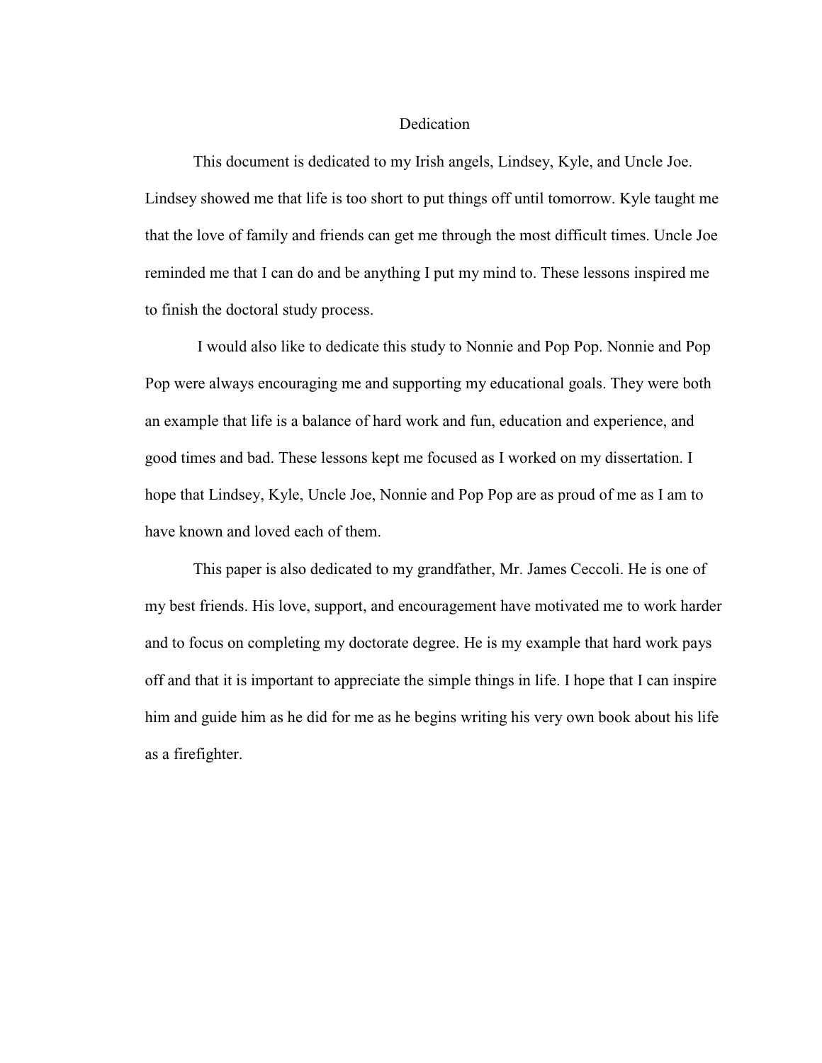# Dedication

This document is dedicated to my Irish angels, Lindsey, Kyle, and Uncle Joe. Lindsey showed me that life is too short to put things off until tomorrow. Kyle taught me that the love of family and friends can get me through the most difficult times. Uncle Joe reminded me that I can do and be anything I put my mind to. These lessons inspired me to finish the doctoral study process.

I would also like to dedicate this study to Nonnie and Pop Pop. Nonnie and Pop Pop were always encouraging me and supporting my educational goals. They were both an example that life is a balance of hard work and fun, education and experience, and good times and bad. These lessons kept me focused as I worked on my dissertation. I hope that Lindsey, Kyle, Uncle Joe, Nonnie and Pop Pop are as proud of me as I am to have known and loved each of them.

This paper is also dedicated to my grandfather, Mr. James Ceccoli. He is one of my best friends. His love, support, and encouragement have motivated me to work harder and to focus on completing my doctorate degree. He is my example that hard work pays off and that it is important to appreciate the simple things in life. I hope that I can inspire him and guide him as he did for me as he begins writing his very own book about his life as a firefighter.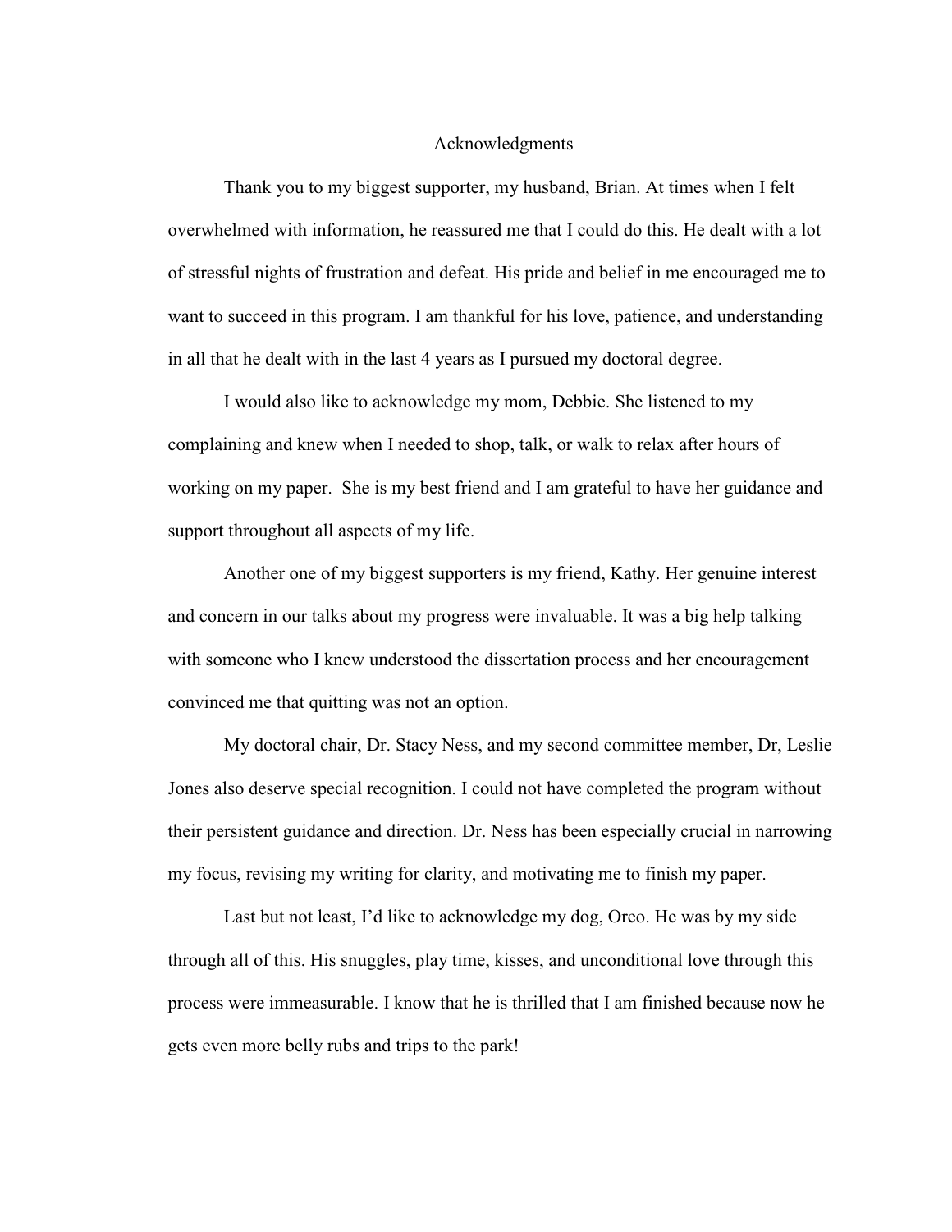# Acknowledgments

Thank you to my biggest supporter, my husband, Brian. At times when I felt overwhelmed with information, he reassured me that I could do this. He dealt with a lot of stressful nights of frustration and defeat. His pride and belief in me encouraged me to want to succeed in this program. I am thankful for his love, patience, and understanding in all that he dealt with in the last 4 years as I pursued my doctoral degree.

I would also like to acknowledge my mom, Debbie. She listened to my complaining and knew when I needed to shop, talk, or walk to relax after hours of working on my paper. She is my best friend and I am grateful to have her guidance and support throughout all aspects of my life.

Another one of my biggest supporters is my friend, Kathy. Her genuine interest and concern in our talks about my progress were invaluable. It was a big help talking with someone who I knew understood the dissertation process and her encouragement convinced me that quitting was not an option.

My doctoral chair, Dr. Stacy Ness, and my second committee member, Dr, Leslie Jones also deserve special recognition. I could not have completed the program without their persistent guidance and direction. Dr. Ness has been especially crucial in narrowing my focus, revising my writing for clarity, and motivating me to finish my paper.

Last but not least, I'd like to acknowledge my dog, Oreo. He was by my side through all of this. His snuggles, play time, kisses, and unconditional love through this process were immeasurable. I know that he is thrilled that I am finished because now he gets even more belly rubs and trips to the park!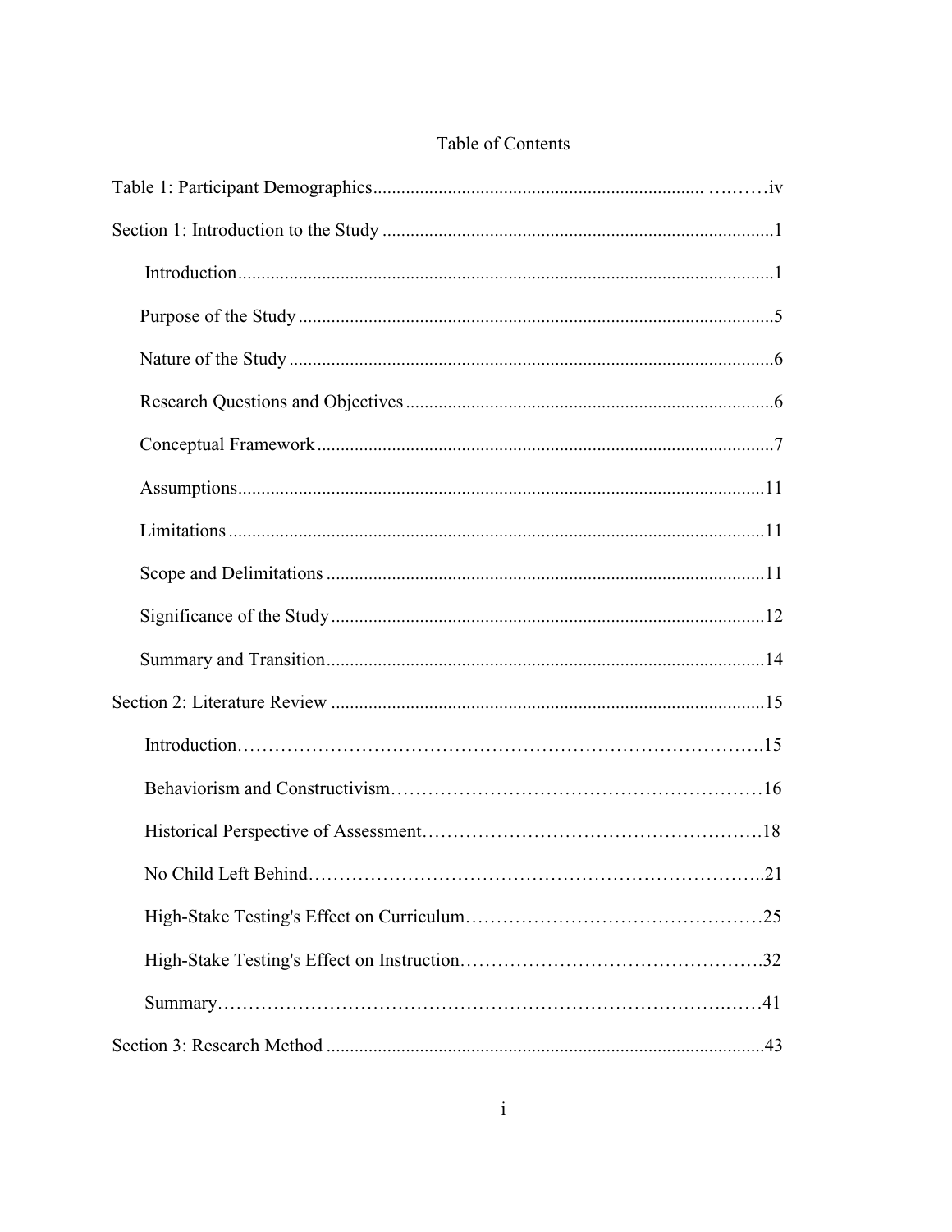# Table of Contents

Table 1: Participant Demographics ........................................................................ iv

Section 1: Introduction to the Study ...................................................................... 1

- Introduction ........................................................................................................ 1
- Purpose of the Study ........................................................................................... 5
- Nature of the Study ............................................................................................. 6
- Research Questions and Objectives ................................................................... 6
- Conceptual Framework ....................................................................................... 7
- Assumptions ...................................................................................................... 11
- Limitations ........................................................................................................ 11
- Scope and Delimitations ................................................................................... 11
- Significance of the Study .................................................................................. 12
- Summary and Transition ................................................................................... 14

Section 2: Literature Review ................................................................................ 15

- Introduction ....................................................................................................... 15
- Behaviorism and Constructivism ...................................................................... 16
- Historical Perspective of Assessment ............................................................... 18
- No Child Left Behind ........................................................................................ 21
- High-Stake Testing's Effect on Curriculum ...................................................... 25
- High-Stake Testing's Effect on Instruction ....................................................... 32
- Summary ........................................................................................................... 41

Section 3: Research Method ................................................................................. 43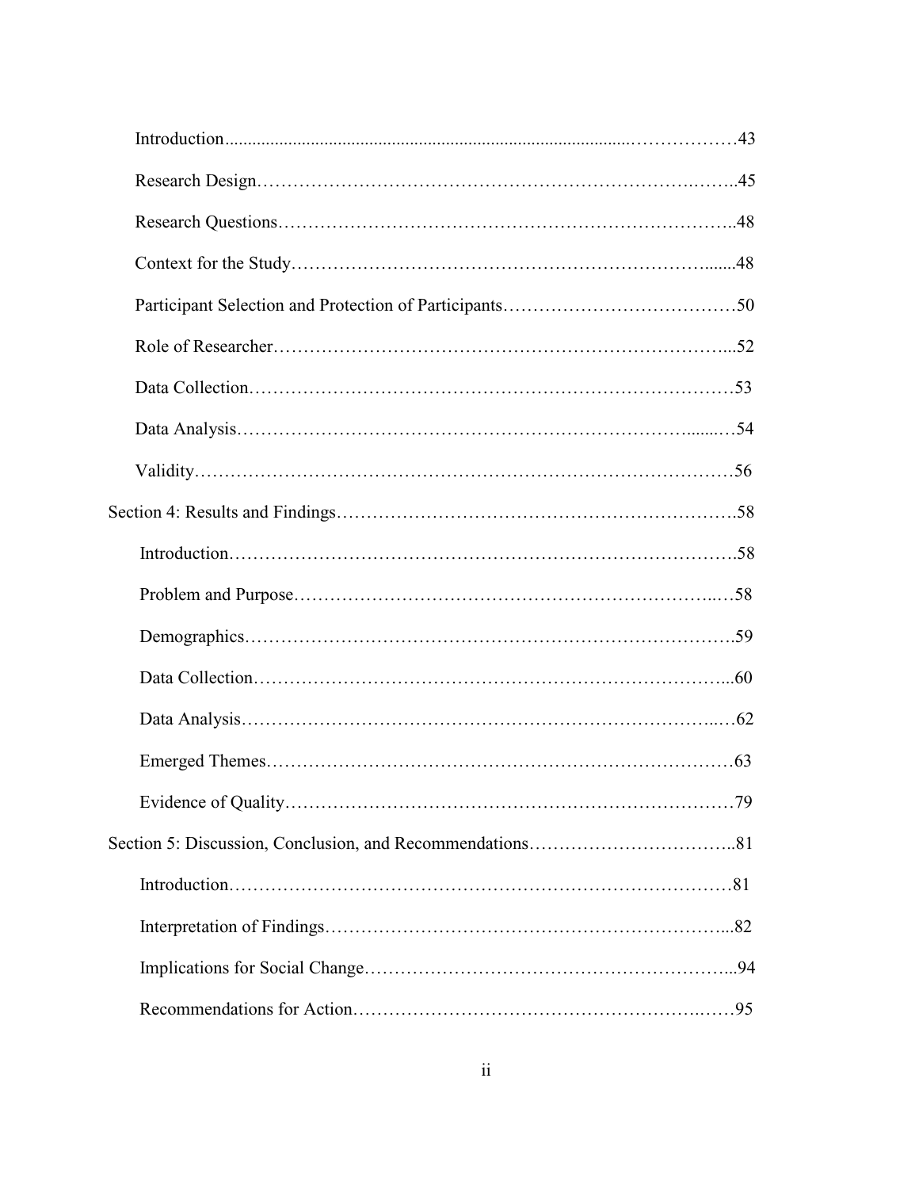Introduction........................................................................................43

Research Design........................................................................................45

Research Questions........................................................................................48

Context for the Study........................................................................................48

Participant Selection and Protection of Participants........................................50

Role of Researcher........................................................................................52

Data Collection........................................................................................53

Data Analysis........................................................................................54

Validity........................................................................................56

Section 4: Results and Findings........................................................................58

Introduction........................................................................................58

Problem and Purpose........................................................................................58

Demographics........................................................................................59

Data Collection........................................................................................60

Data Analysis........................................................................................62

Emerged Themes........................................................................................63

Evidence of Quality........................................................................................79

Section 5: Discussion, Conclusion, and Recommendations................................81

Introduction........................................................................................81

Interpretation of Findings........................................................................................82

Implications for Social Change........................................................................94

Recommendations for Action........................................................................95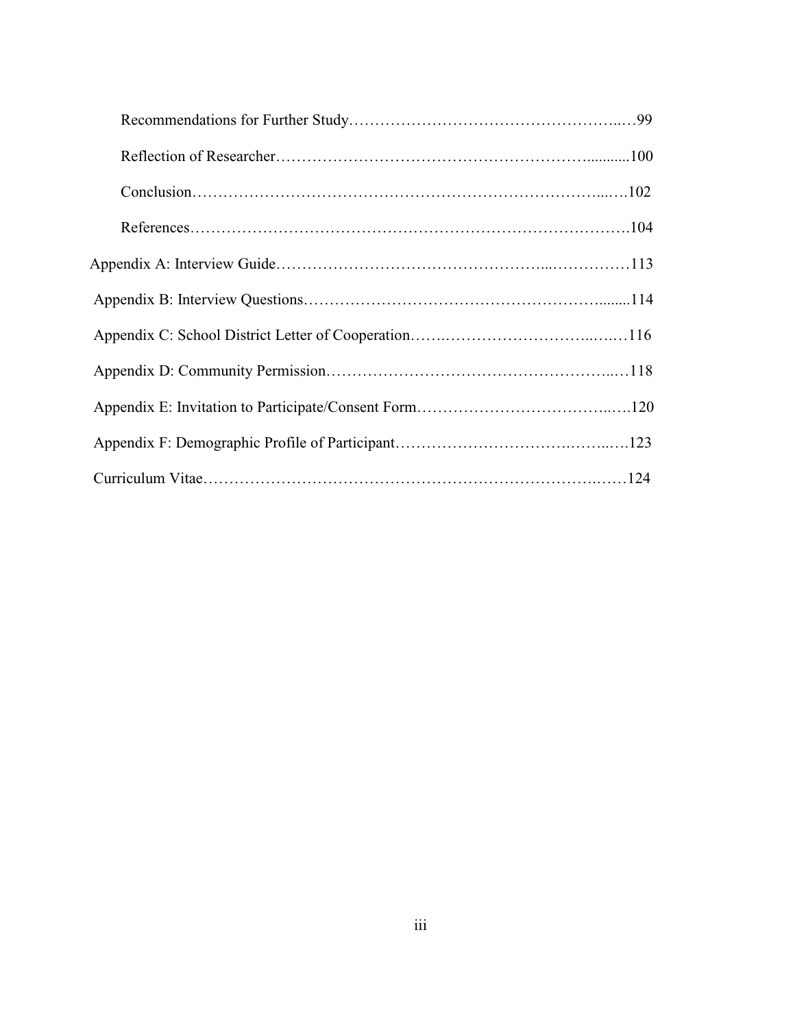Recommendations for Further Study……………………………………………..…99

Reflection of Researcher…………………………………………………...........100

Conclusion………………………………………………………………...….102

References……………………………………………………………………….104

Appendix A: Interview Guide…………………………………………...……………113

Appendix B: Interview Questions………………………………………………........114

Appendix C: School District Letter of Cooperation…….…………………………..…..…116

Appendix D: Community Permission…………………….……………….……..…118

Appendix E: Invitation to Participate/Consent Form……………………………..….120

Appendix F: Demographic Profile of Participant…………………………….……..….123

Curriculum Vitae……………………………………………………………….……124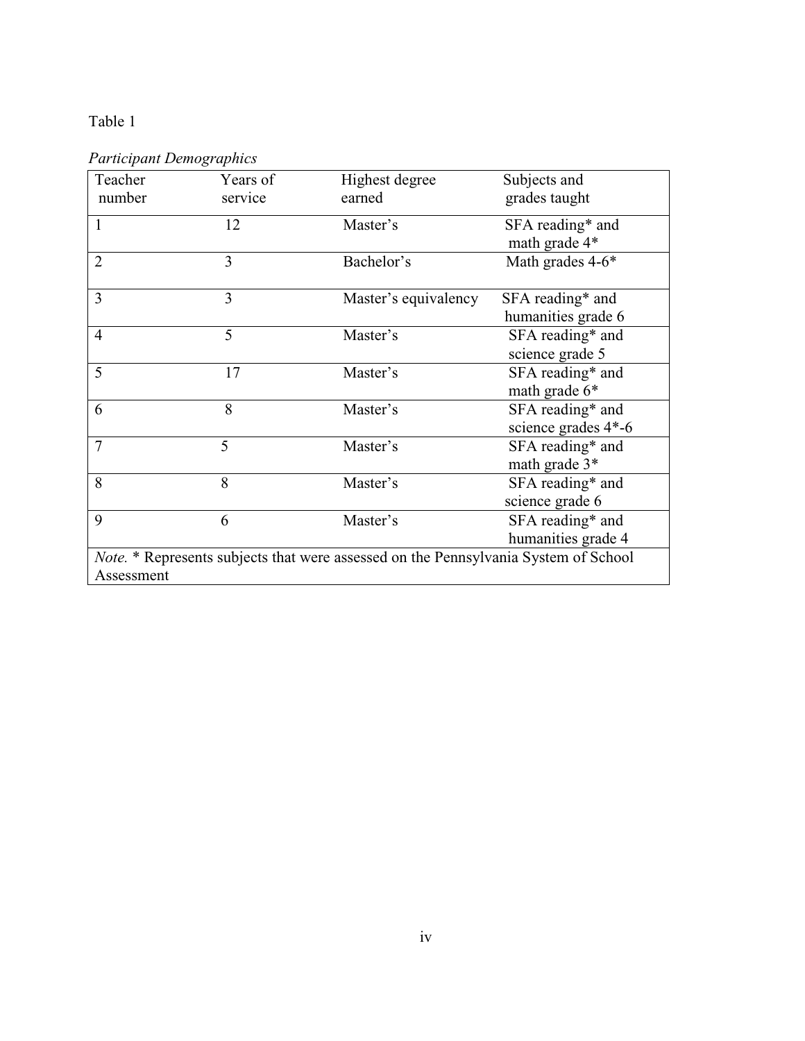Table 1

*Participant Demographics*

| Teacher number | Years of service | Highest degree earned | Subjects and grades taught |
|---|---|---|---|
| 1 | 12 | Master's | SFA reading* and math grade 4* |
| 2 | 3 | Bachelor's | Math grades 4-6* |
| 3 | 3 | Master's equivalency | SFA reading* and humanities grade 6 |
| 4 | 5 | Master's | SFA reading* and science grade 5 |
| 5 | 17 | Master's | SFA reading* and math grade 6* |
| 6 | 8 | Master's | SFA reading* and science grades 4*-6 |
| 7 | 5 | Master's | SFA reading* and math grade 3* |
| 8 | 8 | Master's | SFA reading* and science grade 6 |
| 9 | 6 | Master's | SFA reading* and humanities grade 4 |

*Note.* * Represents subjects that were assessed on the Pennsylvania System of School Assessment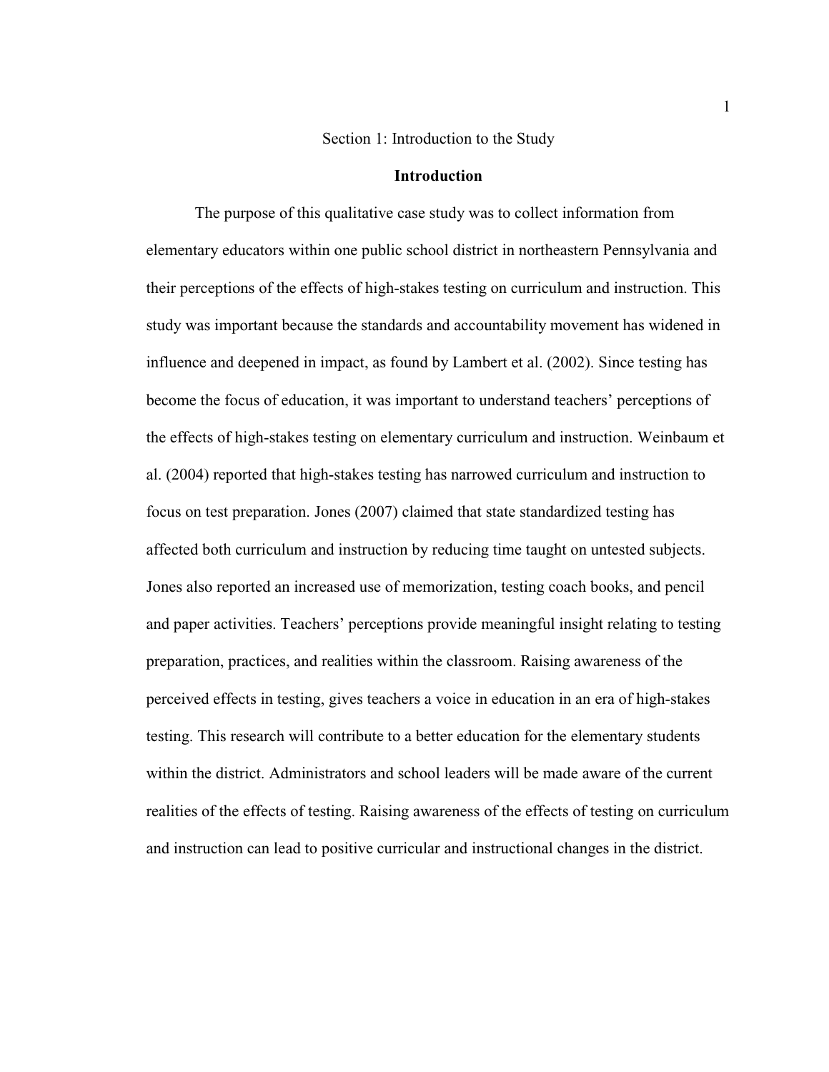# Section 1: Introduction to the Study

## Introduction

The purpose of this qualitative case study was to collect information from elementary educators within one public school district in northeastern Pennsylvania and their perceptions of the effects of high-stakes testing on curriculum and instruction. This study was important because the standards and accountability movement has widened in influence and deepened in impact, as found by Lambert et al. (2002). Since testing has become the focus of education, it was important to understand teachers' perceptions of the effects of high-stakes testing on elementary curriculum and instruction. Weinbaum et al. (2004) reported that high-stakes testing has narrowed curriculum and instruction to focus on test preparation. Jones (2007) claimed that state standardized testing has affected both curriculum and instruction by reducing time taught on untested subjects. Jones also reported an increased use of memorization, testing coach books, and pencil and paper activities. Teachers' perceptions provide meaningful insight relating to testing preparation, practices, and realities within the classroom. Raising awareness of the perceived effects in testing, gives teachers a voice in education in an era of high-stakes testing. This research will contribute to a better education for the elementary students within the district. Administrators and school leaders will be made aware of the current realities of the effects of testing. Raising awareness of the effects of testing on curriculum and instruction can lead to positive curricular and instructional changes in the district.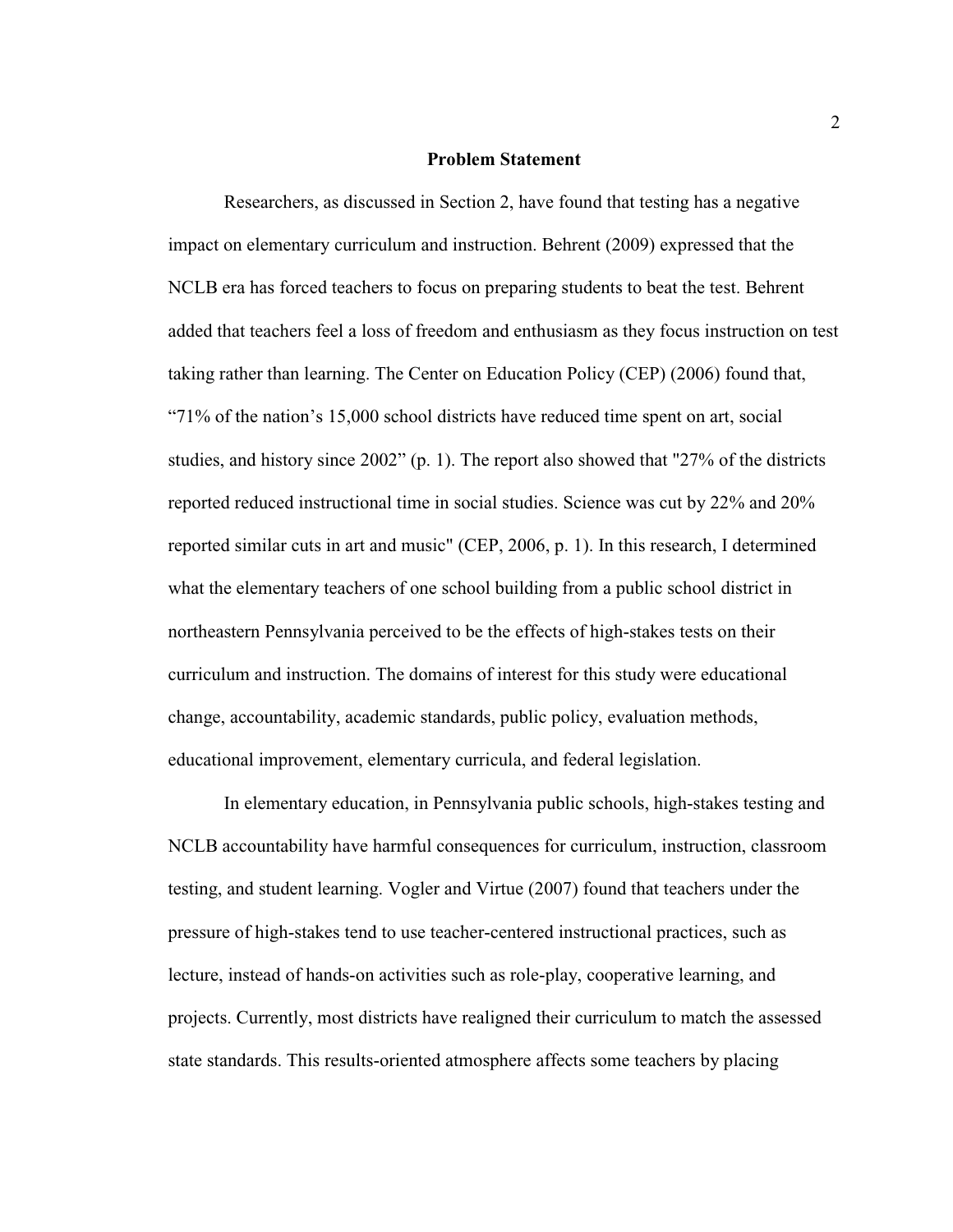## Problem Statement

Researchers, as discussed in Section 2, have found that testing has a negative impact on elementary curriculum and instruction. Behrent (2009) expressed that the NCLB era has forced teachers to focus on preparing students to beat the test. Behrent added that teachers feel a loss of freedom and enthusiasm as they focus instruction on test taking rather than learning. The Center on Education Policy (CEP) (2006) found that, "71% of the nation's 15,000 school districts have reduced time spent on art, social studies, and history since 2002" (p. 1). The report also showed that "27% of the districts reported reduced instructional time in social studies. Science was cut by 22% and 20% reported similar cuts in art and music" (CEP, 2006, p. 1). In this research, I determined what the elementary teachers of one school building from a public school district in northeastern Pennsylvania perceived to be the effects of high-stakes tests on their curriculum and instruction. The domains of interest for this study were educational change, accountability, academic standards, public policy, evaluation methods, educational improvement, elementary curricula, and federal legislation.

In elementary education, in Pennsylvania public schools, high-stakes testing and NCLB accountability have harmful consequences for curriculum, instruction, classroom testing, and student learning. Vogler and Virtue (2007) found that teachers under the pressure of high-stakes tend to use teacher-centered instructional practices, such as lecture, instead of hands-on activities such as role-play, cooperative learning, and projects. Currently, most districts have realigned their curriculum to match the assessed state standards. This results-oriented atmosphere affects some teachers by placing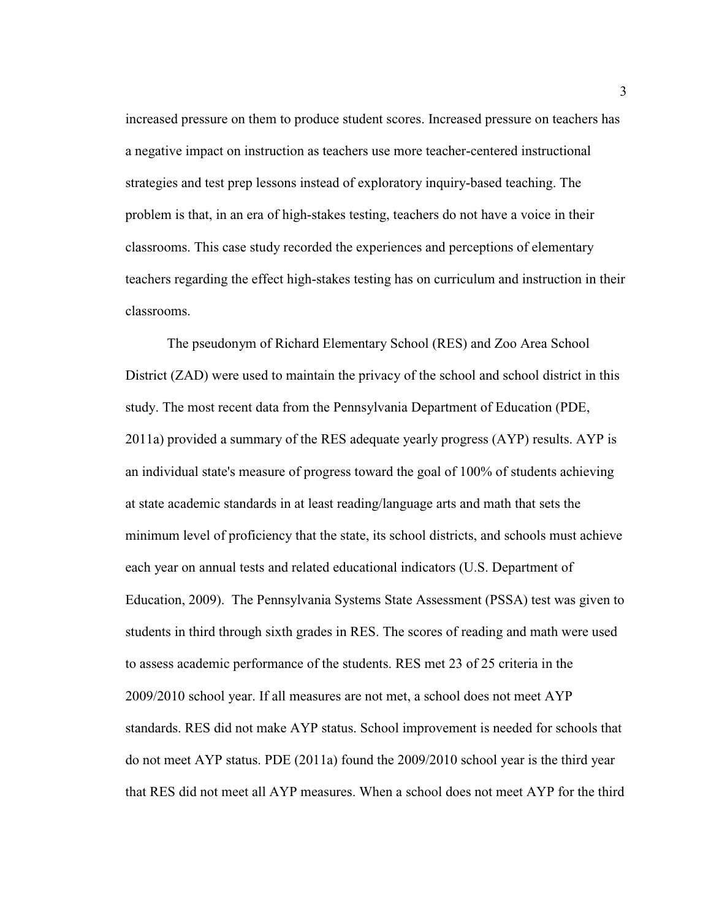increased pressure on them to produce student scores. Increased pressure on teachers has a negative impact on instruction as teachers use more teacher-centered instructional strategies and test prep lessons instead of exploratory inquiry-based teaching. The problem is that, in an era of high-stakes testing, teachers do not have a voice in their classrooms. This case study recorded the experiences and perceptions of elementary teachers regarding the effect high-stakes testing has on curriculum and instruction in their classrooms.

The pseudonym of Richard Elementary School (RES) and Zoo Area School District (ZAD) were used to maintain the privacy of the school and school district in this study. The most recent data from the Pennsylvania Department of Education (PDE, 2011a) provided a summary of the RES adequate yearly progress (AYP) results. AYP is an individual state's measure of progress toward the goal of 100% of students achieving at state academic standards in at least reading/language arts and math that sets the minimum level of proficiency that the state, its school districts, and schools must achieve each year on annual tests and related educational indicators (U.S. Department of Education, 2009). The Pennsylvania Systems State Assessment (PSSA) test was given to students in third through sixth grades in RES. The scores of reading and math were used to assess academic performance of the students. RES met 23 of 25 criteria in the 2009/2010 school year. If all measures are not met, a school does not meet AYP standards. RES did not make AYP status. School improvement is needed for schools that do not meet AYP status. PDE (2011a) found the 2009/2010 school year is the third year that RES did not meet all AYP measures. When a school does not meet AYP for the third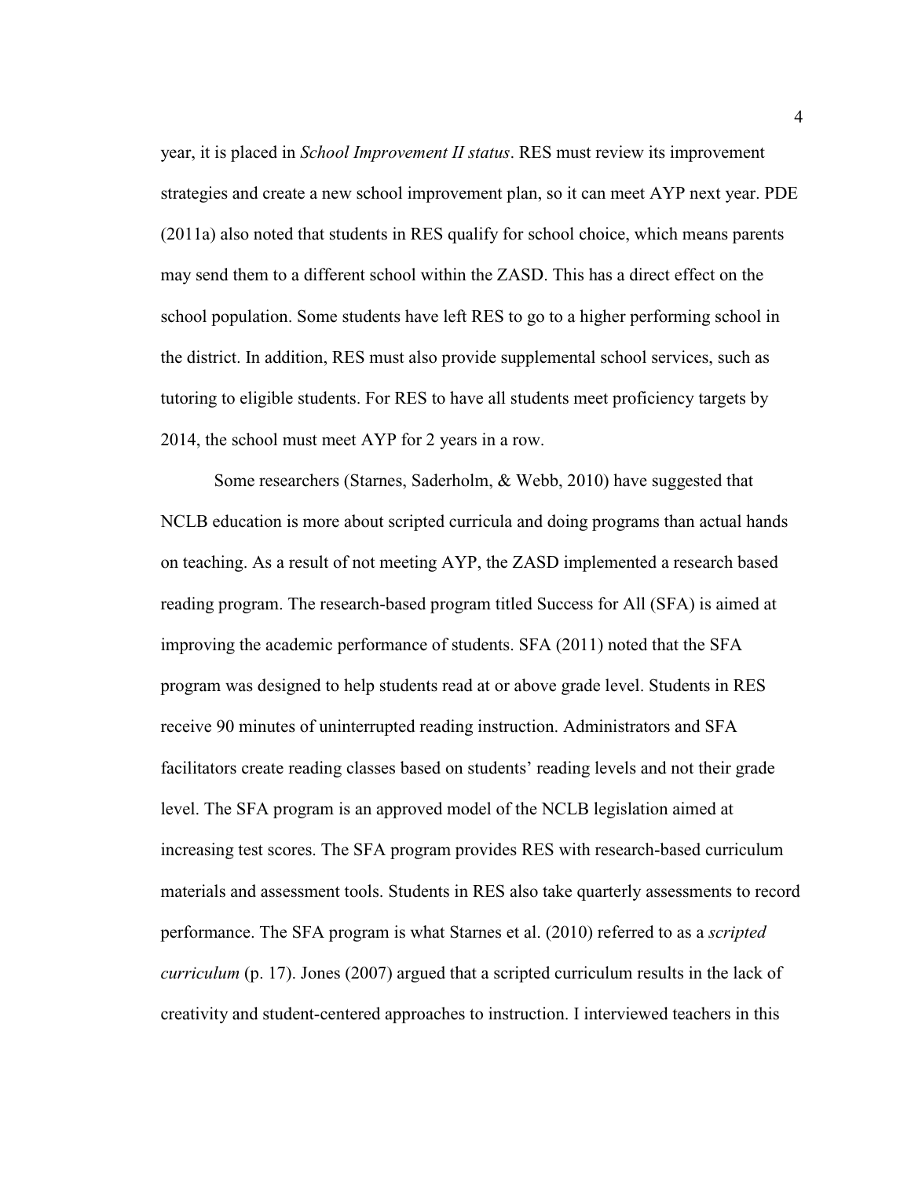year, it is placed in *School Improvement II status*. RES must review its improvement strategies and create a new school improvement plan, so it can meet AYP next year. PDE (2011a) also noted that students in RES qualify for school choice, which means parents may send them to a different school within the ZASD. This has a direct effect on the school population. Some students have left RES to go to a higher performing school in the district. In addition, RES must also provide supplemental school services, such as tutoring to eligible students. For RES to have all students meet proficiency targets by 2014, the school must meet AYP for 2 years in a row.

Some researchers (Starnes, Saderholm, & Webb, 2010) have suggested that NCLB education is more about scripted curricula and doing programs than actual hands on teaching. As a result of not meeting AYP, the ZASD implemented a research based reading program. The research-based program titled Success for All (SFA) is aimed at improving the academic performance of students. SFA (2011) noted that the SFA program was designed to help students read at or above grade level. Students in RES receive 90 minutes of uninterrupted reading instruction. Administrators and SFA facilitators create reading classes based on students' reading levels and not their grade level. The SFA program is an approved model of the NCLB legislation aimed at increasing test scores. The SFA program provides RES with research-based curriculum materials and assessment tools. Students in RES also take quarterly assessments to record performance. The SFA program is what Starnes et al. (2010) referred to as a *scripted curriculum* (p. 17). Jones (2007) argued that a scripted curriculum results in the lack of creativity and student-centered approaches to instruction. I interviewed teachers in this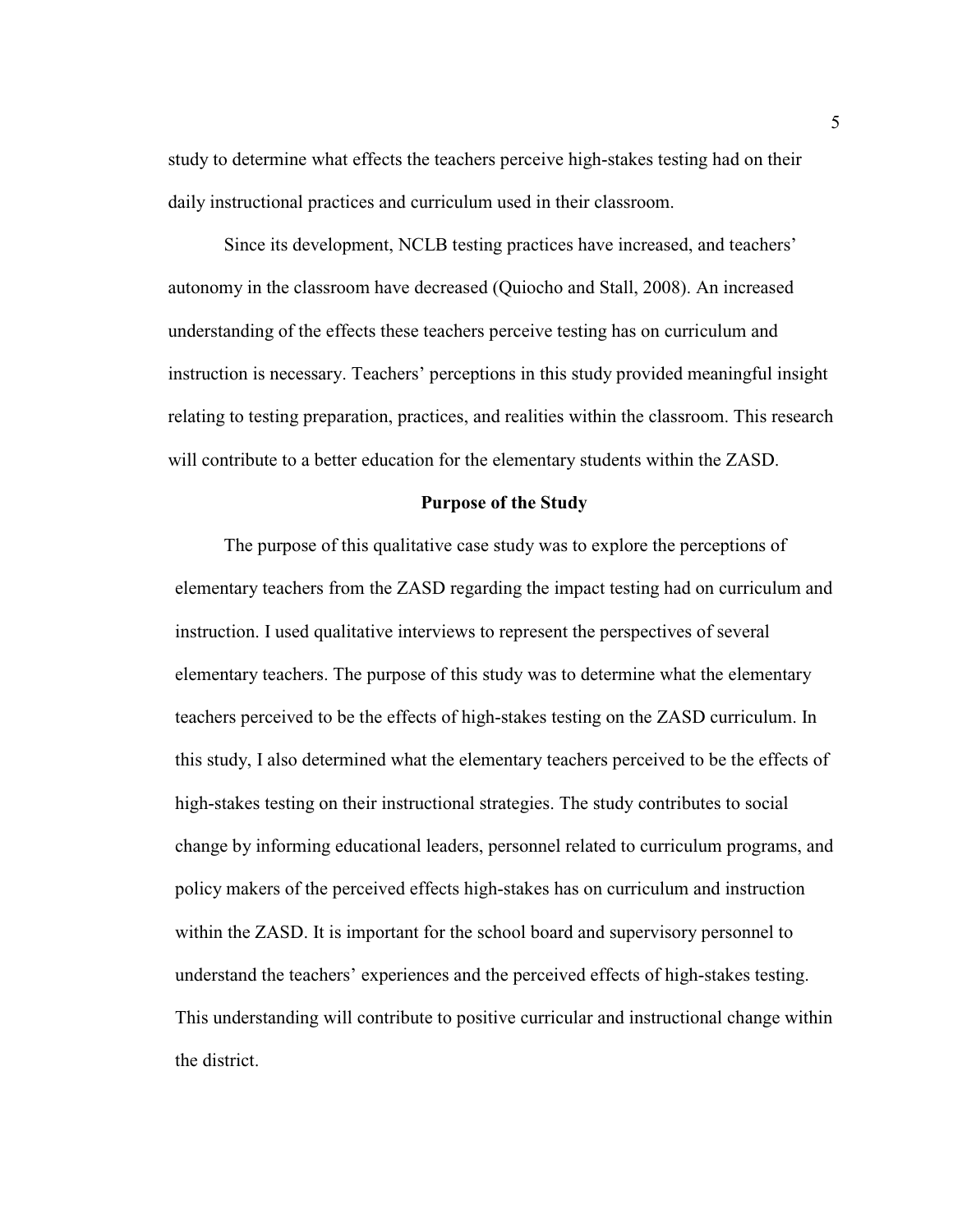study to determine what effects the teachers perceive high-stakes testing had on their daily instructional practices and curriculum used in their classroom.

Since its development, NCLB testing practices have increased, and teachers' autonomy in the classroom have decreased (Quiocho and Stall, 2008). An increased understanding of the effects these teachers perceive testing has on curriculum and instruction is necessary. Teachers' perceptions in this study provided meaningful insight relating to testing preparation, practices, and realities within the classroom. This research will contribute to a better education for the elementary students within the ZASD.

## Purpose of the Study

The purpose of this qualitative case study was to explore the perceptions of elementary teachers from the ZASD regarding the impact testing had on curriculum and instruction. I used qualitative interviews to represent the perspectives of several elementary teachers. The purpose of this study was to determine what the elementary teachers perceived to be the effects of high-stakes testing on the ZASD curriculum. In this study, I also determined what the elementary teachers perceived to be the effects of high-stakes testing on their instructional strategies. The study contributes to social change by informing educational leaders, personnel related to curriculum programs, and policy makers of the perceived effects high-stakes has on curriculum and instruction within the ZASD. It is important for the school board and supervisory personnel to understand the teachers' experiences and the perceived effects of high-stakes testing. This understanding will contribute to positive curricular and instructional change within the district.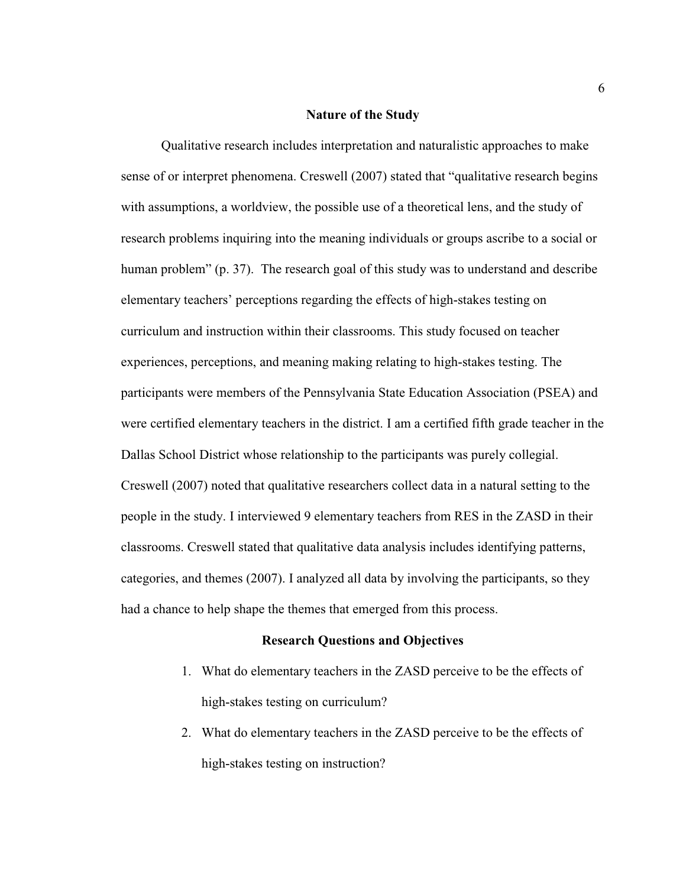## Nature of the Study

Qualitative research includes interpretation and naturalistic approaches to make sense of or interpret phenomena. Creswell (2007) stated that "qualitative research begins with assumptions, a worldview, the possible use of a theoretical lens, and the study of research problems inquiring into the meaning individuals or groups ascribe to a social or human problem" (p. 37). The research goal of this study was to understand and describe elementary teachers' perceptions regarding the effects of high-stakes testing on curriculum and instruction within their classrooms. This study focused on teacher experiences, perceptions, and meaning making relating to high-stakes testing. The participants were members of the Pennsylvania State Education Association (PSEA) and were certified elementary teachers in the district. I am a certified fifth grade teacher in the Dallas School District whose relationship to the participants was purely collegial. Creswell (2007) noted that qualitative researchers collect data in a natural setting to the people in the study. I interviewed 9 elementary teachers from RES in the ZASD in their classrooms. Creswell stated that qualitative data analysis includes identifying patterns, categories, and themes (2007). I analyzed all data by involving the participants, so they had a chance to help shape the themes that emerged from this process.

## Research Questions and Objectives

1. What do elementary teachers in the ZASD perceive to be the effects of high-stakes testing on curriculum?
2. What do elementary teachers in the ZASD perceive to be the effects of high-stakes testing on instruction?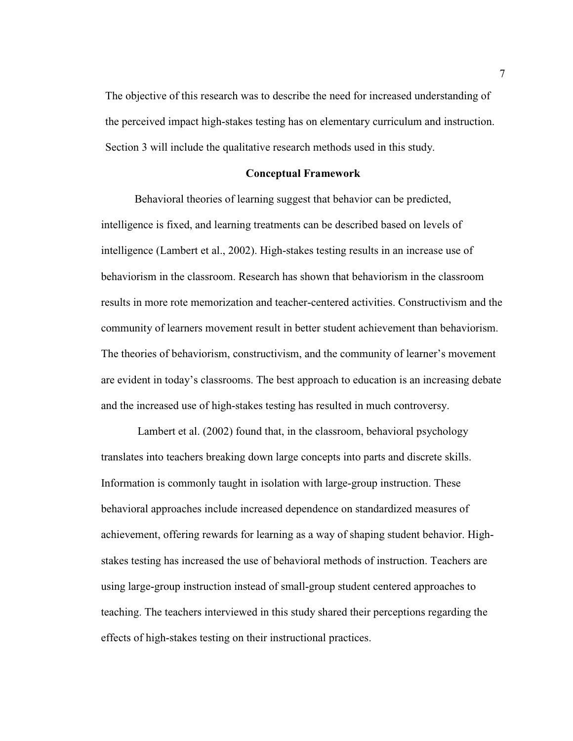The objective of this research was to describe the need for increased understanding of the perceived impact high-stakes testing has on elementary curriculum and instruction. Section 3 will include the qualitative research methods used in this study.

## Conceptual Framework

Behavioral theories of learning suggest that behavior can be predicted, intelligence is fixed, and learning treatments can be described based on levels of intelligence (Lambert et al., 2002). High-stakes testing results in an increase use of behaviorism in the classroom. Research has shown that behaviorism in the classroom results in more rote memorization and teacher-centered activities. Constructivism and the community of learners movement result in better student achievement than behaviorism. The theories of behaviorism, constructivism, and the community of learner's movement are evident in today's classrooms. The best approach to education is an increasing debate and the increased use of high-stakes testing has resulted in much controversy.

Lambert et al. (2002) found that, in the classroom, behavioral psychology translates into teachers breaking down large concepts into parts and discrete skills. Information is commonly taught in isolation with large-group instruction. These behavioral approaches include increased dependence on standardized measures of achievement, offering rewards for learning as a way of shaping student behavior. High-stakes testing has increased the use of behavioral methods of instruction. Teachers are using large-group instruction instead of small-group student centered approaches to teaching. The teachers interviewed in this study shared their perceptions regarding the effects of high-stakes testing on their instructional practices.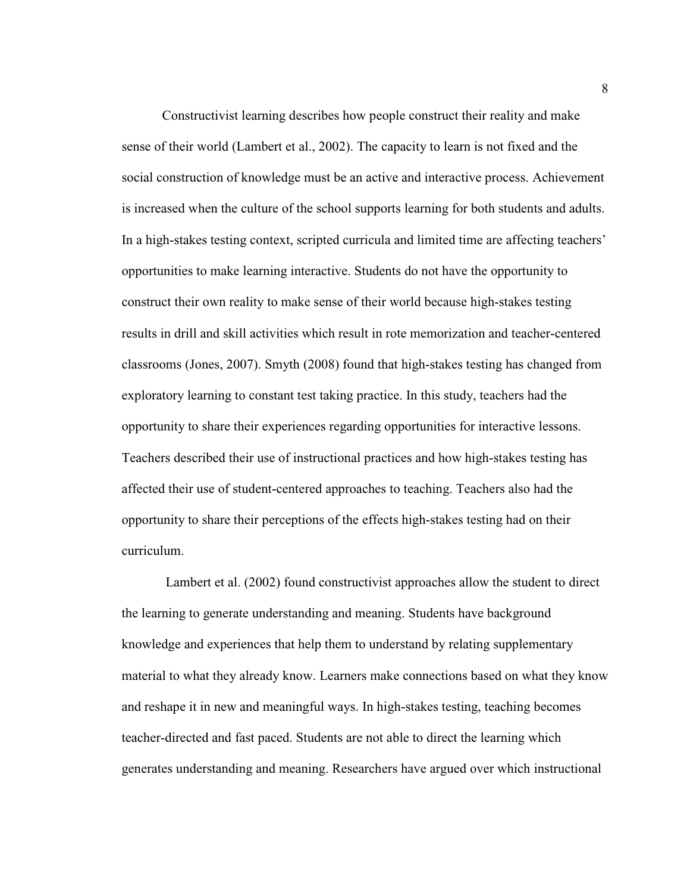Constructivist learning describes how people construct their reality and make sense of their world (Lambert et al., 2002). The capacity to learn is not fixed and the social construction of knowledge must be an active and interactive process. Achievement is increased when the culture of the school supports learning for both students and adults. In a high-stakes testing context, scripted curricula and limited time are affecting teachers' opportunities to make learning interactive. Students do not have the opportunity to construct their own reality to make sense of their world because high-stakes testing results in drill and skill activities which result in rote memorization and teacher-centered classrooms (Jones, 2007). Smyth (2008) found that high-stakes testing has changed from exploratory learning to constant test taking practice. In this study, teachers had the opportunity to share their experiences regarding opportunities for interactive lessons. Teachers described their use of instructional practices and how high-stakes testing has affected their use of student-centered approaches to teaching. Teachers also had the opportunity to share their perceptions of the effects high-stakes testing had on their curriculum.

Lambert et al. (2002) found constructivist approaches allow the student to direct the learning to generate understanding and meaning. Students have background knowledge and experiences that help them to understand by relating supplementary material to what they already know. Learners make connections based on what they know and reshape it in new and meaningful ways. In high-stakes testing, teaching becomes teacher-directed and fast paced. Students are not able to direct the learning which generates understanding and meaning. Researchers have argued over which instructional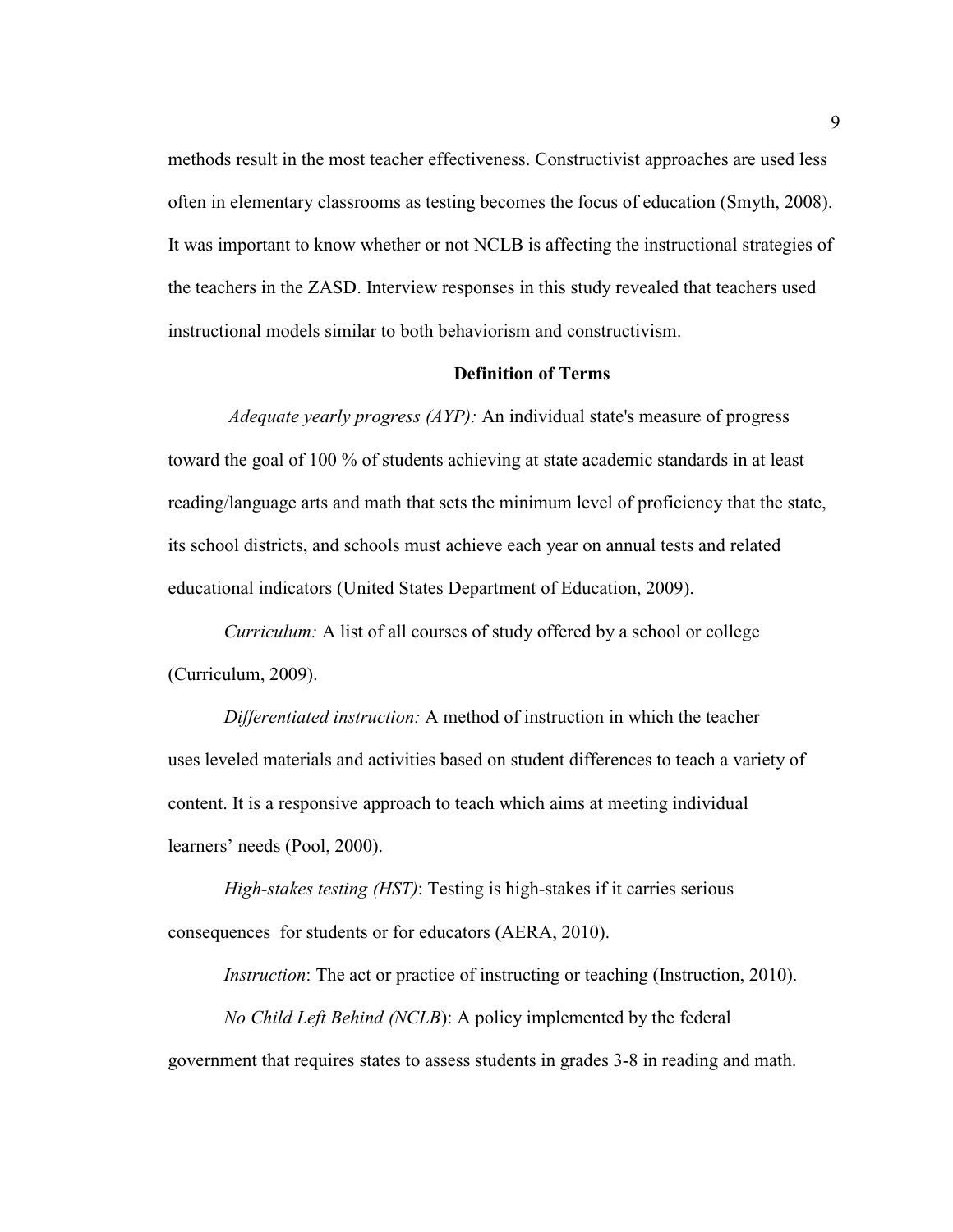methods result in the most teacher effectiveness. Constructivist approaches are used less often in elementary classrooms as testing becomes the focus of education (Smyth, 2008). It was important to know whether or not NCLB is affecting the instructional strategies of the teachers in the ZASD. Interview responses in this study revealed that teachers used instructional models similar to both behaviorism and constructivism.

## Definition of Terms

*Adequate yearly progress (AYP):* An individual state's measure of progress toward the goal of 100 % of students achieving at state academic standards in at least reading/language arts and math that sets the minimum level of proficiency that the state, its school districts, and schools must achieve each year on annual tests and related educational indicators (United States Department of Education, 2009).

*Curriculum:* A list of all courses of study offered by a school or college (Curriculum, 2009).

*Differentiated instruction:* A method of instruction in which the teacher uses leveled materials and activities based on student differences to teach a variety of content. It is a responsive approach to teach which aims at meeting individual learners' needs (Pool, 2000).

*High-stakes testing (HST)*: Testing is high-stakes if it carries serious consequences for students or for educators (AERA, 2010).

*Instruction*: The act or practice of instructing or teaching (Instruction, 2010).

*No Child Left Behind (NCLB*): A policy implemented by the federal government that requires states to assess students in grades 3-8 in reading and math.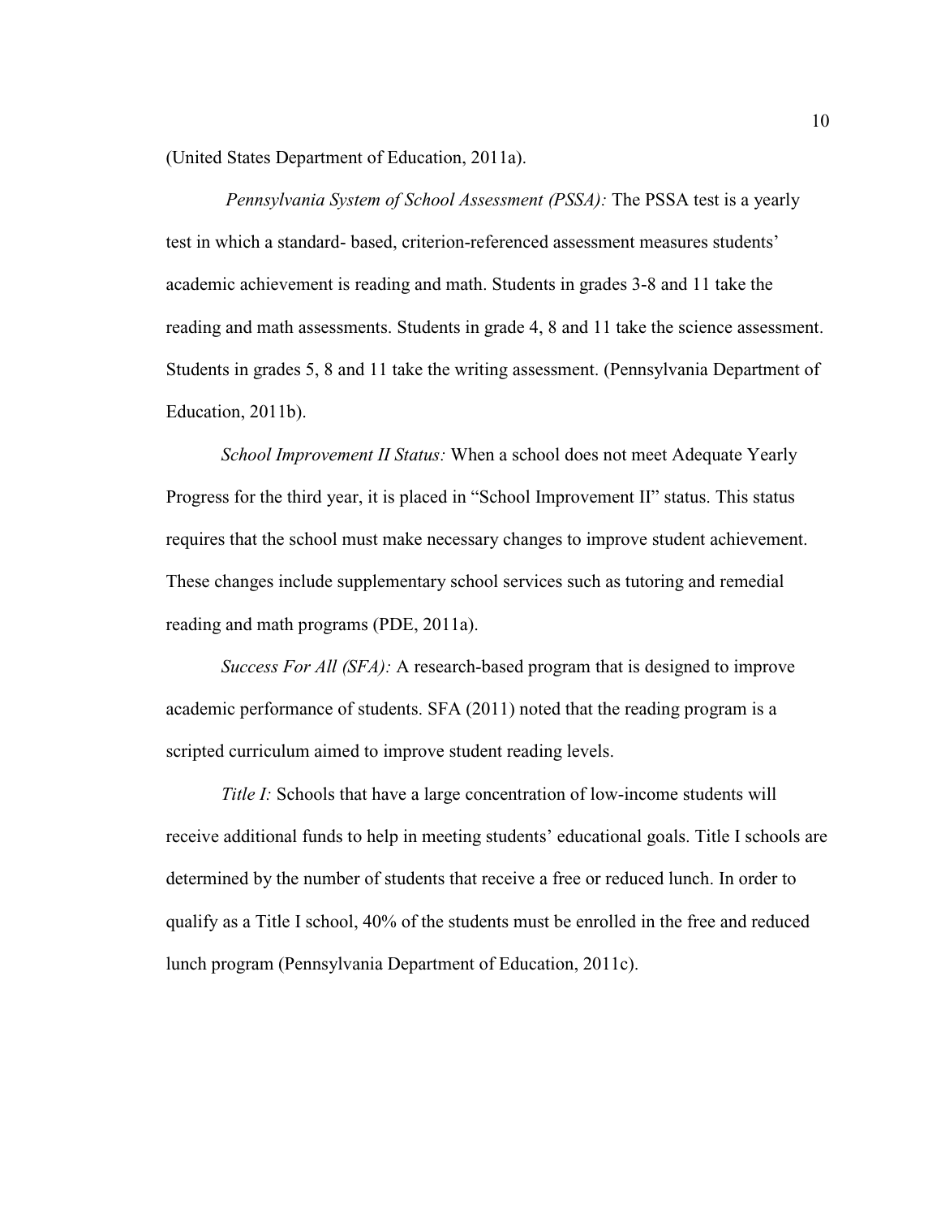(United States Department of Education, 2011a).

*Pennsylvania System of School Assessment (PSSA):* The PSSA test is a yearly test in which a standard- based, criterion-referenced assessment measures students' academic achievement is reading and math. Students in grades 3-8 and 11 take the reading and math assessments. Students in grade 4, 8 and 11 take the science assessment. Students in grades 5, 8 and 11 take the writing assessment. (Pennsylvania Department of Education, 2011b).

*School Improvement II Status:* When a school does not meet Adequate Yearly Progress for the third year, it is placed in "School Improvement II" status. This status requires that the school must make necessary changes to improve student achievement. These changes include supplementary school services such as tutoring and remedial reading and math programs (PDE, 2011a).

*Success For All (SFA):* A research-based program that is designed to improve academic performance of students. SFA (2011) noted that the reading program is a scripted curriculum aimed to improve student reading levels.

*Title I:* Schools that have a large concentration of low-income students will receive additional funds to help in meeting students' educational goals. Title I schools are determined by the number of students that receive a free or reduced lunch. In order to qualify as a Title I school, 40% of the students must be enrolled in the free and reduced lunch program (Pennsylvania Department of Education, 2011c).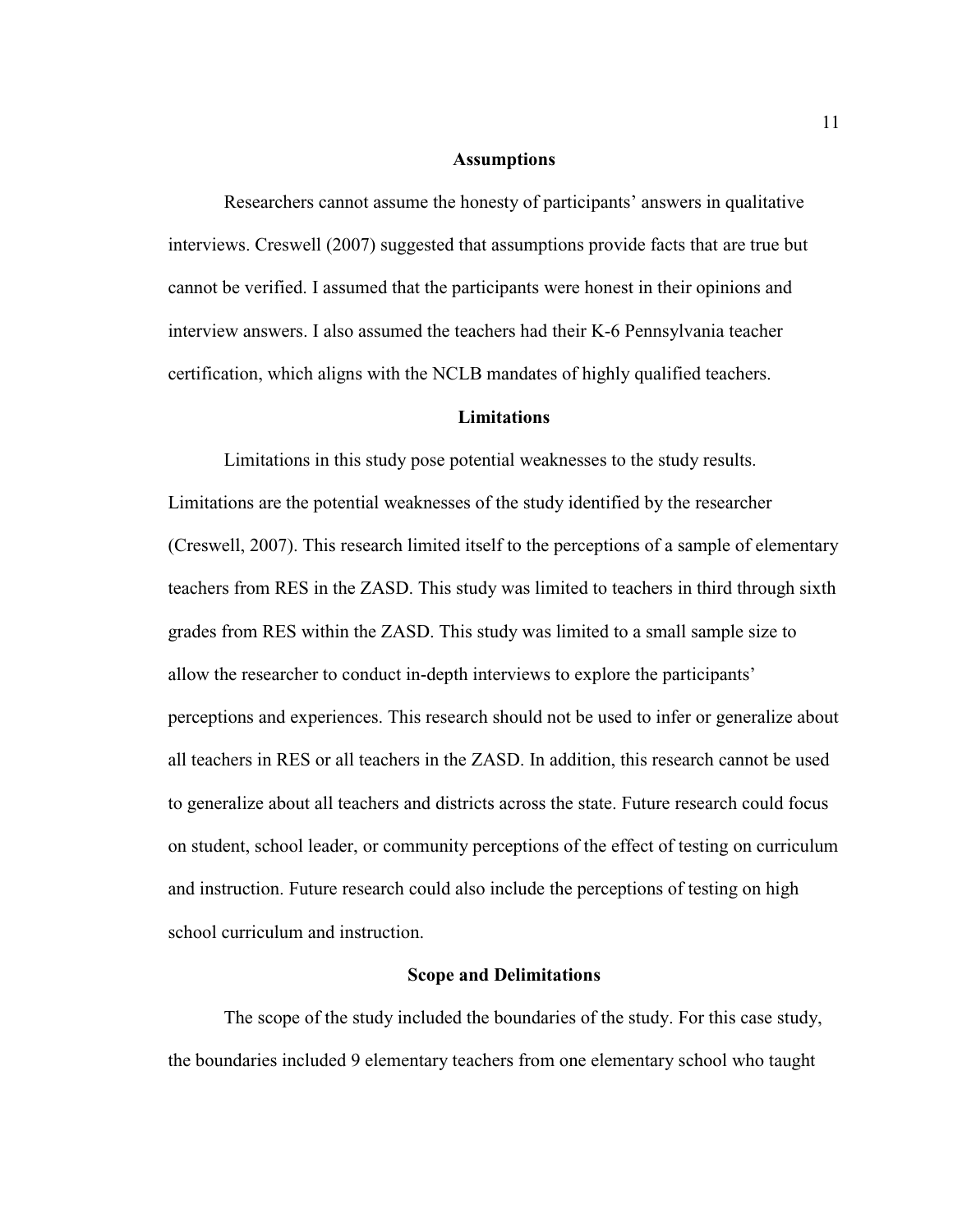## Assumptions

Researchers cannot assume the honesty of participants' answers in qualitative interviews. Creswell (2007) suggested that assumptions provide facts that are true but cannot be verified. I assumed that the participants were honest in their opinions and interview answers. I also assumed the teachers had their K-6 Pennsylvania teacher certification, which aligns with the NCLB mandates of highly qualified teachers.

## Limitations

Limitations in this study pose potential weaknesses to the study results. Limitations are the potential weaknesses of the study identified by the researcher (Creswell, 2007). This research limited itself to the perceptions of a sample of elementary teachers from RES in the ZASD. This study was limited to teachers in third through sixth grades from RES within the ZASD. This study was limited to a small sample size to allow the researcher to conduct in-depth interviews to explore the participants' perceptions and experiences. This research should not be used to infer or generalize about all teachers in RES or all teachers in the ZASD. In addition, this research cannot be used to generalize about all teachers and districts across the state. Future research could focus on student, school leader, or community perceptions of the effect of testing on curriculum and instruction. Future research could also include the perceptions of testing on high school curriculum and instruction.

## Scope and Delimitations

The scope of the study included the boundaries of the study. For this case study, the boundaries included 9 elementary teachers from one elementary school who taught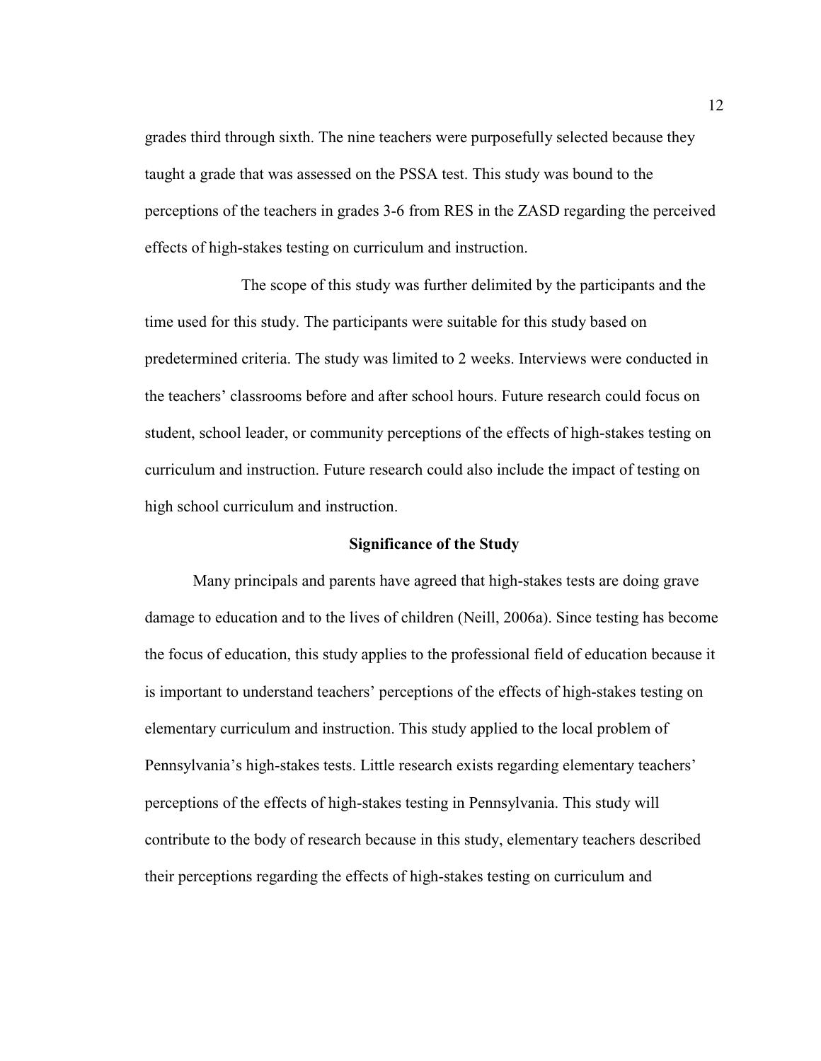grades third through sixth. The nine teachers were purposefully selected because they taught a grade that was assessed on the PSSA test. This study was bound to the perceptions of the teachers in grades 3-6 from RES in the ZASD regarding the perceived effects of high-stakes testing on curriculum and instruction.

The scope of this study was further delimited by the participants and the time used for this study. The participants were suitable for this study based on predetermined criteria. The study was limited to 2 weeks. Interviews were conducted in the teachers' classrooms before and after school hours. Future research could focus on student, school leader, or community perceptions of the effects of high-stakes testing on curriculum and instruction. Future research could also include the impact of testing on high school curriculum and instruction.

## Significance of the Study

Many principals and parents have agreed that high-stakes tests are doing grave damage to education and to the lives of children (Neill, 2006a). Since testing has become the focus of education, this study applies to the professional field of education because it is important to understand teachers' perceptions of the effects of high-stakes testing on elementary curriculum and instruction. This study applied to the local problem of Pennsylvania's high-stakes tests. Little research exists regarding elementary teachers' perceptions of the effects of high-stakes testing in Pennsylvania. This study will contribute to the body of research because in this study, elementary teachers described their perceptions regarding the effects of high-stakes testing on curriculum and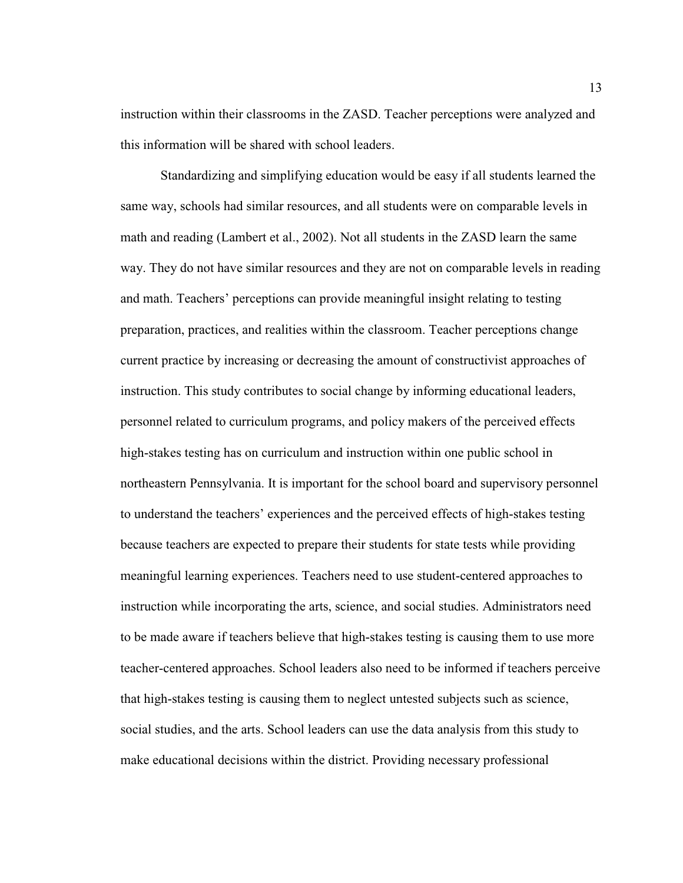instruction within their classrooms in the ZASD. Teacher perceptions were analyzed and this information will be shared with school leaders.

Standardizing and simplifying education would be easy if all students learned the same way, schools had similar resources, and all students were on comparable levels in math and reading (Lambert et al., 2002). Not all students in the ZASD learn the same way. They do not have similar resources and they are not on comparable levels in reading and math. Teachers' perceptions can provide meaningful insight relating to testing preparation, practices, and realities within the classroom. Teacher perceptions change current practice by increasing or decreasing the amount of constructivist approaches of instruction. This study contributes to social change by informing educational leaders, personnel related to curriculum programs, and policy makers of the perceived effects high-stakes testing has on curriculum and instruction within one public school in northeastern Pennsylvania. It is important for the school board and supervisory personnel to understand the teachers' experiences and the perceived effects of high-stakes testing because teachers are expected to prepare their students for state tests while providing meaningful learning experiences. Teachers need to use student-centered approaches to instruction while incorporating the arts, science, and social studies. Administrators need to be made aware if teachers believe that high-stakes testing is causing them to use more teacher-centered approaches. School leaders also need to be informed if teachers perceive that high-stakes testing is causing them to neglect untested subjects such as science, social studies, and the arts. School leaders can use the data analysis from this study to make educational decisions within the district. Providing necessary professional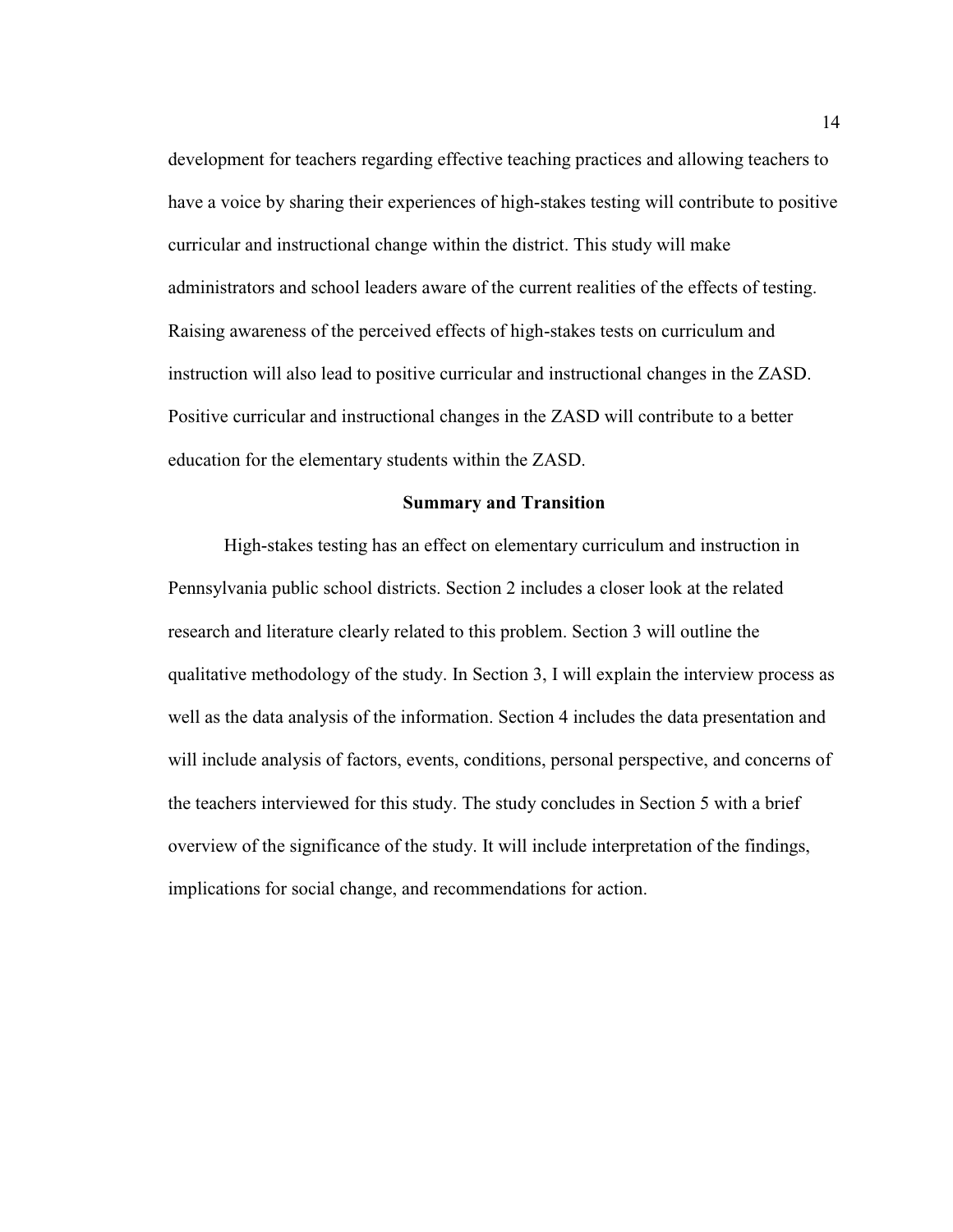development for teachers regarding effective teaching practices and allowing teachers to have a voice by sharing their experiences of high-stakes testing will contribute to positive curricular and instructional change within the district. This study will make administrators and school leaders aware of the current realities of the effects of testing. Raising awareness of the perceived effects of high-stakes tests on curriculum and instruction will also lead to positive curricular and instructional changes in the ZASD. Positive curricular and instructional changes in the ZASD will contribute to a better education for the elementary students within the ZASD.

## Summary and Transition

High-stakes testing has an effect on elementary curriculum and instruction in Pennsylvania public school districts. Section 2 includes a closer look at the related research and literature clearly related to this problem. Section 3 will outline the qualitative methodology of the study. In Section 3, I will explain the interview process as well as the data analysis of the information. Section 4 includes the data presentation and will include analysis of factors, events, conditions, personal perspective, and concerns of the teachers interviewed for this study. The study concludes in Section 5 with a brief overview of the significance of the study. It will include interpretation of the findings, implications for social change, and recommendations for action.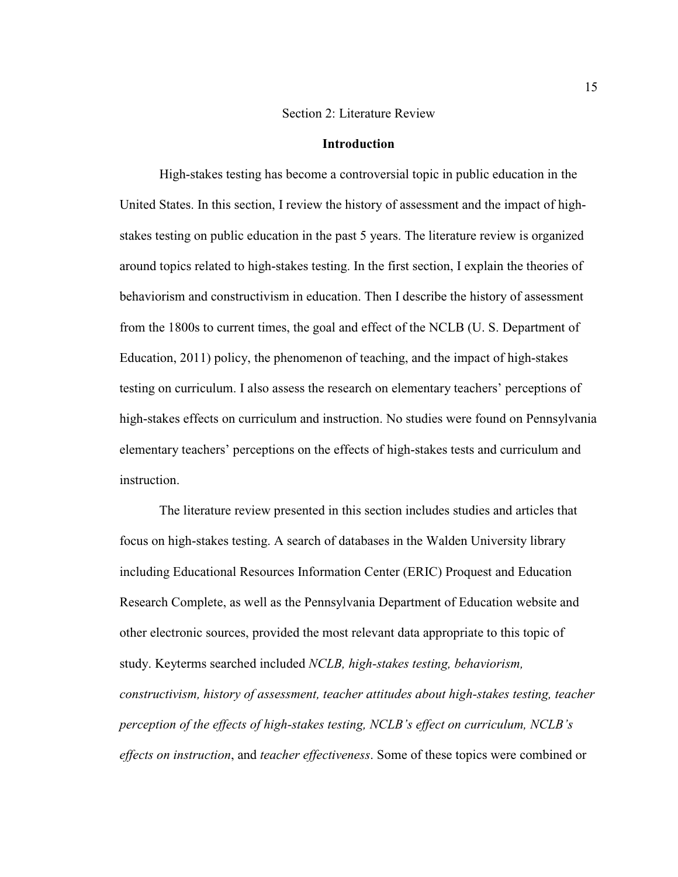# Section 2: Literature Review

## Introduction

High-stakes testing has become a controversial topic in public education in the United States. In this section, I review the history of assessment and the impact of high-stakes testing on public education in the past 5 years. The literature review is organized around topics related to high-stakes testing. In the first section, I explain the theories of behaviorism and constructivism in education. Then I describe the history of assessment from the 1800s to current times, the goal and effect of the NCLB (U. S. Department of Education, 2011) policy, the phenomenon of teaching, and the impact of high-stakes testing on curriculum. I also assess the research on elementary teachers' perceptions of high-stakes effects on curriculum and instruction. No studies were found on Pennsylvania elementary teachers' perceptions on the effects of high-stakes tests and curriculum and instruction.

The literature review presented in this section includes studies and articles that focus on high-stakes testing. A search of databases in the Walden University library including Educational Resources Information Center (ERIC) Proquest and Education Research Complete, as well as the Pennsylvania Department of Education website and other electronic sources, provided the most relevant data appropriate to this topic of study. Keyterms searched included *NCLB, high-stakes testing, behaviorism, constructivism, history of assessment, teacher attitudes about high-stakes testing, teacher perception of the effects of high-stakes testing, NCLB's effect on curriculum, NCLB's effects on instruction*, and *teacher effectiveness*. Some of these topics were combined or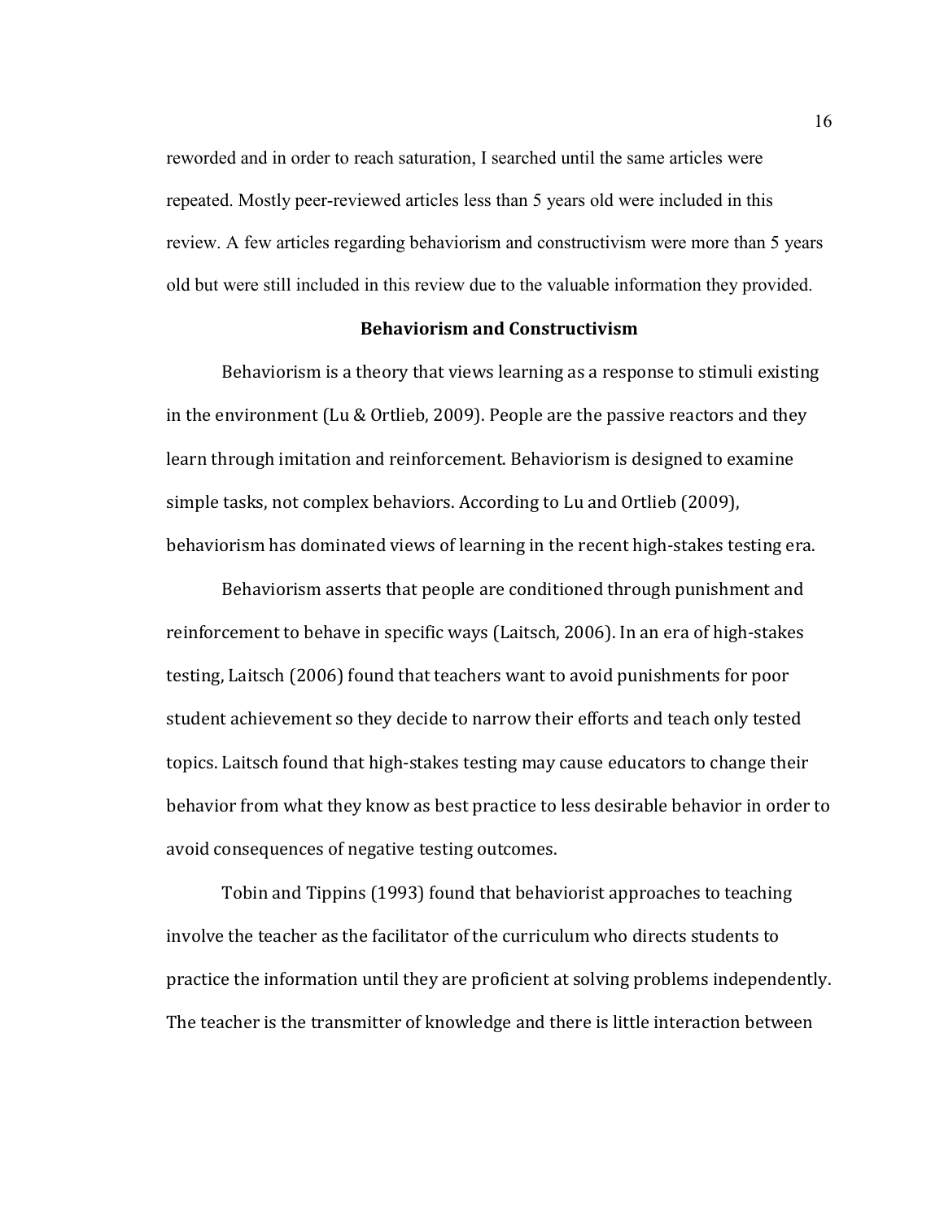reworded and in order to reach saturation, I searched until the same articles were repeated. Mostly peer-reviewed articles less than 5 years old were included in this review. A few articles regarding behaviorism and constructivism were more than 5 years old but were still included in this review due to the valuable information they provided.

## Behaviorism and Constructivism

Behaviorism is a theory that views learning as a response to stimuli existing in the environment (Lu & Ortlieb, 2009). People are the passive reactors and they learn through imitation and reinforcement. Behaviorism is designed to examine simple tasks, not complex behaviors. According to Lu and Ortlieb (2009), behaviorism has dominated views of learning in the recent high-stakes testing era.

Behaviorism asserts that people are conditioned through punishment and reinforcement to behave in specific ways (Laitsch, 2006). In an era of high-stakes testing, Laitsch (2006) found that teachers want to avoid punishments for poor student achievement so they decide to narrow their efforts and teach only tested topics. Laitsch found that high-stakes testing may cause educators to change their behavior from what they know as best practice to less desirable behavior in order to avoid consequences of negative testing outcomes.

Tobin and Tippins (1993) found that behaviorist approaches to teaching involve the teacher as the facilitator of the curriculum who directs students to practice the information until they are proficient at solving problems independently. The teacher is the transmitter of knowledge and there is little interaction between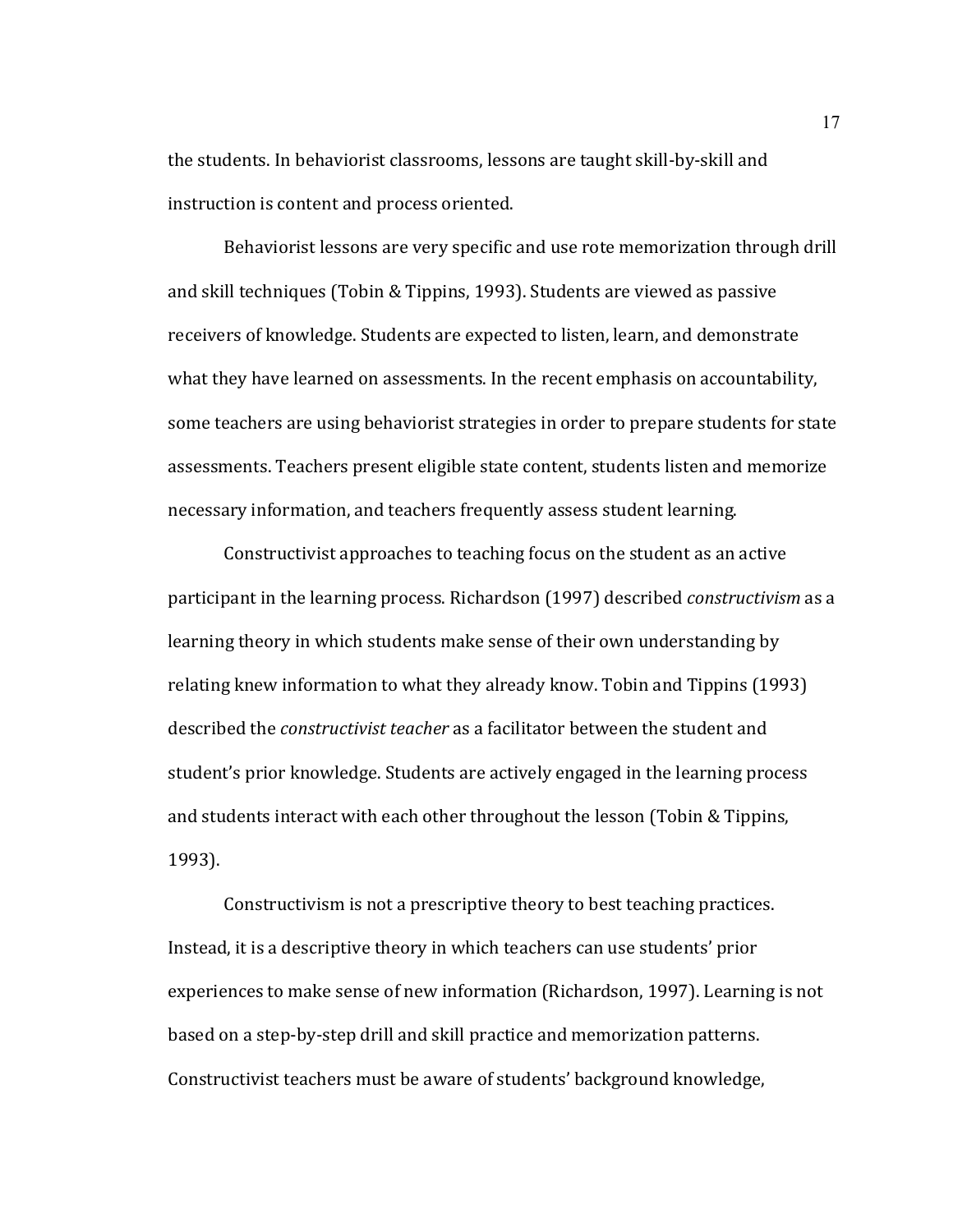the students. In behaviorist classrooms, lessons are taught skill-by-skill and instruction is content and process oriented.

Behaviorist lessons are very specific and use rote memorization through drill and skill techniques (Tobin & Tippins, 1993). Students are viewed as passive receivers of knowledge. Students are expected to listen, learn, and demonstrate what they have learned on assessments. In the recent emphasis on accountability, some teachers are using behaviorist strategies in order to prepare students for state assessments. Teachers present eligible state content, students listen and memorize necessary information, and teachers frequently assess student learning.

Constructivist approaches to teaching focus on the student as an active participant in the learning process. Richardson (1997) described *constructivism* as a learning theory in which students make sense of their own understanding by relating knew information to what they already know. Tobin and Tippins (1993) described the *constructivist teacher* as a facilitator between the student and student's prior knowledge. Students are actively engaged in the learning process and students interact with each other throughout the lesson (Tobin & Tippins, 1993).

Constructivism is not a prescriptive theory to best teaching practices. Instead, it is a descriptive theory in which teachers can use students' prior experiences to make sense of new information (Richardson, 1997). Learning is not based on a step-by-step drill and skill practice and memorization patterns. Constructivist teachers must be aware of students' background knowledge,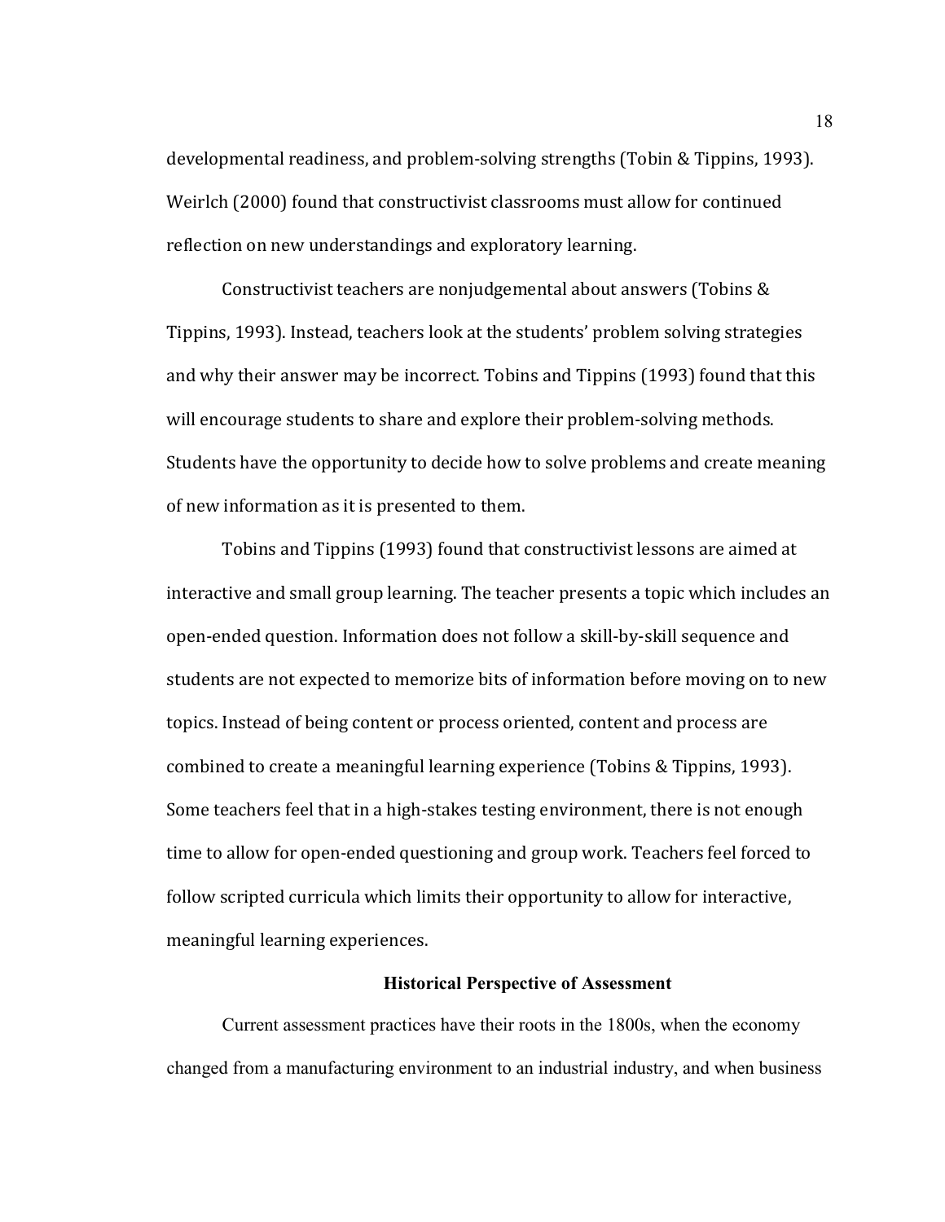developmental readiness, and problem-solving strengths (Tobin & Tippins, 1993). Weirlch (2000) found that constructivist classrooms must allow for continued reflection on new understandings and exploratory learning.

Constructivist teachers are nonjudgemental about answers (Tobins & Tippins, 1993). Instead, teachers look at the students' problem solving strategies and why their answer may be incorrect. Tobins and Tippins (1993) found that this will encourage students to share and explore their problem-solving methods. Students have the opportunity to decide how to solve problems and create meaning of new information as it is presented to them.

Tobins and Tippins (1993) found that constructivist lessons are aimed at interactive and small group learning. The teacher presents a topic which includes an open-ended question. Information does not follow a skill-by-skill sequence and students are not expected to memorize bits of information before moving on to new topics. Instead of being content or process oriented, content and process are combined to create a meaningful learning experience (Tobins & Tippins, 1993). Some teachers feel that in a high-stakes testing environment, there is not enough time to allow for open-ended questioning and group work. Teachers feel forced to follow scripted curricula which limits their opportunity to allow for interactive, meaningful learning experiences.

## Historical Perspective of Assessment

Current assessment practices have their roots in the 1800s, when the economy changed from a manufacturing environment to an industrial industry, and when business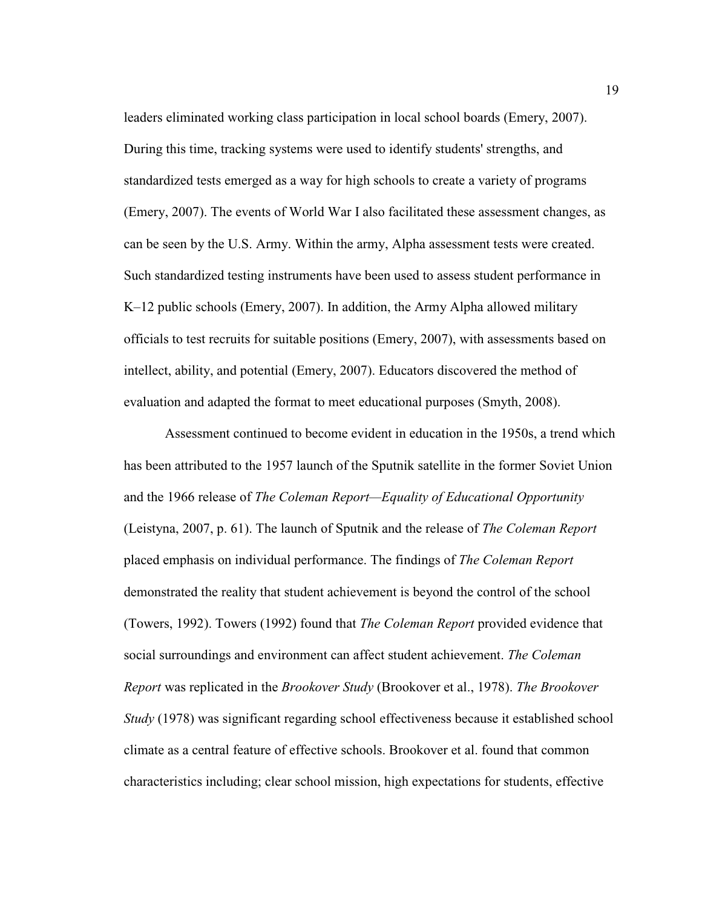leaders eliminated working class participation in local school boards (Emery, 2007). During this time, tracking systems were used to identify students' strengths, and standardized tests emerged as a way for high schools to create a variety of programs (Emery, 2007). The events of World War I also facilitated these assessment changes, as can be seen by the U.S. Army. Within the army, Alpha assessment tests were created. Such standardized testing instruments have been used to assess student performance in K–12 public schools (Emery, 2007). In addition, the Army Alpha allowed military officials to test recruits for suitable positions (Emery, 2007), with assessments based on intellect, ability, and potential (Emery, 2007). Educators discovered the method of evaluation and adapted the format to meet educational purposes (Smyth, 2008).

Assessment continued to become evident in education in the 1950s, a trend which has been attributed to the 1957 launch of the Sputnik satellite in the former Soviet Union and the 1966 release of *The Coleman Report—Equality of Educational Opportunity* (Leistyna, 2007, p. 61). The launch of Sputnik and the release of *The Coleman Report* placed emphasis on individual performance. The findings of *The Coleman Report* demonstrated the reality that student achievement is beyond the control of the school (Towers, 1992). Towers (1992) found that *The Coleman Report* provided evidence that social surroundings and environment can affect student achievement. *The Coleman Report* was replicated in the *Brookover Study* (Brookover et al., 1978). *The Brookover Study* (1978) was significant regarding school effectiveness because it established school climate as a central feature of effective schools. Brookover et al. found that common characteristics including; clear school mission, high expectations for students, effective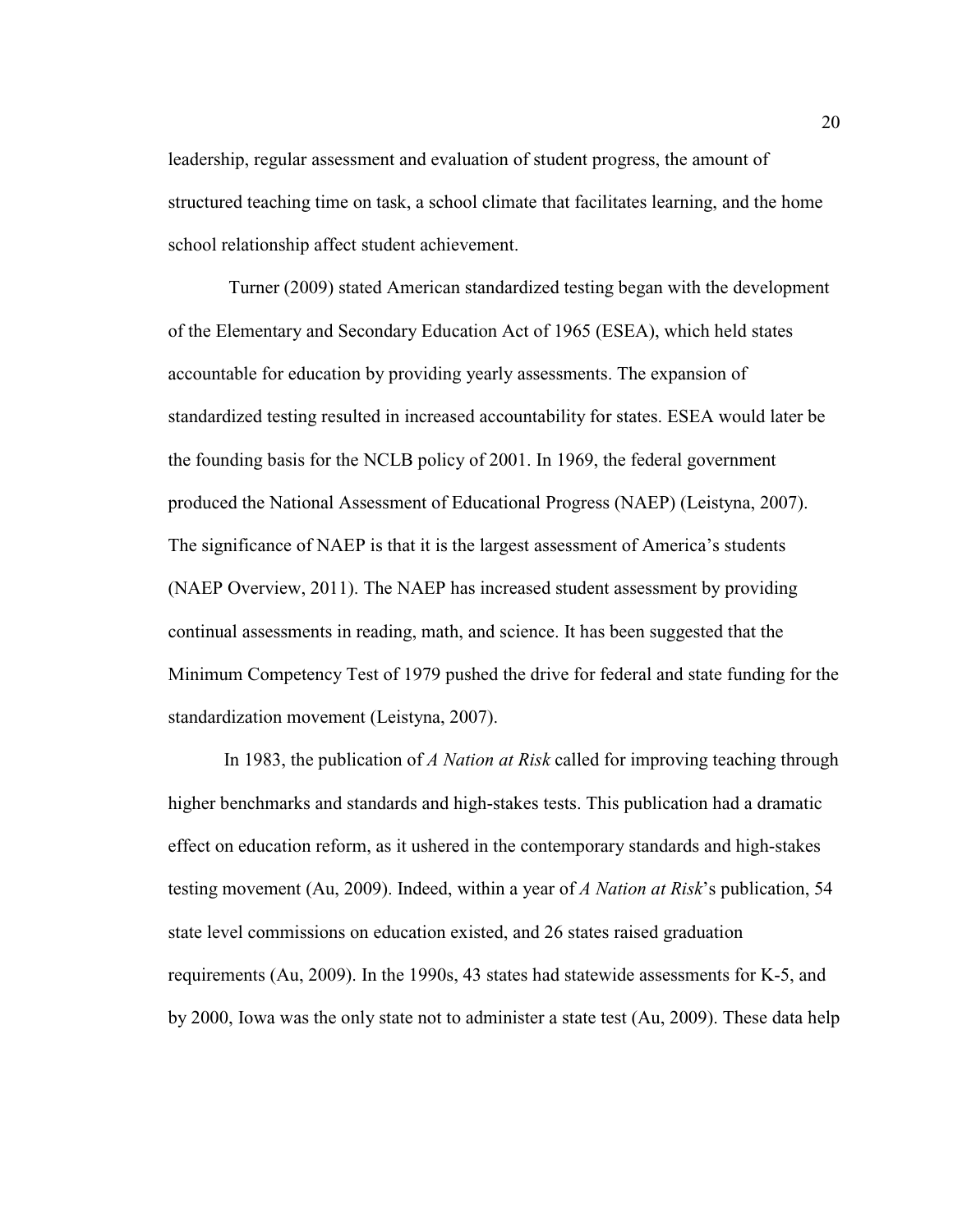leadership, regular assessment and evaluation of student progress, the amount of structured teaching time on task, a school climate that facilitates learning, and the home school relationship affect student achievement.

Turner (2009) stated American standardized testing began with the development of the Elementary and Secondary Education Act of 1965 (ESEA), which held states accountable for education by providing yearly assessments. The expansion of standardized testing resulted in increased accountability for states. ESEA would later be the founding basis for the NCLB policy of 2001. In 1969, the federal government produced the National Assessment of Educational Progress (NAEP) (Leistyna, 2007). The significance of NAEP is that it is the largest assessment of America's students (NAEP Overview, 2011). The NAEP has increased student assessment by providing continual assessments in reading, math, and science. It has been suggested that the Minimum Competency Test of 1979 pushed the drive for federal and state funding for the standardization movement (Leistyna, 2007).

In 1983, the publication of *A Nation at Risk* called for improving teaching through higher benchmarks and standards and high-stakes tests. This publication had a dramatic effect on education reform, as it ushered in the contemporary standards and high-stakes testing movement (Au, 2009). Indeed, within a year of *A Nation at Risk*'s publication, 54 state level commissions on education existed, and 26 states raised graduation requirements (Au, 2009). In the 1990s, 43 states had statewide assessments for K-5, and by 2000, Iowa was the only state not to administer a state test (Au, 2009). These data help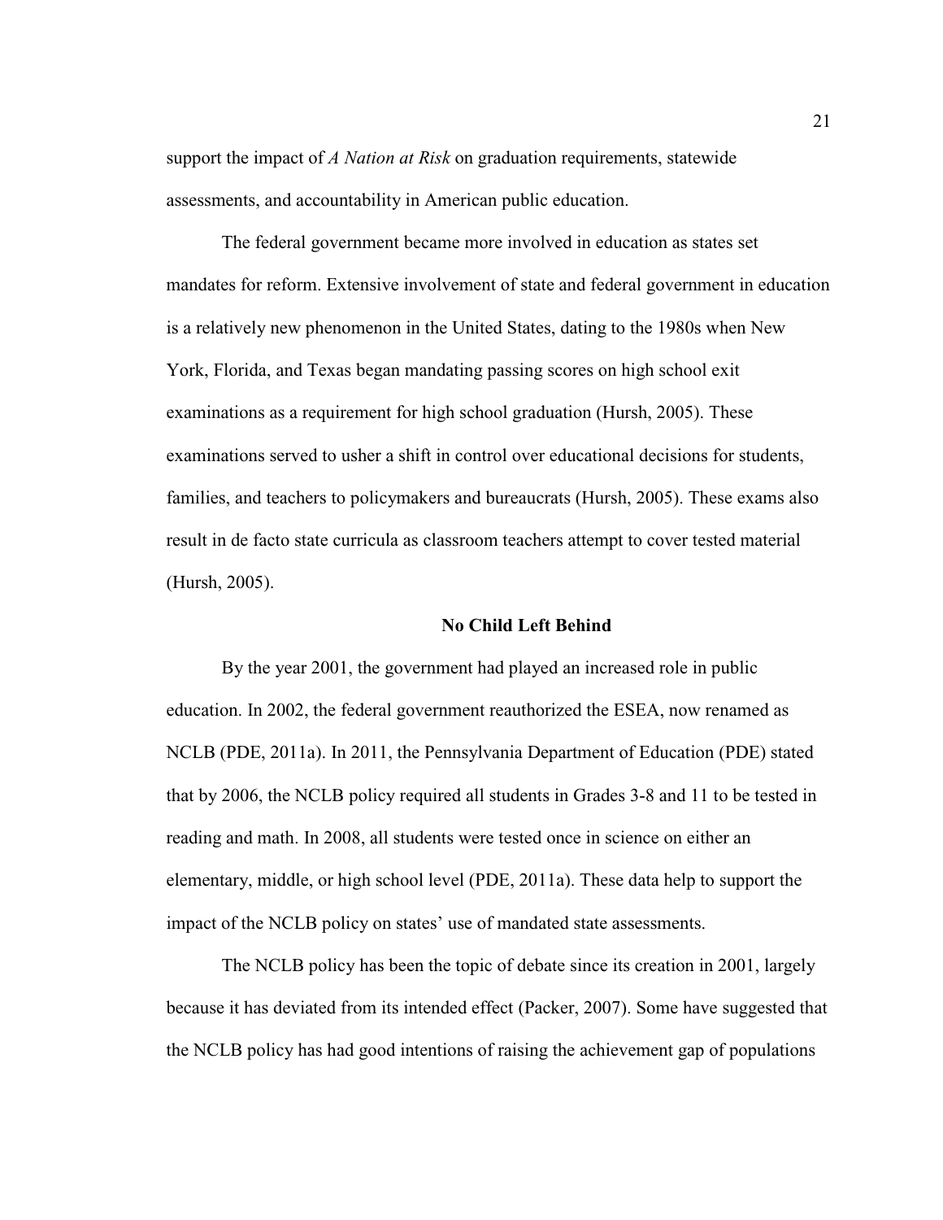support the impact of *A Nation at Risk* on graduation requirements, statewide assessments, and accountability in American public education.

The federal government became more involved in education as states set mandates for reform. Extensive involvement of state and federal government in education is a relatively new phenomenon in the United States, dating to the 1980s when New York, Florida, and Texas began mandating passing scores on high school exit examinations as a requirement for high school graduation (Hursh, 2005). These examinations served to usher a shift in control over educational decisions for students, families, and teachers to policymakers and bureaucrats (Hursh, 2005). These exams also result in de facto state curricula as classroom teachers attempt to cover tested material (Hursh, 2005).

## No Child Left Behind

By the year 2001, the government had played an increased role in public education. In 2002, the federal government reauthorized the ESEA, now renamed as NCLB (PDE, 2011a). In 2011, the Pennsylvania Department of Education (PDE) stated that by 2006, the NCLB policy required all students in Grades 3-8 and 11 to be tested in reading and math. In 2008, all students were tested once in science on either an elementary, middle, or high school level (PDE, 2011a). These data help to support the impact of the NCLB policy on states' use of mandated state assessments.

The NCLB policy has been the topic of debate since its creation in 2001, largely because it has deviated from its intended effect (Packer, 2007). Some have suggested that the NCLB policy has had good intentions of raising the achievement gap of populations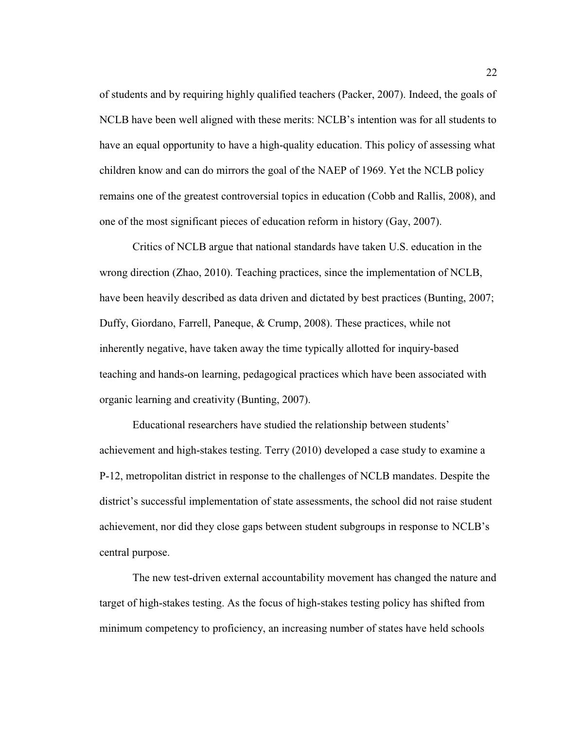of students and by requiring highly qualified teachers (Packer, 2007). Indeed, the goals of NCLB have been well aligned with these merits: NCLB's intention was for all students to have an equal opportunity to have a high-quality education. This policy of assessing what children know and can do mirrors the goal of the NAEP of 1969. Yet the NCLB policy remains one of the greatest controversial topics in education (Cobb and Rallis, 2008), and one of the most significant pieces of education reform in history (Gay, 2007).

Critics of NCLB argue that national standards have taken U.S. education in the wrong direction (Zhao, 2010). Teaching practices, since the implementation of NCLB, have been heavily described as data driven and dictated by best practices (Bunting, 2007; Duffy, Giordano, Farrell, Paneque, & Crump, 2008). These practices, while not inherently negative, have taken away the time typically allotted for inquiry-based teaching and hands-on learning, pedagogical practices which have been associated with organic learning and creativity (Bunting, 2007).

Educational researchers have studied the relationship between students' achievement and high-stakes testing. Terry (2010) developed a case study to examine a P-12, metropolitan district in response to the challenges of NCLB mandates. Despite the district's successful implementation of state assessments, the school did not raise student achievement, nor did they close gaps between student subgroups in response to NCLB's central purpose.

The new test-driven external accountability movement has changed the nature and target of high-stakes testing. As the focus of high-stakes testing policy has shifted from minimum competency to proficiency, an increasing number of states have held schools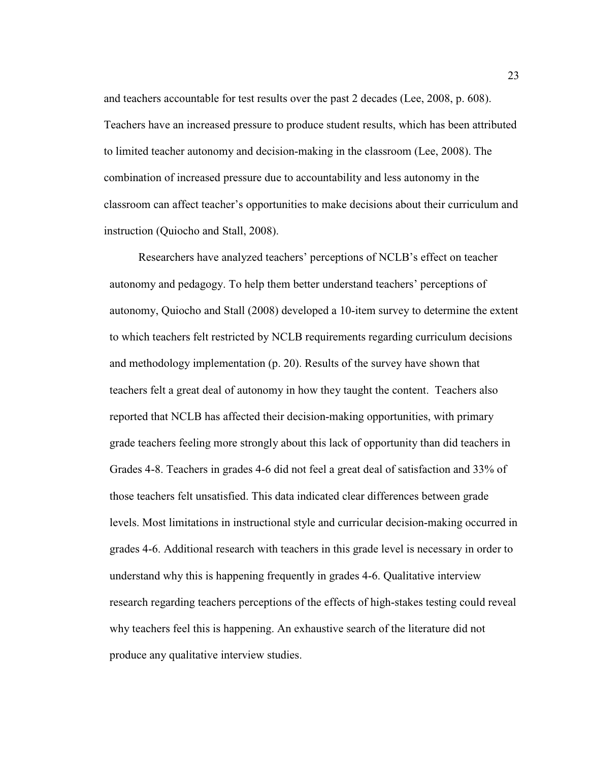and teachers accountable for test results over the past 2 decades (Lee, 2008, p. 608). Teachers have an increased pressure to produce student results, which has been attributed to limited teacher autonomy and decision-making in the classroom (Lee, 2008). The combination of increased pressure due to accountability and less autonomy in the classroom can affect teacher's opportunities to make decisions about their curriculum and instruction (Quiocho and Stall, 2008).

Researchers have analyzed teachers' perceptions of NCLB's effect on teacher autonomy and pedagogy. To help them better understand teachers' perceptions of autonomy, Quiocho and Stall (2008) developed a 10-item survey to determine the extent to which teachers felt restricted by NCLB requirements regarding curriculum decisions and methodology implementation (p. 20). Results of the survey have shown that teachers felt a great deal of autonomy in how they taught the content. Teachers also reported that NCLB has affected their decision-making opportunities, with primary grade teachers feeling more strongly about this lack of opportunity than did teachers in Grades 4-8. Teachers in grades 4-6 did not feel a great deal of satisfaction and 33% of those teachers felt unsatisfied. This data indicated clear differences between grade levels. Most limitations in instructional style and curricular decision-making occurred in grades 4-6. Additional research with teachers in this grade level is necessary in order to understand why this is happening frequently in grades 4-6. Qualitative interview research regarding teachers perceptions of the effects of high-stakes testing could reveal why teachers feel this is happening. An exhaustive search of the literature did not produce any qualitative interview studies.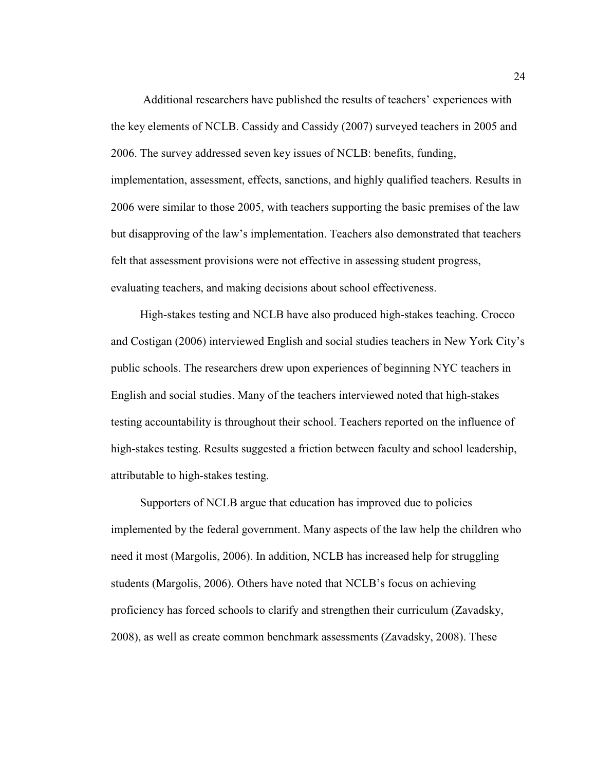Additional researchers have published the results of teachers' experiences with the key elements of NCLB. Cassidy and Cassidy (2007) surveyed teachers in 2005 and 2006. The survey addressed seven key issues of NCLB: benefits, funding, implementation, assessment, effects, sanctions, and highly qualified teachers. Results in 2006 were similar to those 2005, with teachers supporting the basic premises of the law but disapproving of the law's implementation. Teachers also demonstrated that teachers felt that assessment provisions were not effective in assessing student progress, evaluating teachers, and making decisions about school effectiveness.

High-stakes testing and NCLB have also produced high-stakes teaching. Crocco and Costigan (2006) interviewed English and social studies teachers in New York City's public schools. The researchers drew upon experiences of beginning NYC teachers in English and social studies. Many of the teachers interviewed noted that high-stakes testing accountability is throughout their school. Teachers reported on the influence of high-stakes testing. Results suggested a friction between faculty and school leadership, attributable to high-stakes testing.

Supporters of NCLB argue that education has improved due to policies implemented by the federal government. Many aspects of the law help the children who need it most (Margolis, 2006). In addition, NCLB has increased help for struggling students (Margolis, 2006). Others have noted that NCLB's focus on achieving proficiency has forced schools to clarify and strengthen their curriculum (Zavadsky, 2008), as well as create common benchmark assessments (Zavadsky, 2008). These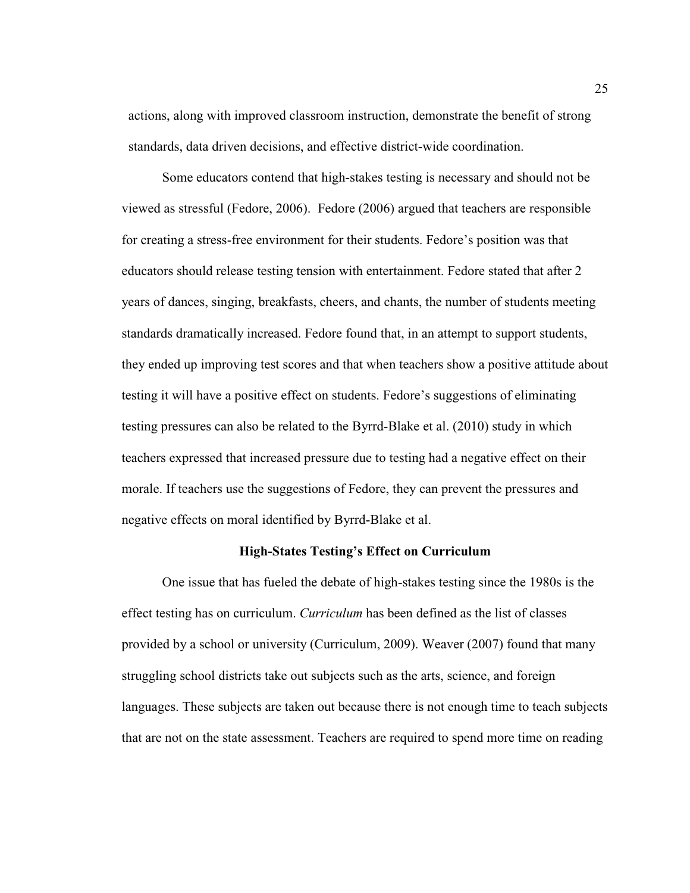actions, along with improved classroom instruction, demonstrate the benefit of strong standards, data driven decisions, and effective district-wide coordination.

Some educators contend that high-stakes testing is necessary and should not be viewed as stressful (Fedore, 2006).  Fedore (2006) argued that teachers are responsible for creating a stress-free environment for their students. Fedore's position was that educators should release testing tension with entertainment. Fedore stated that after 2 years of dances, singing, breakfasts, cheers, and chants, the number of students meeting standards dramatically increased. Fedore found that, in an attempt to support students, they ended up improving test scores and that when teachers show a positive attitude about testing it will have a positive effect on students. Fedore's suggestions of eliminating testing pressures can also be related to the Byrrd-Blake et al. (2010) study in which teachers expressed that increased pressure due to testing had a negative effect on their morale. If teachers use the suggestions of Fedore, they can prevent the pressures and negative effects on moral identified by Byrrd-Blake et al.

### High-States Testing's Effect on Curriculum

One issue that has fueled the debate of high-stakes testing since the 1980s is the effect testing has on curriculum. *Curriculum* has been defined as the list of classes provided by a school or university (Curriculum, 2009). Weaver (2007) found that many struggling school districts take out subjects such as the arts, science, and foreign languages. These subjects are taken out because there is not enough time to teach subjects that are not on the state assessment. Teachers are required to spend more time on reading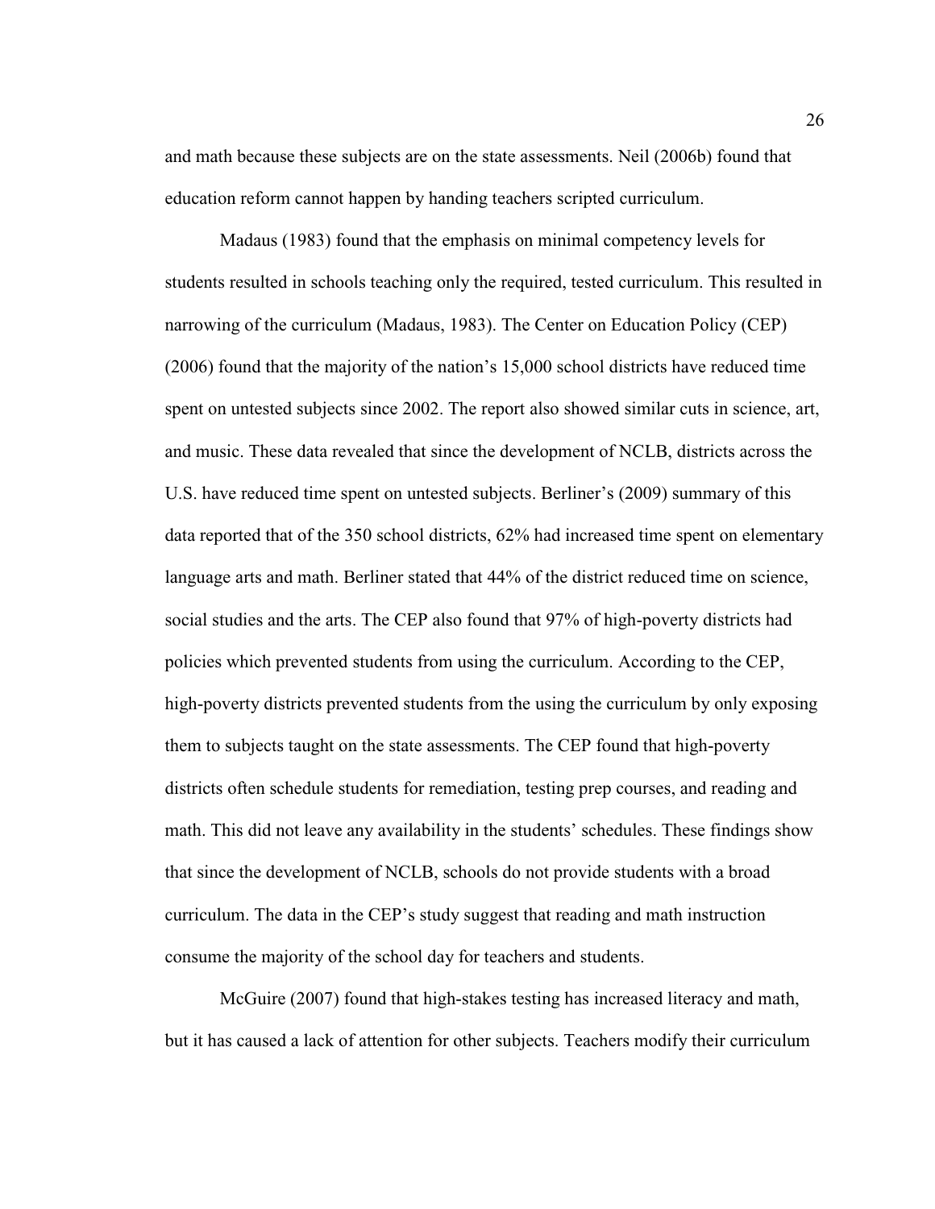and math because these subjects are on the state assessments. Neil (2006b) found that education reform cannot happen by handing teachers scripted curriculum.

Madaus (1983) found that the emphasis on minimal competency levels for students resulted in schools teaching only the required, tested curriculum. This resulted in narrowing of the curriculum (Madaus, 1983). The Center on Education Policy (CEP) (2006) found that the majority of the nation's 15,000 school districts have reduced time spent on untested subjects since 2002. The report also showed similar cuts in science, art, and music. These data revealed that since the development of NCLB, districts across the U.S. have reduced time spent on untested subjects. Berliner's (2009) summary of this data reported that of the 350 school districts, 62% had increased time spent on elementary language arts and math. Berliner stated that 44% of the district reduced time on science, social studies and the arts. The CEP also found that 97% of high-poverty districts had policies which prevented students from using the curriculum. According to the CEP, high-poverty districts prevented students from the using the curriculum by only exposing them to subjects taught on the state assessments. The CEP found that high-poverty districts often schedule students for remediation, testing prep courses, and reading and math. This did not leave any availability in the students' schedules. These findings show that since the development of NCLB, schools do not provide students with a broad curriculum. The data in the CEP's study suggest that reading and math instruction consume the majority of the school day for teachers and students.

McGuire (2007) found that high-stakes testing has increased literacy and math, but it has caused a lack of attention for other subjects. Teachers modify their curriculum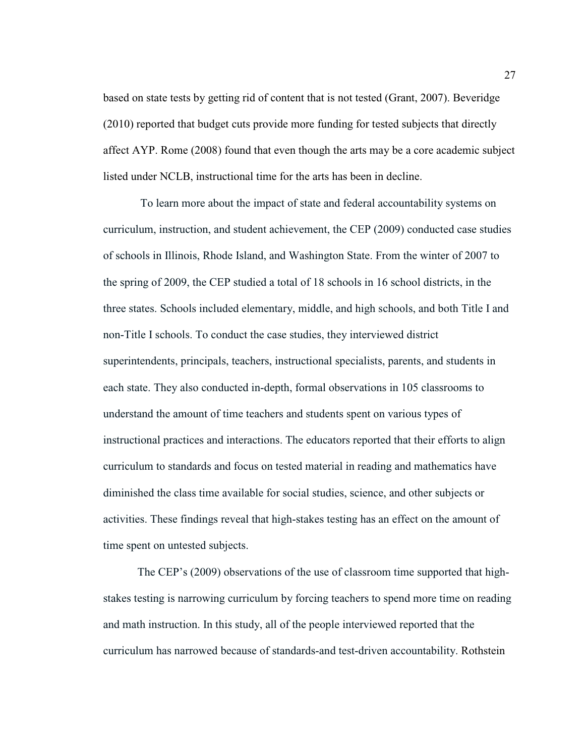based on state tests by getting rid of content that is not tested (Grant, 2007). Beveridge (2010) reported that budget cuts provide more funding for tested subjects that directly affect AYP. Rome (2008) found that even though the arts may be a core academic subject listed under NCLB, instructional time for the arts has been in decline.

To learn more about the impact of state and federal accountability systems on curriculum, instruction, and student achievement, the CEP (2009) conducted case studies of schools in Illinois, Rhode Island, and Washington State. From the winter of 2007 to the spring of 2009, the CEP studied a total of 18 schools in 16 school districts, in the three states. Schools included elementary, middle, and high schools, and both Title I and non-Title I schools. To conduct the case studies, they interviewed district superintendents, principals, teachers, instructional specialists, parents, and students in each state. They also conducted in-depth, formal observations in 105 classrooms to understand the amount of time teachers and students spent on various types of instructional practices and interactions. The educators reported that their efforts to align curriculum to standards and focus on tested material in reading and mathematics have diminished the class time available for social studies, science, and other subjects or activities. These findings reveal that high-stakes testing has an effect on the amount of time spent on untested subjects.

The CEP's (2009) observations of the use of classroom time supported that high-stakes testing is narrowing curriculum by forcing teachers to spend more time on reading and math instruction. In this study, all of the people interviewed reported that the curriculum has narrowed because of standards-and test-driven accountability. Rothstein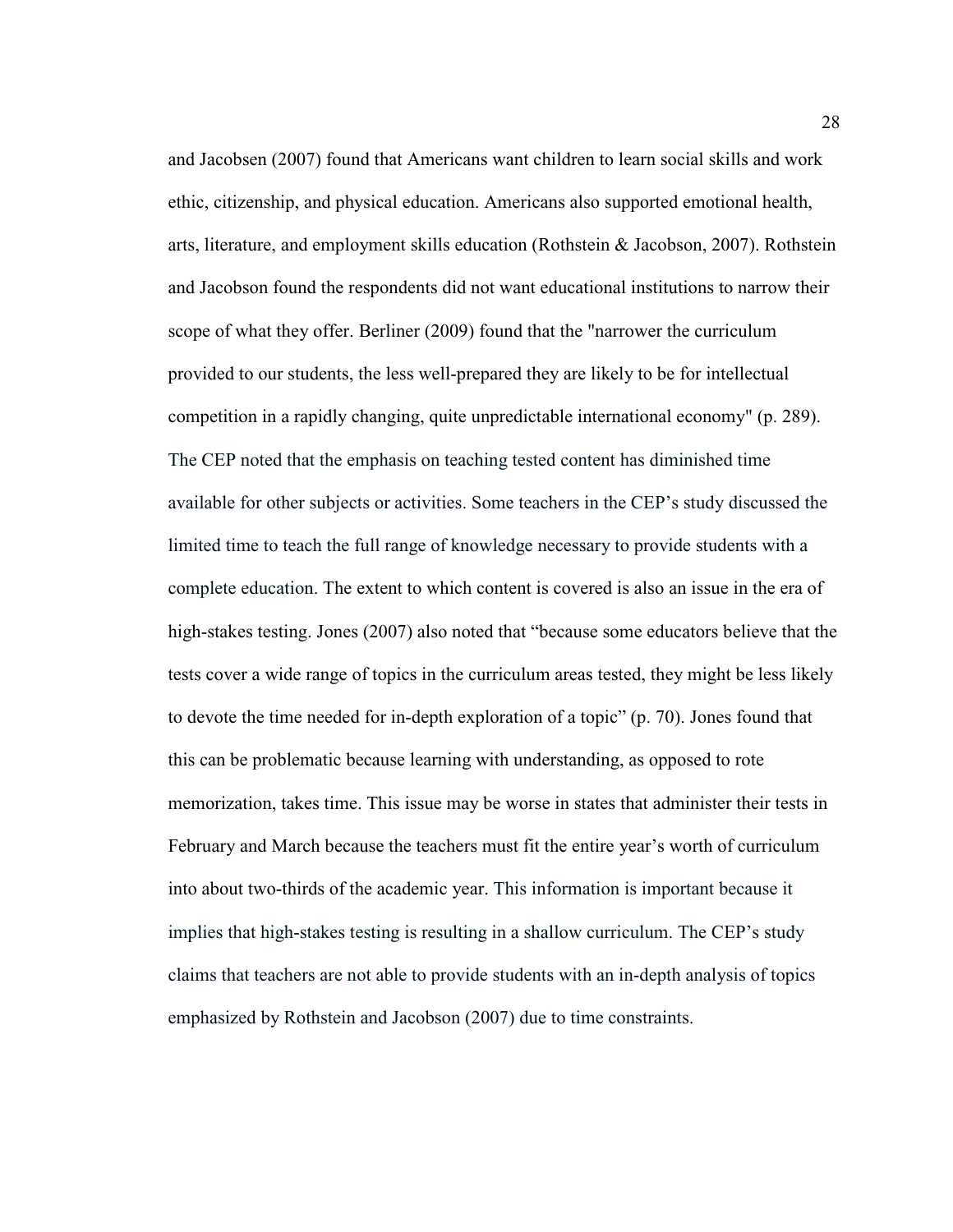and Jacobsen (2007) found that Americans want children to learn social skills and work ethic, citizenship, and physical education. Americans also supported emotional health, arts, literature, and employment skills education (Rothstein & Jacobson, 2007). Rothstein and Jacobson found the respondents did not want educational institutions to narrow their scope of what they offer. Berliner (2009) found that the "narrower the curriculum provided to our students, the less well-prepared they are likely to be for intellectual competition in a rapidly changing, quite unpredictable international economy" (p. 289). The CEP noted that the emphasis on teaching tested content has diminished time available for other subjects or activities. Some teachers in the CEP's study discussed the limited time to teach the full range of knowledge necessary to provide students with a complete education. The extent to which content is covered is also an issue in the era of high-stakes testing. Jones (2007) also noted that "because some educators believe that the tests cover a wide range of topics in the curriculum areas tested, they might be less likely to devote the time needed for in-depth exploration of a topic" (p. 70). Jones found that this can be problematic because learning with understanding, as opposed to rote memorization, takes time. This issue may be worse in states that administer their tests in February and March because the teachers must fit the entire year's worth of curriculum into about two-thirds of the academic year. This information is important because it implies that high-stakes testing is resulting in a shallow curriculum. The CEP's study claims that teachers are not able to provide students with an in-depth analysis of topics emphasized by Rothstein and Jacobson (2007) due to time constraints.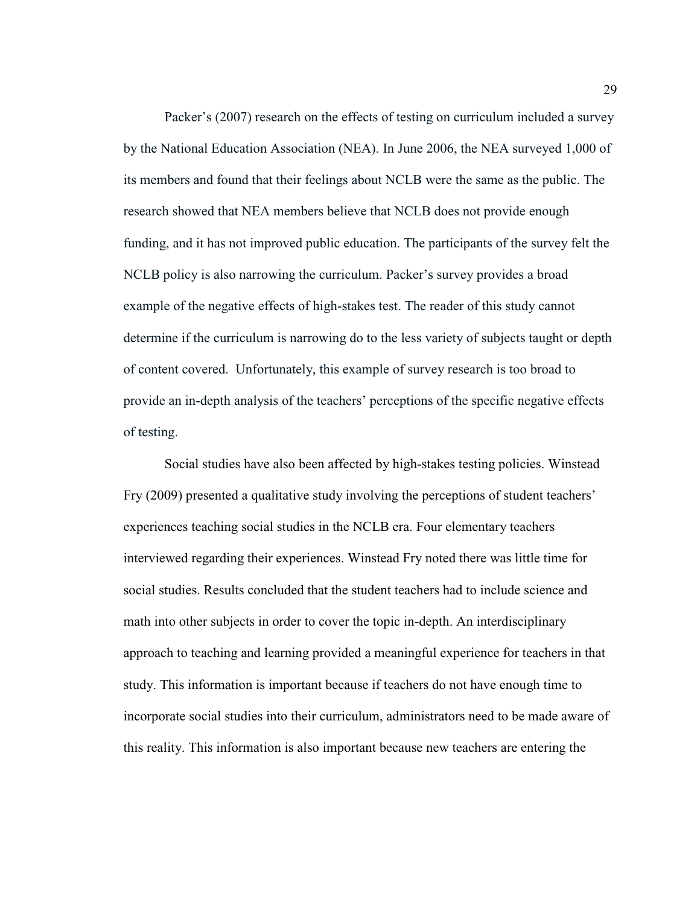Packer's (2007) research on the effects of testing on curriculum included a survey by the National Education Association (NEA). In June 2006, the NEA surveyed 1,000 of its members and found that their feelings about NCLB were the same as the public. The research showed that NEA members believe that NCLB does not provide enough funding, and it has not improved public education. The participants of the survey felt the NCLB policy is also narrowing the curriculum. Packer's survey provides a broad example of the negative effects of high-stakes test. The reader of this study cannot determine if the curriculum is narrowing do to the less variety of subjects taught or depth of content covered.  Unfortunately, this example of survey research is too broad to provide an in-depth analysis of the teachers' perceptions of the specific negative effects of testing.

Social studies have also been affected by high-stakes testing policies. Winstead Fry (2009) presented a qualitative study involving the perceptions of student teachers' experiences teaching social studies in the NCLB era. Four elementary teachers interviewed regarding their experiences. Winstead Fry noted there was little time for social studies. Results concluded that the student teachers had to include science and math into other subjects in order to cover the topic in-depth. An interdisciplinary approach to teaching and learning provided a meaningful experience for teachers in that study. This information is important because if teachers do not have enough time to incorporate social studies into their curriculum, administrators need to be made aware of this reality. This information is also important because new teachers are entering the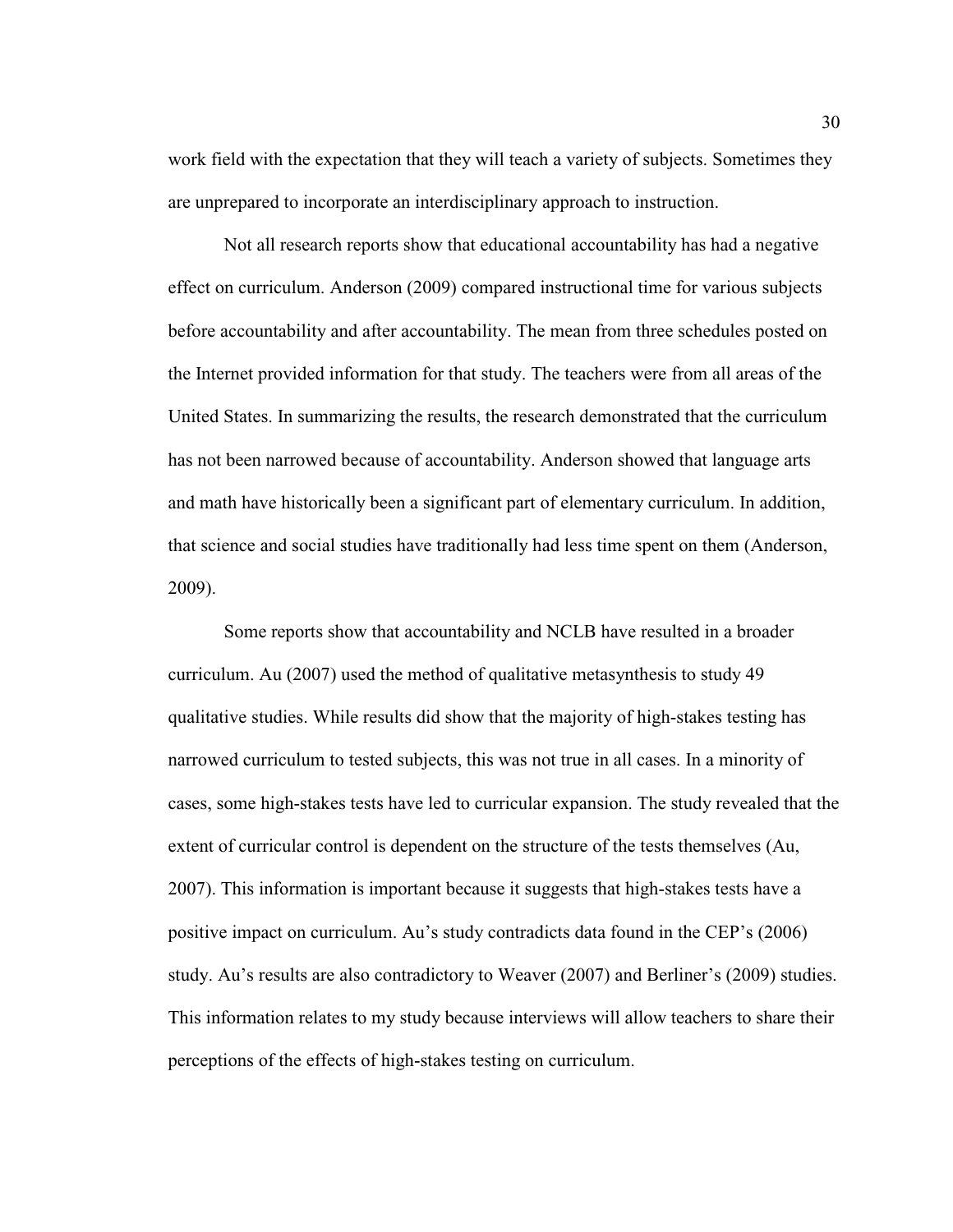work field with the expectation that they will teach a variety of subjects. Sometimes they are unprepared to incorporate an interdisciplinary approach to instruction.

Not all research reports show that educational accountability has had a negative effect on curriculum. Anderson (2009) compared instructional time for various subjects before accountability and after accountability. The mean from three schedules posted on the Internet provided information for that study. The teachers were from all areas of the United States. In summarizing the results, the research demonstrated that the curriculum has not been narrowed because of accountability. Anderson showed that language arts and math have historically been a significant part of elementary curriculum. In addition, that science and social studies have traditionally had less time spent on them (Anderson, 2009).

Some reports show that accountability and NCLB have resulted in a broader curriculum. Au (2007) used the method of qualitative metasynthesis to study 49 qualitative studies. While results did show that the majority of high-stakes testing has narrowed curriculum to tested subjects, this was not true in all cases. In a minority of cases, some high-stakes tests have led to curricular expansion. The study revealed that the extent of curricular control is dependent on the structure of the tests themselves (Au, 2007). This information is important because it suggests that high-stakes tests have a positive impact on curriculum. Au's study contradicts data found in the CEP's (2006) study. Au's results are also contradictory to Weaver (2007) and Berliner's (2009) studies. This information relates to my study because interviews will allow teachers to share their perceptions of the effects of high-stakes testing on curriculum.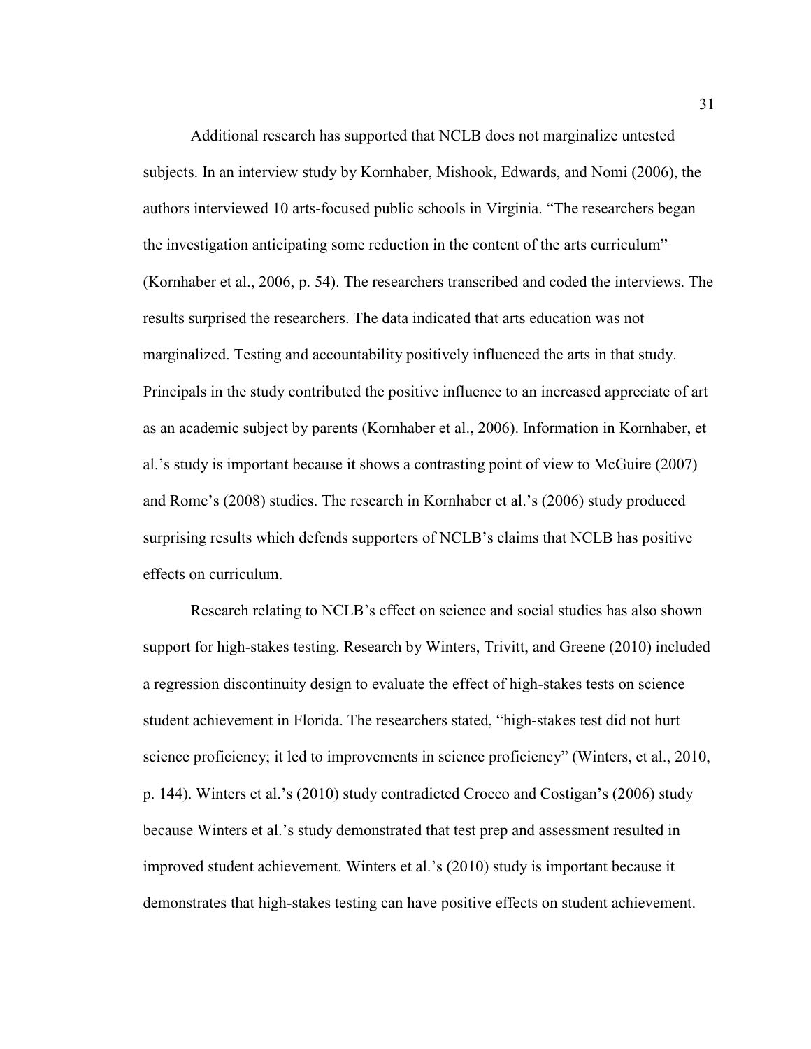Additional research has supported that NCLB does not marginalize untested subjects. In an interview study by Kornhaber, Mishook, Edwards, and Nomi (2006), the authors interviewed 10 arts-focused public schools in Virginia. "The researchers began the investigation anticipating some reduction in the content of the arts curriculum" (Kornhaber et al., 2006, p. 54). The researchers transcribed and coded the interviews. The results surprised the researchers. The data indicated that arts education was not marginalized. Testing and accountability positively influenced the arts in that study. Principals in the study contributed the positive influence to an increased appreciate of art as an academic subject by parents (Kornhaber et al., 2006). Information in Kornhaber, et al.'s study is important because it shows a contrasting point of view to McGuire (2007) and Rome's (2008) studies. The research in Kornhaber et al.'s (2006) study produced surprising results which defends supporters of NCLB's claims that NCLB has positive effects on curriculum.

Research relating to NCLB's effect on science and social studies has also shown support for high-stakes testing. Research by Winters, Trivitt, and Greene (2010) included a regression discontinuity design to evaluate the effect of high-stakes tests on science student achievement in Florida. The researchers stated, "high-stakes test did not hurt science proficiency; it led to improvements in science proficiency" (Winters, et al., 2010, p. 144). Winters et al.'s (2010) study contradicted Crocco and Costigan's (2006) study because Winters et al.'s study demonstrated that test prep and assessment resulted in improved student achievement. Winters et al.'s (2010) study is important because it demonstrates that high-stakes testing can have positive effects on student achievement.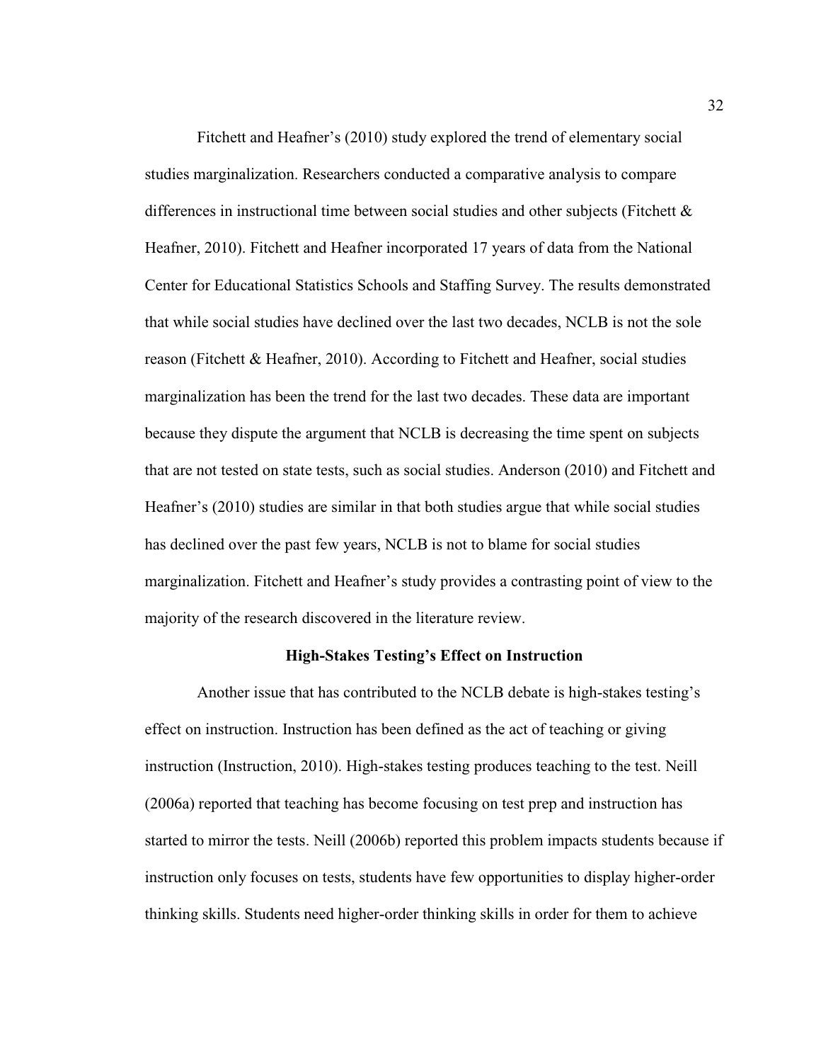Fitchett and Heafner's (2010) study explored the trend of elementary social studies marginalization. Researchers conducted a comparative analysis to compare differences in instructional time between social studies and other subjects (Fitchett & Heafner, 2010). Fitchett and Heafner incorporated 17 years of data from the National Center for Educational Statistics Schools and Staffing Survey. The results demonstrated that while social studies have declined over the last two decades, NCLB is not the sole reason (Fitchett & Heafner, 2010). According to Fitchett and Heafner, social studies marginalization has been the trend for the last two decades. These data are important because they dispute the argument that NCLB is decreasing the time spent on subjects that are not tested on state tests, such as social studies. Anderson (2010) and Fitchett and Heafner's (2010) studies are similar in that both studies argue that while social studies has declined over the past few years, NCLB is not to blame for social studies marginalization. Fitchett and Heafner's study provides a contrasting point of view to the majority of the research discovered in the literature review.

## High-Stakes Testing's Effect on Instruction

Another issue that has contributed to the NCLB debate is high-stakes testing's effect on instruction. Instruction has been defined as the act of teaching or giving instruction (Instruction, 2010). High-stakes testing produces teaching to the test. Neill (2006a) reported that teaching has become focusing on test prep and instruction has started to mirror the tests. Neill (2006b) reported this problem impacts students because if instruction only focuses on tests, students have few opportunities to display higher-order thinking skills. Students need higher-order thinking skills in order for them to achieve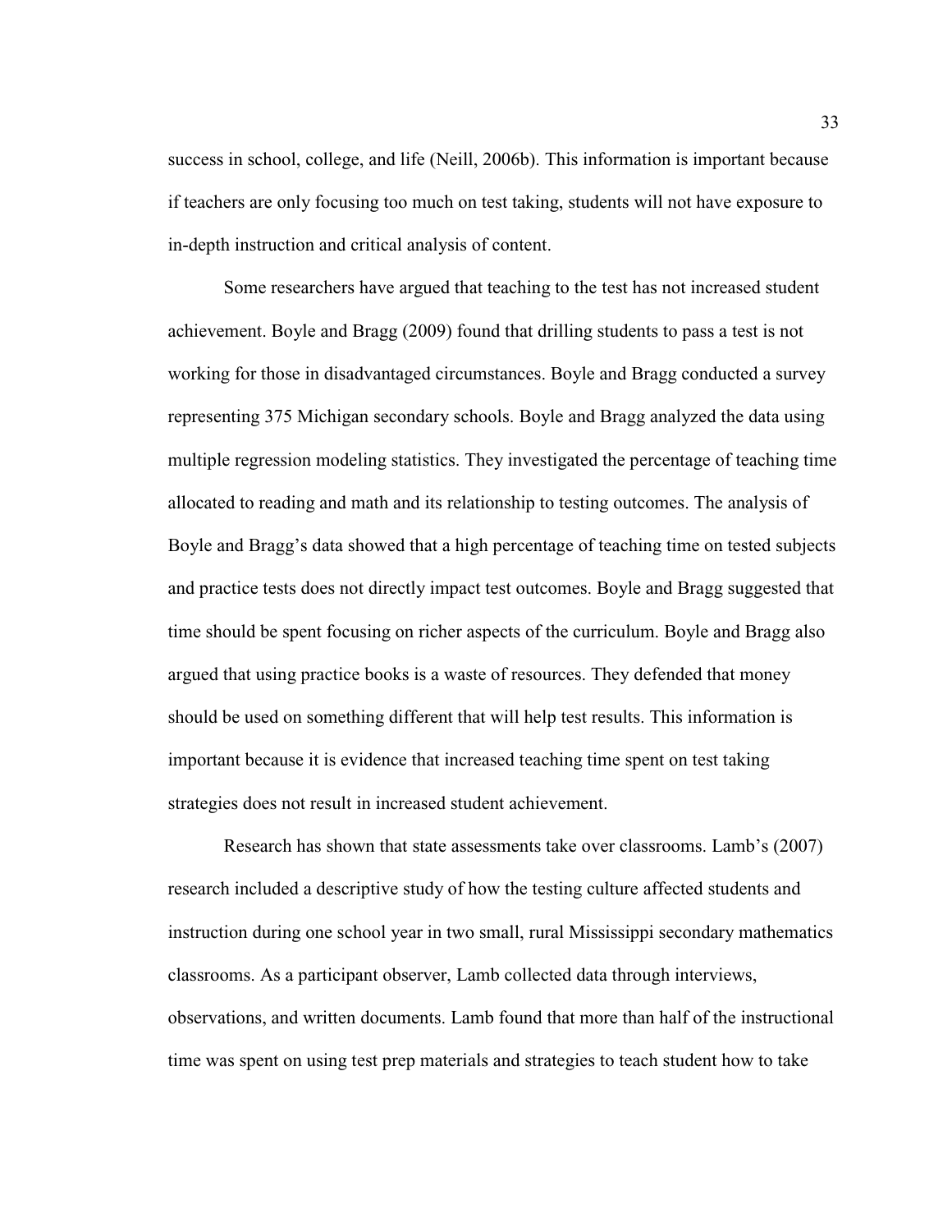success in school, college, and life (Neill, 2006b). This information is important because if teachers are only focusing too much on test taking, students will not have exposure to in-depth instruction and critical analysis of content.

Some researchers have argued that teaching to the test has not increased student achievement. Boyle and Bragg (2009) found that drilling students to pass a test is not working for those in disadvantaged circumstances. Boyle and Bragg conducted a survey representing 375 Michigan secondary schools. Boyle and Bragg analyzed the data using multiple regression modeling statistics. They investigated the percentage of teaching time allocated to reading and math and its relationship to testing outcomes. The analysis of Boyle and Bragg's data showed that a high percentage of teaching time on tested subjects and practice tests does not directly impact test outcomes. Boyle and Bragg suggested that time should be spent focusing on richer aspects of the curriculum. Boyle and Bragg also argued that using practice books is a waste of resources. They defended that money should be used on something different that will help test results. This information is important because it is evidence that increased teaching time spent on test taking strategies does not result in increased student achievement.

Research has shown that state assessments take over classrooms. Lamb's (2007) research included a descriptive study of how the testing culture affected students and instruction during one school year in two small, rural Mississippi secondary mathematics classrooms. As a participant observer, Lamb collected data through interviews, observations, and written documents. Lamb found that more than half of the instructional time was spent on using test prep materials and strategies to teach student how to take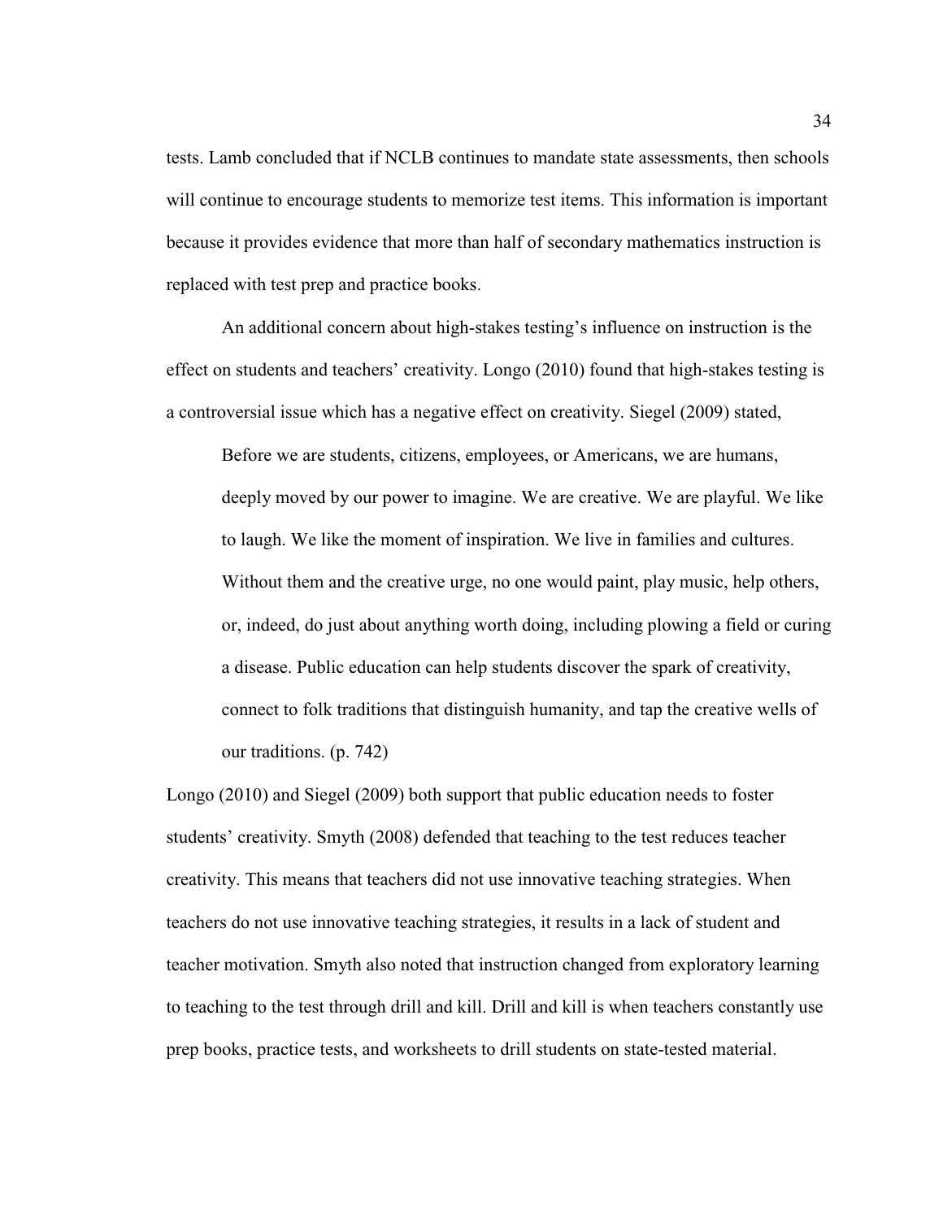tests. Lamb concluded that if NCLB continues to mandate state assessments, then schools will continue to encourage students to memorize test items. This information is important because it provides evidence that more than half of secondary mathematics instruction is replaced with test prep and practice books.

An additional concern about high-stakes testing's influence on instruction is the effect on students and teachers' creativity. Longo (2010) found that high-stakes testing is a controversial issue which has a negative effect on creativity. Siegel (2009) stated,

> Before we are students, citizens, employees, or Americans, we are humans, deeply moved by our power to imagine. We are creative. We are playful. We like to laugh. We like the moment of inspiration. We live in families and cultures. Without them and the creative urge, no one would paint, play music, help others, or, indeed, do just about anything worth doing, including plowing a field or curing a disease. Public education can help students discover the spark of creativity, connect to folk traditions that distinguish humanity, and tap the creative wells of our traditions. (p. 742)

Longo (2010) and Siegel (2009) both support that public education needs to foster students' creativity. Smyth (2008) defended that teaching to the test reduces teacher creativity. This means that teachers did not use innovative teaching strategies. When teachers do not use innovative teaching strategies, it results in a lack of student and teacher motivation. Smyth also noted that instruction changed from exploratory learning to teaching to the test through drill and kill. Drill and kill is when teachers constantly use prep books, practice tests, and worksheets to drill students on state-tested material.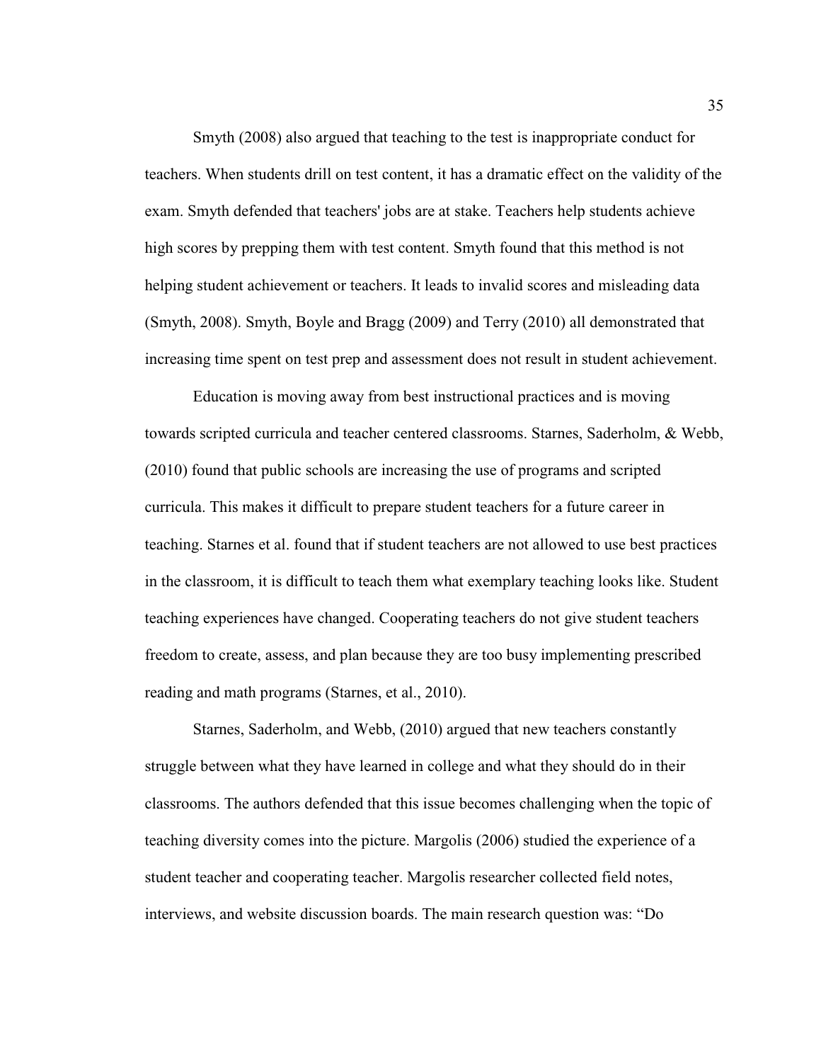Smyth (2008) also argued that teaching to the test is inappropriate conduct for teachers. When students drill on test content, it has a dramatic effect on the validity of the exam. Smyth defended that teachers' jobs are at stake. Teachers help students achieve high scores by prepping them with test content. Smyth found that this method is not helping student achievement or teachers. It leads to invalid scores and misleading data (Smyth, 2008). Smyth, Boyle and Bragg (2009) and Terry (2010) all demonstrated that increasing time spent on test prep and assessment does not result in student achievement.

Education is moving away from best instructional practices and is moving towards scripted curricula and teacher centered classrooms. Starnes, Saderholm, & Webb, (2010) found that public schools are increasing the use of programs and scripted curricula. This makes it difficult to prepare student teachers for a future career in teaching. Starnes et al. found that if student teachers are not allowed to use best practices in the classroom, it is difficult to teach them what exemplary teaching looks like. Student teaching experiences have changed. Cooperating teachers do not give student teachers freedom to create, assess, and plan because they are too busy implementing prescribed reading and math programs (Starnes, et al., 2010).

Starnes, Saderholm, and Webb, (2010) argued that new teachers constantly struggle between what they have learned in college and what they should do in their classrooms. The authors defended that this issue becomes challenging when the topic of teaching diversity comes into the picture. Margolis (2006) studied the experience of a student teacher and cooperating teacher. Margolis researcher collected field notes, interviews, and website discussion boards. The main research question was: "Do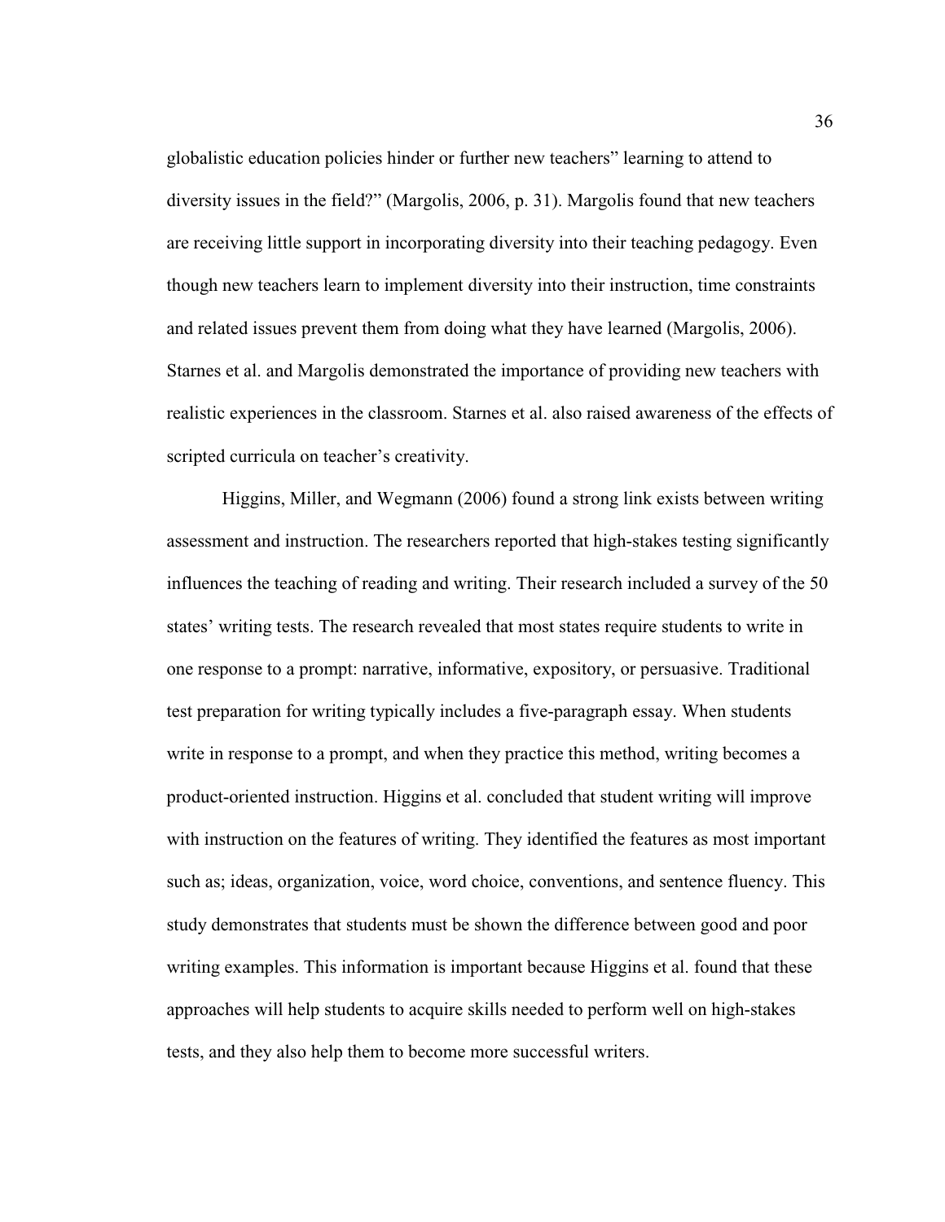globalistic education policies hinder or further new teachers" learning to attend to diversity issues in the field?" (Margolis, 2006, p. 31). Margolis found that new teachers are receiving little support in incorporating diversity into their teaching pedagogy. Even though new teachers learn to implement diversity into their instruction, time constraints and related issues prevent them from doing what they have learned (Margolis, 2006). Starnes et al. and Margolis demonstrated the importance of providing new teachers with realistic experiences in the classroom. Starnes et al. also raised awareness of the effects of scripted curricula on teacher's creativity.

Higgins, Miller, and Wegmann (2006) found a strong link exists between writing assessment and instruction. The researchers reported that high-stakes testing significantly influences the teaching of reading and writing. Their research included a survey of the 50 states' writing tests. The research revealed that most states require students to write in one response to a prompt: narrative, informative, expository, or persuasive. Traditional test preparation for writing typically includes a five-paragraph essay. When students write in response to a prompt, and when they practice this method, writing becomes a product-oriented instruction. Higgins et al. concluded that student writing will improve with instruction on the features of writing. They identified the features as most important such as; ideas, organization, voice, word choice, conventions, and sentence fluency. This study demonstrates that students must be shown the difference between good and poor writing examples. This information is important because Higgins et al. found that these approaches will help students to acquire skills needed to perform well on high-stakes tests, and they also help them to become more successful writers.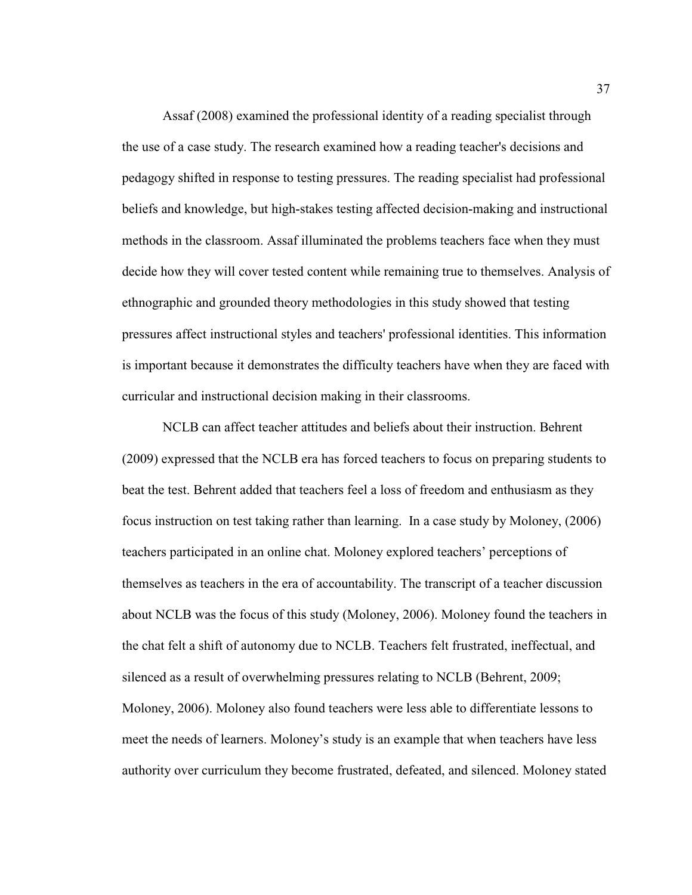Assaf (2008) examined the professional identity of a reading specialist through the use of a case study. The research examined how a reading teacher's decisions and pedagogy shifted in response to testing pressures. The reading specialist had professional beliefs and knowledge, but high-stakes testing affected decision-making and instructional methods in the classroom. Assaf illuminated the problems teachers face when they must decide how they will cover tested content while remaining true to themselves. Analysis of ethnographic and grounded theory methodologies in this study showed that testing pressures affect instructional styles and teachers' professional identities. This information is important because it demonstrates the difficulty teachers have when they are faced with curricular and instructional decision making in their classrooms.

NCLB can affect teacher attitudes and beliefs about their instruction. Behrent (2009) expressed that the NCLB era has forced teachers to focus on preparing students to beat the test. Behrent added that teachers feel a loss of freedom and enthusiasm as they focus instruction on test taking rather than learning. In a case study by Moloney, (2006) teachers participated in an online chat. Moloney explored teachers' perceptions of themselves as teachers in the era of accountability. The transcript of a teacher discussion about NCLB was the focus of this study (Moloney, 2006). Moloney found the teachers in the chat felt a shift of autonomy due to NCLB. Teachers felt frustrated, ineffectual, and silenced as a result of overwhelming pressures relating to NCLB (Behrent, 2009; Moloney, 2006). Moloney also found teachers were less able to differentiate lessons to meet the needs of learners. Moloney's study is an example that when teachers have less authority over curriculum they become frustrated, defeated, and silenced. Moloney stated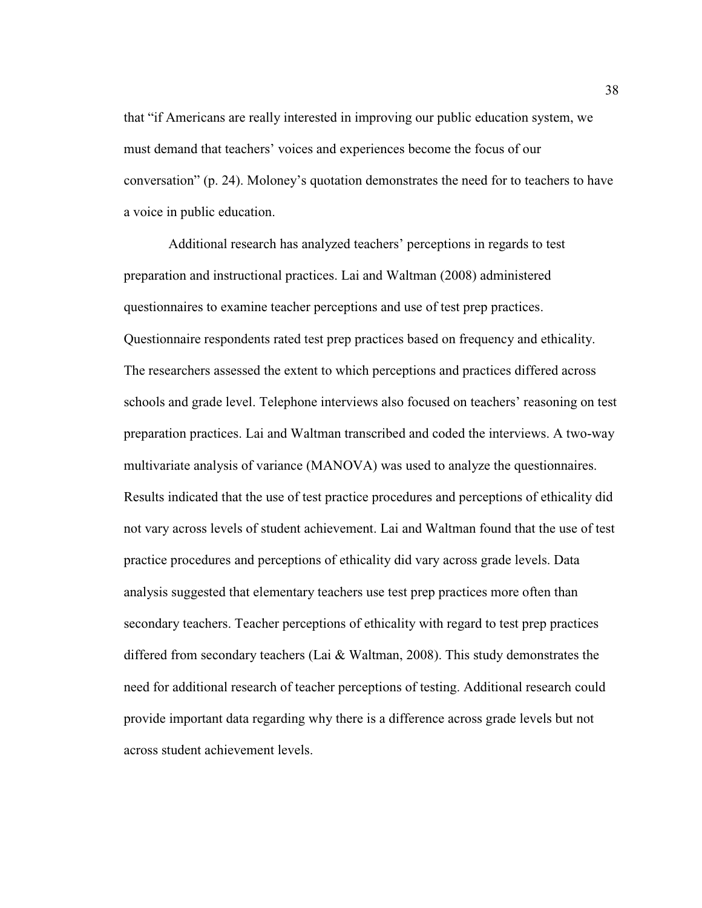that "if Americans are really interested in improving our public education system, we must demand that teachers' voices and experiences become the focus of our conversation" (p. 24). Moloney's quotation demonstrates the need for to teachers to have a voice in public education.

Additional research has analyzed teachers' perceptions in regards to test preparation and instructional practices. Lai and Waltman (2008) administered questionnaires to examine teacher perceptions and use of test prep practices. Questionnaire respondents rated test prep practices based on frequency and ethicality. The researchers assessed the extent to which perceptions and practices differed across schools and grade level. Telephone interviews also focused on teachers' reasoning on test preparation practices. Lai and Waltman transcribed and coded the interviews. A two-way multivariate analysis of variance (MANOVA) was used to analyze the questionnaires. Results indicated that the use of test practice procedures and perceptions of ethicality did not vary across levels of student achievement. Lai and Waltman found that the use of test practice procedures and perceptions of ethicality did vary across grade levels. Data analysis suggested that elementary teachers use test prep practices more often than secondary teachers. Teacher perceptions of ethicality with regard to test prep practices differed from secondary teachers (Lai & Waltman, 2008). This study demonstrates the need for additional research of teacher perceptions of testing. Additional research could provide important data regarding why there is a difference across grade levels but not across student achievement levels.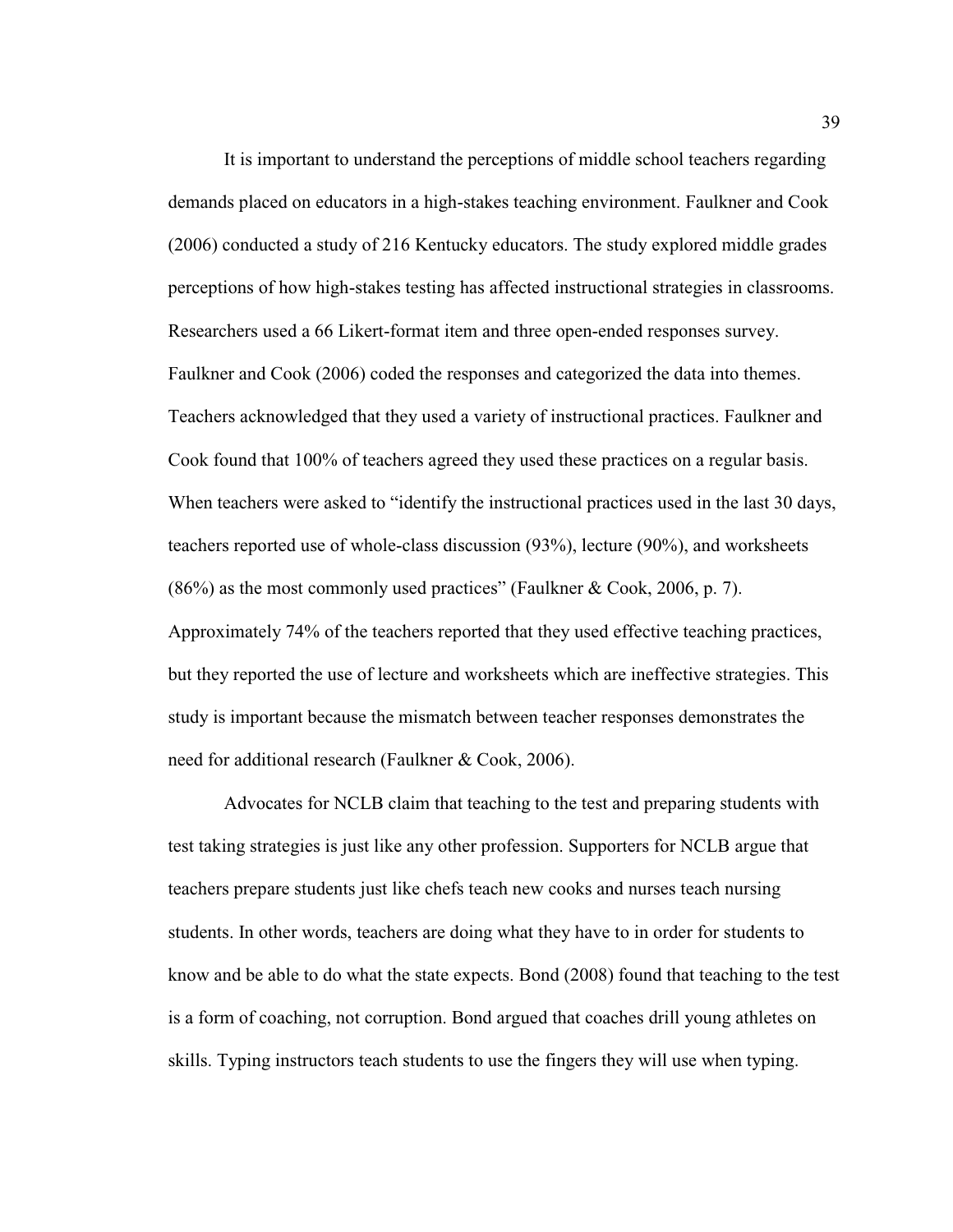It is important to understand the perceptions of middle school teachers regarding demands placed on educators in a high-stakes teaching environment. Faulkner and Cook (2006) conducted a study of 216 Kentucky educators. The study explored middle grades perceptions of how high-stakes testing has affected instructional strategies in classrooms. Researchers used a 66 Likert-format item and three open-ended responses survey. Faulkner and Cook (2006) coded the responses and categorized the data into themes. Teachers acknowledged that they used a variety of instructional practices. Faulkner and Cook found that 100% of teachers agreed they used these practices on a regular basis. When teachers were asked to "identify the instructional practices used in the last 30 days, teachers reported use of whole-class discussion (93%), lecture (90%), and worksheets (86%) as the most commonly used practices" (Faulkner & Cook, 2006, p. 7). Approximately 74% of the teachers reported that they used effective teaching practices, but they reported the use of lecture and worksheets which are ineffective strategies. This study is important because the mismatch between teacher responses demonstrates the need for additional research (Faulkner & Cook, 2006).

Advocates for NCLB claim that teaching to the test and preparing students with test taking strategies is just like any other profession. Supporters for NCLB argue that teachers prepare students just like chefs teach new cooks and nurses teach nursing students. In other words, teachers are doing what they have to in order for students to know and be able to do what the state expects. Bond (2008) found that teaching to the test is a form of coaching, not corruption. Bond argued that coaches drill young athletes on skills. Typing instructors teach students to use the fingers they will use when typing.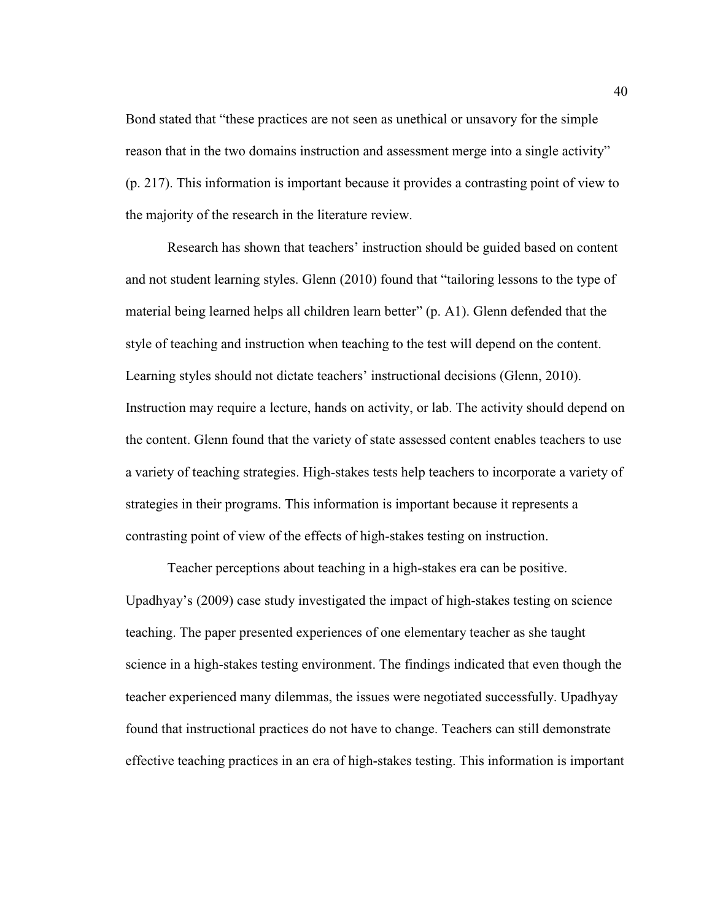Bond stated that "these practices are not seen as unethical or unsavory for the simple reason that in the two domains instruction and assessment merge into a single activity" (p. 217). This information is important because it provides a contrasting point of view to the majority of the research in the literature review.

Research has shown that teachers' instruction should be guided based on content and not student learning styles. Glenn (2010) found that "tailoring lessons to the type of material being learned helps all children learn better" (p. A1). Glenn defended that the style of teaching and instruction when teaching to the test will depend on the content. Learning styles should not dictate teachers' instructional decisions (Glenn, 2010). Instruction may require a lecture, hands on activity, or lab. The activity should depend on the content. Glenn found that the variety of state assessed content enables teachers to use a variety of teaching strategies. High-stakes tests help teachers to incorporate a variety of strategies in their programs. This information is important because it represents a contrasting point of view of the effects of high-stakes testing on instruction.

Teacher perceptions about teaching in a high-stakes era can be positive. Upadhyay's (2009) case study investigated the impact of high-stakes testing on science teaching. The paper presented experiences of one elementary teacher as she taught science in a high-stakes testing environment. The findings indicated that even though the teacher experienced many dilemmas, the issues were negotiated successfully. Upadhyay found that instructional practices do not have to change. Teachers can still demonstrate effective teaching practices in an era of high-stakes testing. This information is important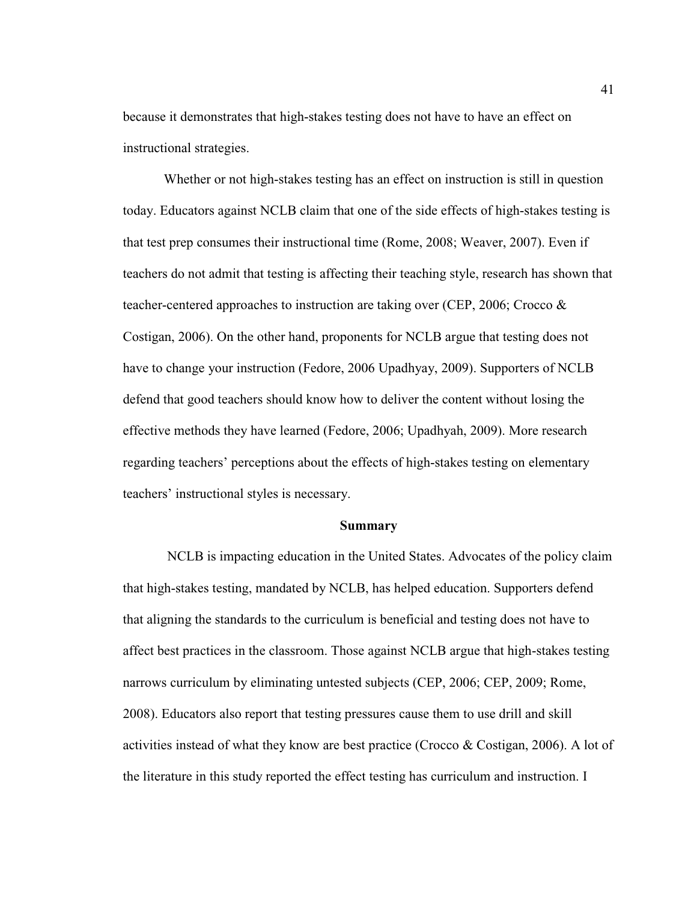because it demonstrates that high-stakes testing does not have to have an effect on instructional strategies.

Whether or not high-stakes testing has an effect on instruction is still in question today. Educators against NCLB claim that one of the side effects of high-stakes testing is that test prep consumes their instructional time (Rome, 2008; Weaver, 2007). Even if teachers do not admit that testing is affecting their teaching style, research has shown that teacher-centered approaches to instruction are taking over (CEP, 2006; Crocco & Costigan, 2006). On the other hand, proponents for NCLB argue that testing does not have to change your instruction (Fedore, 2006 Upadhyay, 2009). Supporters of NCLB defend that good teachers should know how to deliver the content without losing the effective methods they have learned (Fedore, 2006; Upadhyah, 2009). More research regarding teachers' perceptions about the effects of high-stakes testing on elementary teachers' instructional styles is necessary.

## Summary

NCLB is impacting education in the United States. Advocates of the policy claim that high-stakes testing, mandated by NCLB, has helped education. Supporters defend that aligning the standards to the curriculum is beneficial and testing does not have to affect best practices in the classroom. Those against NCLB argue that high-stakes testing narrows curriculum by eliminating untested subjects (CEP, 2006; CEP, 2009; Rome, 2008). Educators also report that testing pressures cause them to use drill and skill activities instead of what they know are best practice (Crocco & Costigan, 2006). A lot of the literature in this study reported the effect testing has curriculum and instruction. I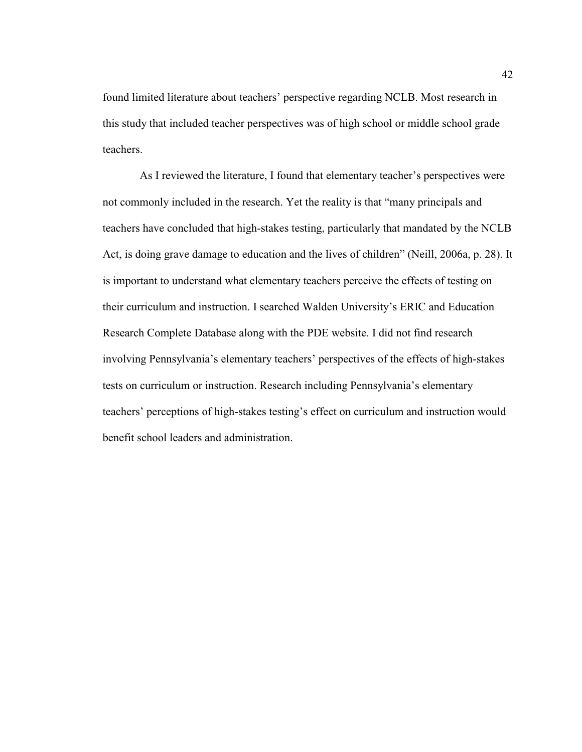found limited literature about teachers' perspective regarding NCLB. Most research in this study that included teacher perspectives was of high school or middle school grade teachers.

As I reviewed the literature, I found that elementary teacher's perspectives were not commonly included in the research. Yet the reality is that "many principals and teachers have concluded that high-stakes testing, particularly that mandated by the NCLB Act, is doing grave damage to education and the lives of children" (Neill, 2006a, p. 28). It is important to understand what elementary teachers perceive the effects of testing on their curriculum and instruction. I searched Walden University's ERIC and Education Research Complete Database along with the PDE website. I did not find research involving Pennsylvania's elementary teachers' perspectives of the effects of high-stakes tests on curriculum or instruction. Research including Pennsylvania's elementary teachers' perceptions of high-stakes testing's effect on curriculum and instruction would benefit school leaders and administration.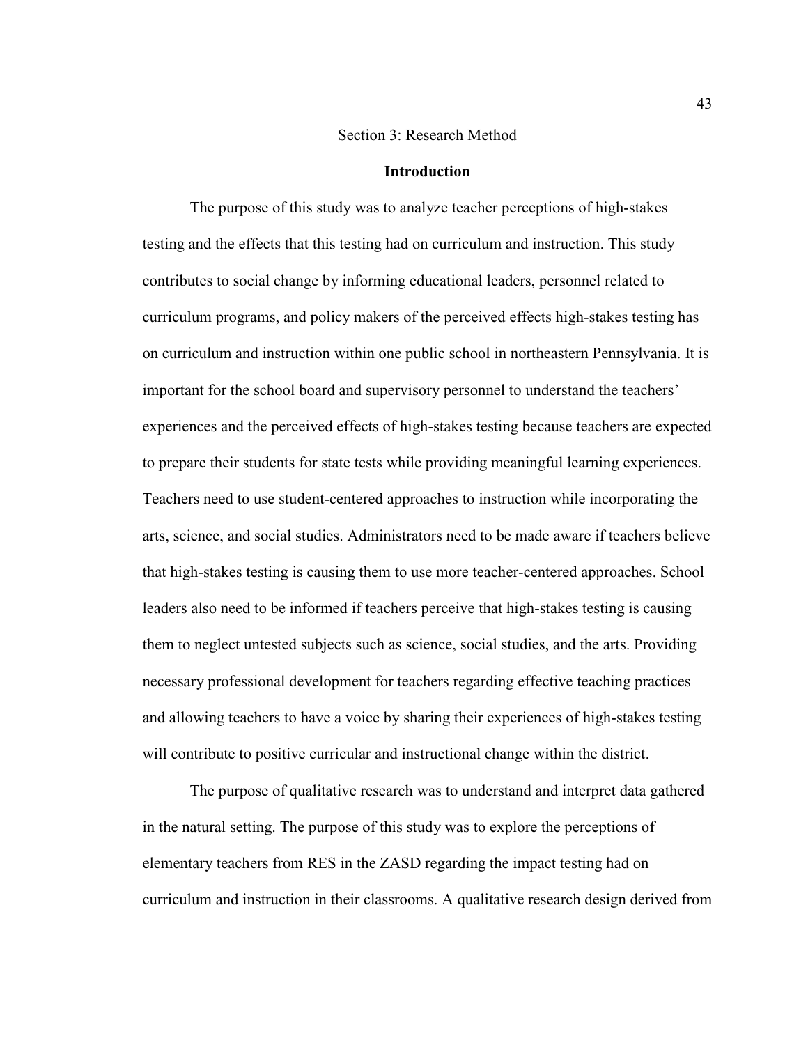# Section 3: Research Method

## Introduction

The purpose of this study was to analyze teacher perceptions of high-stakes testing and the effects that this testing had on curriculum and instruction. This study contributes to social change by informing educational leaders, personnel related to curriculum programs, and policy makers of the perceived effects high-stakes testing has on curriculum and instruction within one public school in northeastern Pennsylvania. It is important for the school board and supervisory personnel to understand the teachers' experiences and the perceived effects of high-stakes testing because teachers are expected to prepare their students for state tests while providing meaningful learning experiences. Teachers need to use student-centered approaches to instruction while incorporating the arts, science, and social studies. Administrators need to be made aware if teachers believe that high-stakes testing is causing them to use more teacher-centered approaches. School leaders also need to be informed if teachers perceive that high-stakes testing is causing them to neglect untested subjects such as science, social studies, and the arts. Providing necessary professional development for teachers regarding effective teaching practices and allowing teachers to have a voice by sharing their experiences of high-stakes testing will contribute to positive curricular and instructional change within the district.

The purpose of qualitative research was to understand and interpret data gathered in the natural setting. The purpose of this study was to explore the perceptions of elementary teachers from RES in the ZASD regarding the impact testing had on curriculum and instruction in their classrooms. A qualitative research design derived from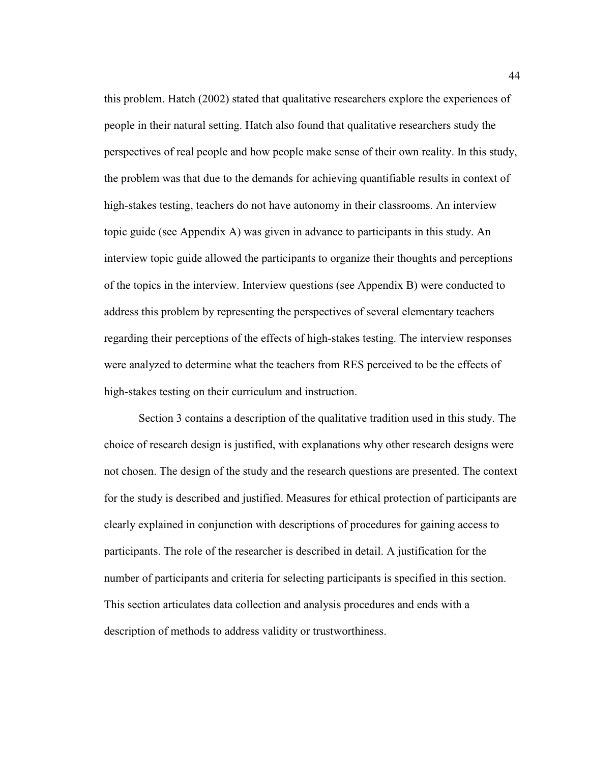this problem. Hatch (2002) stated that qualitative researchers explore the experiences of people in their natural setting. Hatch also found that qualitative researchers study the perspectives of real people and how people make sense of their own reality. In this study, the problem was that due to the demands for achieving quantifiable results in context of high-stakes testing, teachers do not have autonomy in their classrooms. An interview topic guide (see Appendix A) was given in advance to participants in this study. An interview topic guide allowed the participants to organize their thoughts and perceptions of the topics in the interview. Interview questions (see Appendix B) were conducted to address this problem by representing the perspectives of several elementary teachers regarding their perceptions of the effects of high-stakes testing. The interview responses were analyzed to determine what the teachers from RES perceived to be the effects of high-stakes testing on their curriculum and instruction.

Section 3 contains a description of the qualitative tradition used in this study. The choice of research design is justified, with explanations why other research designs were not chosen. The design of the study and the research questions are presented. The context for the study is described and justified. Measures for ethical protection of participants are clearly explained in conjunction with descriptions of procedures for gaining access to participants. The role of the researcher is described in detail. A justification for the number of participants and criteria for selecting participants is specified in this section. This section articulates data collection and analysis procedures and ends with a description of methods to address validity or trustworthiness.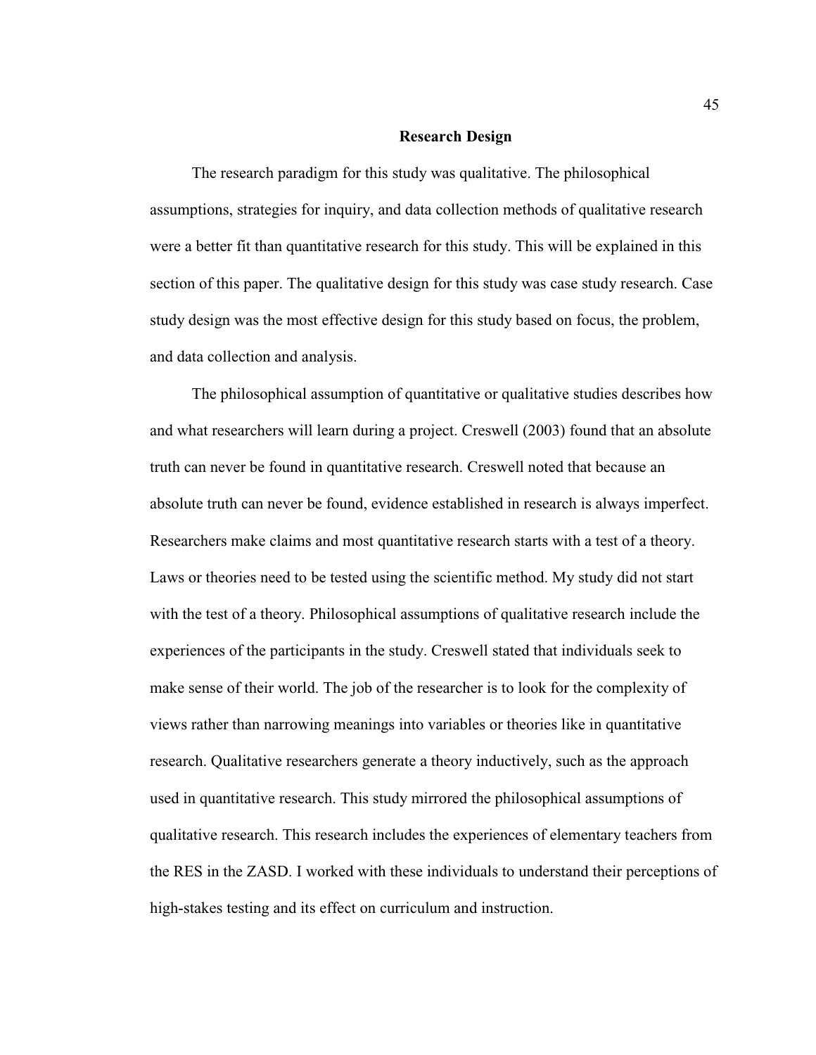## Research Design

The research paradigm for this study was qualitative. The philosophical assumptions, strategies for inquiry, and data collection methods of qualitative research were a better fit than quantitative research for this study. This will be explained in this section of this paper. The qualitative design for this study was case study research. Case study design was the most effective design for this study based on focus, the problem, and data collection and analysis.

The philosophical assumption of quantitative or qualitative studies describes how and what researchers will learn during a project. Creswell (2003) found that an absolute truth can never be found in quantitative research. Creswell noted that because an absolute truth can never be found, evidence established in research is always imperfect. Researchers make claims and most quantitative research starts with a test of a theory. Laws or theories need to be tested using the scientific method. My study did not start with the test of a theory. Philosophical assumptions of qualitative research include the experiences of the participants in the study. Creswell stated that individuals seek to make sense of their world. The job of the researcher is to look for the complexity of views rather than narrowing meanings into variables or theories like in quantitative research. Qualitative researchers generate a theory inductively, such as the approach used in quantitative research. This study mirrored the philosophical assumptions of qualitative research. This research includes the experiences of elementary teachers from the RES in the ZASD. I worked with these individuals to understand their perceptions of high-stakes testing and its effect on curriculum and instruction.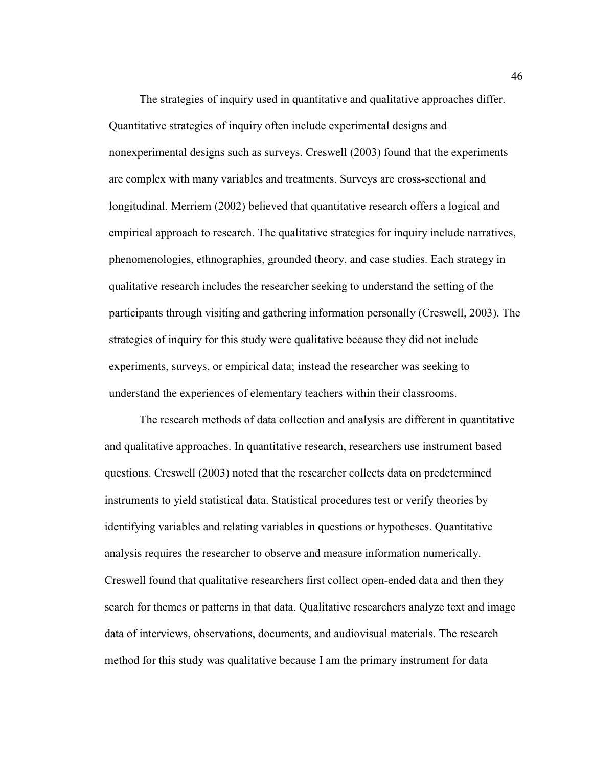The strategies of inquiry used in quantitative and qualitative approaches differ. Quantitative strategies of inquiry often include experimental designs and nonexperimental designs such as surveys. Creswell (2003) found that the experiments are complex with many variables and treatments. Surveys are cross-sectional and longitudinal. Merriem (2002) believed that quantitative research offers a logical and empirical approach to research. The qualitative strategies for inquiry include narratives, phenomenologies, ethnographies, grounded theory, and case studies. Each strategy in qualitative research includes the researcher seeking to understand the setting of the participants through visiting and gathering information personally (Creswell, 2003). The strategies of inquiry for this study were qualitative because they did not include experiments, surveys, or empirical data; instead the researcher was seeking to understand the experiences of elementary teachers within their classrooms.

The research methods of data collection and analysis are different in quantitative and qualitative approaches. In quantitative research, researchers use instrument based questions. Creswell (2003) noted that the researcher collects data on predetermined instruments to yield statistical data. Statistical procedures test or verify theories by identifying variables and relating variables in questions or hypotheses. Quantitative analysis requires the researcher to observe and measure information numerically. Creswell found that qualitative researchers first collect open-ended data and then they search for themes or patterns in that data. Qualitative researchers analyze text and image data of interviews, observations, documents, and audiovisual materials. The research method for this study was qualitative because I am the primary instrument for data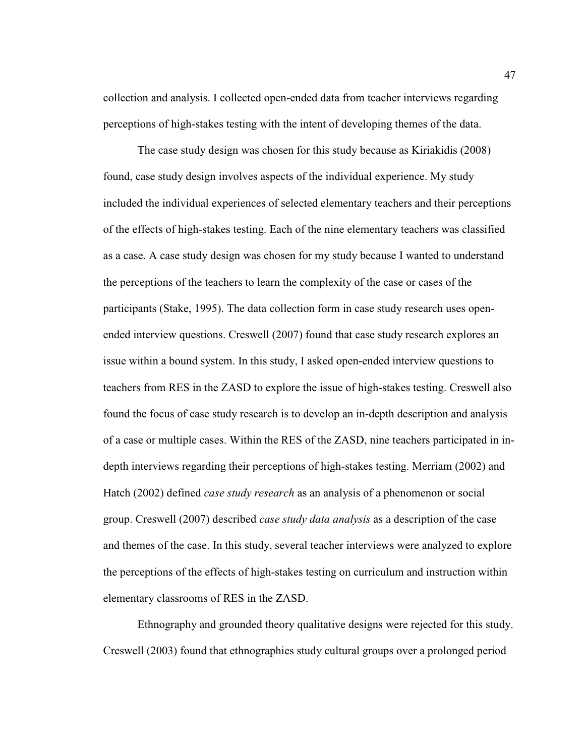collection and analysis. I collected open-ended data from teacher interviews regarding perceptions of high-stakes testing with the intent of developing themes of the data.

The case study design was chosen for this study because as Kiriakidis (2008) found, case study design involves aspects of the individual experience. My study included the individual experiences of selected elementary teachers and their perceptions of the effects of high-stakes testing. Each of the nine elementary teachers was classified as a case. A case study design was chosen for my study because I wanted to understand the perceptions of the teachers to learn the complexity of the case or cases of the participants (Stake, 1995). The data collection form in case study research uses open-ended interview questions. Creswell (2007) found that case study research explores an issue within a bound system. In this study, I asked open-ended interview questions to teachers from RES in the ZASD to explore the issue of high-stakes testing. Creswell also found the focus of case study research is to develop an in-depth description and analysis of a case or multiple cases. Within the RES of the ZASD, nine teachers participated in in-depth interviews regarding their perceptions of high-stakes testing. Merriam (2002) and Hatch (2002) defined *case study research* as an analysis of a phenomenon or social group. Creswell (2007) described *case study data analysis* as a description of the case and themes of the case. In this study, several teacher interviews were analyzed to explore the perceptions of the effects of high-stakes testing on curriculum and instruction within elementary classrooms of RES in the ZASD.

Ethnography and grounded theory qualitative designs were rejected for this study. Creswell (2003) found that ethnographies study cultural groups over a prolonged period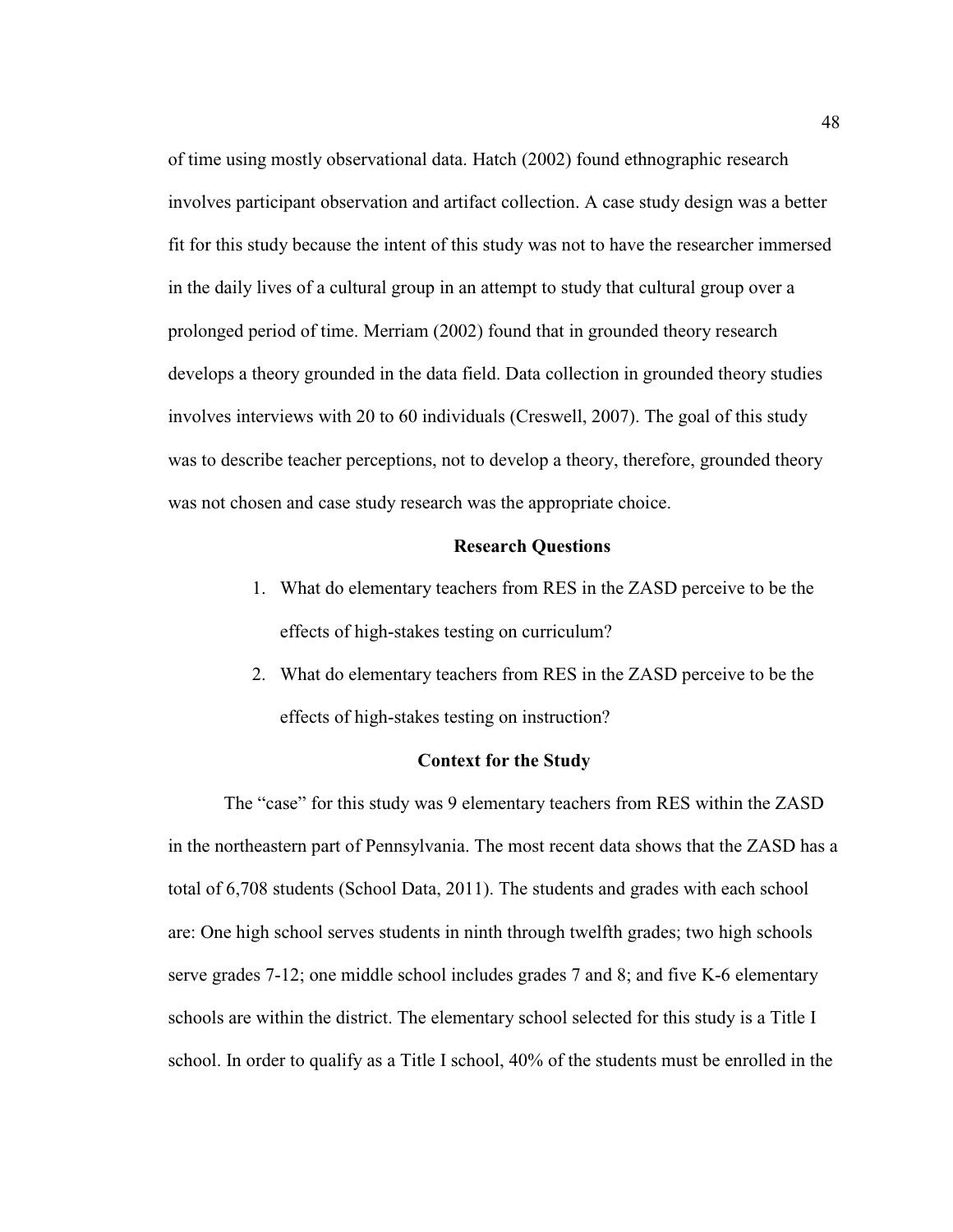of time using mostly observational data. Hatch (2002) found ethnographic research involves participant observation and artifact collection. A case study design was a better fit for this study because the intent of this study was not to have the researcher immersed in the daily lives of a cultural group in an attempt to study that cultural group over a prolonged period of time. Merriam (2002) found that in grounded theory research develops a theory grounded in the data field. Data collection in grounded theory studies involves interviews with 20 to 60 individuals (Creswell, 2007). The goal of this study was to describe teacher perceptions, not to develop a theory, therefore, grounded theory was not chosen and case study research was the appropriate choice.

## Research Questions

1. What do elementary teachers from RES in the ZASD perceive to be the effects of high-stakes testing on curriculum?
2. What do elementary teachers from RES in the ZASD perceive to be the effects of high-stakes testing on instruction?

## Context for the Study

The "case" for this study was 9 elementary teachers from RES within the ZASD in the northeastern part of Pennsylvania. The most recent data shows that the ZASD has a total of 6,708 students (School Data, 2011). The students and grades with each school are: One high school serves students in ninth through twelfth grades; two high schools serve grades 7-12; one middle school includes grades 7 and 8; and five K-6 elementary schools are within the district. The elementary school selected for this study is a Title I school. In order to qualify as a Title I school, 40% of the students must be enrolled in the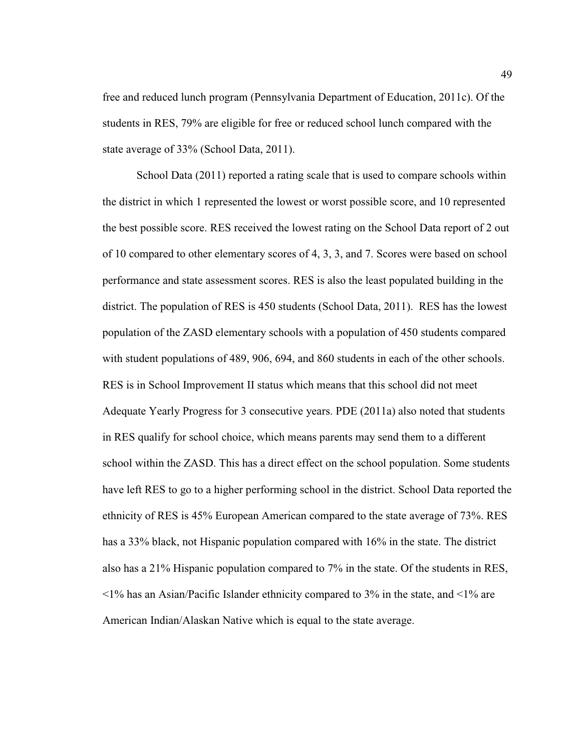free and reduced lunch program (Pennsylvania Department of Education, 2011c). Of the students in RES, 79% are eligible for free or reduced school lunch compared with the state average of 33% (School Data, 2011).

School Data (2011) reported a rating scale that is used to compare schools within the district in which 1 represented the lowest or worst possible score, and 10 represented the best possible score. RES received the lowest rating on the School Data report of 2 out of 10 compared to other elementary scores of 4, 3, 3, and 7. Scores were based on school performance and state assessment scores. RES is also the least populated building in the district. The population of RES is 450 students (School Data, 2011). RES has the lowest population of the ZASD elementary schools with a population of 450 students compared with student populations of 489, 906, 694, and 860 students in each of the other schools. RES is in School Improvement II status which means that this school did not meet Adequate Yearly Progress for 3 consecutive years. PDE (2011a) also noted that students in RES qualify for school choice, which means parents may send them to a different school within the ZASD. This has a direct effect on the school population. Some students have left RES to go to a higher performing school in the district. School Data reported the ethnicity of RES is 45% European American compared to the state average of 73%. RES has a 33% black, not Hispanic population compared with 16% in the state. The district also has a 21% Hispanic population compared to 7% in the state. Of the students in RES, <1% has an Asian/Pacific Islander ethnicity compared to 3% in the state, and <1% are American Indian/Alaskan Native which is equal to the state average.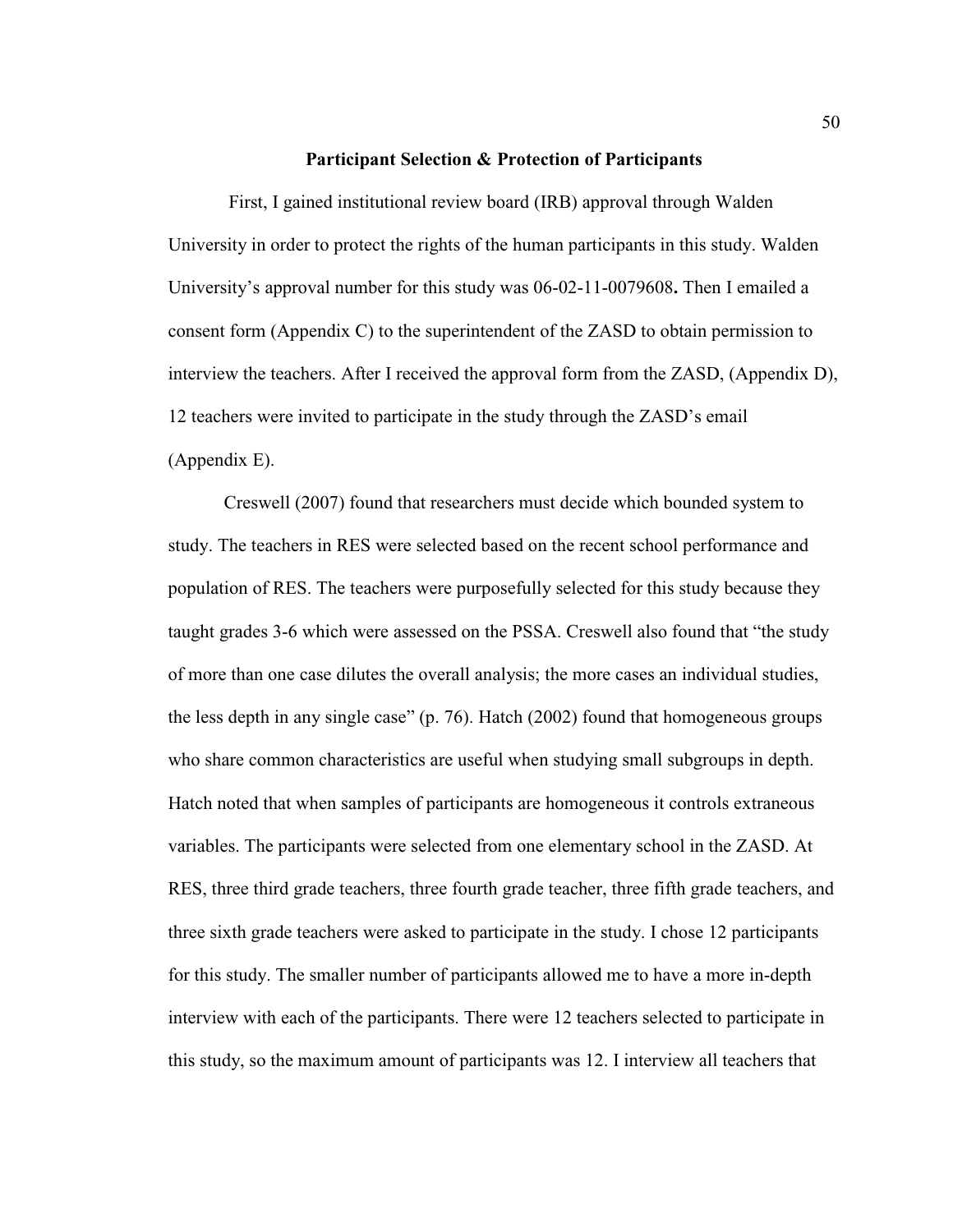## Participant Selection & Protection of Participants

First, I gained institutional review board (IRB) approval through Walden University in order to protect the rights of the human participants in this study. Walden University's approval number for this study was 06-02-11-0079608**.** Then I emailed a consent form (Appendix C) to the superintendent of the ZASD to obtain permission to interview the teachers. After I received the approval form from the ZASD, (Appendix D), 12 teachers were invited to participate in the study through the ZASD's email (Appendix E).

Creswell (2007) found that researchers must decide which bounded system to study. The teachers in RES were selected based on the recent school performance and population of RES. The teachers were purposefully selected for this study because they taught grades 3-6 which were assessed on the PSSA. Creswell also found that "the study of more than one case dilutes the overall analysis; the more cases an individual studies, the less depth in any single case" (p. 76). Hatch (2002) found that homogeneous groups who share common characteristics are useful when studying small subgroups in depth. Hatch noted that when samples of participants are homogeneous it controls extraneous variables. The participants were selected from one elementary school in the ZASD. At RES, three third grade teachers, three fourth grade teacher, three fifth grade teachers, and three sixth grade teachers were asked to participate in the study. I chose 12 participants for this study. The smaller number of participants allowed me to have a more in-depth interview with each of the participants. There were 12 teachers selected to participate in this study, so the maximum amount of participants was 12. I interview all teachers that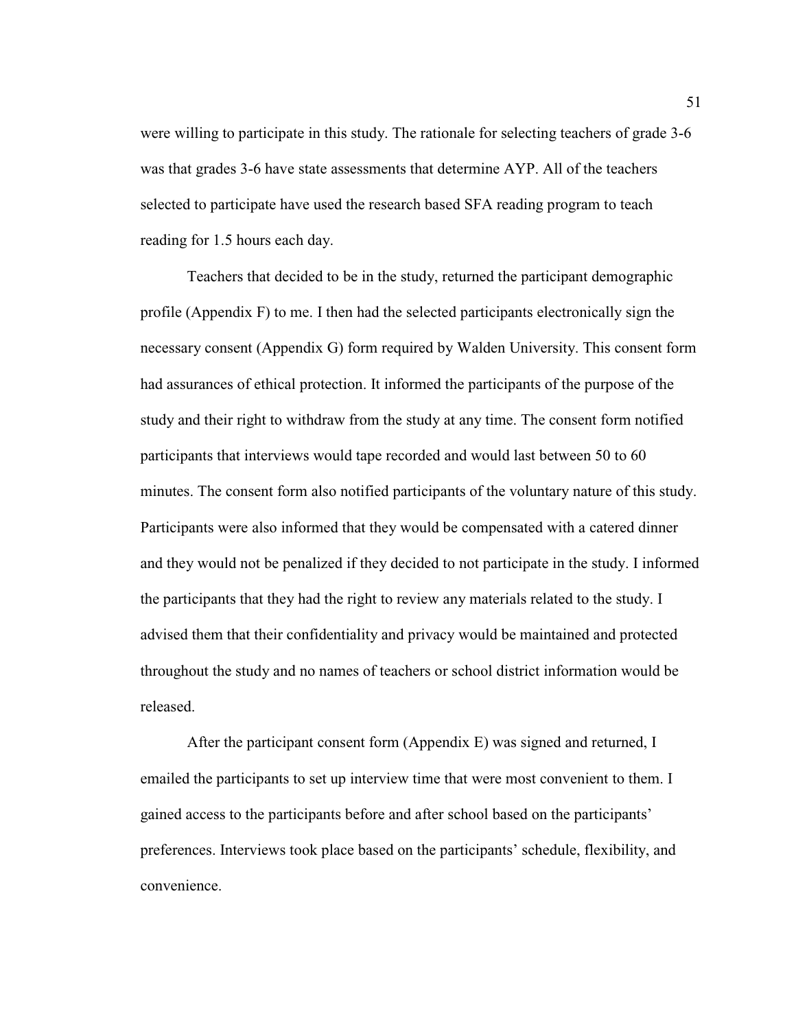were willing to participate in this study. The rationale for selecting teachers of grade 3-6 was that grades 3-6 have state assessments that determine AYP. All of the teachers selected to participate have used the research based SFA reading program to teach reading for 1.5 hours each day.

Teachers that decided to be in the study, returned the participant demographic profile (Appendix F) to me. I then had the selected participants electronically sign the necessary consent (Appendix G) form required by Walden University. This consent form had assurances of ethical protection. It informed the participants of the purpose of the study and their right to withdraw from the study at any time. The consent form notified participants that interviews would tape recorded and would last between 50 to 60 minutes. The consent form also notified participants of the voluntary nature of this study. Participants were also informed that they would be compensated with a catered dinner and they would not be penalized if they decided to not participate in the study. I informed the participants that they had the right to review any materials related to the study. I advised them that their confidentiality and privacy would be maintained and protected throughout the study and no names of teachers or school district information would be released.

After the participant consent form (Appendix E) was signed and returned, I emailed the participants to set up interview time that were most convenient to them. I gained access to the participants before and after school based on the participants' preferences. Interviews took place based on the participants' schedule, flexibility, and convenience.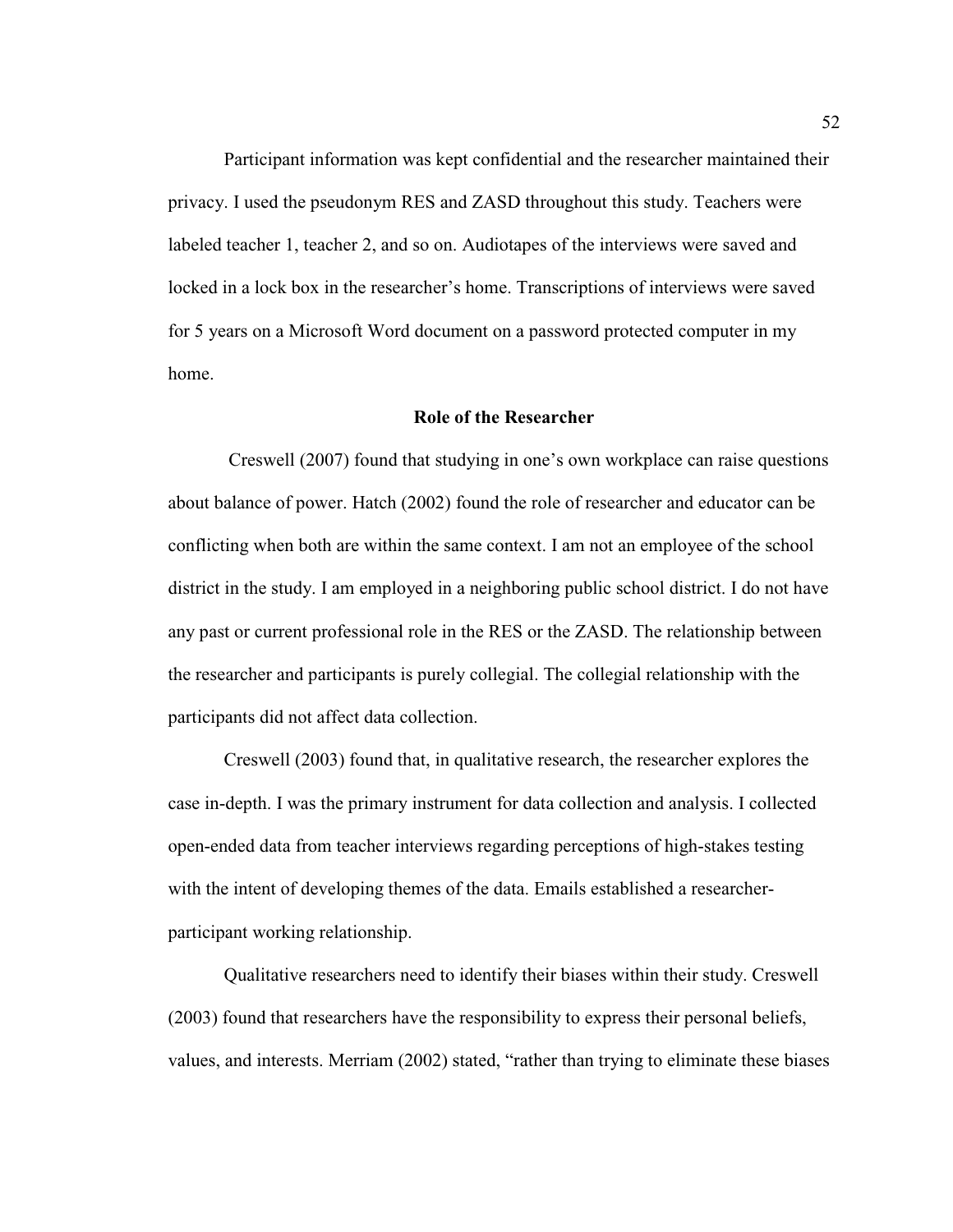Participant information was kept confidential and the researcher maintained their privacy. I used the pseudonym RES and ZASD throughout this study. Teachers were labeled teacher 1, teacher 2, and so on. Audiotapes of the interviews were saved and locked in a lock box in the researcher's home. Transcriptions of interviews were saved for 5 years on a Microsoft Word document on a password protected computer in my home.

## Role of the Researcher

Creswell (2007) found that studying in one's own workplace can raise questions about balance of power. Hatch (2002) found the role of researcher and educator can be conflicting when both are within the same context. I am not an employee of the school district in the study. I am employed in a neighboring public school district. I do not have any past or current professional role in the RES or the ZASD. The relationship between the researcher and participants is purely collegial. The collegial relationship with the participants did not affect data collection.

Creswell (2003) found that, in qualitative research, the researcher explores the case in-depth. I was the primary instrument for data collection and analysis. I collected open-ended data from teacher interviews regarding perceptions of high-stakes testing with the intent of developing themes of the data. Emails established a researcher-participant working relationship.

Qualitative researchers need to identify their biases within their study. Creswell (2003) found that researchers have the responsibility to express their personal beliefs, values, and interests. Merriam (2002) stated, "rather than trying to eliminate these biases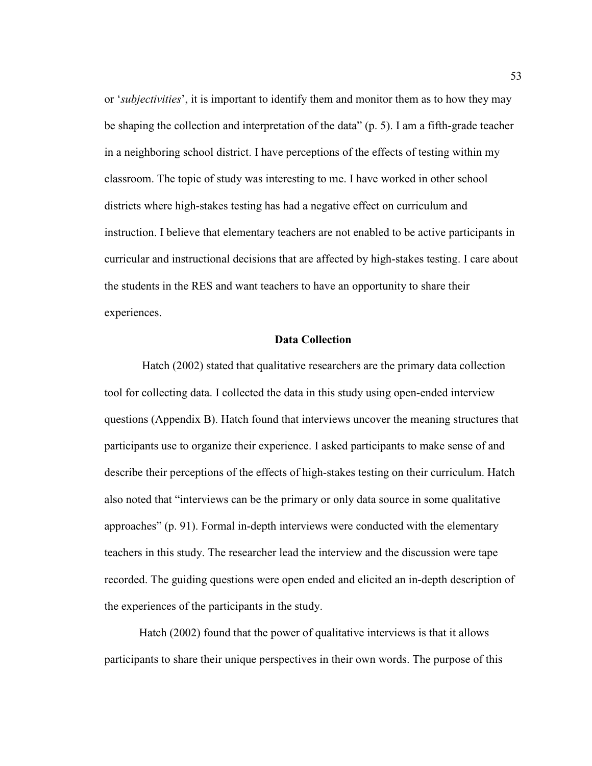or '*subjectivities*', it is important to identify them and monitor them as to how they may be shaping the collection and interpretation of the data" (p. 5). I am a fifth-grade teacher in a neighboring school district. I have perceptions of the effects of testing within my classroom. The topic of study was interesting to me. I have worked in other school districts where high-stakes testing has had a negative effect on curriculum and instruction. I believe that elementary teachers are not enabled to be active participants in curricular and instructional decisions that are affected by high-stakes testing. I care about the students in the RES and want teachers to have an opportunity to share their experiences.

## Data Collection

Hatch (2002) stated that qualitative researchers are the primary data collection tool for collecting data. I collected the data in this study using open-ended interview questions (Appendix B). Hatch found that interviews uncover the meaning structures that participants use to organize their experience. I asked participants to make sense of and describe their perceptions of the effects of high-stakes testing on their curriculum. Hatch also noted that "interviews can be the primary or only data source in some qualitative approaches" (p. 91). Formal in-depth interviews were conducted with the elementary teachers in this study. The researcher lead the interview and the discussion were tape recorded. The guiding questions were open ended and elicited an in-depth description of the experiences of the participants in the study.

Hatch (2002) found that the power of qualitative interviews is that it allows participants to share their unique perspectives in their own words. The purpose of this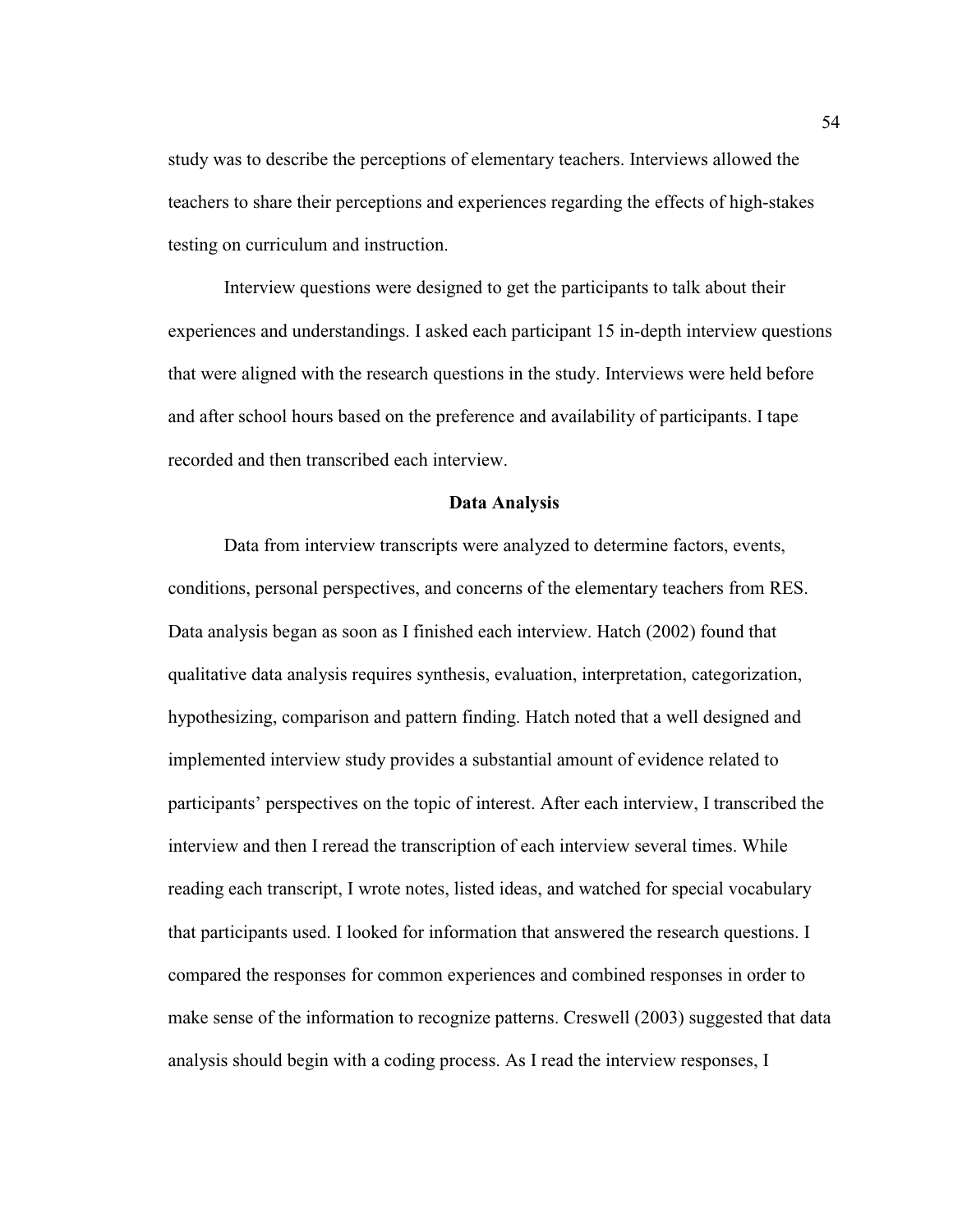study was to describe the perceptions of elementary teachers. Interviews allowed the teachers to share their perceptions and experiences regarding the effects of high-stakes testing on curriculum and instruction.

Interview questions were designed to get the participants to talk about their experiences and understandings. I asked each participant 15 in-depth interview questions that were aligned with the research questions in the study. Interviews were held before and after school hours based on the preference and availability of participants. I tape recorded and then transcribed each interview.

## Data Analysis

Data from interview transcripts were analyzed to determine factors, events, conditions, personal perspectives, and concerns of the elementary teachers from RES. Data analysis began as soon as I finished each interview. Hatch (2002) found that qualitative data analysis requires synthesis, evaluation, interpretation, categorization, hypothesizing, comparison and pattern finding. Hatch noted that a well designed and implemented interview study provides a substantial amount of evidence related to participants' perspectives on the topic of interest. After each interview, I transcribed the interview and then I reread the transcription of each interview several times. While reading each transcript, I wrote notes, listed ideas, and watched for special vocabulary that participants used. I looked for information that answered the research questions. I compared the responses for common experiences and combined responses in order to make sense of the information to recognize patterns. Creswell (2003) suggested that data analysis should begin with a coding process. As I read the interview responses, I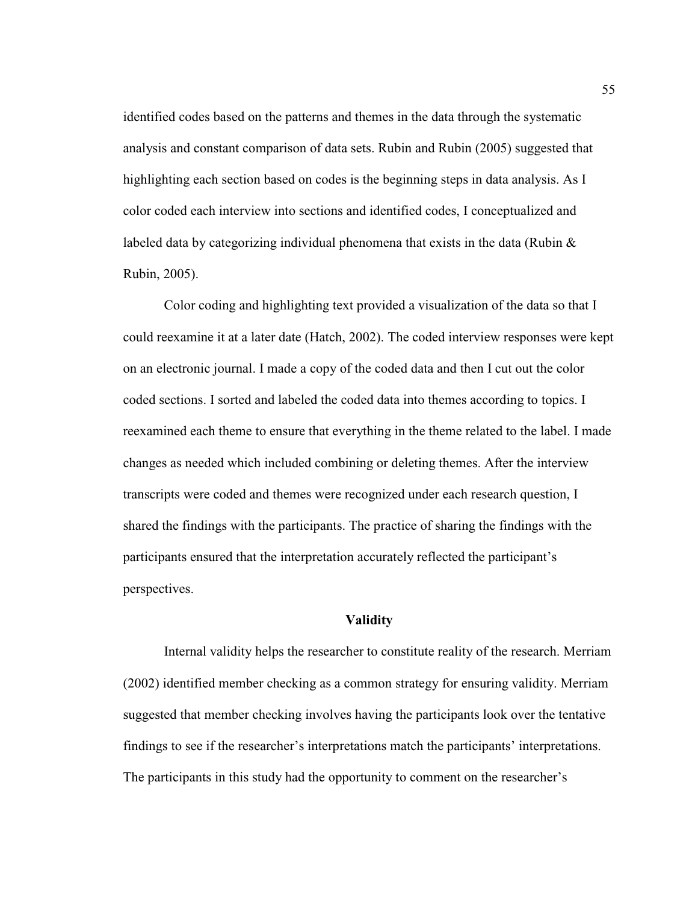identified codes based on the patterns and themes in the data through the systematic analysis and constant comparison of data sets. Rubin and Rubin (2005) suggested that highlighting each section based on codes is the beginning steps in data analysis. As I color coded each interview into sections and identified codes, I conceptualized and labeled data by categorizing individual phenomena that exists in the data (Rubin & Rubin, 2005).

Color coding and highlighting text provided a visualization of the data so that I could reexamine it at a later date (Hatch, 2002). The coded interview responses were kept on an electronic journal. I made a copy of the coded data and then I cut out the color coded sections. I sorted and labeled the coded data into themes according to topics. I reexamined each theme to ensure that everything in the theme related to the label. I made changes as needed which included combining or deleting themes. After the interview transcripts were coded and themes were recognized under each research question, I shared the findings with the participants. The practice of sharing the findings with the participants ensured that the interpretation accurately reflected the participant's perspectives.

## Validity

Internal validity helps the researcher to constitute reality of the research. Merriam (2002) identified member checking as a common strategy for ensuring validity. Merriam suggested that member checking involves having the participants look over the tentative findings to see if the researcher's interpretations match the participants' interpretations. The participants in this study had the opportunity to comment on the researcher's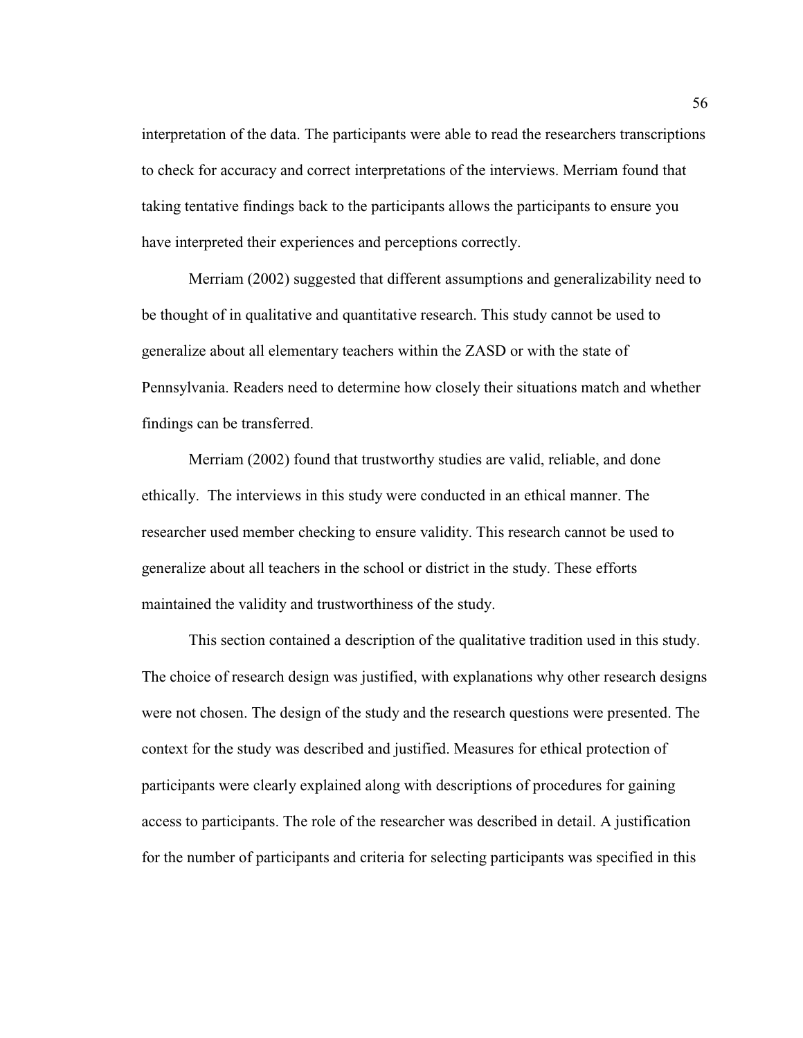interpretation of the data. The participants were able to read the researchers transcriptions to check for accuracy and correct interpretations of the interviews. Merriam found that taking tentative findings back to the participants allows the participants to ensure you have interpreted their experiences and perceptions correctly.

Merriam (2002) suggested that different assumptions and generalizability need to be thought of in qualitative and quantitative research. This study cannot be used to generalize about all elementary teachers within the ZASD or with the state of Pennsylvania. Readers need to determine how closely their situations match and whether findings can be transferred.

Merriam (2002) found that trustworthy studies are valid, reliable, and done ethically. The interviews in this study were conducted in an ethical manner. The researcher used member checking to ensure validity. This research cannot be used to generalize about all teachers in the school or district in the study. These efforts maintained the validity and trustworthiness of the study.

This section contained a description of the qualitative tradition used in this study. The choice of research design was justified, with explanations why other research designs were not chosen. The design of the study and the research questions were presented. The context for the study was described and justified. Measures for ethical protection of participants were clearly explained along with descriptions of procedures for gaining access to participants. The role of the researcher was described in detail. A justification for the number of participants and criteria for selecting participants was specified in this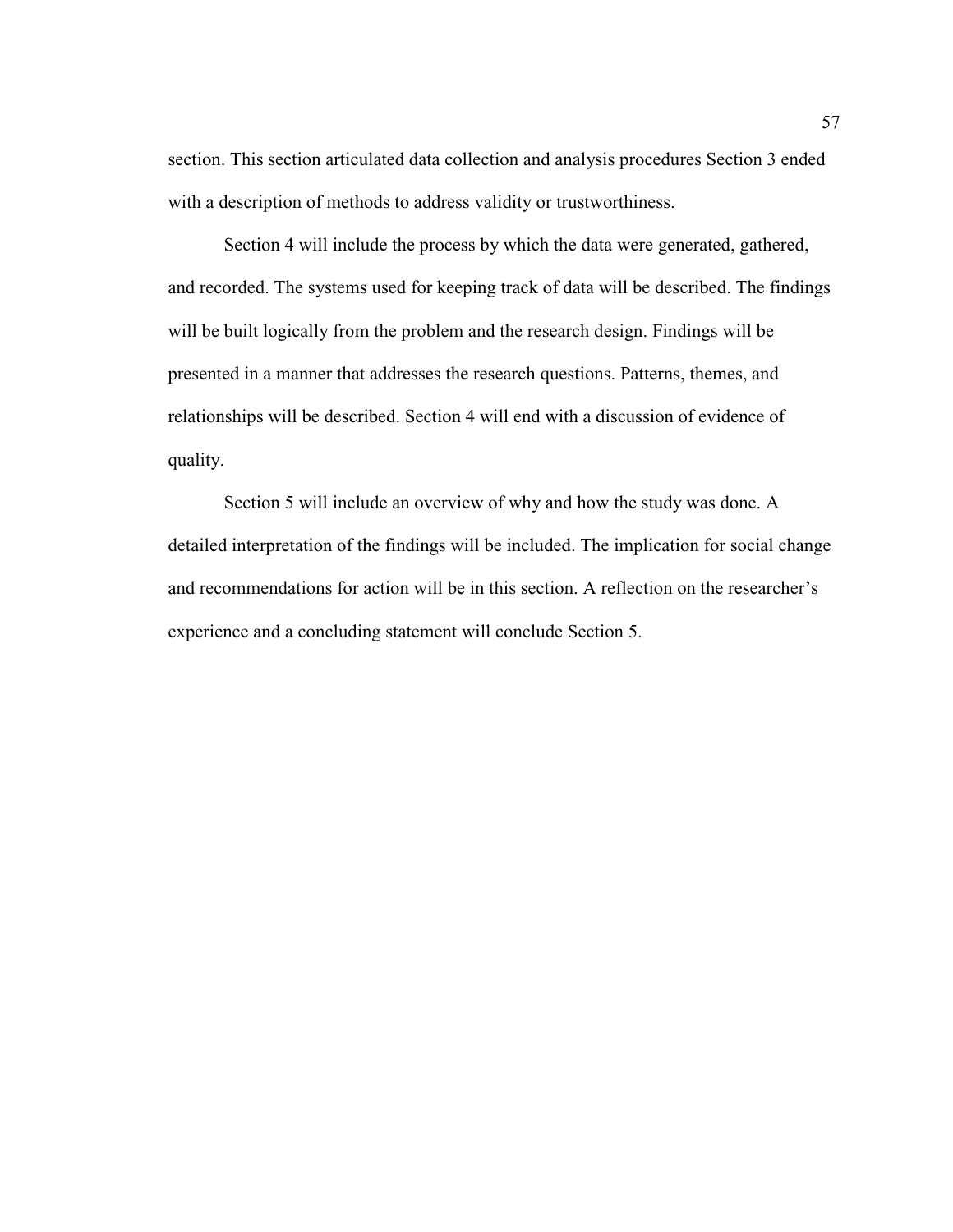section. This section articulated data collection and analysis procedures Section 3 ended with a description of methods to address validity or trustworthiness.

Section 4 will include the process by which the data were generated, gathered, and recorded. The systems used for keeping track of data will be described. The findings will be built logically from the problem and the research design. Findings will be presented in a manner that addresses the research questions. Patterns, themes, and relationships will be described. Section 4 will end with a discussion of evidence of quality.

Section 5 will include an overview of why and how the study was done. A detailed interpretation of the findings will be included. The implication for social change and recommendations for action will be in this section. A reflection on the researcher's experience and a concluding statement will conclude Section 5.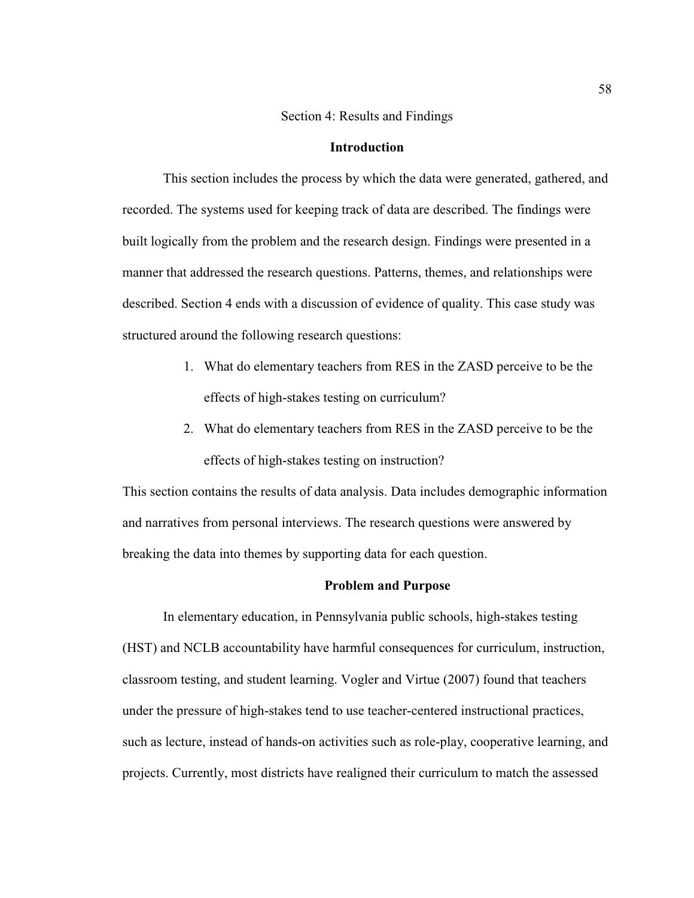# Section 4: Results and Findings

## Introduction

This section includes the process by which the data were generated, gathered, and recorded. The systems used for keeping track of data are described. The findings were built logically from the problem and the research design. Findings were presented in a manner that addressed the research questions. Patterns, themes, and relationships were described. Section 4 ends with a discussion of evidence of quality. This case study was structured around the following research questions:

1. What do elementary teachers from RES in the ZASD perceive to be the effects of high-stakes testing on curriculum?
2. What do elementary teachers from RES in the ZASD perceive to be the effects of high-stakes testing on instruction?

This section contains the results of data analysis. Data includes demographic information and narratives from personal interviews. The research questions were answered by breaking the data into themes by supporting data for each question.

## Problem and Purpose

In elementary education, in Pennsylvania public schools, high-stakes testing (HST) and NCLB accountability have harmful consequences for curriculum, instruction, classroom testing, and student learning. Vogler and Virtue (2007) found that teachers under the pressure of high-stakes tend to use teacher-centered instructional practices, such as lecture, instead of hands-on activities such as role-play, cooperative learning, and projects. Currently, most districts have realigned their curriculum to match the assessed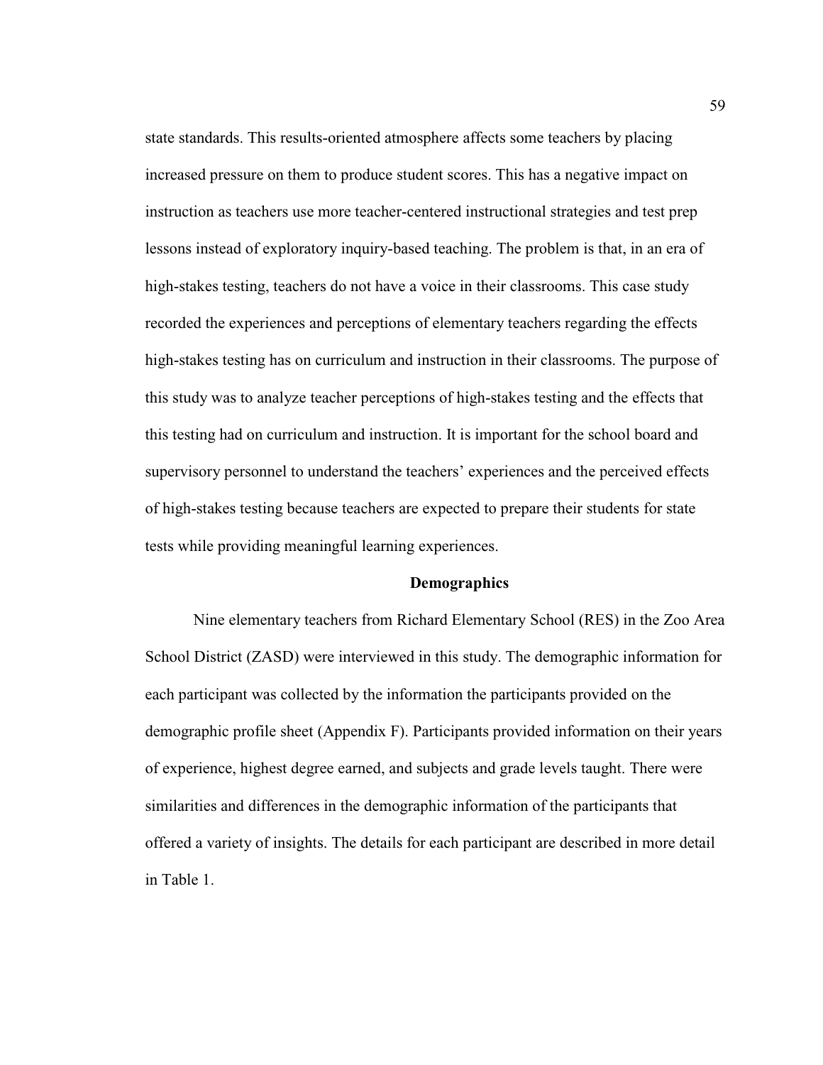state standards. This results-oriented atmosphere affects some teachers by placing increased pressure on them to produce student scores. This has a negative impact on instruction as teachers use more teacher-centered instructional strategies and test prep lessons instead of exploratory inquiry-based teaching. The problem is that, in an era of high-stakes testing, teachers do not have a voice in their classrooms. This case study recorded the experiences and perceptions of elementary teachers regarding the effects high-stakes testing has on curriculum and instruction in their classrooms. The purpose of this study was to analyze teacher perceptions of high-stakes testing and the effects that this testing had on curriculum and instruction. It is important for the school board and supervisory personnel to understand the teachers' experiences and the perceived effects of high-stakes testing because teachers are expected to prepare their students for state tests while providing meaningful learning experiences.

## Demographics

Nine elementary teachers from Richard Elementary School (RES) in the Zoo Area School District (ZASD) were interviewed in this study. The demographic information for each participant was collected by the information the participants provided on the demographic profile sheet (Appendix F). Participants provided information on their years of experience, highest degree earned, and subjects and grade levels taught. There were similarities and differences in the demographic information of the participants that offered a variety of insights. The details for each participant are described in more detail in Table 1.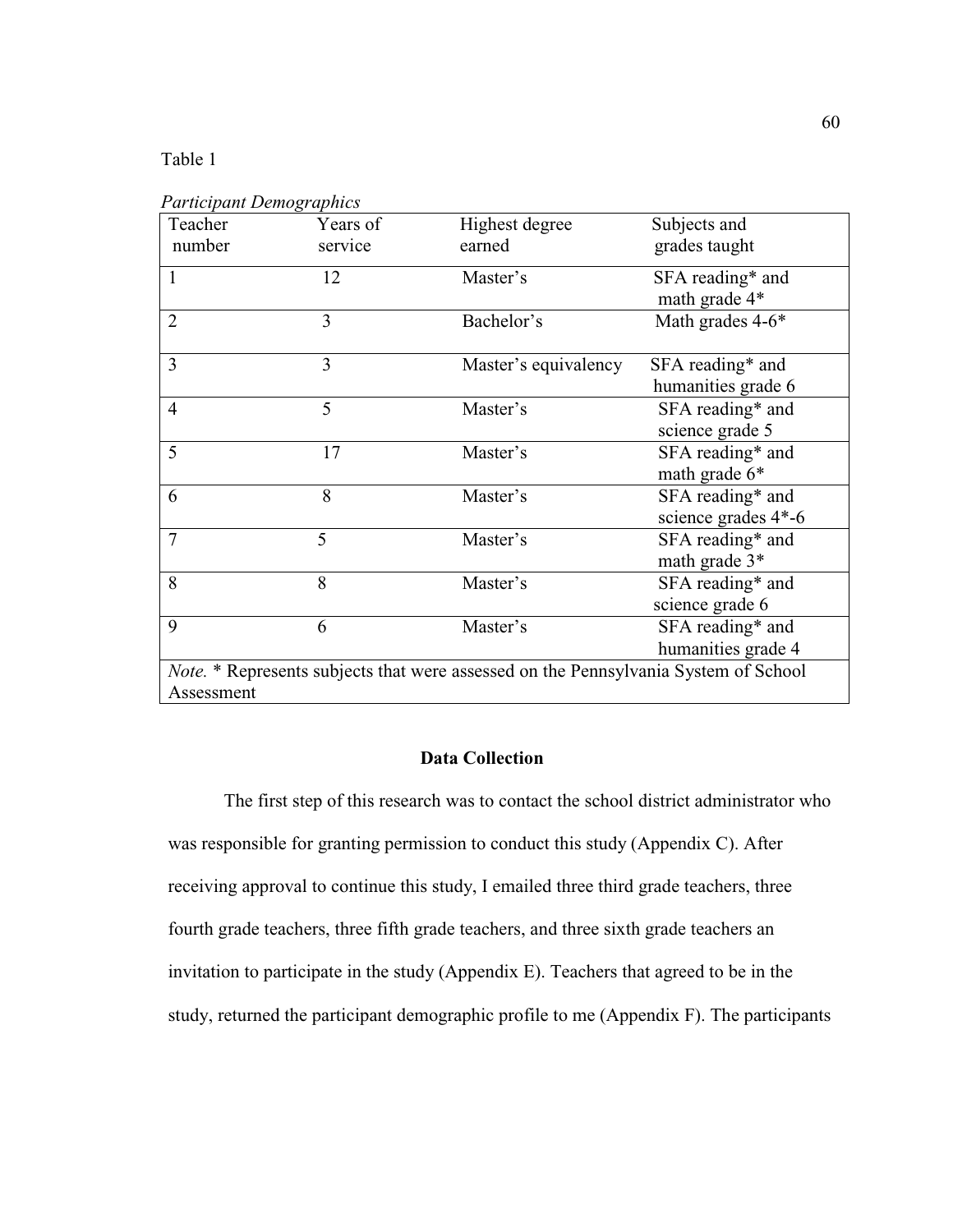Table 1

*Participant Demographics*

| Teacher number | Years of service | Highest degree earned | Subjects and grades taught |
|---|---|---|---|
| 1 | 12 | Master's | SFA reading* and math grade 4* |
| 2 | 3 | Bachelor's | Math grades 4-6* |
| 3 | 3 | Master's equivalency | SFA reading* and humanities grade 6 |
| 4 | 5 | Master's | SFA reading* and science grade 5 |
| 5 | 17 | Master's | SFA reading* and math grade 6* |
| 6 | 8 | Master's | SFA reading* and science grades 4*-6 |
| 7 | 5 | Master's | SFA reading* and math grade 3* |
| 8 | 8 | Master's | SFA reading* and science grade 6 |
| 9 | 6 | Master's | SFA reading* and humanities grade 4 |

*Note.* * Represents subjects that were assessed on the Pennsylvania System of School Assessment

## Data Collection

The first step of this research was to contact the school district administrator who was responsible for granting permission to conduct this study (Appendix C). After receiving approval to continue this study, I emailed three third grade teachers, three fourth grade teachers, three fifth grade teachers, and three sixth grade teachers an invitation to participate in the study (Appendix E). Teachers that agreed to be in the study, returned the participant demographic profile to me (Appendix F). The participants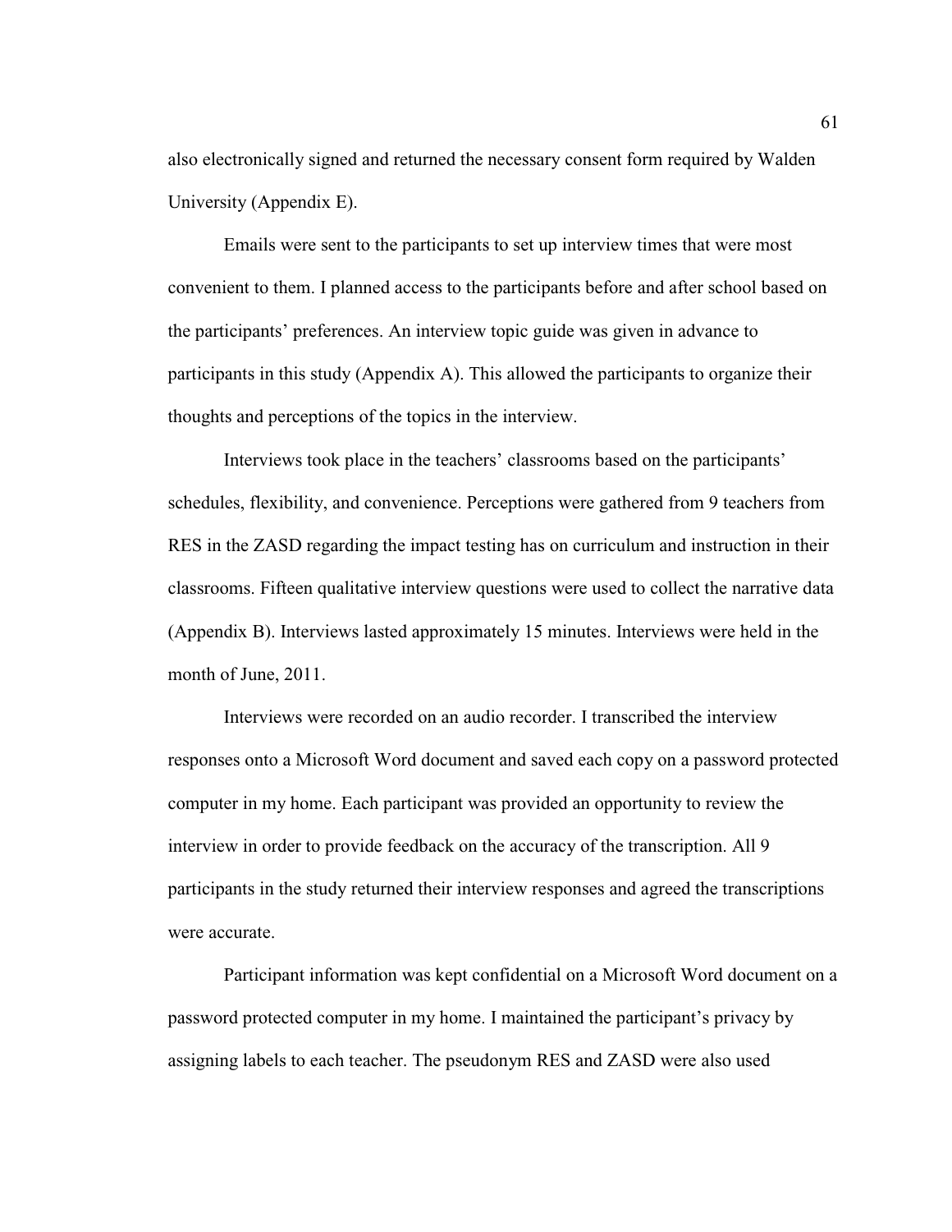also electronically signed and returned the necessary consent form required by Walden University (Appendix E).

Emails were sent to the participants to set up interview times that were most convenient to them. I planned access to the participants before and after school based on the participants' preferences. An interview topic guide was given in advance to participants in this study (Appendix A). This allowed the participants to organize their thoughts and perceptions of the topics in the interview.

Interviews took place in the teachers' classrooms based on the participants' schedules, flexibility, and convenience. Perceptions were gathered from 9 teachers from RES in the ZASD regarding the impact testing has on curriculum and instruction in their classrooms. Fifteen qualitative interview questions were used to collect the narrative data (Appendix B). Interviews lasted approximately 15 minutes. Interviews were held in the month of June, 2011.

Interviews were recorded on an audio recorder. I transcribed the interview responses onto a Microsoft Word document and saved each copy on a password protected computer in my home. Each participant was provided an opportunity to review the interview in order to provide feedback on the accuracy of the transcription. All 9 participants in the study returned their interview responses and agreed the transcriptions were accurate.

Participant information was kept confidential on a Microsoft Word document on a password protected computer in my home. I maintained the participant's privacy by assigning labels to each teacher. The pseudonym RES and ZASD were also used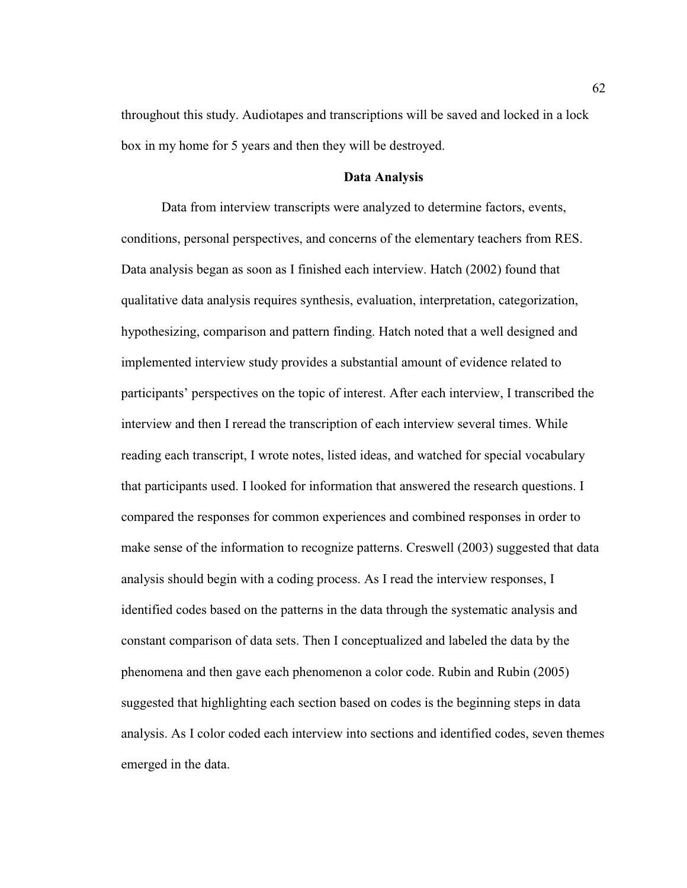throughout this study. Audiotapes and transcriptions will be saved and locked in a lock box in my home for 5 years and then they will be destroyed.

## Data Analysis

Data from interview transcripts were analyzed to determine factors, events, conditions, personal perspectives, and concerns of the elementary teachers from RES. Data analysis began as soon as I finished each interview. Hatch (2002) found that qualitative data analysis requires synthesis, evaluation, interpretation, categorization, hypothesizing, comparison and pattern finding. Hatch noted that a well designed and implemented interview study provides a substantial amount of evidence related to participants' perspectives on the topic of interest. After each interview, I transcribed the interview and then I reread the transcription of each interview several times. While reading each transcript, I wrote notes, listed ideas, and watched for special vocabulary that participants used. I looked for information that answered the research questions. I compared the responses for common experiences and combined responses in order to make sense of the information to recognize patterns. Creswell (2003) suggested that data analysis should begin with a coding process. As I read the interview responses, I identified codes based on the patterns in the data through the systematic analysis and constant comparison of data sets. Then I conceptualized and labeled the data by the phenomena and then gave each phenomenon a color code. Rubin and Rubin (2005) suggested that highlighting each section based on codes is the beginning steps in data analysis. As I color coded each interview into sections and identified codes, seven themes emerged in the data.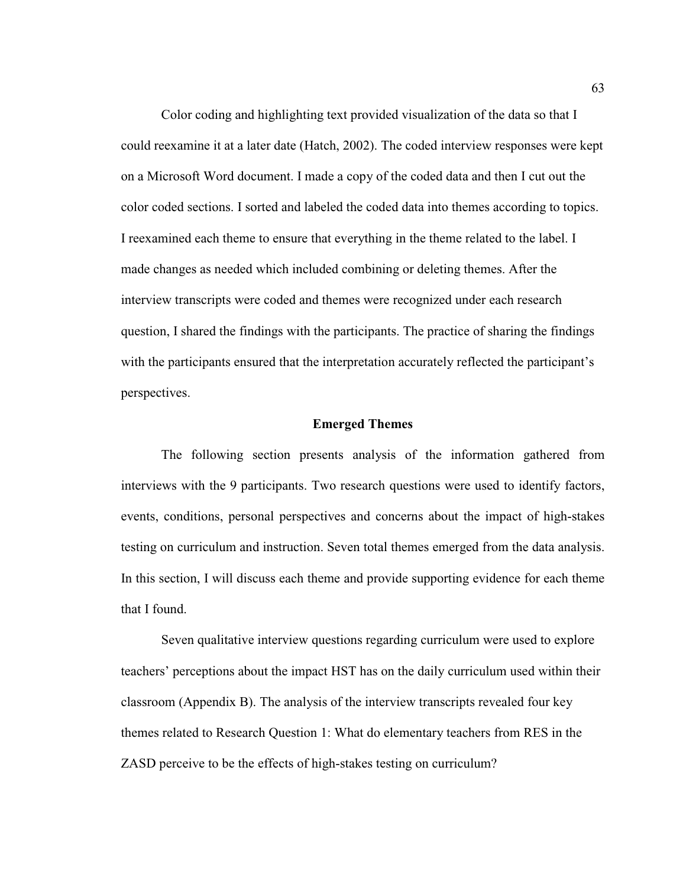Color coding and highlighting text provided visualization of the data so that I could reexamine it at a later date (Hatch, 2002). The coded interview responses were kept on a Microsoft Word document. I made a copy of the coded data and then I cut out the color coded sections. I sorted and labeled the coded data into themes according to topics. I reexamined each theme to ensure that everything in the theme related to the label. I made changes as needed which included combining or deleting themes. After the interview transcripts were coded and themes were recognized under each research question, I shared the findings with the participants. The practice of sharing the findings with the participants ensured that the interpretation accurately reflected the participant's perspectives.

## Emerged Themes

The following section presents analysis of the information gathered from interviews with the 9 participants. Two research questions were used to identify factors, events, conditions, personal perspectives and concerns about the impact of high-stakes testing on curriculum and instruction. Seven total themes emerged from the data analysis. In this section, I will discuss each theme and provide supporting evidence for each theme that I found.

Seven qualitative interview questions regarding curriculum were used to explore teachers' perceptions about the impact HST has on the daily curriculum used within their classroom (Appendix B). The analysis of the interview transcripts revealed four key themes related to Research Question 1: What do elementary teachers from RES in the ZASD perceive to be the effects of high-stakes testing on curriculum?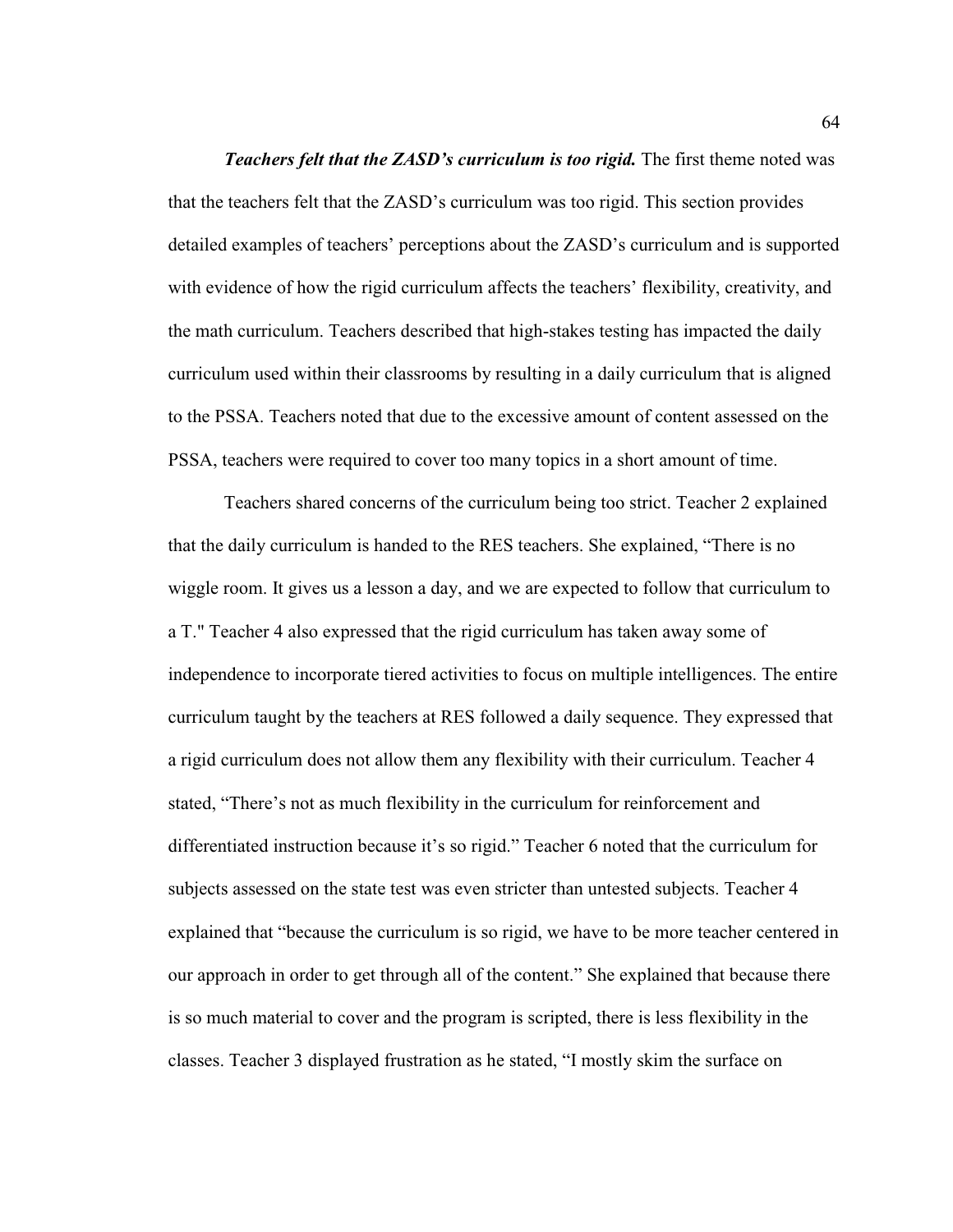***Teachers felt that the ZASD's curriculum is too rigid.*** The first theme noted was that the teachers felt that the ZASD's curriculum was too rigid. This section provides detailed examples of teachers' perceptions about the ZASD's curriculum and is supported with evidence of how the rigid curriculum affects the teachers' flexibility, creativity, and the math curriculum. Teachers described that high-stakes testing has impacted the daily curriculum used within their classrooms by resulting in a daily curriculum that is aligned to the PSSA. Teachers noted that due to the excessive amount of content assessed on the PSSA, teachers were required to cover too many topics in a short amount of time.

Teachers shared concerns of the curriculum being too strict. Teacher 2 explained that the daily curriculum is handed to the RES teachers. She explained, "There is no wiggle room. It gives us a lesson a day, and we are expected to follow that curriculum to a T." Teacher 4 also expressed that the rigid curriculum has taken away some of independence to incorporate tiered activities to focus on multiple intelligences. The entire curriculum taught by the teachers at RES followed a daily sequence. They expressed that a rigid curriculum does not allow them any flexibility with their curriculum. Teacher 4 stated, "There's not as much flexibility in the curriculum for reinforcement and differentiated instruction because it's so rigid." Teacher 6 noted that the curriculum for subjects assessed on the state test was even stricter than untested subjects. Teacher 4 explained that "because the curriculum is so rigid, we have to be more teacher centered in our approach in order to get through all of the content." She explained that because there is so much material to cover and the program is scripted, there is less flexibility in the classes. Teacher 3 displayed frustration as he stated, "I mostly skim the surface on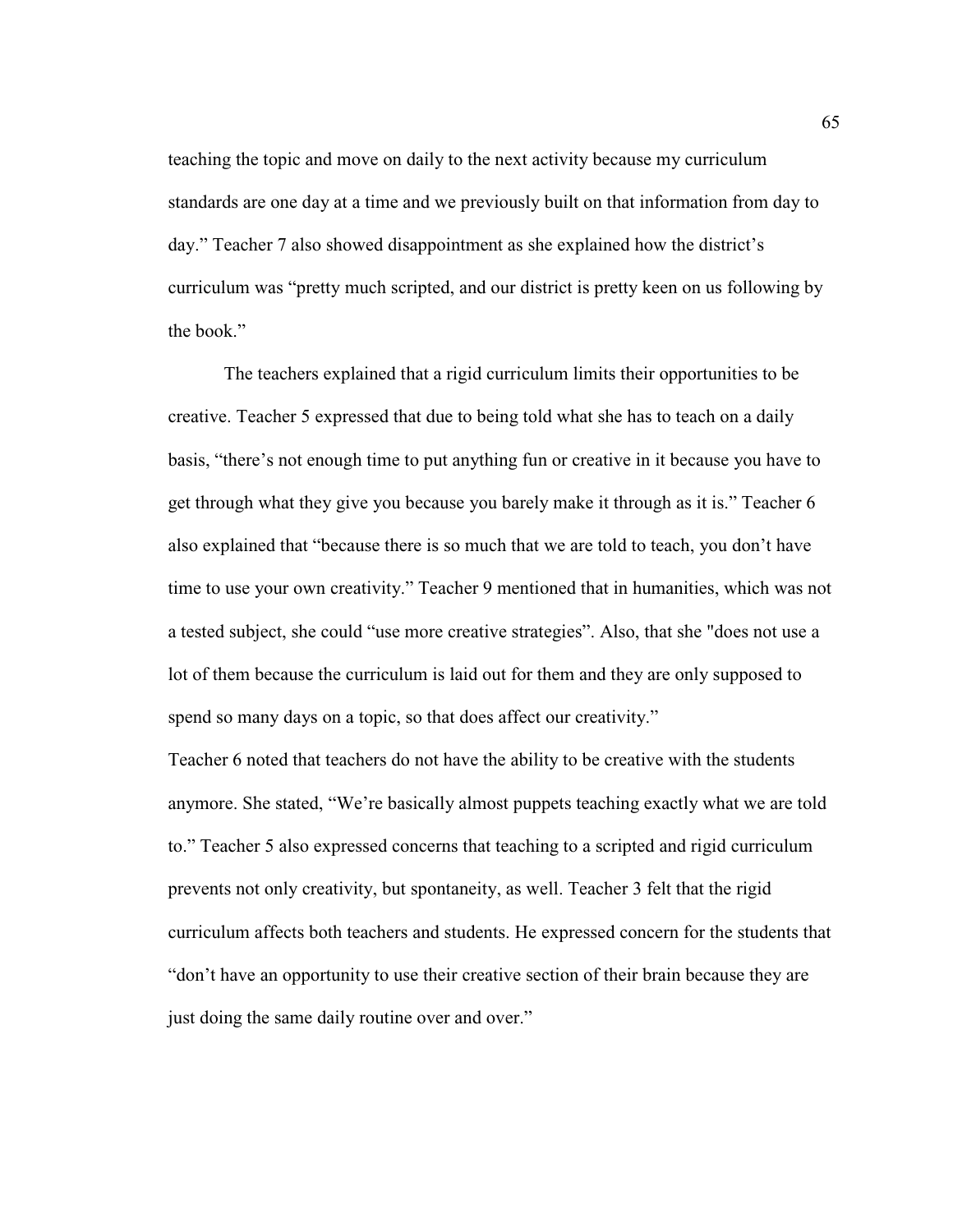teaching the topic and move on daily to the next activity because my curriculum standards are one day at a time and we previously built on that information from day to day." Teacher 7 also showed disappointment as she explained how the district's curriculum was "pretty much scripted, and our district is pretty keen on us following by the book."

The teachers explained that a rigid curriculum limits their opportunities to be creative. Teacher 5 expressed that due to being told what she has to teach on a daily basis, "there's not enough time to put anything fun or creative in it because you have to get through what they give you because you barely make it through as it is." Teacher 6 also explained that "because there is so much that we are told to teach, you don't have time to use your own creativity." Teacher 9 mentioned that in humanities, which was not a tested subject, she could "use more creative strategies". Also, that she "does not use a lot of them because the curriculum is laid out for them and they are only supposed to spend so many days on a topic, so that does affect our creativity."

Teacher 6 noted that teachers do not have the ability to be creative with the students anymore. She stated, "We're basically almost puppets teaching exactly what we are told to." Teacher 5 also expressed concerns that teaching to a scripted and rigid curriculum prevents not only creativity, but spontaneity, as well. Teacher 3 felt that the rigid curriculum affects both teachers and students. He expressed concern for the students that "don't have an opportunity to use their creative section of their brain because they are just doing the same daily routine over and over."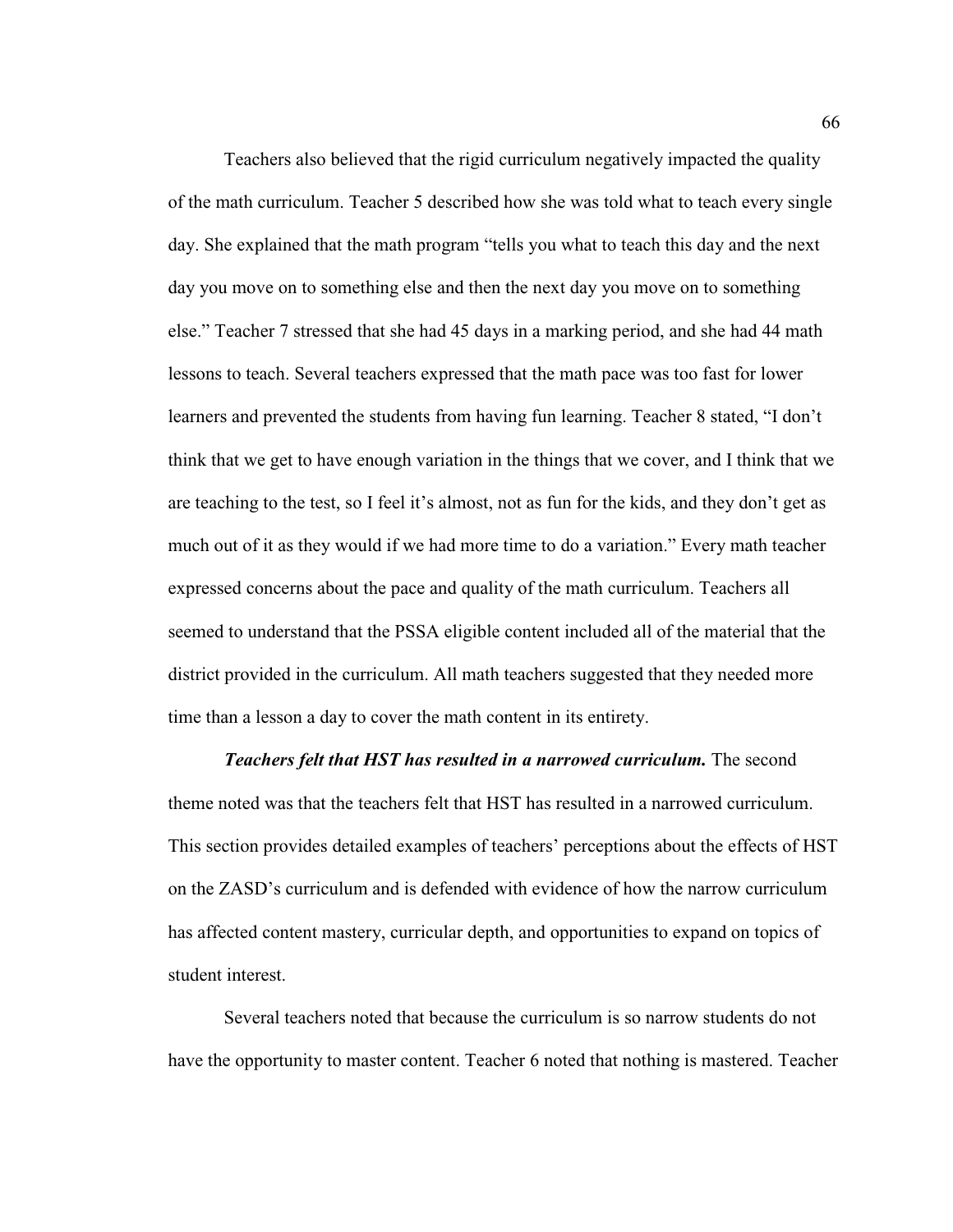Teachers also believed that the rigid curriculum negatively impacted the quality of the math curriculum. Teacher 5 described how she was told what to teach every single day. She explained that the math program "tells you what to teach this day and the next day you move on to something else and then the next day you move on to something else." Teacher 7 stressed that she had 45 days in a marking period, and she had 44 math lessons to teach. Several teachers expressed that the math pace was too fast for lower learners and prevented the students from having fun learning. Teacher 8 stated, "I don't think that we get to have enough variation in the things that we cover, and I think that we are teaching to the test, so I feel it's almost, not as fun for the kids, and they don't get as much out of it as they would if we had more time to do a variation." Every math teacher expressed concerns about the pace and quality of the math curriculum. Teachers all seemed to understand that the PSSA eligible content included all of the material that the district provided in the curriculum. All math teachers suggested that they needed more time than a lesson a day to cover the math content in its entirety.

***Teachers felt that HST has resulted in a narrowed curriculum.*** The second theme noted was that the teachers felt that HST has resulted in a narrowed curriculum. This section provides detailed examples of teachers' perceptions about the effects of HST on the ZASD's curriculum and is defended with evidence of how the narrow curriculum has affected content mastery, curricular depth, and opportunities to expand on topics of student interest.

Several teachers noted that because the curriculum is so narrow students do not have the opportunity to master content. Teacher 6 noted that nothing is mastered. Teacher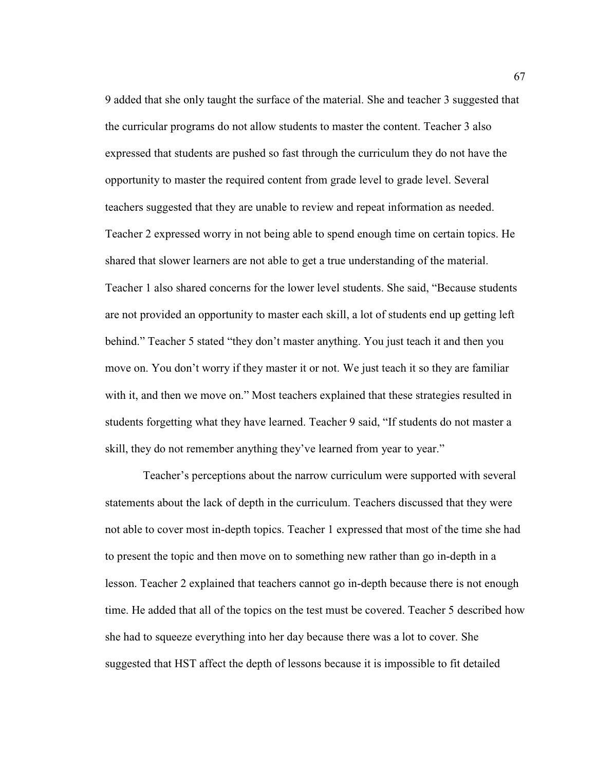9 added that she only taught the surface of the material. She and teacher 3 suggested that the curricular programs do not allow students to master the content. Teacher 3 also expressed that students are pushed so fast through the curriculum they do not have the opportunity to master the required content from grade level to grade level. Several teachers suggested that they are unable to review and repeat information as needed. Teacher 2 expressed worry in not being able to spend enough time on certain topics. He shared that slower learners are not able to get a true understanding of the material. Teacher 1 also shared concerns for the lower level students. She said, "Because students are not provided an opportunity to master each skill, a lot of students end up getting left behind." Teacher 5 stated "they don't master anything. You just teach it and then you move on. You don't worry if they master it or not. We just teach it so they are familiar with it, and then we move on." Most teachers explained that these strategies resulted in students forgetting what they have learned. Teacher 9 said, "If students do not master a skill, they do not remember anything they've learned from year to year."

Teacher's perceptions about the narrow curriculum were supported with several statements about the lack of depth in the curriculum. Teachers discussed that they were not able to cover most in-depth topics. Teacher 1 expressed that most of the time she had to present the topic and then move on to something new rather than go in-depth in a lesson. Teacher 2 explained that teachers cannot go in-depth because there is not enough time. He added that all of the topics on the test must be covered. Teacher 5 described how she had to squeeze everything into her day because there was a lot to cover. She suggested that HST affect the depth of lessons because it is impossible to fit detailed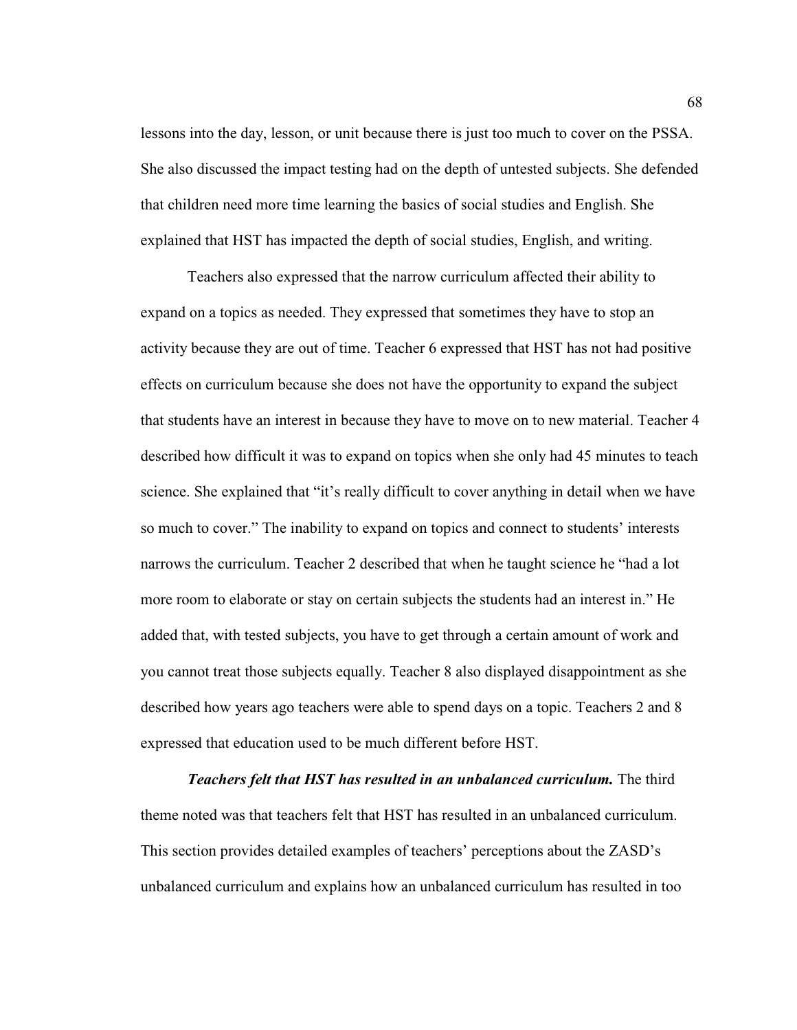lessons into the day, lesson, or unit because there is just too much to cover on the PSSA. She also discussed the impact testing had on the depth of untested subjects. She defended that children need more time learning the basics of social studies and English. She explained that HST has impacted the depth of social studies, English, and writing.

Teachers also expressed that the narrow curriculum affected their ability to expand on a topics as needed. They expressed that sometimes they have to stop an activity because they are out of time. Teacher 6 expressed that HST has not had positive effects on curriculum because she does not have the opportunity to expand the subject that students have an interest in because they have to move on to new material. Teacher 4 described how difficult it was to expand on topics when she only had 45 minutes to teach science. She explained that "it's really difficult to cover anything in detail when we have so much to cover." The inability to expand on topics and connect to students' interests narrows the curriculum. Teacher 2 described that when he taught science he "had a lot more room to elaborate or stay on certain subjects the students had an interest in." He added that, with tested subjects, you have to get through a certain amount of work and you cannot treat those subjects equally. Teacher 8 also displayed disappointment as she described how years ago teachers were able to spend days on a topic. Teachers 2 and 8 expressed that education used to be much different before HST.

***Teachers felt that HST has resulted in an unbalanced curriculum.*** The third theme noted was that teachers felt that HST has resulted in an unbalanced curriculum. This section provides detailed examples of teachers' perceptions about the ZASD's unbalanced curriculum and explains how an unbalanced curriculum has resulted in too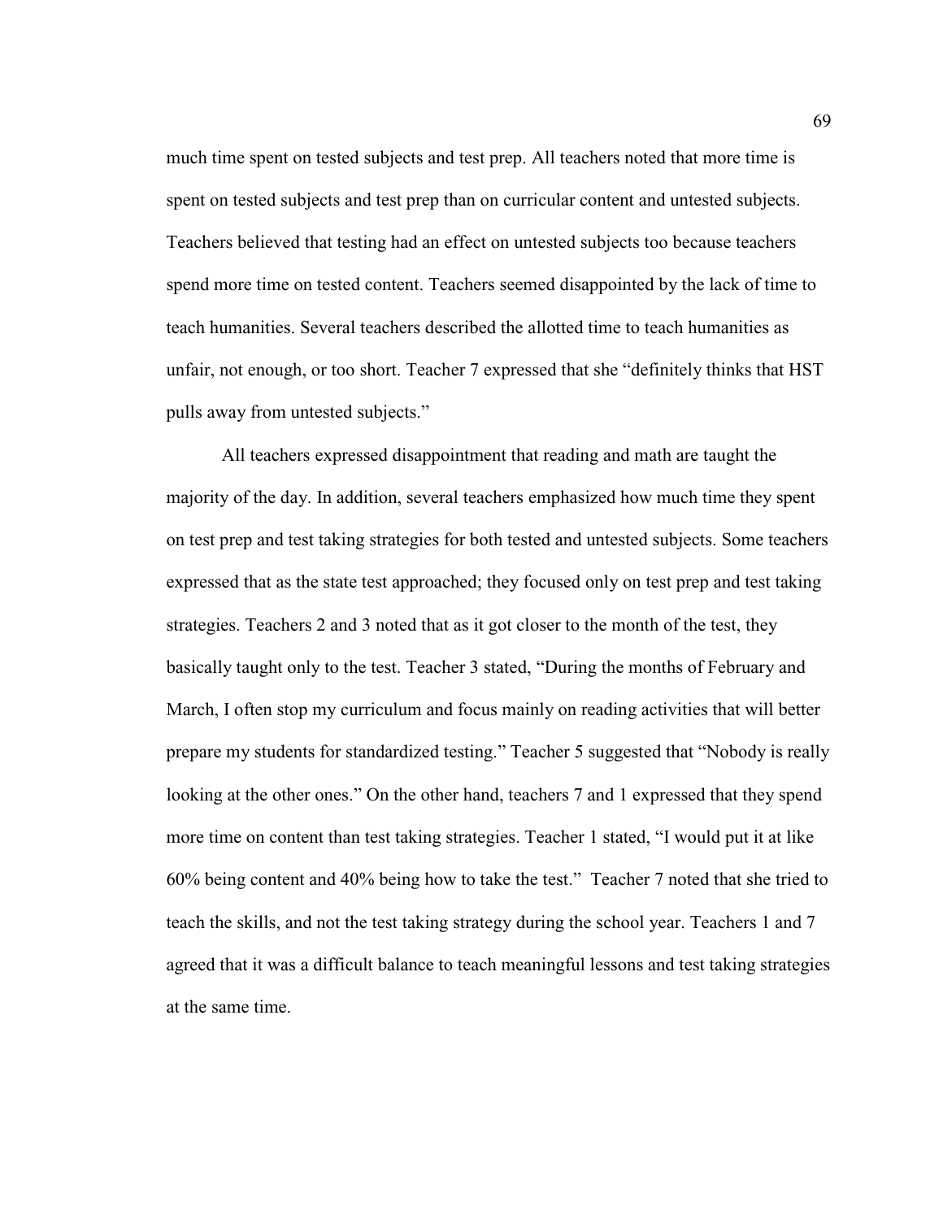much time spent on tested subjects and test prep. All teachers noted that more time is spent on tested subjects and test prep than on curricular content and untested subjects. Teachers believed that testing had an effect on untested subjects too because teachers spend more time on tested content. Teachers seemed disappointed by the lack of time to teach humanities. Several teachers described the allotted time to teach humanities as unfair, not enough, or too short. Teacher 7 expressed that she "definitely thinks that HST pulls away from untested subjects."

All teachers expressed disappointment that reading and math are taught the majority of the day. In addition, several teachers emphasized how much time they spent on test prep and test taking strategies for both tested and untested subjects. Some teachers expressed that as the state test approached; they focused only on test prep and test taking strategies. Teachers 2 and 3 noted that as it got closer to the month of the test, they basically taught only to the test. Teacher 3 stated, "During the months of February and March, I often stop my curriculum and focus mainly on reading activities that will better prepare my students for standardized testing." Teacher 5 suggested that "Nobody is really looking at the other ones." On the other hand, teachers 7 and 1 expressed that they spend more time on content than test taking strategies. Teacher 1 stated, "I would put it at like 60% being content and 40% being how to take the test." Teacher 7 noted that she tried to teach the skills, and not the test taking strategy during the school year. Teachers 1 and 7 agreed that it was a difficult balance to teach meaningful lessons and test taking strategies at the same time.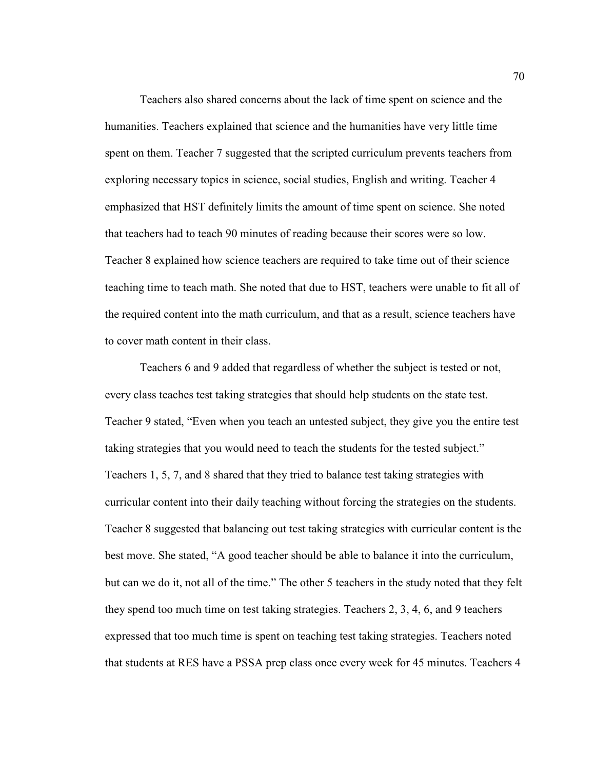Teachers also shared concerns about the lack of time spent on science and the humanities. Teachers explained that science and the humanities have very little time spent on them. Teacher 7 suggested that the scripted curriculum prevents teachers from exploring necessary topics in science, social studies, English and writing. Teacher 4 emphasized that HST definitely limits the amount of time spent on science. She noted that teachers had to teach 90 minutes of reading because their scores were so low. Teacher 8 explained how science teachers are required to take time out of their science teaching time to teach math. She noted that due to HST, teachers were unable to fit all of the required content into the math curriculum, and that as a result, science teachers have to cover math content in their class.

Teachers 6 and 9 added that regardless of whether the subject is tested or not, every class teaches test taking strategies that should help students on the state test. Teacher 9 stated, "Even when you teach an untested subject, they give you the entire test taking strategies that you would need to teach the students for the tested subject." Teachers 1, 5, 7, and 8 shared that they tried to balance test taking strategies with curricular content into their daily teaching without forcing the strategies on the students. Teacher 8 suggested that balancing out test taking strategies with curricular content is the best move. She stated, "A good teacher should be able to balance it into the curriculum, but can we do it, not all of the time." The other 5 teachers in the study noted that they felt they spend too much time on test taking strategies. Teachers 2, 3, 4, 6, and 9 teachers expressed that too much time is spent on teaching test taking strategies. Teachers noted that students at RES have a PSSA prep class once every week for 45 minutes. Teachers 4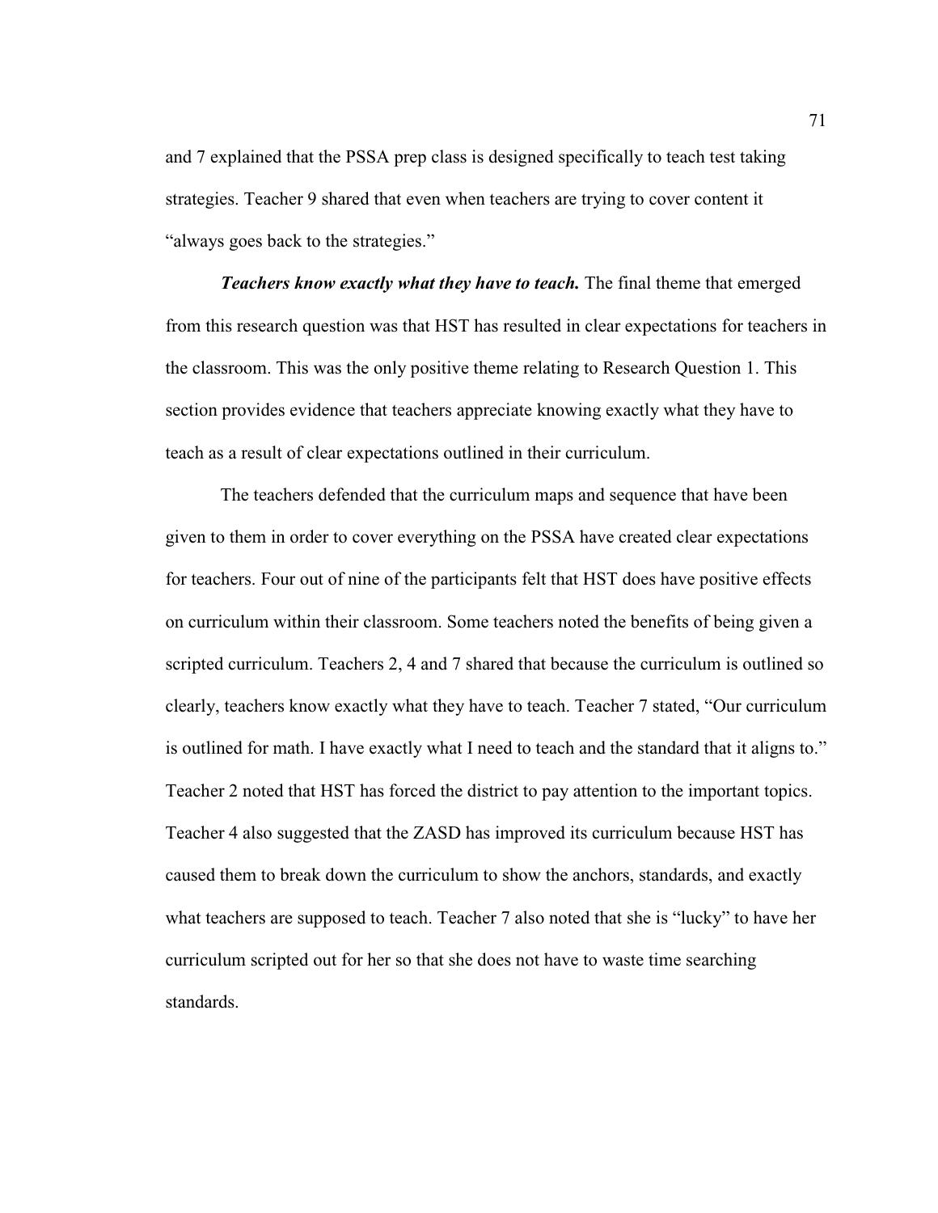and 7 explained that the PSSA prep class is designed specifically to teach test taking strategies. Teacher 9 shared that even when teachers are trying to cover content it "always goes back to the strategies."

***Teachers know exactly what they have to teach.*** The final theme that emerged from this research question was that HST has resulted in clear expectations for teachers in the classroom. This was the only positive theme relating to Research Question 1. This section provides evidence that teachers appreciate knowing exactly what they have to teach as a result of clear expectations outlined in their curriculum.

The teachers defended that the curriculum maps and sequence that have been given to them in order to cover everything on the PSSA have created clear expectations for teachers. Four out of nine of the participants felt that HST does have positive effects on curriculum within their classroom. Some teachers noted the benefits of being given a scripted curriculum. Teachers 2, 4 and 7 shared that because the curriculum is outlined so clearly, teachers know exactly what they have to teach. Teacher 7 stated, "Our curriculum is outlined for math. I have exactly what I need to teach and the standard that it aligns to." Teacher 2 noted that HST has forced the district to pay attention to the important topics. Teacher 4 also suggested that the ZASD has improved its curriculum because HST has caused them to break down the curriculum to show the anchors, standards, and exactly what teachers are supposed to teach. Teacher 7 also noted that she is "lucky" to have her curriculum scripted out for her so that she does not have to waste time searching standards.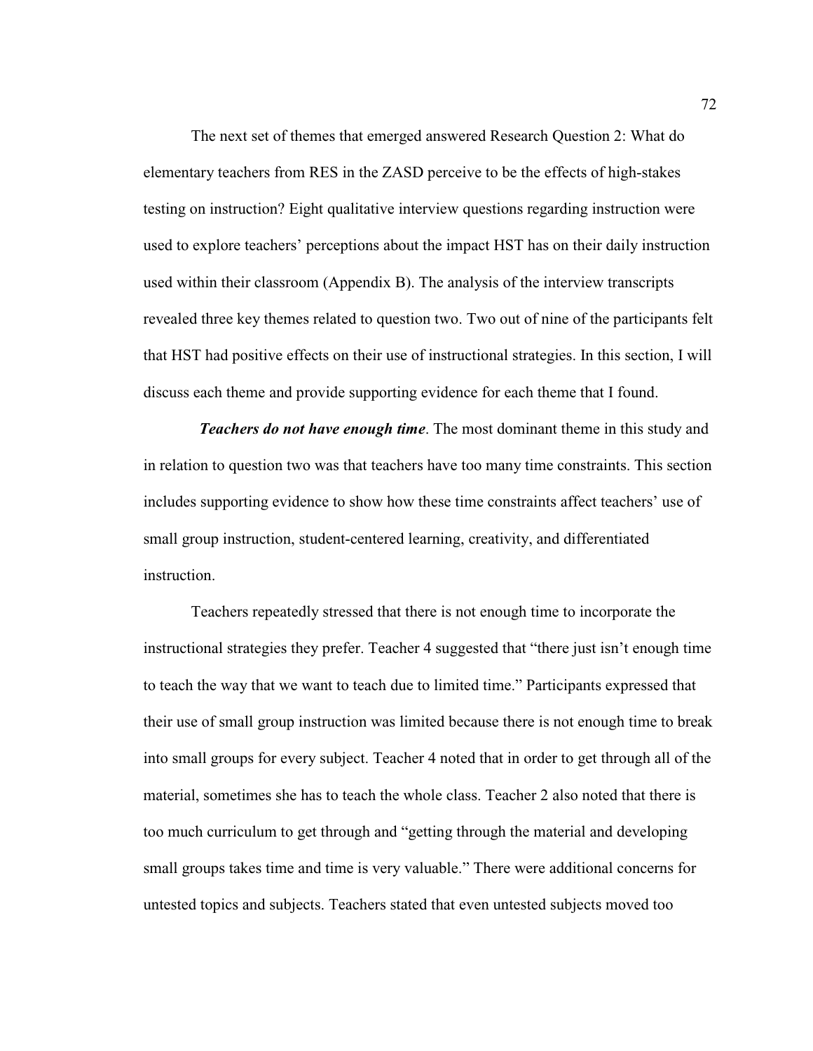The next set of themes that emerged answered Research Question 2: What do elementary teachers from RES in the ZASD perceive to be the effects of high-stakes testing on instruction? Eight qualitative interview questions regarding instruction were used to explore teachers' perceptions about the impact HST has on their daily instruction used within their classroom (Appendix B). The analysis of the interview transcripts revealed three key themes related to question two. Two out of nine of the participants felt that HST had positive effects on their use of instructional strategies. In this section, I will discuss each theme and provide supporting evidence for each theme that I found.

***Teachers do not have enough time***. The most dominant theme in this study and in relation to question two was that teachers have too many time constraints. This section includes supporting evidence to show how these time constraints affect teachers' use of small group instruction, student-centered learning, creativity, and differentiated instruction.

Teachers repeatedly stressed that there is not enough time to incorporate the instructional strategies they prefer. Teacher 4 suggested that "there just isn't enough time to teach the way that we want to teach due to limited time." Participants expressed that their use of small group instruction was limited because there is not enough time to break into small groups for every subject. Teacher 4 noted that in order to get through all of the material, sometimes she has to teach the whole class. Teacher 2 also noted that there is too much curriculum to get through and "getting through the material and developing small groups takes time and time is very valuable." There were additional concerns for untested topics and subjects. Teachers stated that even untested subjects moved too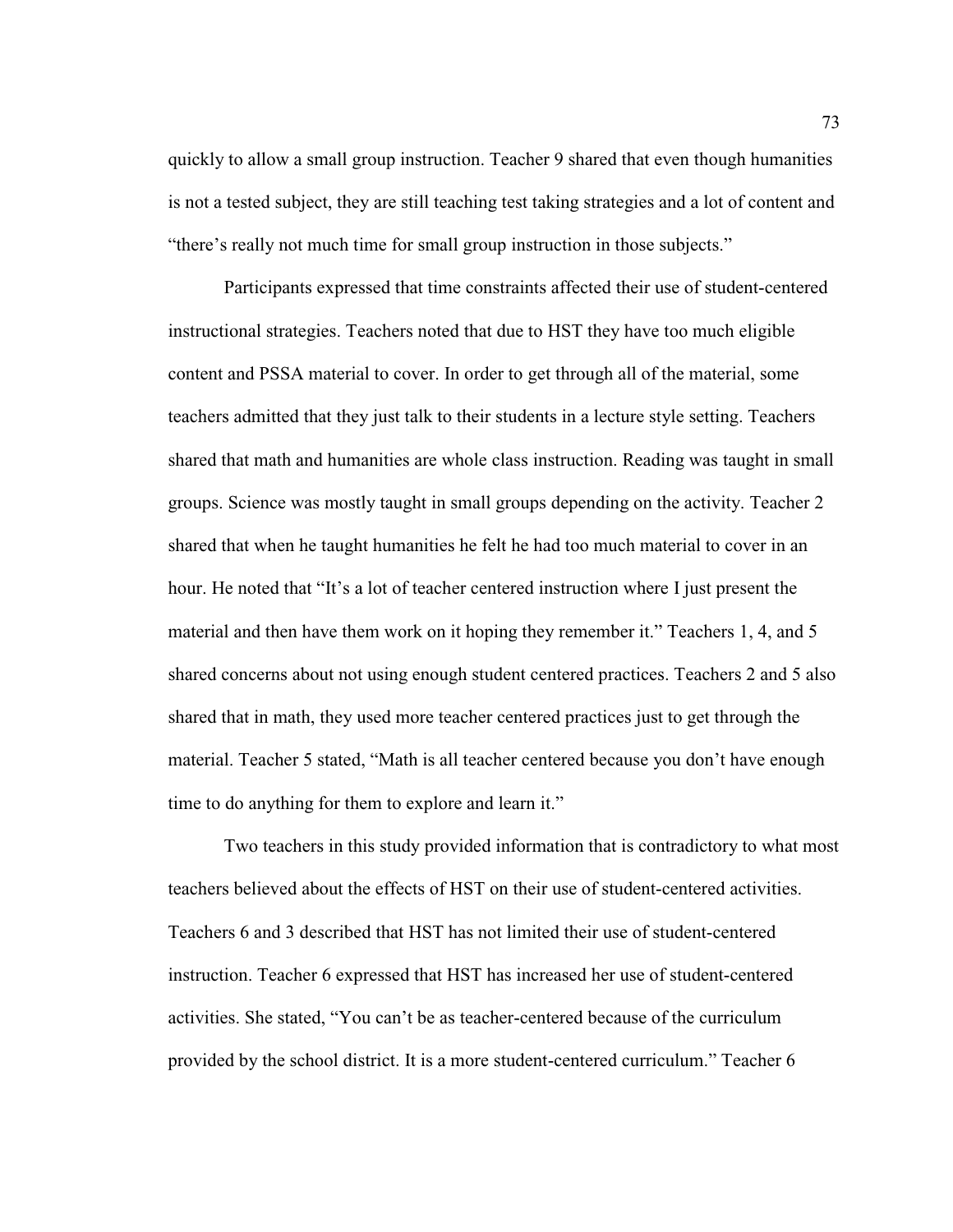quickly to allow a small group instruction. Teacher 9 shared that even though humanities is not a tested subject, they are still teaching test taking strategies and a lot of content and "there's really not much time for small group instruction in those subjects."

Participants expressed that time constraints affected their use of student-centered instructional strategies. Teachers noted that due to HST they have too much eligible content and PSSA material to cover. In order to get through all of the material, some teachers admitted that they just talk to their students in a lecture style setting. Teachers shared that math and humanities are whole class instruction. Reading was taught in small groups. Science was mostly taught in small groups depending on the activity. Teacher 2 shared that when he taught humanities he felt he had too much material to cover in an hour. He noted that "It's a lot of teacher centered instruction where I just present the material and then have them work on it hoping they remember it." Teachers 1, 4, and 5 shared concerns about not using enough student centered practices. Teachers 2 and 5 also shared that in math, they used more teacher centered practices just to get through the material. Teacher 5 stated, "Math is all teacher centered because you don't have enough time to do anything for them to explore and learn it."

Two teachers in this study provided information that is contradictory to what most teachers believed about the effects of HST on their use of student-centered activities. Teachers 6 and 3 described that HST has not limited their use of student-centered instruction. Teacher 6 expressed that HST has increased her use of student-centered activities. She stated, "You can't be as teacher-centered because of the curriculum provided by the school district. It is a more student-centered curriculum." Teacher 6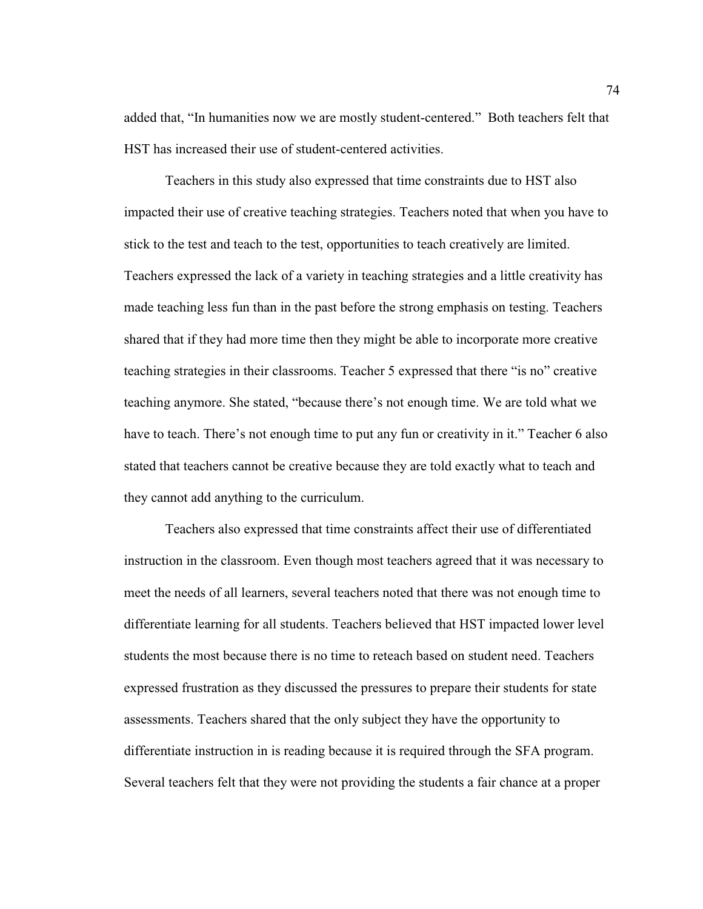added that, "In humanities now we are mostly student-centered." Both teachers felt that HST has increased their use of student-centered activities.

Teachers in this study also expressed that time constraints due to HST also impacted their use of creative teaching strategies. Teachers noted that when you have to stick to the test and teach to the test, opportunities to teach creatively are limited. Teachers expressed the lack of a variety in teaching strategies and a little creativity has made teaching less fun than in the past before the strong emphasis on testing. Teachers shared that if they had more time then they might be able to incorporate more creative teaching strategies in their classrooms. Teacher 5 expressed that there "is no" creative teaching anymore. She stated, "because there's not enough time. We are told what we have to teach. There's not enough time to put any fun or creativity in it." Teacher 6 also stated that teachers cannot be creative because they are told exactly what to teach and they cannot add anything to the curriculum.

Teachers also expressed that time constraints affect their use of differentiated instruction in the classroom. Even though most teachers agreed that it was necessary to meet the needs of all learners, several teachers noted that there was not enough time to differentiate learning for all students. Teachers believed that HST impacted lower level students the most because there is no time to reteach based on student need. Teachers expressed frustration as they discussed the pressures to prepare their students for state assessments. Teachers shared that the only subject they have the opportunity to differentiate instruction in is reading because it is required through the SFA program. Several teachers felt that they were not providing the students a fair chance at a proper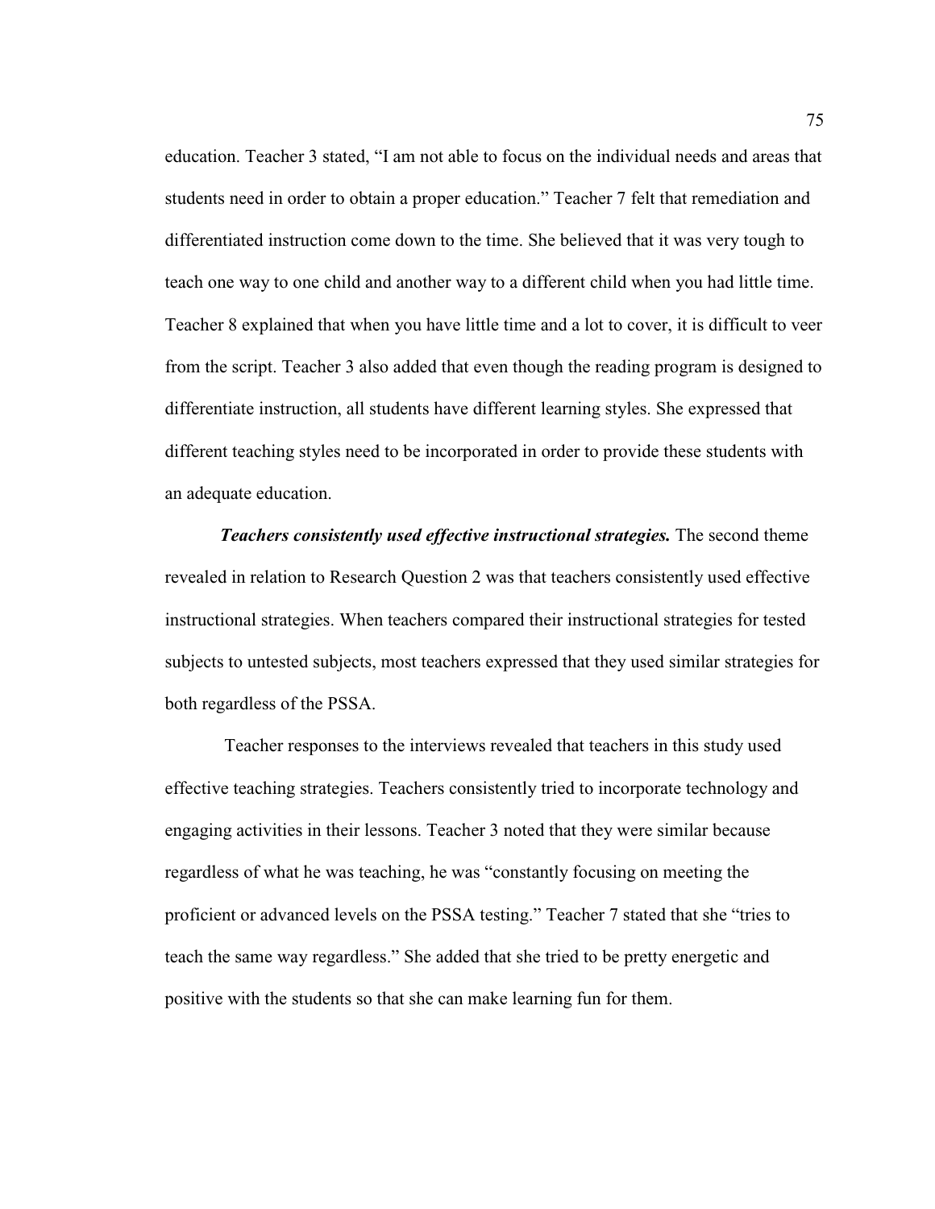education. Teacher 3 stated, "I am not able to focus on the individual needs and areas that students need in order to obtain a proper education." Teacher 7 felt that remediation and differentiated instruction come down to the time. She believed that it was very tough to teach one way to one child and another way to a different child when you had little time. Teacher 8 explained that when you have little time and a lot to cover, it is difficult to veer from the script. Teacher 3 also added that even though the reading program is designed to differentiate instruction, all students have different learning styles. She expressed that different teaching styles need to be incorporated in order to provide these students with an adequate education.

***Teachers consistently used effective instructional strategies.*** The second theme revealed in relation to Research Question 2 was that teachers consistently used effective instructional strategies. When teachers compared their instructional strategies for tested subjects to untested subjects, most teachers expressed that they used similar strategies for both regardless of the PSSA.

Teacher responses to the interviews revealed that teachers in this study used effective teaching strategies. Teachers consistently tried to incorporate technology and engaging activities in their lessons. Teacher 3 noted that they were similar because regardless of what he was teaching, he was "constantly focusing on meeting the proficient or advanced levels on the PSSA testing." Teacher 7 stated that she "tries to teach the same way regardless." She added that she tried to be pretty energetic and positive with the students so that she can make learning fun for them.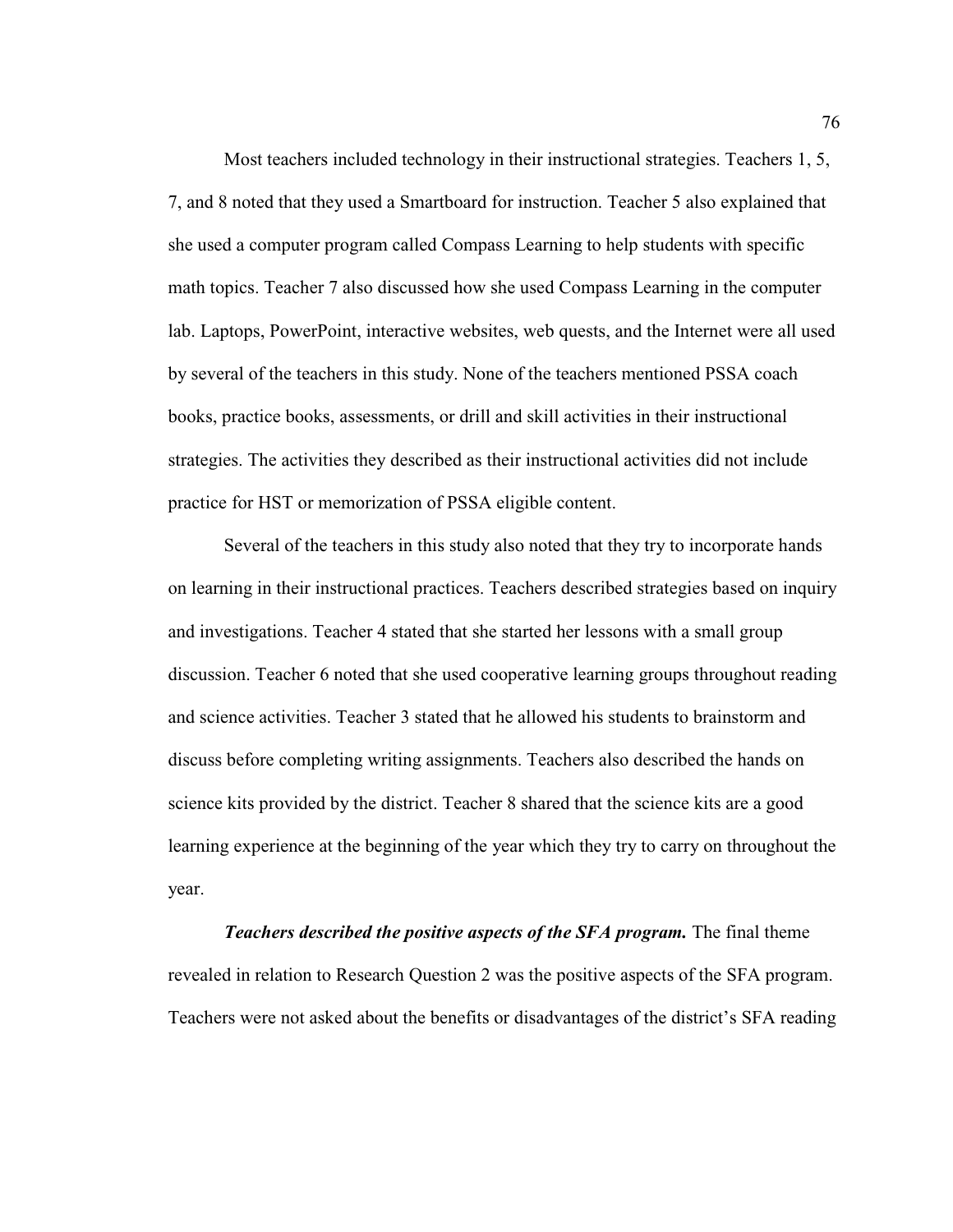Most teachers included technology in their instructional strategies. Teachers 1, 5, 7, and 8 noted that they used a Smartboard for instruction. Teacher 5 also explained that she used a computer program called Compass Learning to help students with specific math topics. Teacher 7 also discussed how she used Compass Learning in the computer lab. Laptops, PowerPoint, interactive websites, web quests, and the Internet were all used by several of the teachers in this study. None of the teachers mentioned PSSA coach books, practice books, assessments, or drill and skill activities in their instructional strategies. The activities they described as their instructional activities did not include practice for HST or memorization of PSSA eligible content.

Several of the teachers in this study also noted that they try to incorporate hands on learning in their instructional practices. Teachers described strategies based on inquiry and investigations. Teacher 4 stated that she started her lessons with a small group discussion. Teacher 6 noted that she used cooperative learning groups throughout reading and science activities. Teacher 3 stated that he allowed his students to brainstorm and discuss before completing writing assignments. Teachers also described the hands on science kits provided by the district. Teacher 8 shared that the science kits are a good learning experience at the beginning of the year which they try to carry on throughout the year.

***Teachers described the positive aspects of the SFA program.*** The final theme revealed in relation to Research Question 2 was the positive aspects of the SFA program. Teachers were not asked about the benefits or disadvantages of the district's SFA reading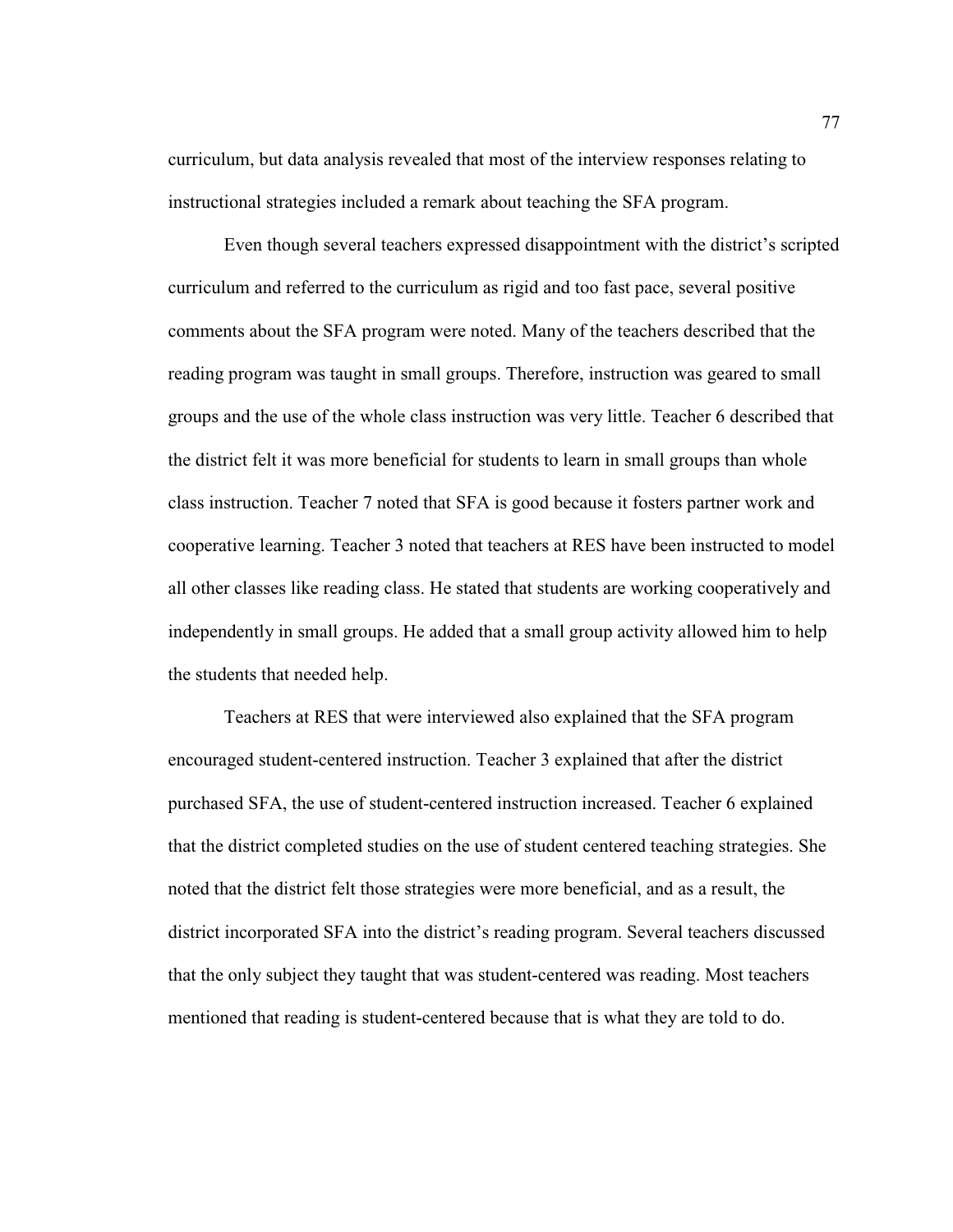curriculum, but data analysis revealed that most of the interview responses relating to instructional strategies included a remark about teaching the SFA program.

Even though several teachers expressed disappointment with the district's scripted curriculum and referred to the curriculum as rigid and too fast pace, several positive comments about the SFA program were noted. Many of the teachers described that the reading program was taught in small groups. Therefore, instruction was geared to small groups and the use of the whole class instruction was very little. Teacher 6 described that the district felt it was more beneficial for students to learn in small groups than whole class instruction. Teacher 7 noted that SFA is good because it fosters partner work and cooperative learning. Teacher 3 noted that teachers at RES have been instructed to model all other classes like reading class. He stated that students are working cooperatively and independently in small groups. He added that a small group activity allowed him to help the students that needed help.

Teachers at RES that were interviewed also explained that the SFA program encouraged student-centered instruction. Teacher 3 explained that after the district purchased SFA, the use of student-centered instruction increased. Teacher 6 explained that the district completed studies on the use of student centered teaching strategies. She noted that the district felt those strategies were more beneficial, and as a result, the district incorporated SFA into the district's reading program. Several teachers discussed that the only subject they taught that was student-centered was reading. Most teachers mentioned that reading is student-centered because that is what they are told to do.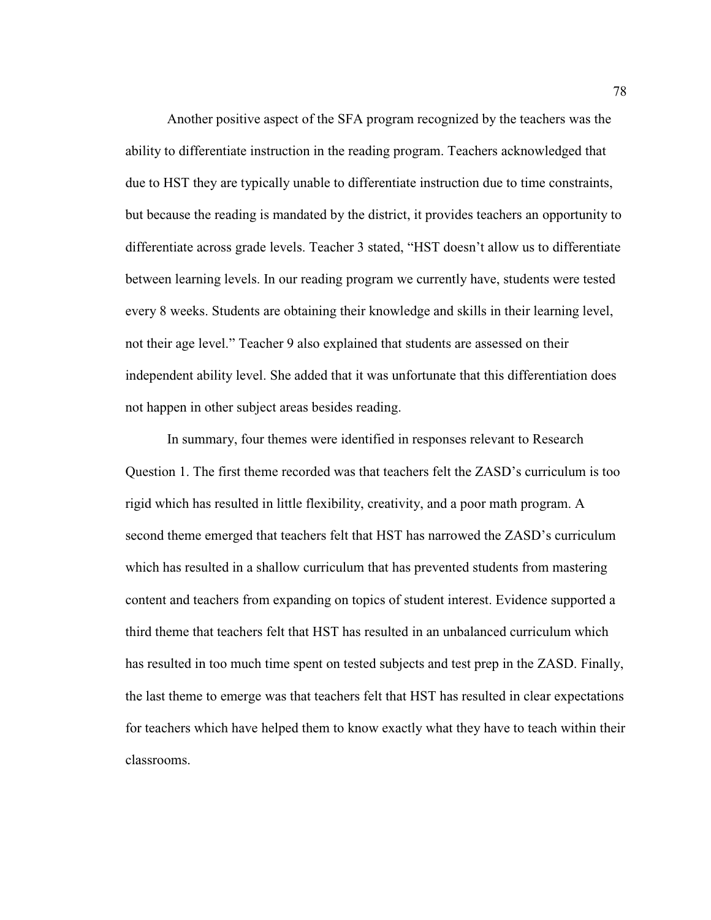Another positive aspect of the SFA program recognized by the teachers was the ability to differentiate instruction in the reading program. Teachers acknowledged that due to HST they are typically unable to differentiate instruction due to time constraints, but because the reading is mandated by the district, it provides teachers an opportunity to differentiate across grade levels. Teacher 3 stated, "HST doesn't allow us to differentiate between learning levels. In our reading program we currently have, students were tested every 8 weeks. Students are obtaining their knowledge and skills in their learning level, not their age level." Teacher 9 also explained that students are assessed on their independent ability level. She added that it was unfortunate that this differentiation does not happen in other subject areas besides reading.

In summary, four themes were identified in responses relevant to Research Question 1. The first theme recorded was that teachers felt the ZASD's curriculum is too rigid which has resulted in little flexibility, creativity, and a poor math program. A second theme emerged that teachers felt that HST has narrowed the ZASD's curriculum which has resulted in a shallow curriculum that has prevented students from mastering content and teachers from expanding on topics of student interest. Evidence supported a third theme that teachers felt that HST has resulted in an unbalanced curriculum which has resulted in too much time spent on tested subjects and test prep in the ZASD. Finally, the last theme to emerge was that teachers felt that HST has resulted in clear expectations for teachers which have helped them to know exactly what they have to teach within their classrooms.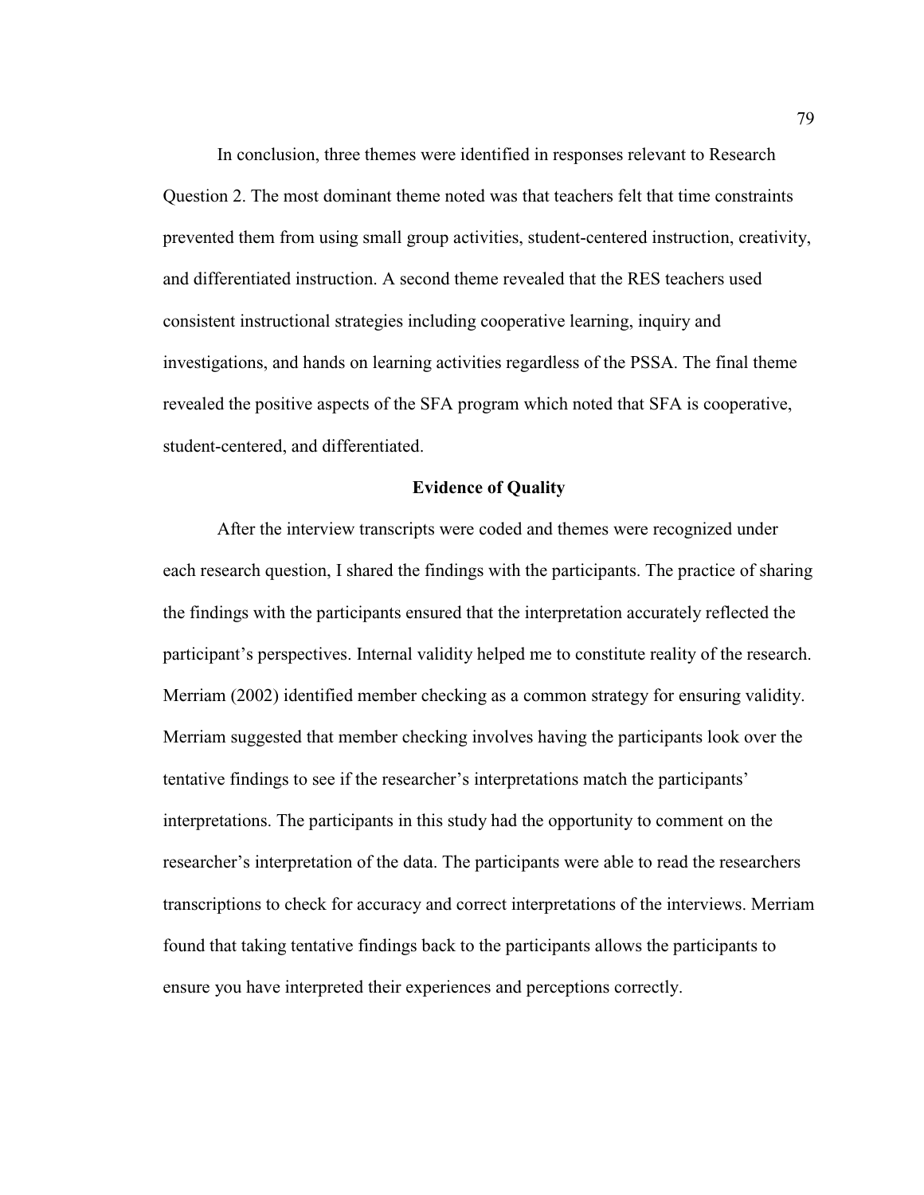In conclusion, three themes were identified in responses relevant to Research Question 2. The most dominant theme noted was that teachers felt that time constraints prevented them from using small group activities, student-centered instruction, creativity, and differentiated instruction. A second theme revealed that the RES teachers used consistent instructional strategies including cooperative learning, inquiry and investigations, and hands on learning activities regardless of the PSSA. The final theme revealed the positive aspects of the SFA program which noted that SFA is cooperative, student-centered, and differentiated.

## Evidence of Quality

After the interview transcripts were coded and themes were recognized under each research question, I shared the findings with the participants. The practice of sharing the findings with the participants ensured that the interpretation accurately reflected the participant's perspectives. Internal validity helped me to constitute reality of the research. Merriam (2002) identified member checking as a common strategy for ensuring validity. Merriam suggested that member checking involves having the participants look over the tentative findings to see if the researcher's interpretations match the participants' interpretations. The participants in this study had the opportunity to comment on the researcher's interpretation of the data. The participants were able to read the researchers transcriptions to check for accuracy and correct interpretations of the interviews. Merriam found that taking tentative findings back to the participants allows the participants to ensure you have interpreted their experiences and perceptions correctly.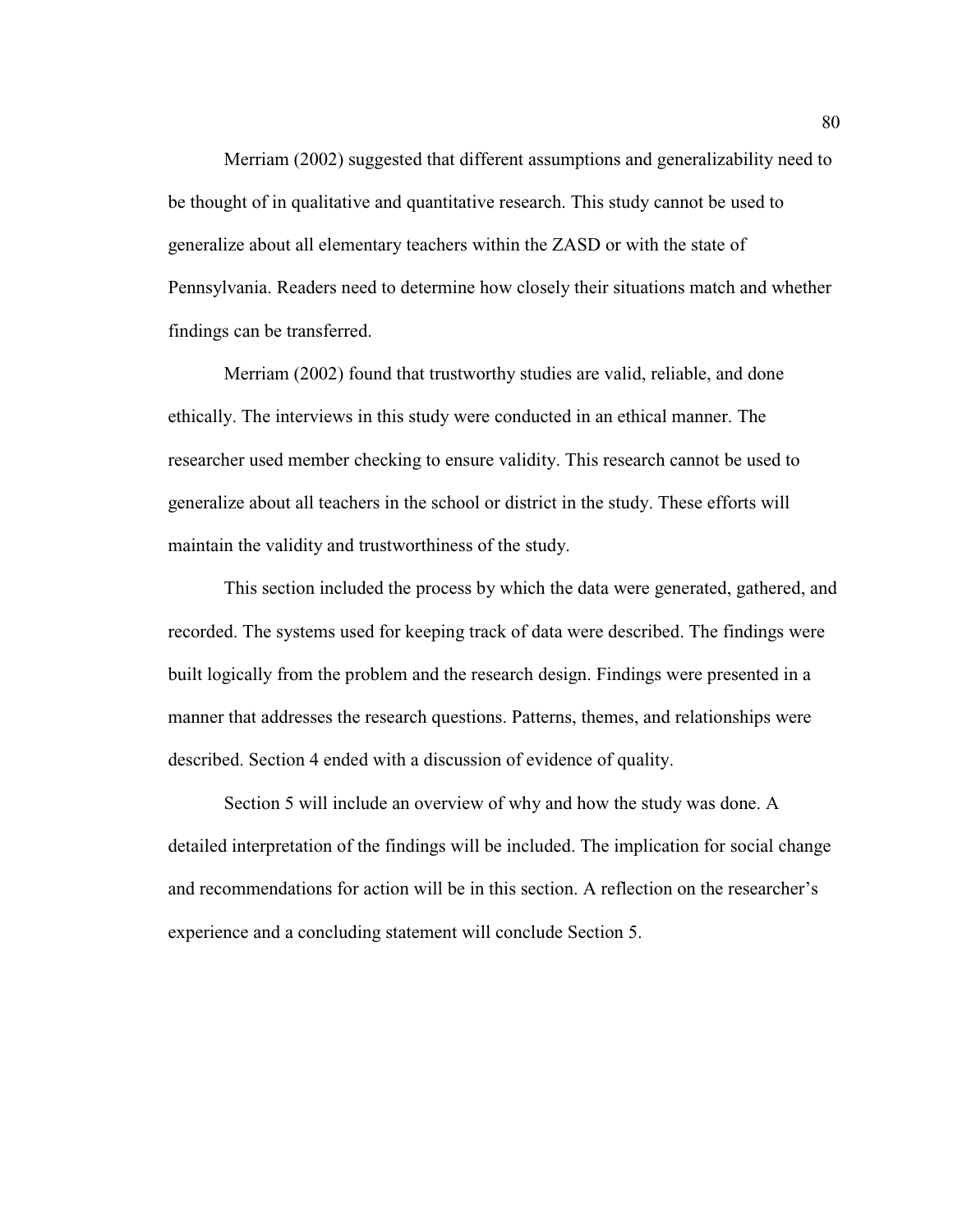Merriam (2002) suggested that different assumptions and generalizability need to be thought of in qualitative and quantitative research. This study cannot be used to generalize about all elementary teachers within the ZASD or with the state of Pennsylvania. Readers need to determine how closely their situations match and whether findings can be transferred.

Merriam (2002) found that trustworthy studies are valid, reliable, and done ethically. The interviews in this study were conducted in an ethical manner. The researcher used member checking to ensure validity. This research cannot be used to generalize about all teachers in the school or district in the study. These efforts will maintain the validity and trustworthiness of the study.

This section included the process by which the data were generated, gathered, and recorded. The systems used for keeping track of data were described. The findings were built logically from the problem and the research design. Findings were presented in a manner that addresses the research questions. Patterns, themes, and relationships were described. Section 4 ended with a discussion of evidence of quality.

Section 5 will include an overview of why and how the study was done. A detailed interpretation of the findings will be included. The implication for social change and recommendations for action will be in this section. A reflection on the researcher's experience and a concluding statement will conclude Section 5.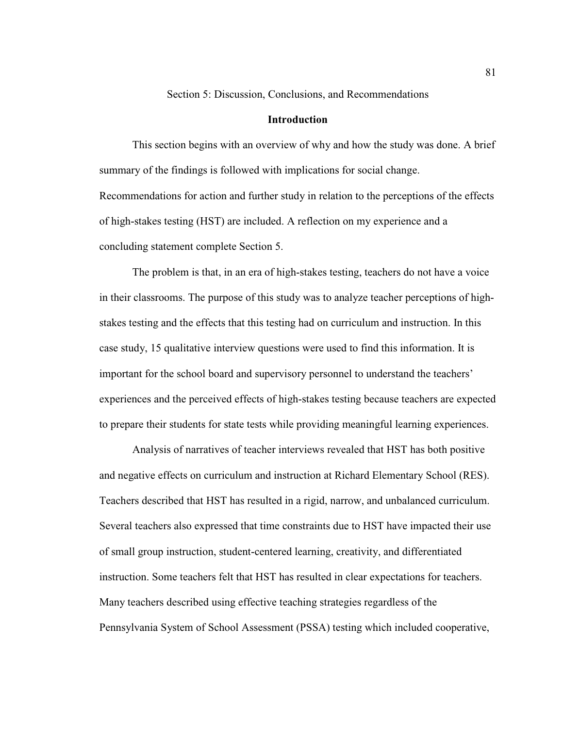# Section 5: Discussion, Conclusions, and Recommendations

## Introduction

This section begins with an overview of why and how the study was done. A brief summary of the findings is followed with implications for social change. Recommendations for action and further study in relation to the perceptions of the effects of high-stakes testing (HST) are included. A reflection on my experience and a concluding statement complete Section 5.

The problem is that, in an era of high-stakes testing, teachers do not have a voice in their classrooms. The purpose of this study was to analyze teacher perceptions of high-stakes testing and the effects that this testing had on curriculum and instruction. In this case study, 15 qualitative interview questions were used to find this information. It is important for the school board and supervisory personnel to understand the teachers' experiences and the perceived effects of high-stakes testing because teachers are expected to prepare their students for state tests while providing meaningful learning experiences.

Analysis of narratives of teacher interviews revealed that HST has both positive and negative effects on curriculum and instruction at Richard Elementary School (RES). Teachers described that HST has resulted in a rigid, narrow, and unbalanced curriculum. Several teachers also expressed that time constraints due to HST have impacted their use of small group instruction, student-centered learning, creativity, and differentiated instruction. Some teachers felt that HST has resulted in clear expectations for teachers. Many teachers described using effective teaching strategies regardless of the Pennsylvania System of School Assessment (PSSA) testing which included cooperative,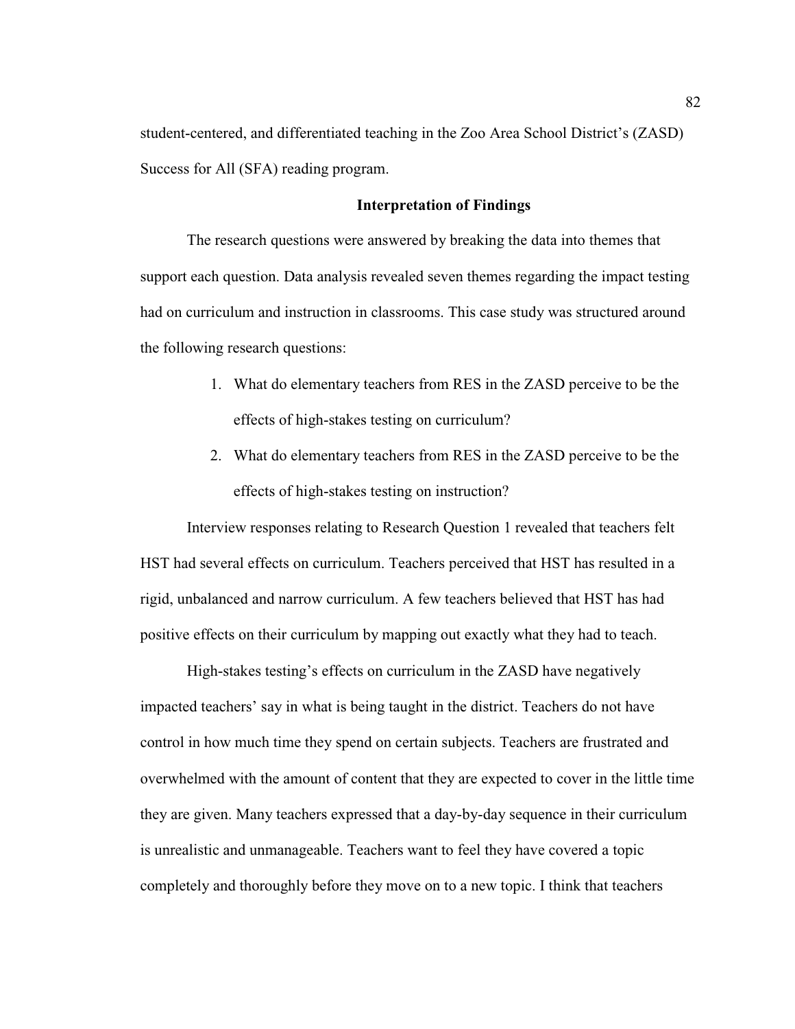student-centered, and differentiated teaching in the Zoo Area School District's (ZASD) Success for All (SFA) reading program.

## Interpretation of Findings

The research questions were answered by breaking the data into themes that support each question. Data analysis revealed seven themes regarding the impact testing had on curriculum and instruction in classrooms. This case study was structured around the following research questions:

1. What do elementary teachers from RES in the ZASD perceive to be the effects of high-stakes testing on curriculum?
2. What do elementary teachers from RES in the ZASD perceive to be the effects of high-stakes testing on instruction?

Interview responses relating to Research Question 1 revealed that teachers felt HST had several effects on curriculum. Teachers perceived that HST has resulted in a rigid, unbalanced and narrow curriculum. A few teachers believed that HST has had positive effects on their curriculum by mapping out exactly what they had to teach.

High-stakes testing's effects on curriculum in the ZASD have negatively impacted teachers' say in what is being taught in the district. Teachers do not have control in how much time they spend on certain subjects. Teachers are frustrated and overwhelmed with the amount of content that they are expected to cover in the little time they are given. Many teachers expressed that a day-by-day sequence in their curriculum is unrealistic and unmanageable. Teachers want to feel they have covered a topic completely and thoroughly before they move on to a new topic. I think that teachers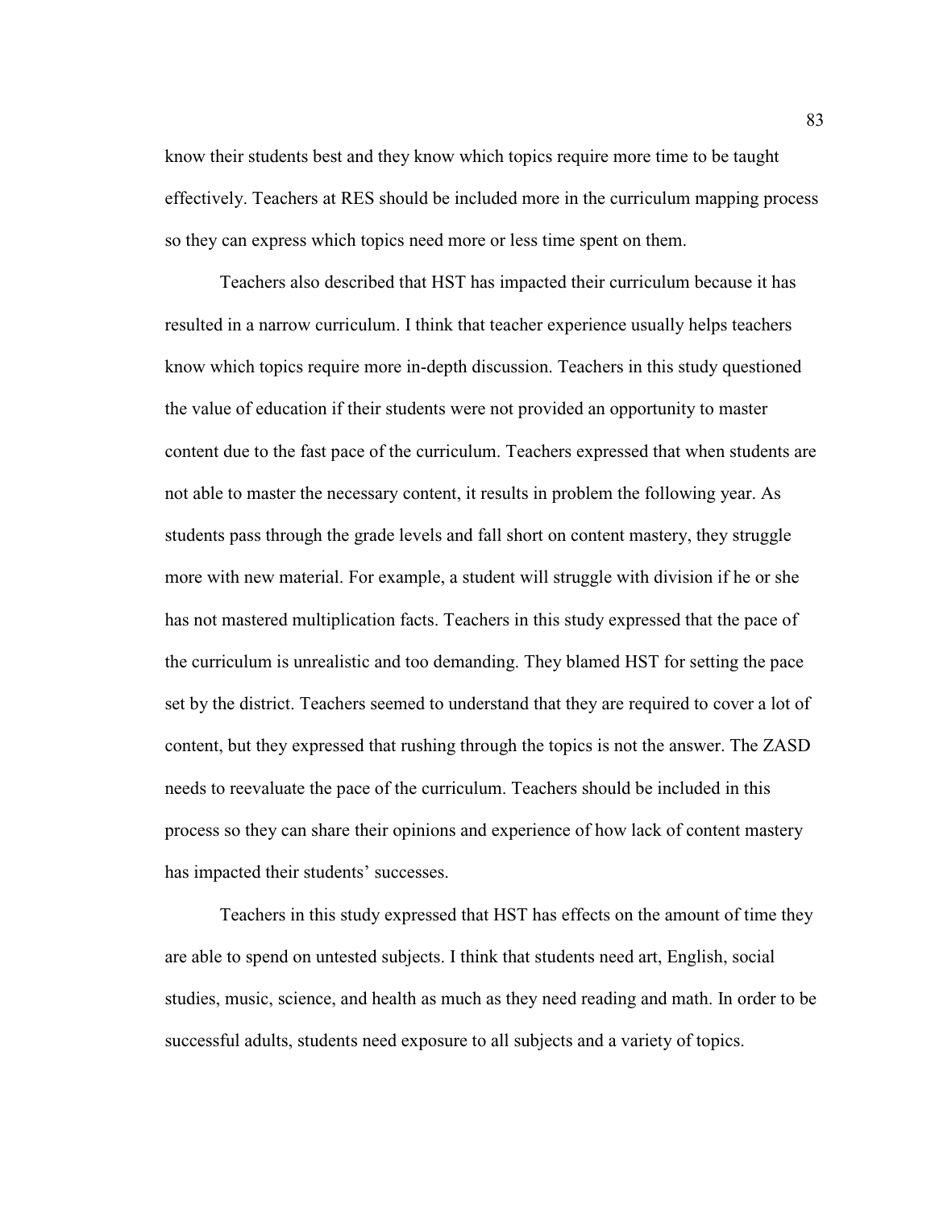know their students best and they know which topics require more time to be taught effectively. Teachers at RES should be included more in the curriculum mapping process so they can express which topics need more or less time spent on them.

Teachers also described that HST has impacted their curriculum because it has resulted in a narrow curriculum. I think that teacher experience usually helps teachers know which topics require more in-depth discussion. Teachers in this study questioned the value of education if their students were not provided an opportunity to master content due to the fast pace of the curriculum. Teachers expressed that when students are not able to master the necessary content, it results in problem the following year. As students pass through the grade levels and fall short on content mastery, they struggle more with new material. For example, a student will struggle with division if he or she has not mastered multiplication facts. Teachers in this study expressed that the pace of the curriculum is unrealistic and too demanding. They blamed HST for setting the pace set by the district. Teachers seemed to understand that they are required to cover a lot of content, but they expressed that rushing through the topics is not the answer. The ZASD needs to reevaluate the pace of the curriculum. Teachers should be included in this process so they can share their opinions and experience of how lack of content mastery has impacted their students' successes.

Teachers in this study expressed that HST has effects on the amount of time they are able to spend on untested subjects. I think that students need art, English, social studies, music, science, and health as much as they need reading and math. In order to be successful adults, students need exposure to all subjects and a variety of topics.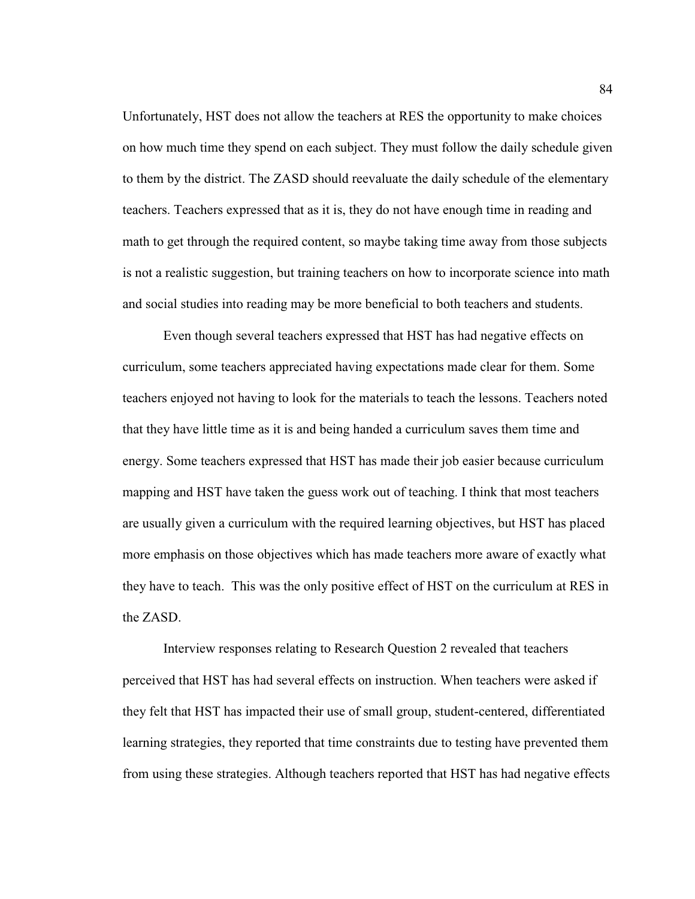Unfortunately, HST does not allow the teachers at RES the opportunity to make choices on how much time they spend on each subject. They must follow the daily schedule given to them by the district. The ZASD should reevaluate the daily schedule of the elementary teachers. Teachers expressed that as it is, they do not have enough time in reading and math to get through the required content, so maybe taking time away from those subjects is not a realistic suggestion, but training teachers on how to incorporate science into math and social studies into reading may be more beneficial to both teachers and students.

Even though several teachers expressed that HST has had negative effects on curriculum, some teachers appreciated having expectations made clear for them. Some teachers enjoyed not having to look for the materials to teach the lessons. Teachers noted that they have little time as it is and being handed a curriculum saves them time and energy. Some teachers expressed that HST has made their job easier because curriculum mapping and HST have taken the guess work out of teaching. I think that most teachers are usually given a curriculum with the required learning objectives, but HST has placed more emphasis on those objectives which has made teachers more aware of exactly what they have to teach. This was the only positive effect of HST on the curriculum at RES in the ZASD.

Interview responses relating to Research Question 2 revealed that teachers perceived that HST has had several effects on instruction. When teachers were asked if they felt that HST has impacted their use of small group, student-centered, differentiated learning strategies, they reported that time constraints due to testing have prevented them from using these strategies. Although teachers reported that HST has had negative effects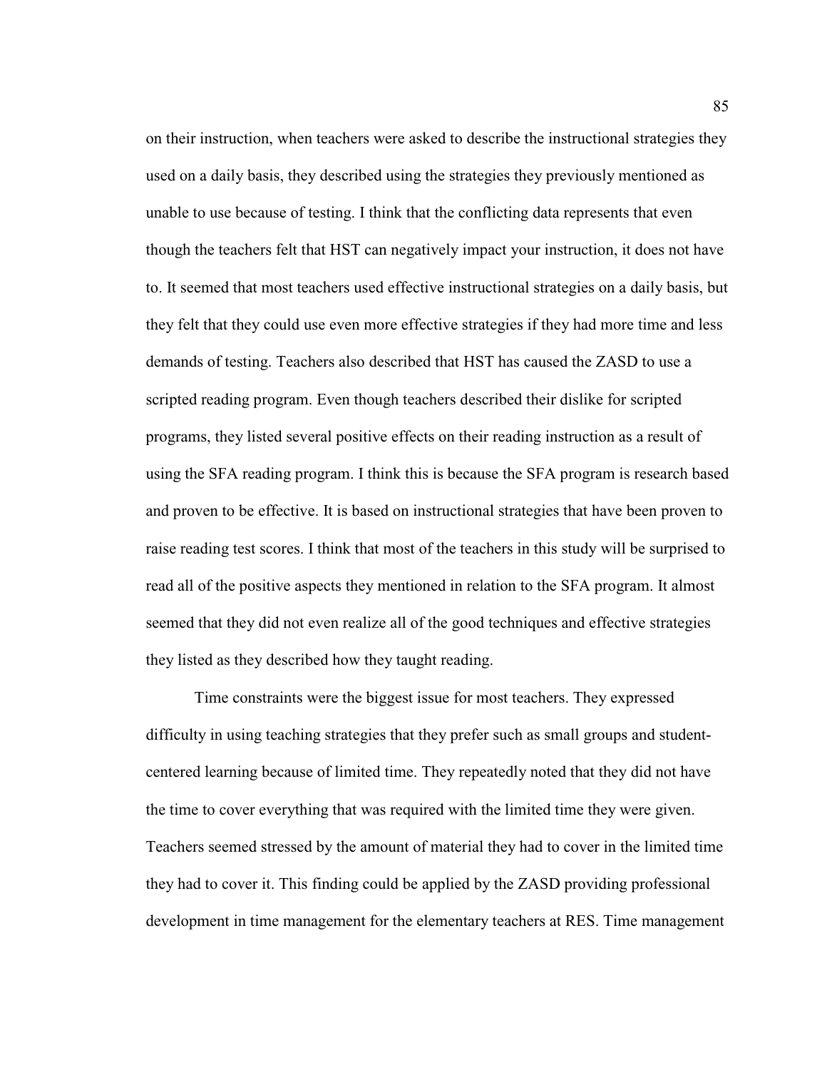on their instruction, when teachers were asked to describe the instructional strategies they used on a daily basis, they described using the strategies they previously mentioned as unable to use because of testing. I think that the conflicting data represents that even though the teachers felt that HST can negatively impact your instruction, it does not have to. It seemed that most teachers used effective instructional strategies on a daily basis, but they felt that they could use even more effective strategies if they had more time and less demands of testing. Teachers also described that HST has caused the ZASD to use a scripted reading program. Even though teachers described their dislike for scripted programs, they listed several positive effects on their reading instruction as a result of using the SFA reading program. I think this is because the SFA program is research based and proven to be effective. It is based on instructional strategies that have been proven to raise reading test scores. I think that most of the teachers in this study will be surprised to read all of the positive aspects they mentioned in relation to the SFA program. It almost seemed that they did not even realize all of the good techniques and effective strategies they listed as they described how they taught reading.

Time constraints were the biggest issue for most teachers. They expressed difficulty in using teaching strategies that they prefer such as small groups and student-centered learning because of limited time. They repeatedly noted that they did not have the time to cover everything that was required with the limited time they were given. Teachers seemed stressed by the amount of material they had to cover in the limited time they had to cover it. This finding could be applied by the ZASD providing professional development in time management for the elementary teachers at RES. Time management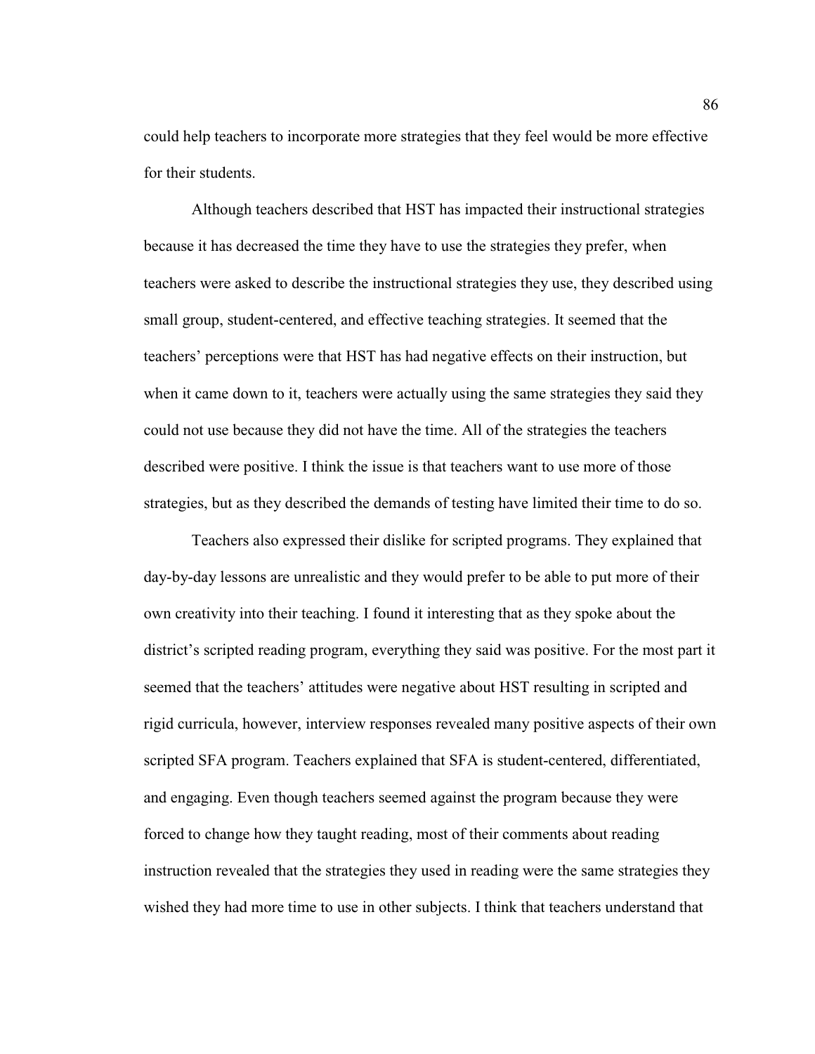could help teachers to incorporate more strategies that they feel would be more effective for their students.

Although teachers described that HST has impacted their instructional strategies because it has decreased the time they have to use the strategies they prefer, when teachers were asked to describe the instructional strategies they use, they described using small group, student-centered, and effective teaching strategies. It seemed that the teachers' perceptions were that HST has had negative effects on their instruction, but when it came down to it, teachers were actually using the same strategies they said they could not use because they did not have the time. All of the strategies the teachers described were positive. I think the issue is that teachers want to use more of those strategies, but as they described the demands of testing have limited their time to do so.

Teachers also expressed their dislike for scripted programs. They explained that day-by-day lessons are unrealistic and they would prefer to be able to put more of their own creativity into their teaching. I found it interesting that as they spoke about the district's scripted reading program, everything they said was positive. For the most part it seemed that the teachers' attitudes were negative about HST resulting in scripted and rigid curricula, however, interview responses revealed many positive aspects of their own scripted SFA program. Teachers explained that SFA is student-centered, differentiated, and engaging. Even though teachers seemed against the program because they were forced to change how they taught reading, most of their comments about reading instruction revealed that the strategies they used in reading were the same strategies they wished they had more time to use in other subjects. I think that teachers understand that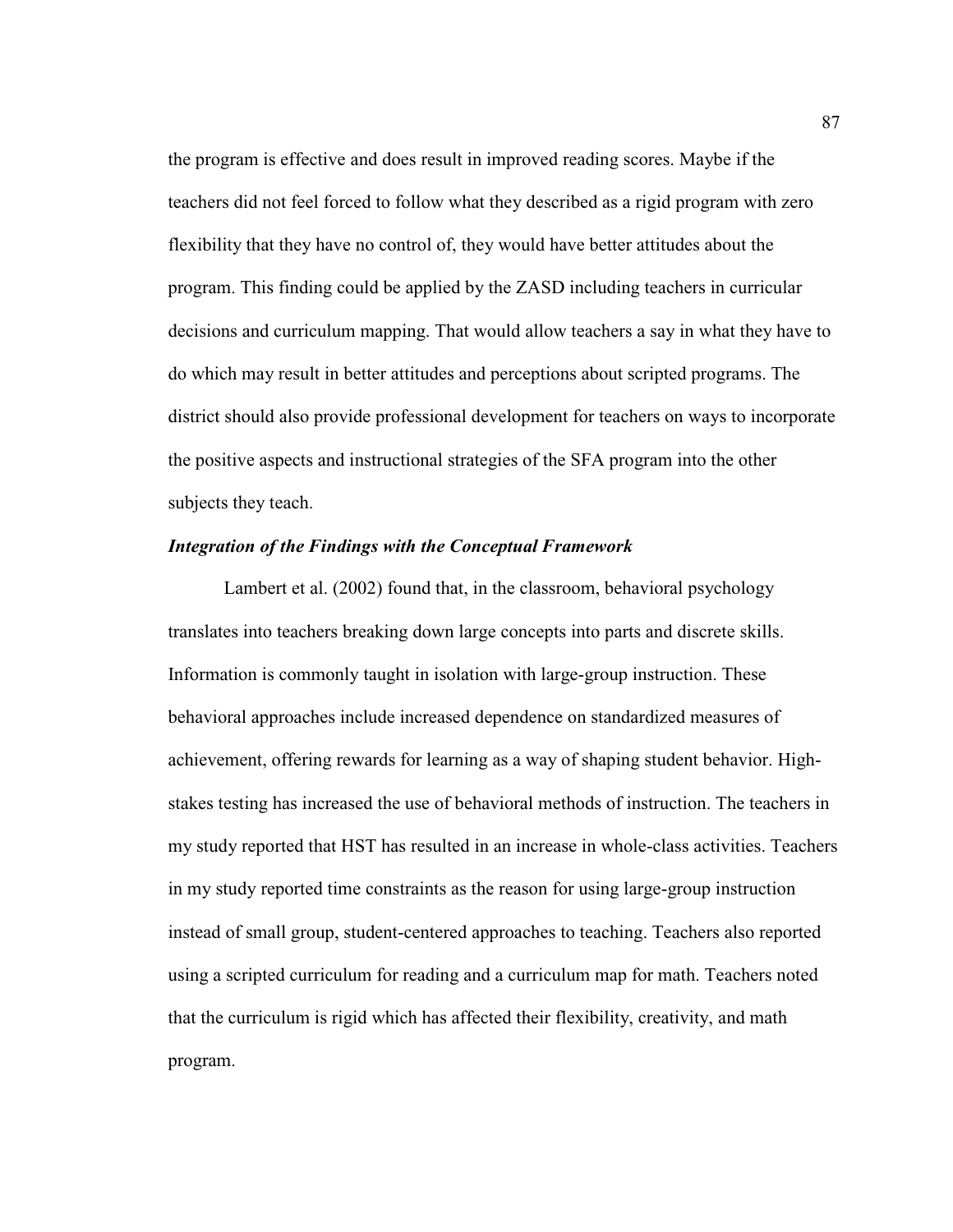the program is effective and does result in improved reading scores. Maybe if the teachers did not feel forced to follow what they described as a rigid program with zero flexibility that they have no control of, they would have better attitudes about the program. This finding could be applied by the ZASD including teachers in curricular decisions and curriculum mapping. That would allow teachers a say in what they have to do which may result in better attitudes and perceptions about scripted programs. The district should also provide professional development for teachers on ways to incorporate the positive aspects and instructional strategies of the SFA program into the other subjects they teach.

***Integration of the Findings with the Conceptual Framework***

Lambert et al. (2002) found that, in the classroom, behavioral psychology translates into teachers breaking down large concepts into parts and discrete skills. Information is commonly taught in isolation with large-group instruction. These behavioral approaches include increased dependence on standardized measures of achievement, offering rewards for learning as a way of shaping student behavior. High-stakes testing has increased the use of behavioral methods of instruction. The teachers in my study reported that HST has resulted in an increase in whole-class activities. Teachers in my study reported time constraints as the reason for using large-group instruction instead of small group, student-centered approaches to teaching. Teachers also reported using a scripted curriculum for reading and a curriculum map for math. Teachers noted that the curriculum is rigid which has affected their flexibility, creativity, and math program.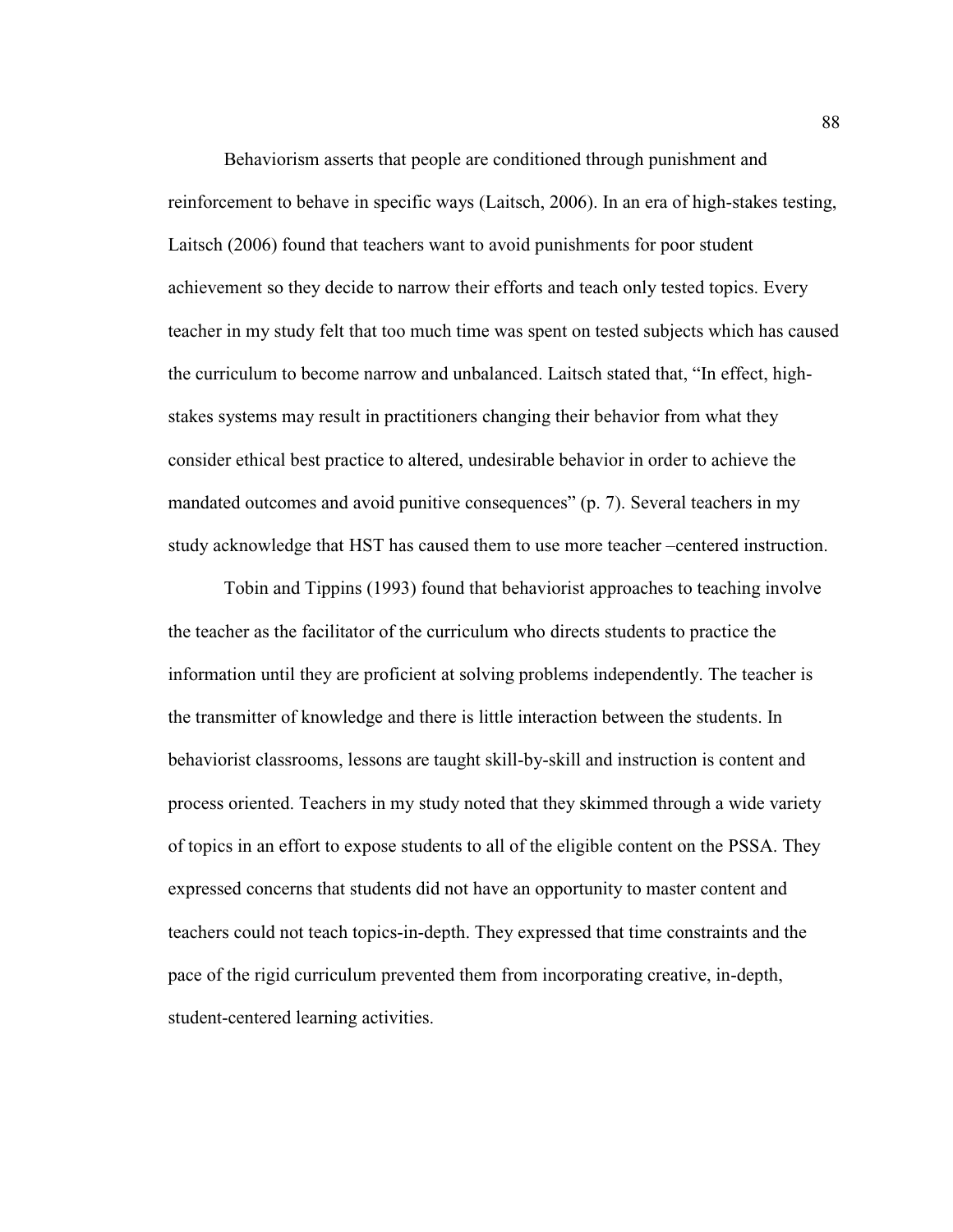Behaviorism asserts that people are conditioned through punishment and reinforcement to behave in specific ways (Laitsch, 2006). In an era of high-stakes testing, Laitsch (2006) found that teachers want to avoid punishments for poor student achievement so they decide to narrow their efforts and teach only tested topics. Every teacher in my study felt that too much time was spent on tested subjects which has caused the curriculum to become narrow and unbalanced. Laitsch stated that, "In effect, high-stakes systems may result in practitioners changing their behavior from what they consider ethical best practice to altered, undesirable behavior in order to achieve the mandated outcomes and avoid punitive consequences" (p. 7). Several teachers in my study acknowledge that HST has caused them to use more teacher –centered instruction.

Tobin and Tippins (1993) found that behaviorist approaches to teaching involve the teacher as the facilitator of the curriculum who directs students to practice the information until they are proficient at solving problems independently. The teacher is the transmitter of knowledge and there is little interaction between the students. In behaviorist classrooms, lessons are taught skill-by-skill and instruction is content and process oriented. Teachers in my study noted that they skimmed through a wide variety of topics in an effort to expose students to all of the eligible content on the PSSA. They expressed concerns that students did not have an opportunity to master content and teachers could not teach topics-in-depth. They expressed that time constraints and the pace of the rigid curriculum prevented them from incorporating creative, in-depth, student-centered learning activities.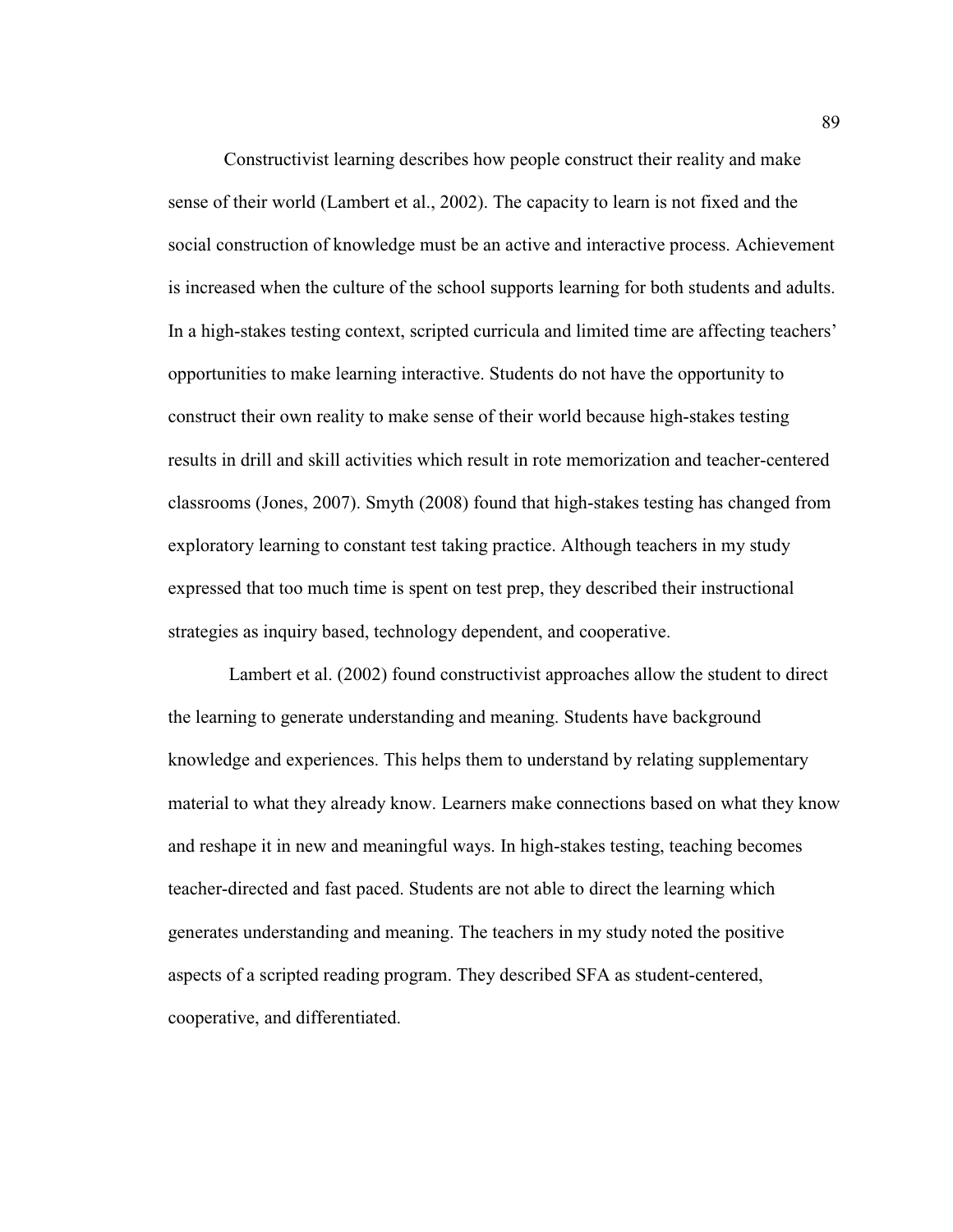Constructivist learning describes how people construct their reality and make sense of their world (Lambert et al., 2002). The capacity to learn is not fixed and the social construction of knowledge must be an active and interactive process. Achievement is increased when the culture of the school supports learning for both students and adults. In a high-stakes testing context, scripted curricula and limited time are affecting teachers' opportunities to make learning interactive. Students do not have the opportunity to construct their own reality to make sense of their world because high-stakes testing results in drill and skill activities which result in rote memorization and teacher-centered classrooms (Jones, 2007). Smyth (2008) found that high-stakes testing has changed from exploratory learning to constant test taking practice. Although teachers in my study expressed that too much time is spent on test prep, they described their instructional strategies as inquiry based, technology dependent, and cooperative.

Lambert et al. (2002) found constructivist approaches allow the student to direct the learning to generate understanding and meaning. Students have background knowledge and experiences. This helps them to understand by relating supplementary material to what they already know. Learners make connections based on what they know and reshape it in new and meaningful ways. In high-stakes testing, teaching becomes teacher-directed and fast paced. Students are not able to direct the learning which generates understanding and meaning. The teachers in my study noted the positive aspects of a scripted reading program. They described SFA as student-centered, cooperative, and differentiated.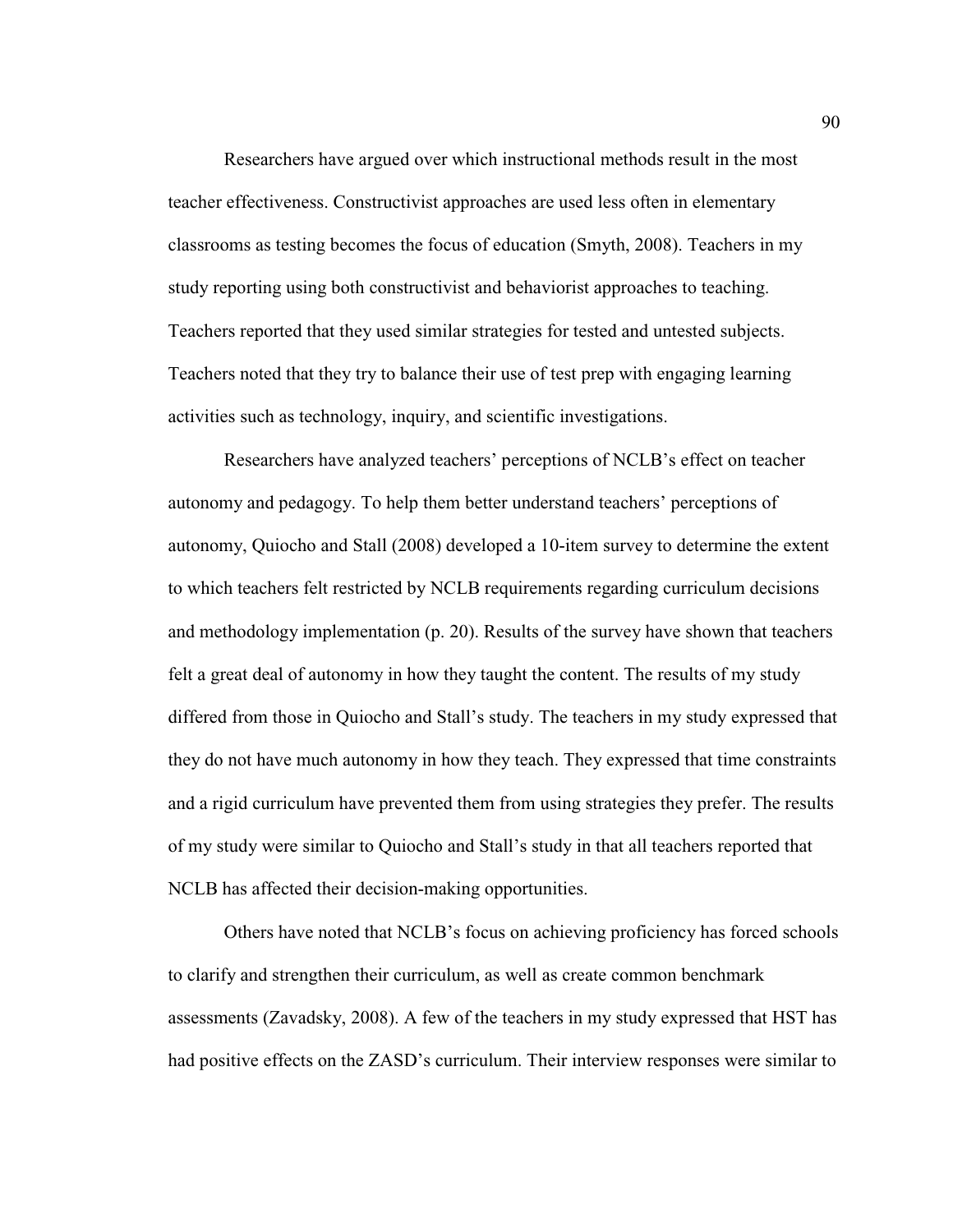Researchers have argued over which instructional methods result in the most teacher effectiveness. Constructivist approaches are used less often in elementary classrooms as testing becomes the focus of education (Smyth, 2008). Teachers in my study reporting using both constructivist and behaviorist approaches to teaching. Teachers reported that they used similar strategies for tested and untested subjects. Teachers noted that they try to balance their use of test prep with engaging learning activities such as technology, inquiry, and scientific investigations.

Researchers have analyzed teachers' perceptions of NCLB's effect on teacher autonomy and pedagogy. To help them better understand teachers' perceptions of autonomy, Quiocho and Stall (2008) developed a 10-item survey to determine the extent to which teachers felt restricted by NCLB requirements regarding curriculum decisions and methodology implementation (p. 20). Results of the survey have shown that teachers felt a great deal of autonomy in how they taught the content. The results of my study differed from those in Quiocho and Stall's study. The teachers in my study expressed that they do not have much autonomy in how they teach. They expressed that time constraints and a rigid curriculum have prevented them from using strategies they prefer. The results of my study were similar to Quiocho and Stall's study in that all teachers reported that NCLB has affected their decision-making opportunities.

Others have noted that NCLB's focus on achieving proficiency has forced schools to clarify and strengthen their curriculum, as well as create common benchmark assessments (Zavadsky, 2008). A few of the teachers in my study expressed that HST has had positive effects on the ZASD's curriculum. Their interview responses were similar to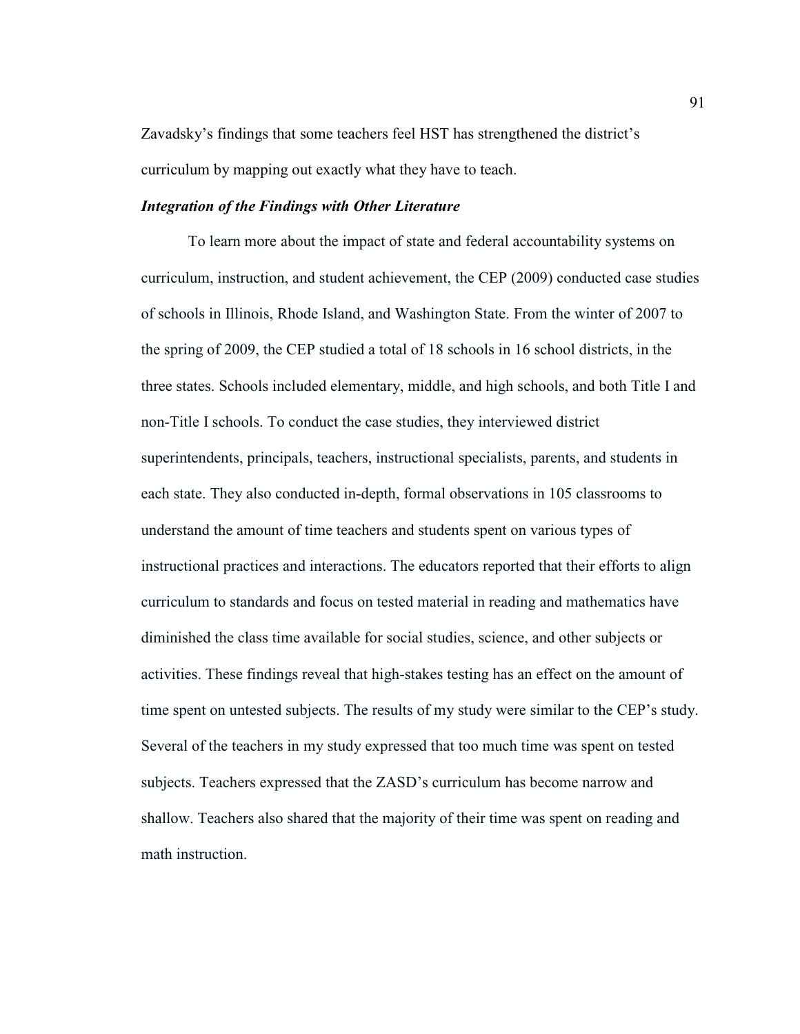Zavadsky's findings that some teachers feel HST has strengthened the district's curriculum by mapping out exactly what they have to teach.

***Integration of the Findings with Other Literature***

To learn more about the impact of state and federal accountability systems on curriculum, instruction, and student achievement, the CEP (2009) conducted case studies of schools in Illinois, Rhode Island, and Washington State. From the winter of 2007 to the spring of 2009, the CEP studied a total of 18 schools in 16 school districts, in the three states. Schools included elementary, middle, and high schools, and both Title I and non-Title I schools. To conduct the case studies, they interviewed district superintendents, principals, teachers, instructional specialists, parents, and students in each state. They also conducted in-depth, formal observations in 105 classrooms to understand the amount of time teachers and students spent on various types of instructional practices and interactions. The educators reported that their efforts to align curriculum to standards and focus on tested material in reading and mathematics have diminished the class time available for social studies, science, and other subjects or activities. These findings reveal that high-stakes testing has an effect on the amount of time spent on untested subjects. The results of my study were similar to the CEP's study. Several of the teachers in my study expressed that too much time was spent on tested subjects. Teachers expressed that the ZASD's curriculum has become narrow and shallow. Teachers also shared that the majority of their time was spent on reading and math instruction.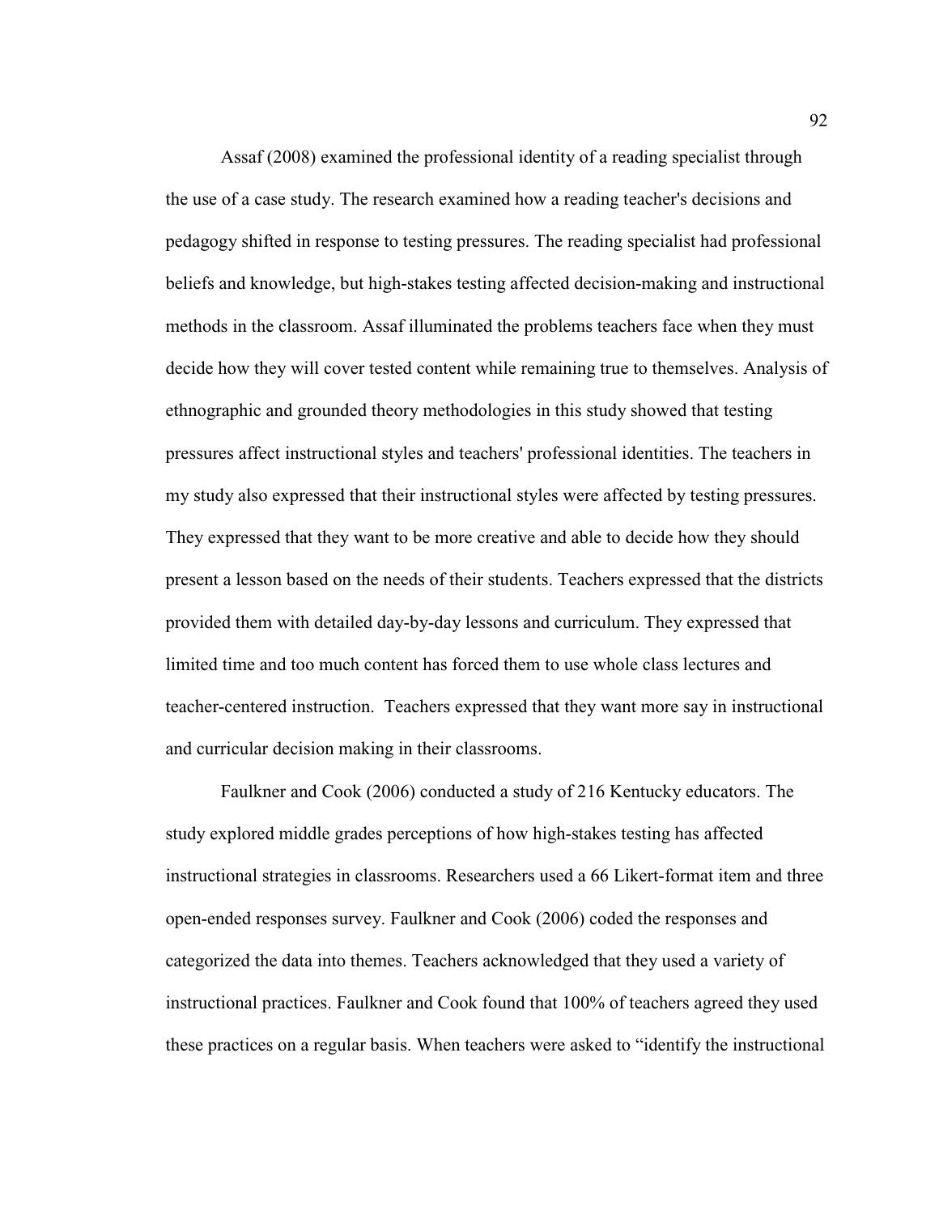Assaf (2008) examined the professional identity of a reading specialist through the use of a case study. The research examined how a reading teacher's decisions and pedagogy shifted in response to testing pressures. The reading specialist had professional beliefs and knowledge, but high-stakes testing affected decision-making and instructional methods in the classroom. Assaf illuminated the problems teachers face when they must decide how they will cover tested content while remaining true to themselves. Analysis of ethnographic and grounded theory methodologies in this study showed that testing pressures affect instructional styles and teachers' professional identities. The teachers in my study also expressed that their instructional styles were affected by testing pressures. They expressed that they want to be more creative and able to decide how they should present a lesson based on the needs of their students. Teachers expressed that the districts provided them with detailed day-by-day lessons and curriculum. They expressed that limited time and too much content has forced them to use whole class lectures and teacher-centered instruction. Teachers expressed that they want more say in instructional and curricular decision making in their classrooms.

Faulkner and Cook (2006) conducted a study of 216 Kentucky educators. The study explored middle grades perceptions of how high-stakes testing has affected instructional strategies in classrooms. Researchers used a 66 Likert-format item and three open-ended responses survey. Faulkner and Cook (2006) coded the responses and categorized the data into themes. Teachers acknowledged that they used a variety of instructional practices. Faulkner and Cook found that 100% of teachers agreed they used these practices on a regular basis. When teachers were asked to "identify the instructional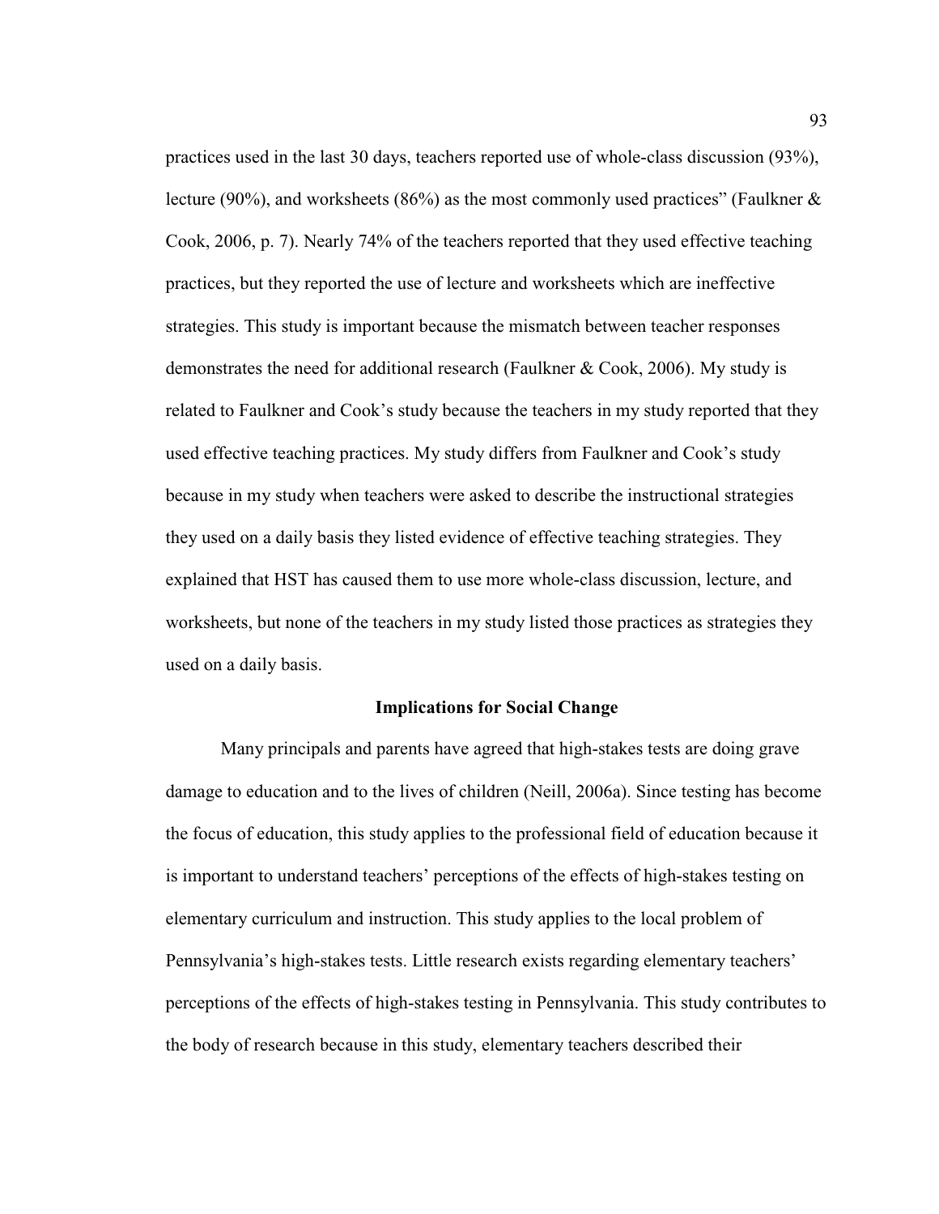practices used in the last 30 days, teachers reported use of whole-class discussion (93%), lecture (90%), and worksheets (86%) as the most commonly used practices" (Faulkner & Cook, 2006, p. 7). Nearly 74% of the teachers reported that they used effective teaching practices, but they reported the use of lecture and worksheets which are ineffective strategies. This study is important because the mismatch between teacher responses demonstrates the need for additional research (Faulkner & Cook, 2006). My study is related to Faulkner and Cook's study because the teachers in my study reported that they used effective teaching practices. My study differs from Faulkner and Cook's study because in my study when teachers were asked to describe the instructional strategies they used on a daily basis they listed evidence of effective teaching strategies. They explained that HST has caused them to use more whole-class discussion, lecture, and worksheets, but none of the teachers in my study listed those practices as strategies they used on a daily basis.

## Implications for Social Change

Many principals and parents have agreed that high-stakes tests are doing grave damage to education and to the lives of children (Neill, 2006a). Since testing has become the focus of education, this study applies to the professional field of education because it is important to understand teachers' perceptions of the effects of high-stakes testing on elementary curriculum and instruction. This study applies to the local problem of Pennsylvania's high-stakes tests. Little research exists regarding elementary teachers' perceptions of the effects of high-stakes testing in Pennsylvania. This study contributes to the body of research because in this study, elementary teachers described their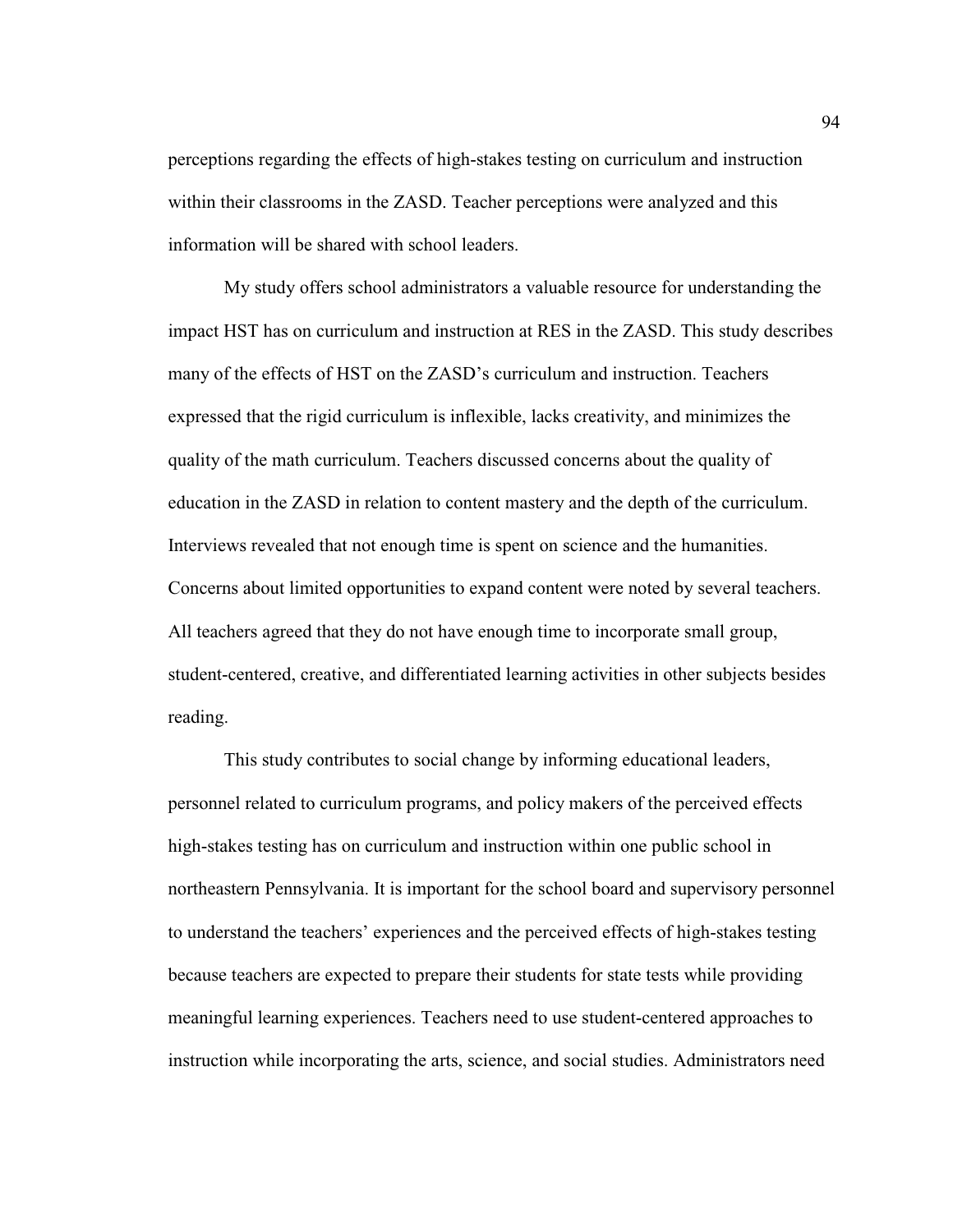perceptions regarding the effects of high-stakes testing on curriculum and instruction within their classrooms in the ZASD. Teacher perceptions were analyzed and this information will be shared with school leaders.

My study offers school administrators a valuable resource for understanding the impact HST has on curriculum and instruction at RES in the ZASD. This study describes many of the effects of HST on the ZASD's curriculum and instruction. Teachers expressed that the rigid curriculum is inflexible, lacks creativity, and minimizes the quality of the math curriculum. Teachers discussed concerns about the quality of education in the ZASD in relation to content mastery and the depth of the curriculum. Interviews revealed that not enough time is spent on science and the humanities. Concerns about limited opportunities to expand content were noted by several teachers. All teachers agreed that they do not have enough time to incorporate small group, student-centered, creative, and differentiated learning activities in other subjects besides reading.

This study contributes to social change by informing educational leaders, personnel related to curriculum programs, and policy makers of the perceived effects high-stakes testing has on curriculum and instruction within one public school in northeastern Pennsylvania. It is important for the school board and supervisory personnel to understand the teachers' experiences and the perceived effects of high-stakes testing because teachers are expected to prepare their students for state tests while providing meaningful learning experiences. Teachers need to use student-centered approaches to instruction while incorporating the arts, science, and social studies. Administrators need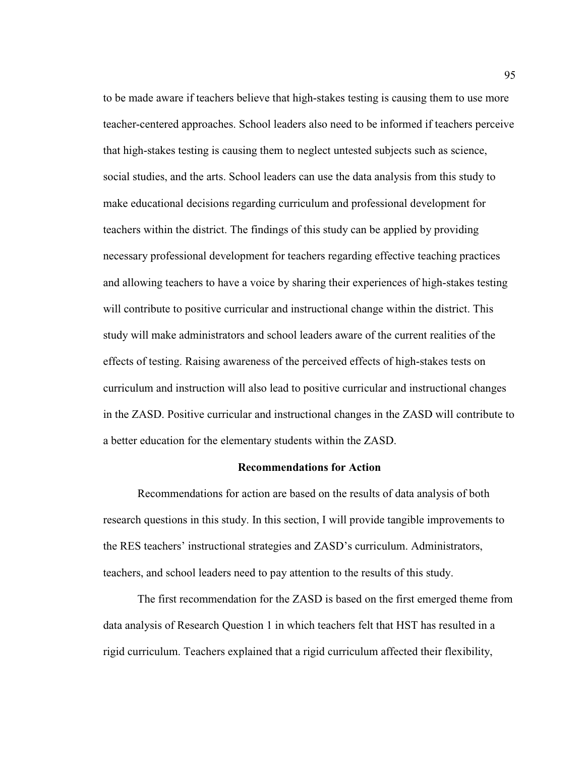to be made aware if teachers believe that high-stakes testing is causing them to use more teacher-centered approaches. School leaders also need to be informed if teachers perceive that high-stakes testing is causing them to neglect untested subjects such as science, social studies, and the arts. School leaders can use the data analysis from this study to make educational decisions regarding curriculum and professional development for teachers within the district. The findings of this study can be applied by providing necessary professional development for teachers regarding effective teaching practices and allowing teachers to have a voice by sharing their experiences of high-stakes testing will contribute to positive curricular and instructional change within the district. This study will make administrators and school leaders aware of the current realities of the effects of testing. Raising awareness of the perceived effects of high-stakes tests on curriculum and instruction will also lead to positive curricular and instructional changes in the ZASD. Positive curricular and instructional changes in the ZASD will contribute to a better education for the elementary students within the ZASD.

## Recommendations for Action

Recommendations for action are based on the results of data analysis of both research questions in this study. In this section, I will provide tangible improvements to the RES teachers' instructional strategies and ZASD's curriculum. Administrators, teachers, and school leaders need to pay attention to the results of this study.

The first recommendation for the ZASD is based on the first emerged theme from data analysis of Research Question 1 in which teachers felt that HST has resulted in a rigid curriculum. Teachers explained that a rigid curriculum affected their flexibility,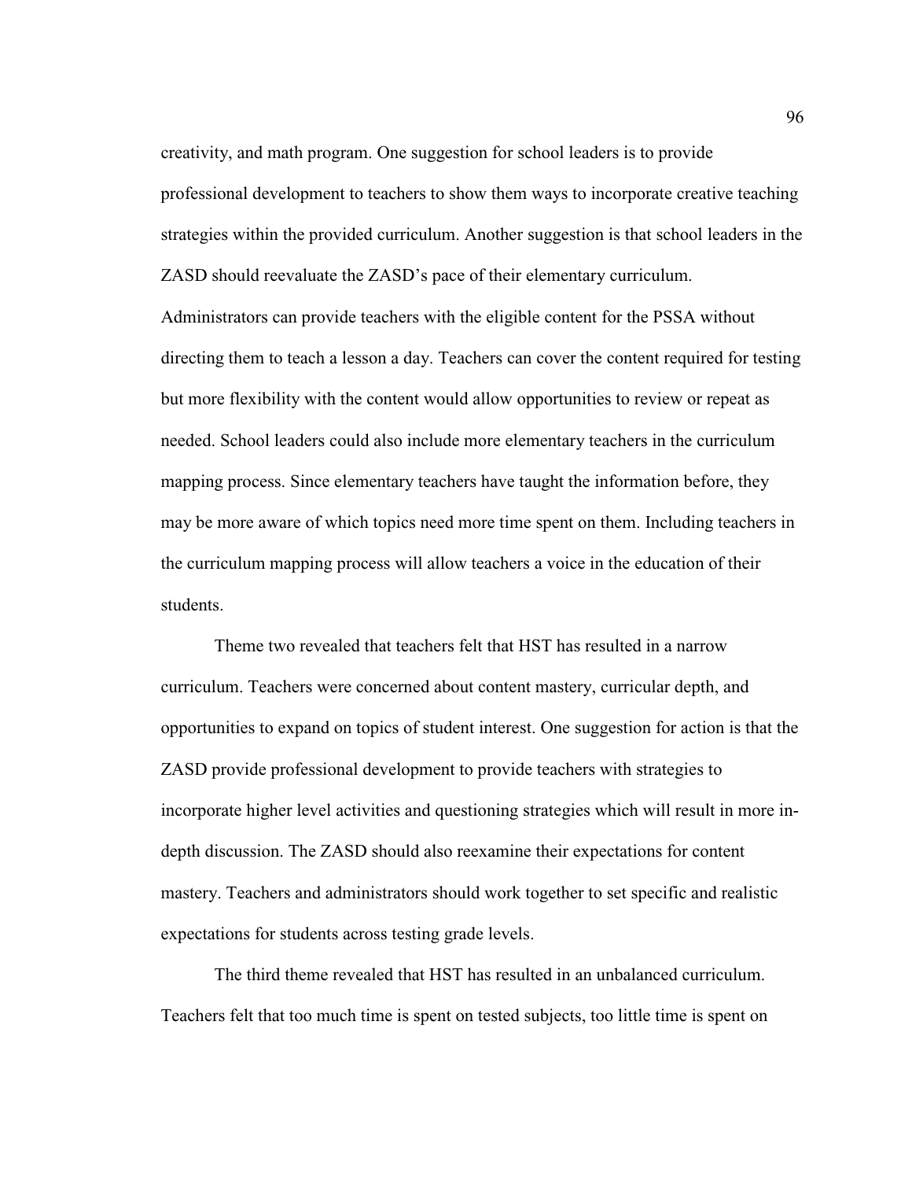creativity, and math program. One suggestion for school leaders is to provide professional development to teachers to show them ways to incorporate creative teaching strategies within the provided curriculum. Another suggestion is that school leaders in the ZASD should reevaluate the ZASD's pace of their elementary curriculum. Administrators can provide teachers with the eligible content for the PSSA without directing them to teach a lesson a day. Teachers can cover the content required for testing but more flexibility with the content would allow opportunities to review or repeat as needed. School leaders could also include more elementary teachers in the curriculum mapping process. Since elementary teachers have taught the information before, they may be more aware of which topics need more time spent on them. Including teachers in the curriculum mapping process will allow teachers a voice in the education of their students.

Theme two revealed that teachers felt that HST has resulted in a narrow curriculum. Teachers were concerned about content mastery, curricular depth, and opportunities to expand on topics of student interest. One suggestion for action is that the ZASD provide professional development to provide teachers with strategies to incorporate higher level activities and questioning strategies which will result in more in-depth discussion. The ZASD should also reexamine their expectations for content mastery. Teachers and administrators should work together to set specific and realistic expectations for students across testing grade levels.

The third theme revealed that HST has resulted in an unbalanced curriculum. Teachers felt that too much time is spent on tested subjects, too little time is spent on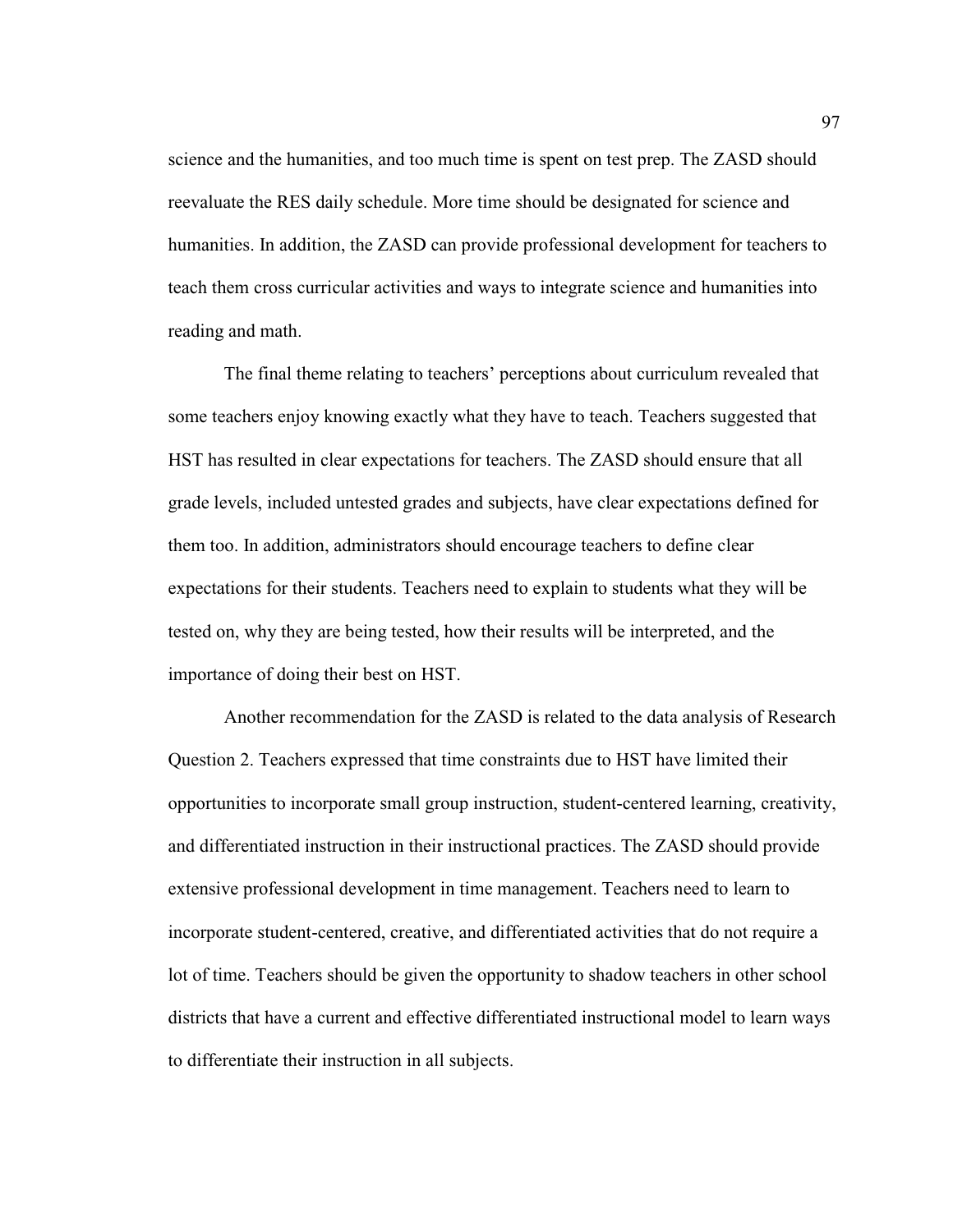science and the humanities, and too much time is spent on test prep. The ZASD should reevaluate the RES daily schedule. More time should be designated for science and humanities. In addition, the ZASD can provide professional development for teachers to teach them cross curricular activities and ways to integrate science and humanities into reading and math.

The final theme relating to teachers' perceptions about curriculum revealed that some teachers enjoy knowing exactly what they have to teach. Teachers suggested that HST has resulted in clear expectations for teachers. The ZASD should ensure that all grade levels, included untested grades and subjects, have clear expectations defined for them too. In addition, administrators should encourage teachers to define clear expectations for their students. Teachers need to explain to students what they will be tested on, why they are being tested, how their results will be interpreted, and the importance of doing their best on HST.

Another recommendation for the ZASD is related to the data analysis of Research Question 2. Teachers expressed that time constraints due to HST have limited their opportunities to incorporate small group instruction, student-centered learning, creativity, and differentiated instruction in their instructional practices. The ZASD should provide extensive professional development in time management. Teachers need to learn to incorporate student-centered, creative, and differentiated activities that do not require a lot of time. Teachers should be given the opportunity to shadow teachers in other school districts that have a current and effective differentiated instructional model to learn ways to differentiate their instruction in all subjects.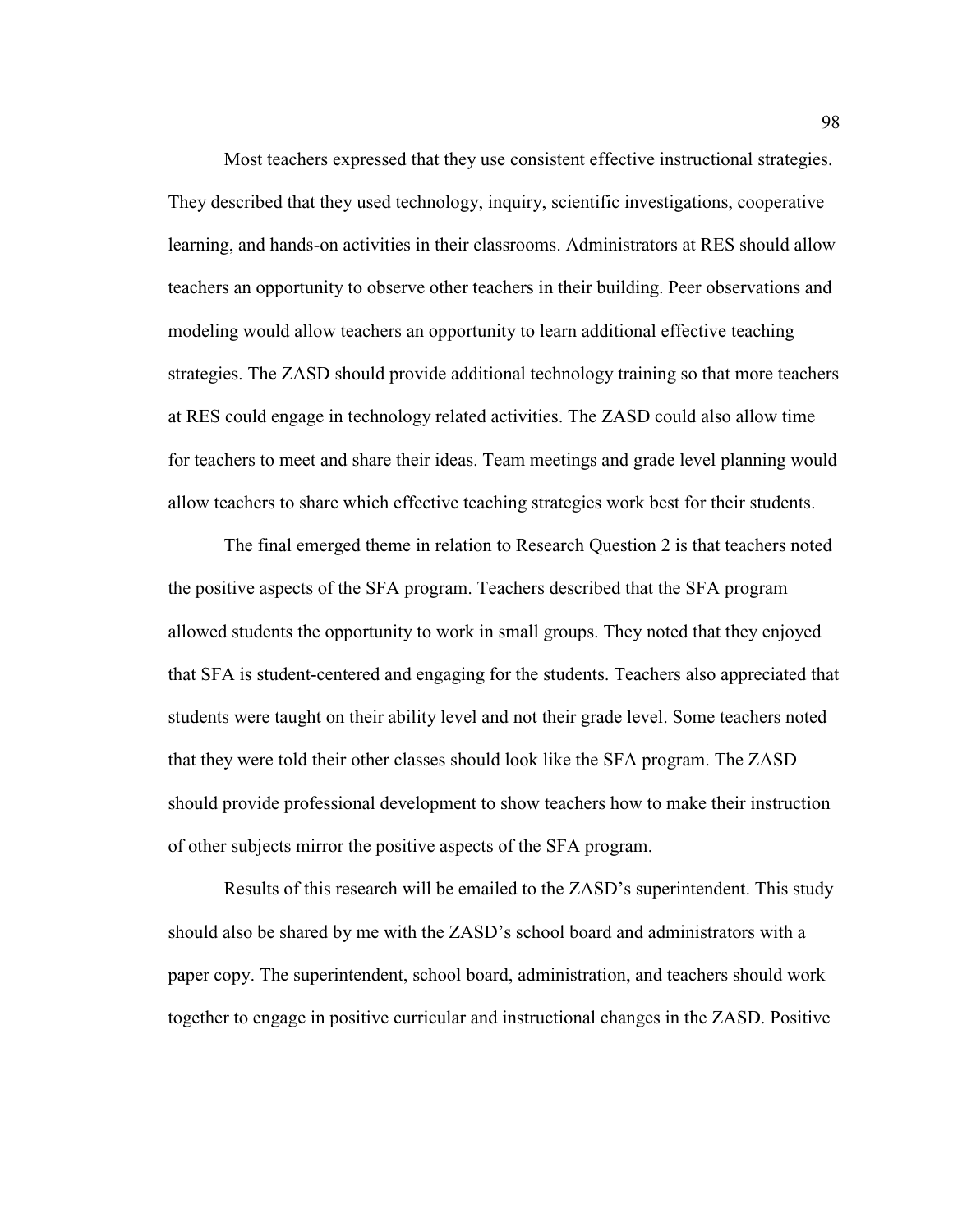Most teachers expressed that they use consistent effective instructional strategies. They described that they used technology, inquiry, scientific investigations, cooperative learning, and hands-on activities in their classrooms. Administrators at RES should allow teachers an opportunity to observe other teachers in their building. Peer observations and modeling would allow teachers an opportunity to learn additional effective teaching strategies. The ZASD should provide additional technology training so that more teachers at RES could engage in technology related activities. The ZASD could also allow time for teachers to meet and share their ideas. Team meetings and grade level planning would allow teachers to share which effective teaching strategies work best for their students.

The final emerged theme in relation to Research Question 2 is that teachers noted the positive aspects of the SFA program. Teachers described that the SFA program allowed students the opportunity to work in small groups. They noted that they enjoyed that SFA is student-centered and engaging for the students. Teachers also appreciated that students were taught on their ability level and not their grade level. Some teachers noted that they were told their other classes should look like the SFA program. The ZASD should provide professional development to show teachers how to make their instruction of other subjects mirror the positive aspects of the SFA program.

Results of this research will be emailed to the ZASD's superintendent. This study should also be shared by me with the ZASD's school board and administrators with a paper copy. The superintendent, school board, administration, and teachers should work together to engage in positive curricular and instructional changes in the ZASD. Positive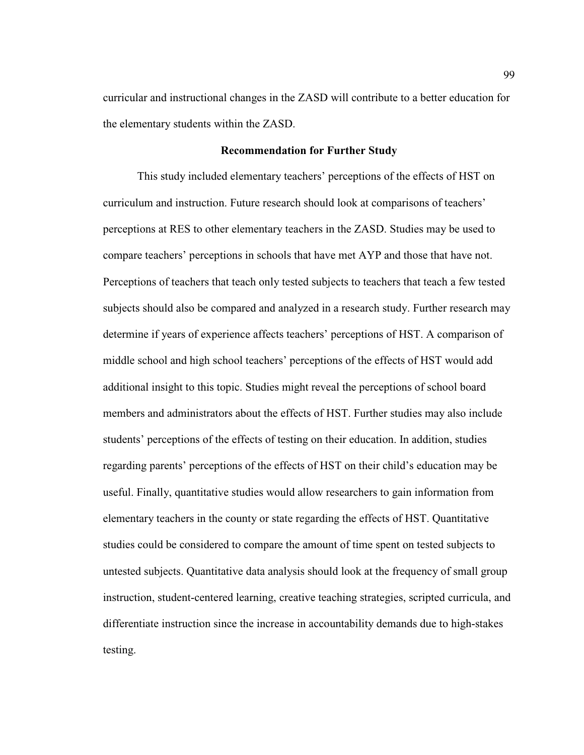curricular and instructional changes in the ZASD will contribute to a better education for the elementary students within the ZASD.

## Recommendation for Further Study

This study included elementary teachers' perceptions of the effects of HST on curriculum and instruction. Future research should look at comparisons of teachers' perceptions at RES to other elementary teachers in the ZASD. Studies may be used to compare teachers' perceptions in schools that have met AYP and those that have not. Perceptions of teachers that teach only tested subjects to teachers that teach a few tested subjects should also be compared and analyzed in a research study. Further research may determine if years of experience affects teachers' perceptions of HST. A comparison of middle school and high school teachers' perceptions of the effects of HST would add additional insight to this topic. Studies might reveal the perceptions of school board members and administrators about the effects of HST. Further studies may also include students' perceptions of the effects of testing on their education. In addition, studies regarding parents' perceptions of the effects of HST on their child's education may be useful. Finally, quantitative studies would allow researchers to gain information from elementary teachers in the county or state regarding the effects of HST. Quantitative studies could be considered to compare the amount of time spent on tested subjects to untested subjects. Quantitative data analysis should look at the frequency of small group instruction, student-centered learning, creative teaching strategies, scripted curricula, and differentiate instruction since the increase in accountability demands due to high-stakes testing.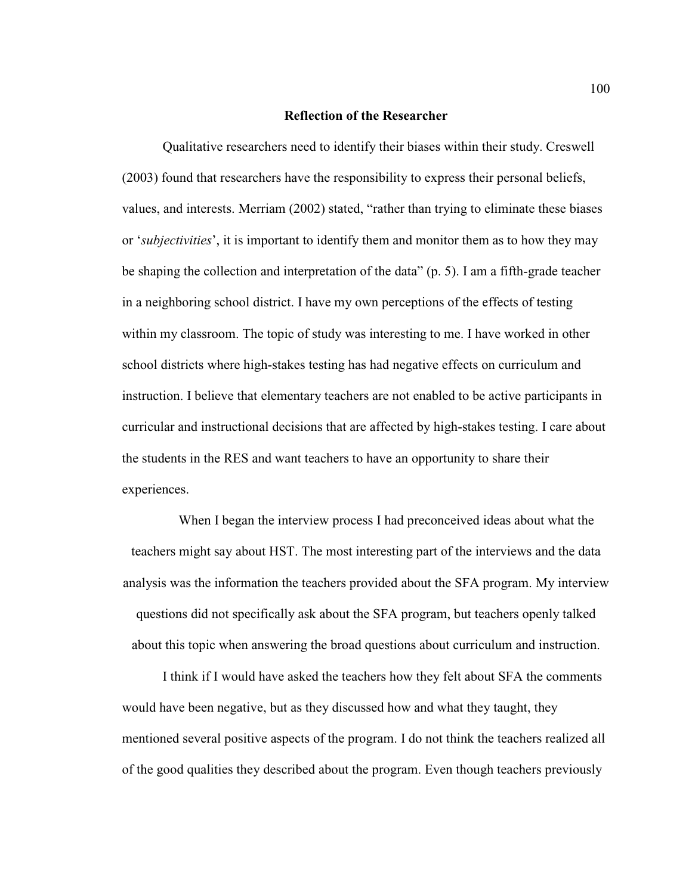## Reflection of the Researcher

Qualitative researchers need to identify their biases within their study. Creswell (2003) found that researchers have the responsibility to express their personal beliefs, values, and interests. Merriam (2002) stated, "rather than trying to eliminate these biases or '*subjectivities*', it is important to identify them and monitor them as to how they may be shaping the collection and interpretation of the data" (p. 5). I am a fifth-grade teacher in a neighboring school district. I have my own perceptions of the effects of testing within my classroom. The topic of study was interesting to me. I have worked in other school districts where high-stakes testing has had negative effects on curriculum and instruction. I believe that elementary teachers are not enabled to be active participants in curricular and instructional decisions that are affected by high-stakes testing. I care about the students in the RES and want teachers to have an opportunity to share their experiences.

When I began the interview process I had preconceived ideas about what the teachers might say about HST. The most interesting part of the interviews and the data analysis was the information the teachers provided about the SFA program. My interview questions did not specifically ask about the SFA program, but teachers openly talked about this topic when answering the broad questions about curriculum and instruction.

I think if I would have asked the teachers how they felt about SFA the comments would have been negative, but as they discussed how and what they taught, they mentioned several positive aspects of the program. I do not think the teachers realized all of the good qualities they described about the program. Even though teachers previously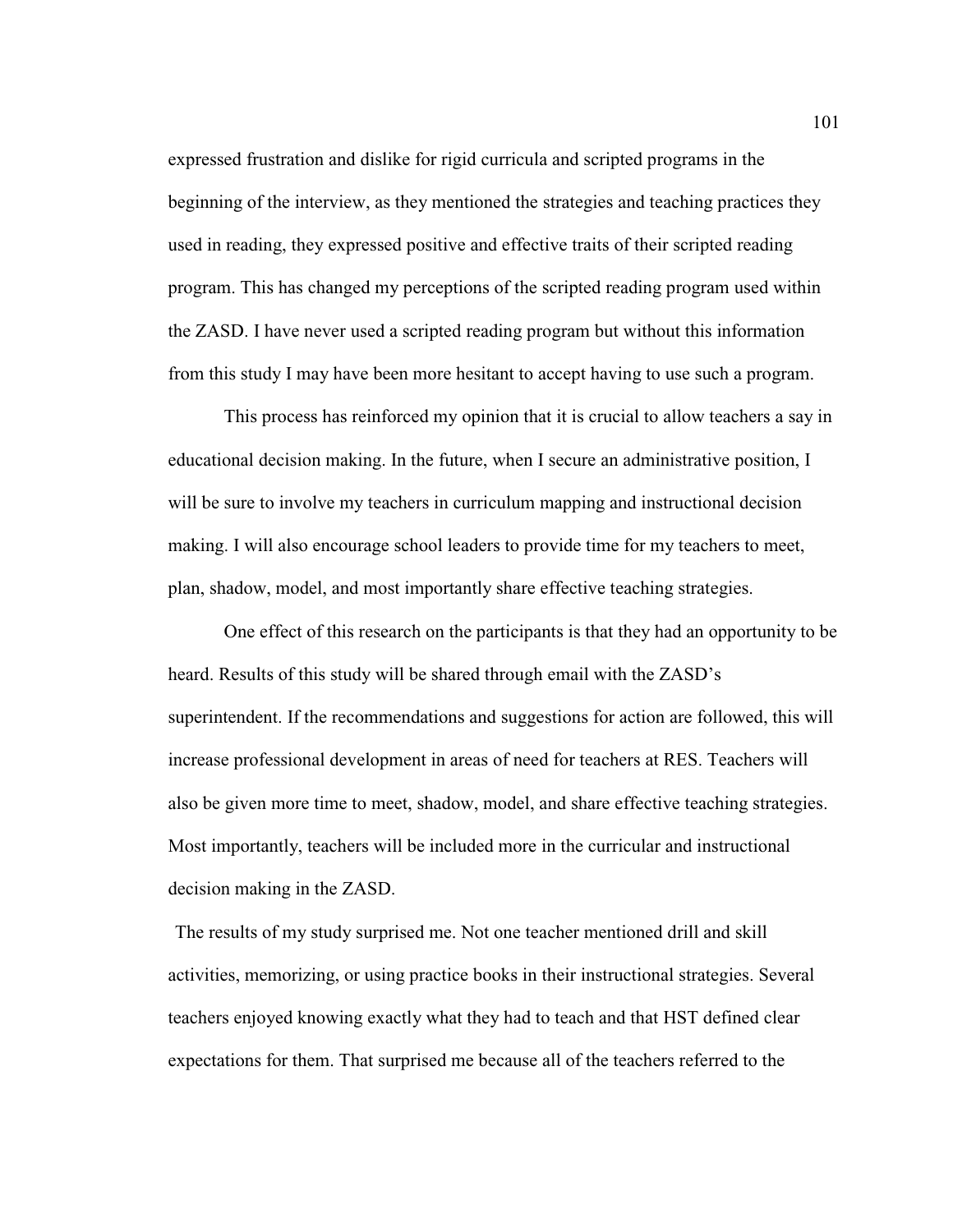expressed frustration and dislike for rigid curricula and scripted programs in the beginning of the interview, as they mentioned the strategies and teaching practices they used in reading, they expressed positive and effective traits of their scripted reading program. This has changed my perceptions of the scripted reading program used within the ZASD. I have never used a scripted reading program but without this information from this study I may have been more hesitant to accept having to use such a program.

This process has reinforced my opinion that it is crucial to allow teachers a say in educational decision making. In the future, when I secure an administrative position, I will be sure to involve my teachers in curriculum mapping and instructional decision making. I will also encourage school leaders to provide time for my teachers to meet, plan, shadow, model, and most importantly share effective teaching strategies.

One effect of this research on the participants is that they had an opportunity to be heard. Results of this study will be shared through email with the ZASD's superintendent. If the recommendations and suggestions for action are followed, this will increase professional development in areas of need for teachers at RES. Teachers will also be given more time to meet, shadow, model, and share effective teaching strategies. Most importantly, teachers will be included more in the curricular and instructional decision making in the ZASD.

The results of my study surprised me. Not one teacher mentioned drill and skill activities, memorizing, or using practice books in their instructional strategies. Several teachers enjoyed knowing exactly what they had to teach and that HST defined clear expectations for them. That surprised me because all of the teachers referred to the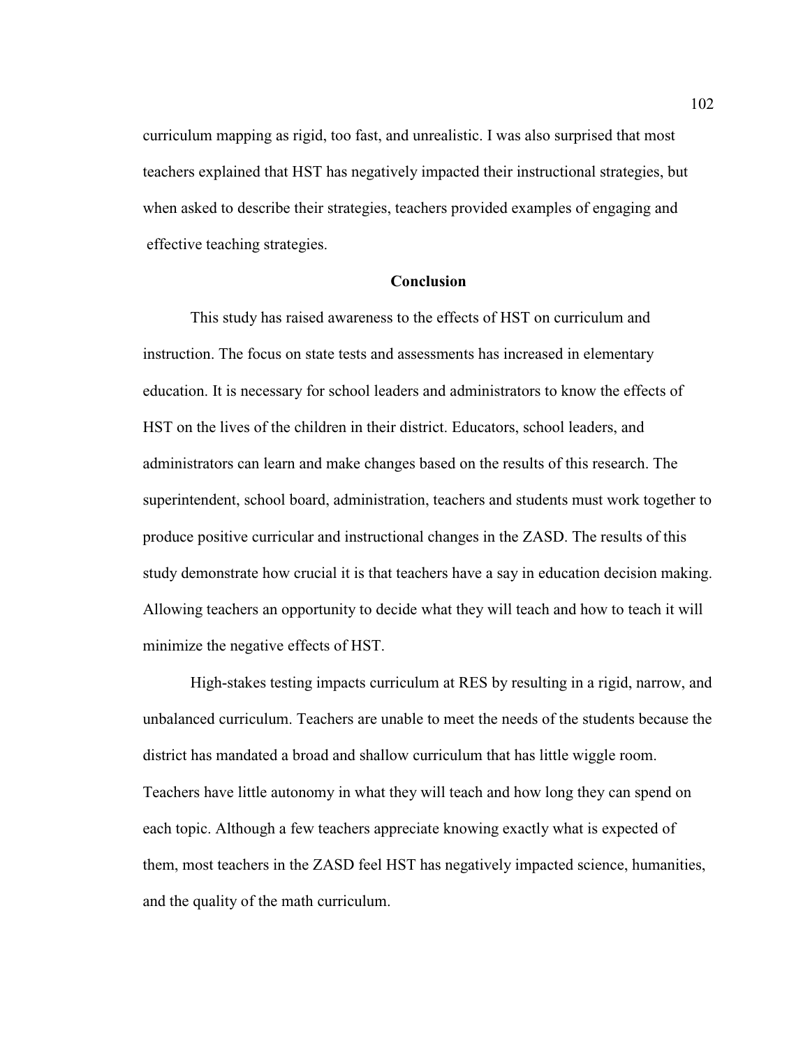curriculum mapping as rigid, too fast, and unrealistic. I was also surprised that most teachers explained that HST has negatively impacted their instructional strategies, but when asked to describe their strategies, teachers provided examples of engaging and effective teaching strategies.

## Conclusion

This study has raised awareness to the effects of HST on curriculum and instruction. The focus on state tests and assessments has increased in elementary education. It is necessary for school leaders and administrators to know the effects of HST on the lives of the children in their district. Educators, school leaders, and administrators can learn and make changes based on the results of this research. The superintendent, school board, administration, teachers and students must work together to produce positive curricular and instructional changes in the ZASD. The results of this study demonstrate how crucial it is that teachers have a say in education decision making. Allowing teachers an opportunity to decide what they will teach and how to teach it will minimize the negative effects of HST.

High-stakes testing impacts curriculum at RES by resulting in a rigid, narrow, and unbalanced curriculum. Teachers are unable to meet the needs of the students because the district has mandated a broad and shallow curriculum that has little wiggle room. Teachers have little autonomy in what they will teach and how long they can spend on each topic. Although a few teachers appreciate knowing exactly what is expected of them, most teachers in the ZASD feel HST has negatively impacted science, humanities, and the quality of the math curriculum.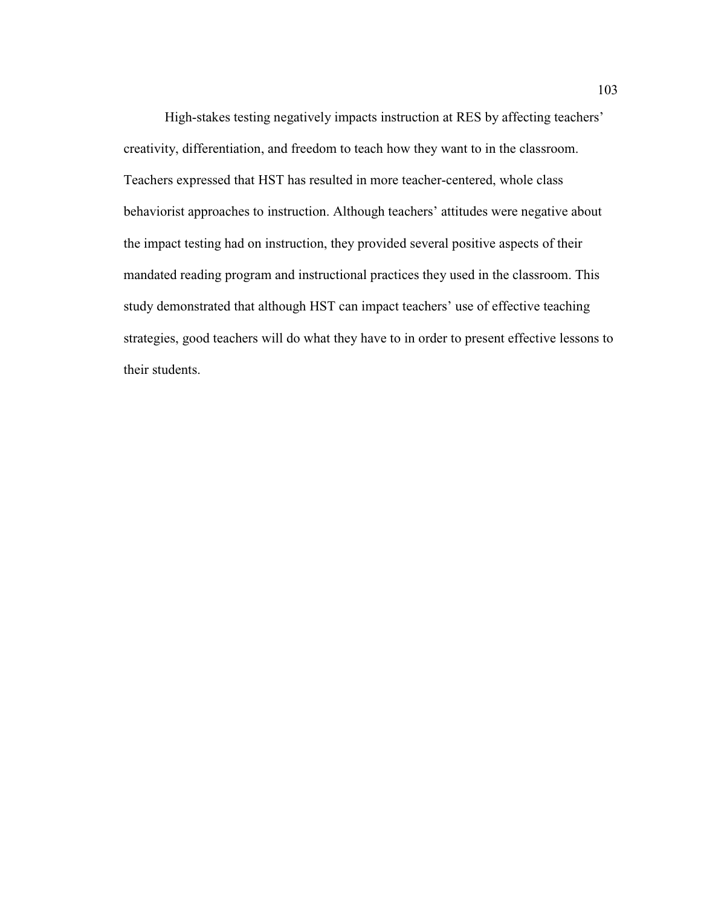High-stakes testing negatively impacts instruction at RES by affecting teachers' creativity, differentiation, and freedom to teach how they want to in the classroom. Teachers expressed that HST has resulted in more teacher-centered, whole class behaviorist approaches to instruction. Although teachers' attitudes were negative about the impact testing had on instruction, they provided several positive aspects of their mandated reading program and instructional practices they used in the classroom. This study demonstrated that although HST can impact teachers' use of effective teaching strategies, good teachers will do what they have to in order to present effective lessons to their students.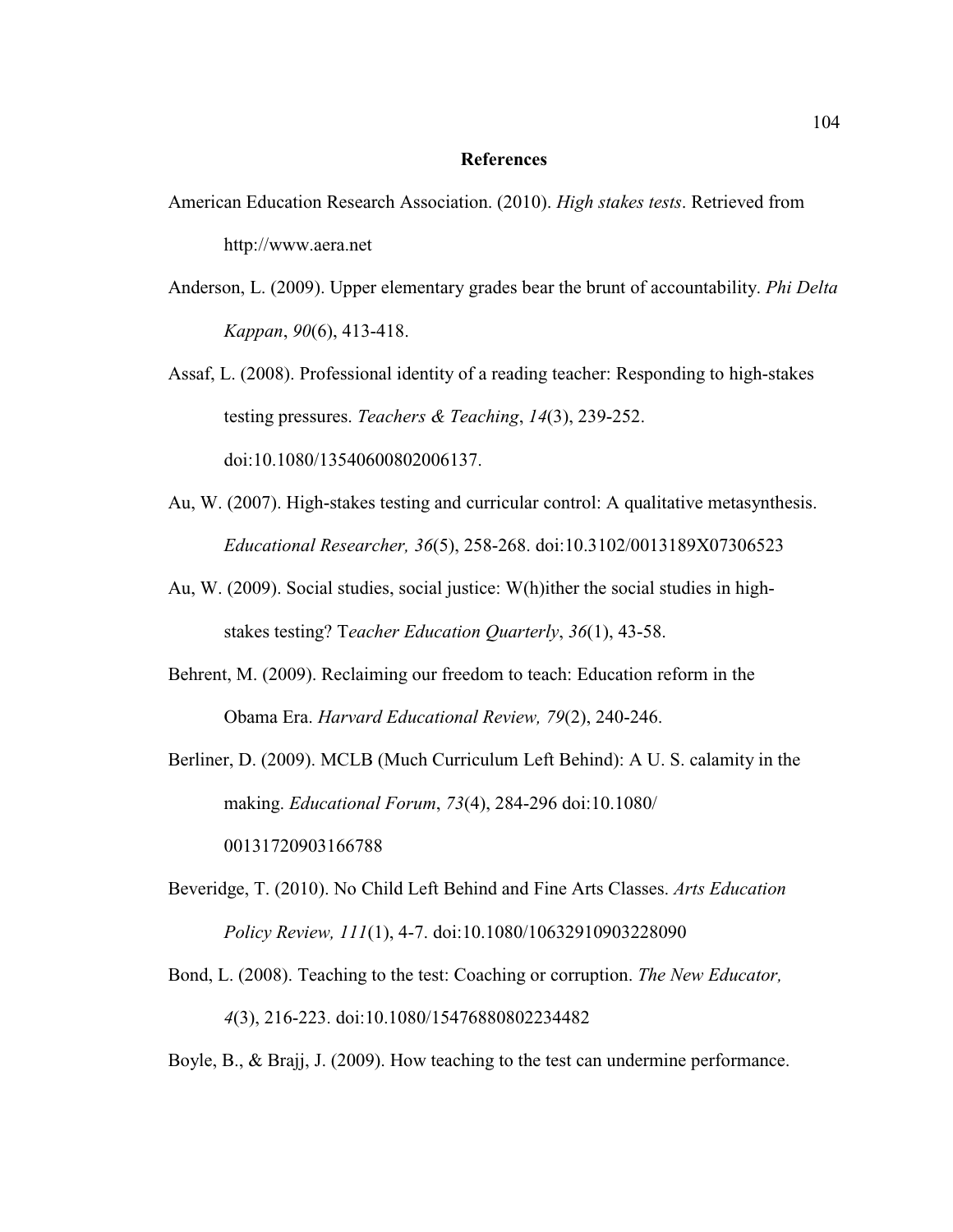# References

American Education Research Association. (2010). *High stakes tests*. Retrieved from http://www.aera.net

Anderson, L. (2009). Upper elementary grades bear the brunt of accountability. *Phi Delta Kappan*, *90*(6), 413-418.

Assaf, L. (2008). Professional identity of a reading teacher: Responding to high-stakes testing pressures. *Teachers & Teaching*, *14*(3), 239-252. doi:10.1080/13540600802006137.

Au, W. (2007). High-stakes testing and curricular control: A qualitative metasynthesis. *Educational Researcher, 36*(5), 258-268. doi:10.3102/0013189X07306523

Au, W. (2009). Social studies, social justice: W(h)ither the social studies in high-stakes testing? T*eacher Education Quarterly*, *36*(1), 43-58.

Behrent, M. (2009). Reclaiming our freedom to teach: Education reform in the Obama Era. *Harvard Educational Review, 79*(2), 240-246.

Berliner, D. (2009). MCLB (Much Curriculum Left Behind): A U. S. calamity in the making. *Educational Forum*, *73*(4), 284-296 doi:10.1080/00131720903166788

Beveridge, T. (2010). No Child Left Behind and Fine Arts Classes. *Arts Education Policy Review, 111*(1), 4-7. doi:10.1080/10632910903228090

Bond, L. (2008). Teaching to the test: Coaching or corruption. *The New Educator, 4*(3), 216-223. doi:10.1080/15476880802234482

Boyle, B., & Brajj, J. (2009). How teaching to the test can undermine performance.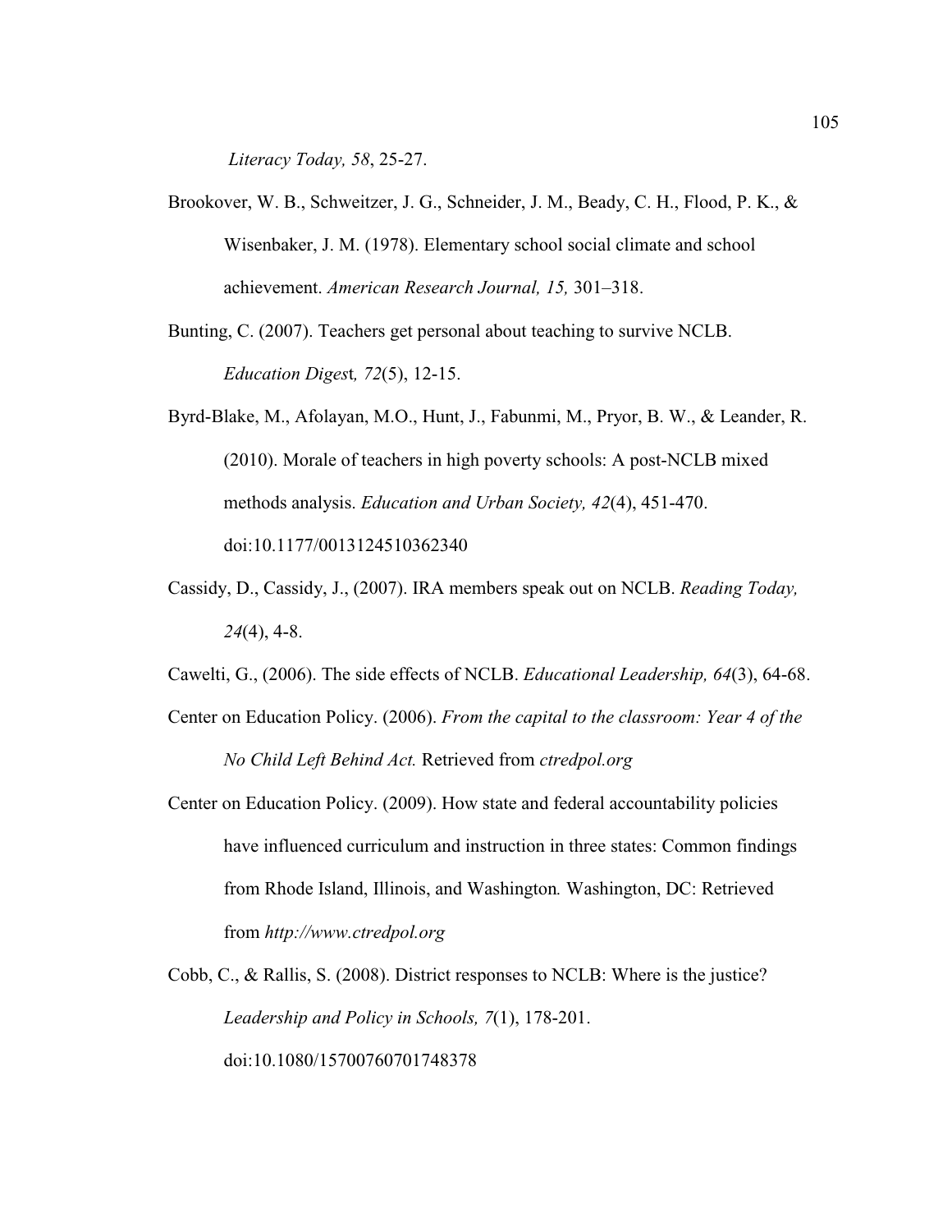*Literacy Today, 58*, 25-27.

Brookover, W. B., Schweitzer, J. G., Schneider, J. M., Beady, C. H., Flood, P. K., & Wisenbaker, J. M. (1978). Elementary school social climate and school achievement. *American Research Journal, 15,* 301–318.

Bunting, C. (2007). Teachers get personal about teaching to survive NCLB. *Education Digest, 72*(5), 12-15.

Byrd-Blake, M., Afolayan, M.O., Hunt, J., Fabunmi, M., Pryor, B. W., & Leander, R. (2010). Morale of teachers in high poverty schools: A post-NCLB mixed methods analysis. *Education and Urban Society, 42*(4), 451-470. doi:10.1177/0013124510362340

Cassidy, D., Cassidy, J., (2007). IRA members speak out on NCLB. *Reading Today, 24*(4), 4-8.

Cawelti, G., (2006). The side effects of NCLB. *Educational Leadership, 64*(3), 64-68.

Center on Education Policy. (2006). *From the capital to the classroom: Year 4 of the No Child Left Behind Act.* Retrieved from *ctredpol.org*

Center on Education Policy. (2009). How state and federal accountability policies have influenced curriculum and instruction in three states: Common findings from Rhode Island, Illinois, and Washington*.* Washington, DC: Retrieved from *http://www.ctredpol.org*

Cobb, C., & Rallis, S. (2008). District responses to NCLB: Where is the justice? *Leadership and Policy in Schools, 7*(1), 178-201. doi:10.1080/15700760701748378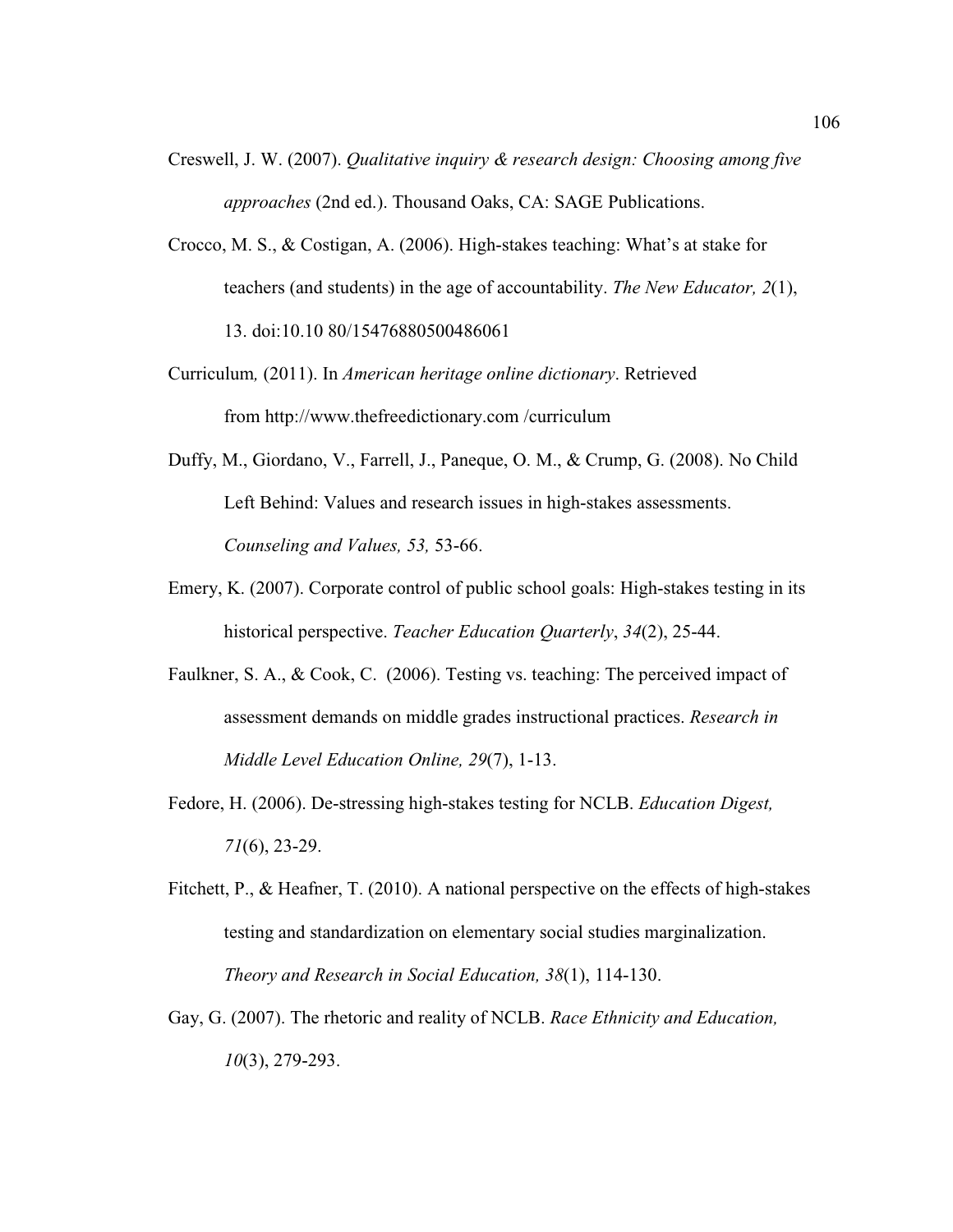Creswell, J. W. (2007). *Qualitative inquiry & research design: Choosing among five approaches* (2nd ed.). Thousand Oaks, CA: SAGE Publications.

Crocco, M. S., & Costigan, A. (2006). High-stakes teaching: What's at stake for teachers (and students) in the age of accountability. *The New Educator, 2*(1), 13. doi:10.10 80/15476880500486061

Curriculum*,* (2011). In *American heritage online dictionary*. Retrieved from http://www.thefreedictionary.com /curriculum

Duffy, M., Giordano, V., Farrell, J., Paneque, O. M., & Crump, G. (2008). No Child Left Behind: Values and research issues in high-stakes assessments. *Counseling and Values, 53,* 53-66.

Emery, K. (2007). Corporate control of public school goals: High-stakes testing in its historical perspective. *Teacher Education Quarterly*, *34*(2), 25-44.

Faulkner, S. A., & Cook, C. (2006). Testing vs. teaching: The perceived impact of assessment demands on middle grades instructional practices. *Research in Middle Level Education Online, 29*(7), 1-13.

Fedore, H. (2006). De-stressing high-stakes testing for NCLB. *Education Digest, 71*(6), 23-29.

Fitchett, P., & Heafner, T. (2010). A national perspective on the effects of high-stakes testing and standardization on elementary social studies marginalization. *Theory and Research in Social Education, 38*(1), 114-130.

Gay, G. (2007). The rhetoric and reality of NCLB. *Race Ethnicity and Education, 10*(3), 279-293.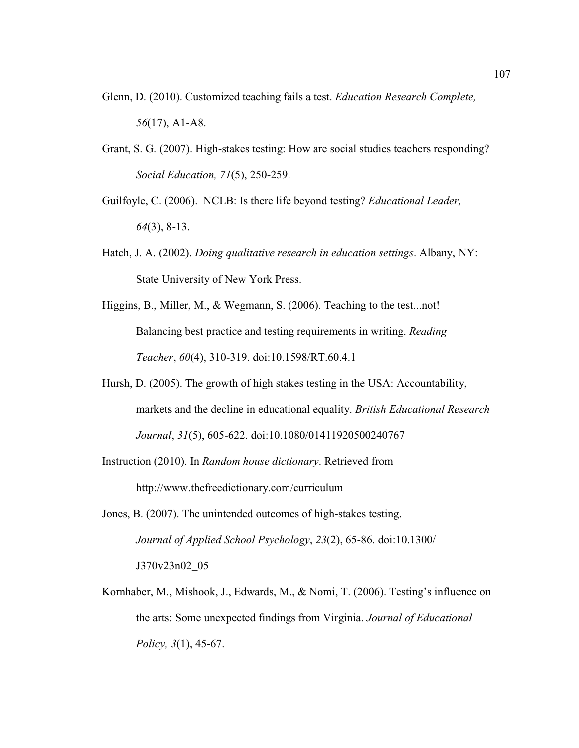Glenn, D. (2010). Customized teaching fails a test. *Education Research Complete, 56*(17), A1-A8.

Grant, S. G. (2007). High-stakes testing: How are social studies teachers responding? *Social Education, 71*(5), 250-259.

Guilfoyle, C. (2006). NCLB: Is there life beyond testing? *Educational Leader, 64*(3), 8-13.

Hatch, J. A. (2002). *Doing qualitative research in education settings*. Albany, NY: State University of New York Press.

Higgins, B., Miller, M., & Wegmann, S. (2006). Teaching to the test...not! Balancing best practice and testing requirements in writing. *Reading Teacher*, *60*(4), 310-319. doi:10.1598/RT.60.4.1

Hursh, D. (2005). The growth of high stakes testing in the USA: Accountability, markets and the decline in educational equality. *British Educational Research Journal*, *31*(5), 605-622. doi:10.1080/01411920500240767

Instruction (2010). In *Random house dictionary*. Retrieved from http://www.thefreedictionary.com/curriculum

Jones, B. (2007). The unintended outcomes of high-stakes testing. *Journal of Applied School Psychology*, *23*(2), 65-86. doi:10.1300/J370v23n02_05

Kornhaber, M., Mishook, J., Edwards, M., & Nomi, T. (2006). Testing's influence on the arts: Some unexpected findings from Virginia. *Journal of Educational Policy, 3*(1), 45-67.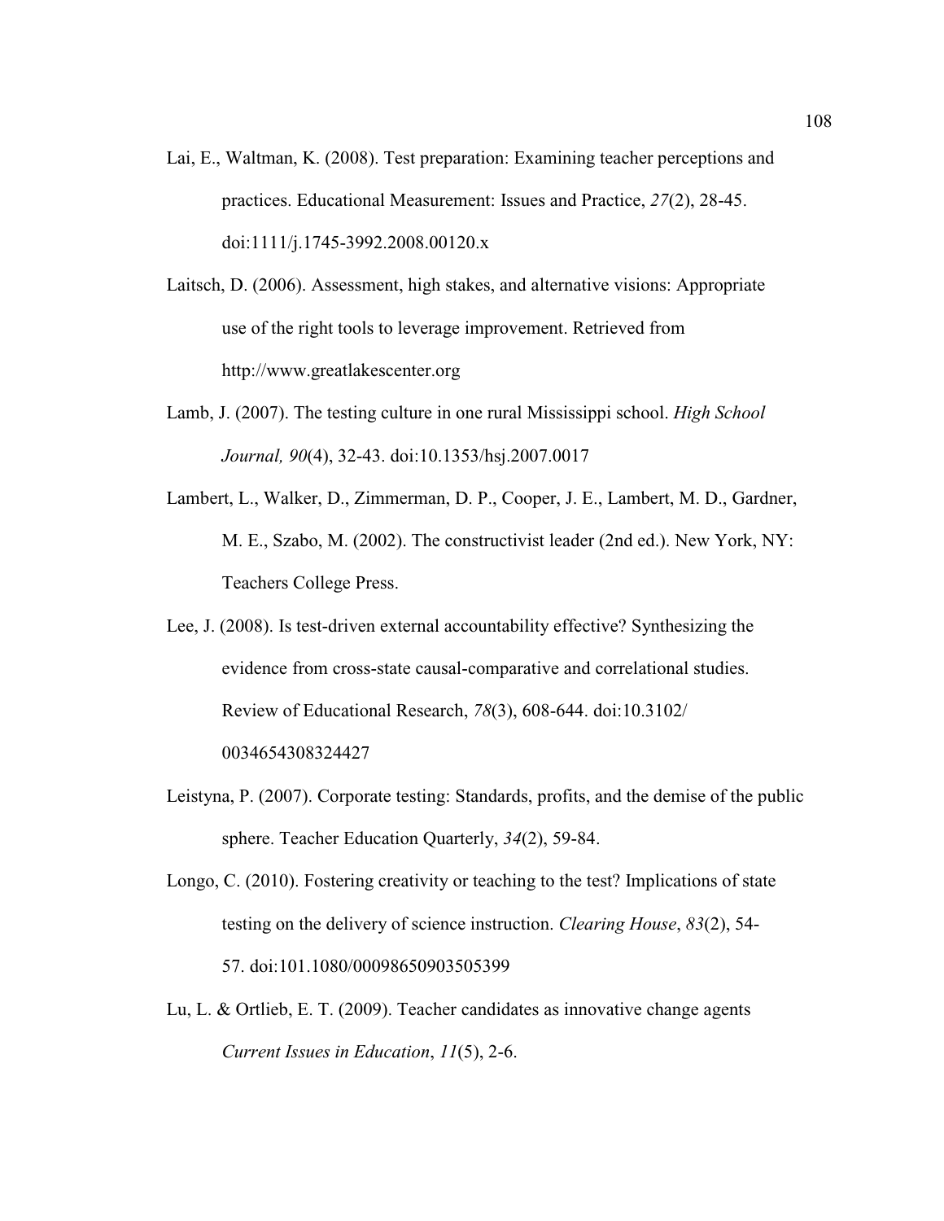Lai, E., Waltman, K. (2008). Test preparation: Examining teacher perceptions and practices. Educational Measurement: Issues and Practice, *27*(2), 28-45. doi:1111/j.1745-3992.2008.00120.x

Laitsch, D. (2006). Assessment, high stakes, and alternative visions: Appropriate use of the right tools to leverage improvement. Retrieved from http://www.greatlakescenter.org

Lamb, J. (2007). The testing culture in one rural Mississippi school. *High School Journal, 90*(4), 32-43. doi:10.1353/hsj.2007.0017

Lambert, L., Walker, D., Zimmerman, D. P., Cooper, J. E., Lambert, M. D., Gardner, M. E., Szabo, M. (2002). The constructivist leader (2nd ed.). New York, NY: Teachers College Press.

Lee, J. (2008). Is test-driven external accountability effective? Synthesizing the evidence from cross-state causal-comparative and correlational studies. Review of Educational Research, *78*(3), 608-644. doi:10.3102/ 0034654308324427

Leistyna, P. (2007). Corporate testing: Standards, profits, and the demise of the public sphere. Teacher Education Quarterly, *34*(2), 59-84.

Longo, C. (2010). Fostering creativity or teaching to the test? Implications of state testing on the delivery of science instruction. *Clearing House*, *83*(2), 54-57. doi:101.1080/00098650903505399

Lu, L. & Ortlieb, E. T. (2009). Teacher candidates as innovative change agents *Current Issues in Education*, *11*(5), 2-6.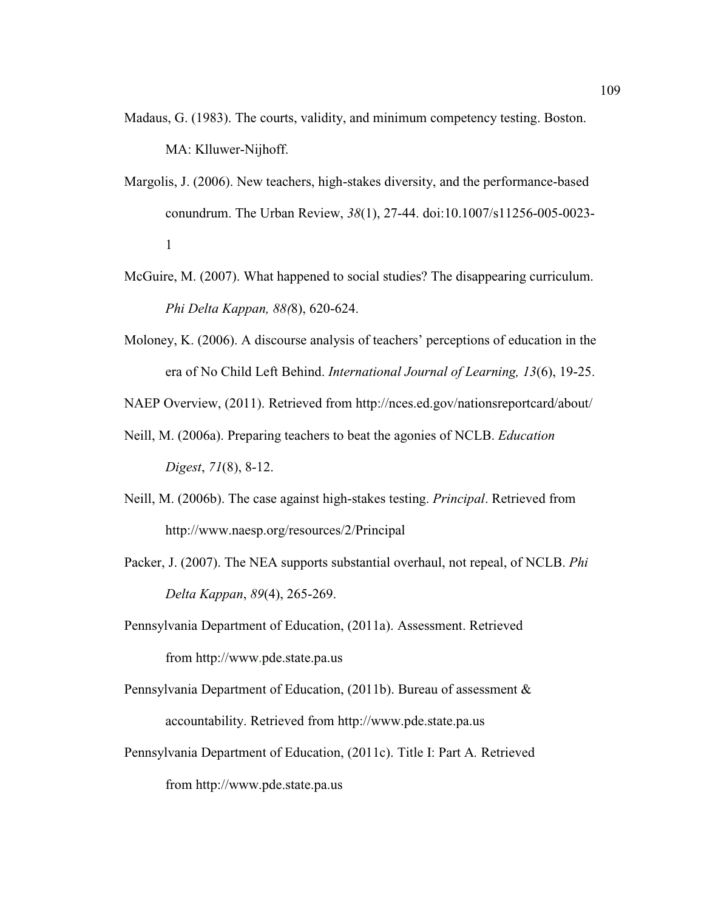Madaus, G. (1983). The courts, validity, and minimum competency testing. Boston. MA: Klluwer-Nijhoff.

Margolis, J. (2006). New teachers, high-stakes diversity, and the performance-based conundrum. The Urban Review, *38*(1), 27-44. doi:10.1007/s11256-005-0023-1

McGuire, M. (2007). What happened to social studies? The disappearing curriculum. *Phi Delta Kappan, 88(*8), 620-624.

Moloney, K. (2006). A discourse analysis of teachers' perceptions of education in the era of No Child Left Behind. *International Journal of Learning, 13*(6), 19-25.

NAEP Overview, (2011). Retrieved from http://nces.ed.gov/nationsreportcard/about/

Neill, M. (2006a). Preparing teachers to beat the agonies of NCLB. *Education Digest*, *71*(8), 8-12.

Neill, M. (2006b). The case against high-stakes testing. *Principal*. Retrieved from http://www.naesp.org/resources/2/Principal

Packer, J. (2007). The NEA supports substantial overhaul, not repeal, of NCLB. *Phi Delta Kappan*, *89*(4), 265-269.

Pennsylvania Department of Education, (2011a). Assessment. Retrieved from http://www.pde.state.pa.us

Pennsylvania Department of Education, (2011b). Bureau of assessment & accountability. Retrieved from http://www.pde.state.pa.us

Pennsylvania Department of Education, (2011c). Title I: Part A. Retrieved from http://www.pde.state.pa.us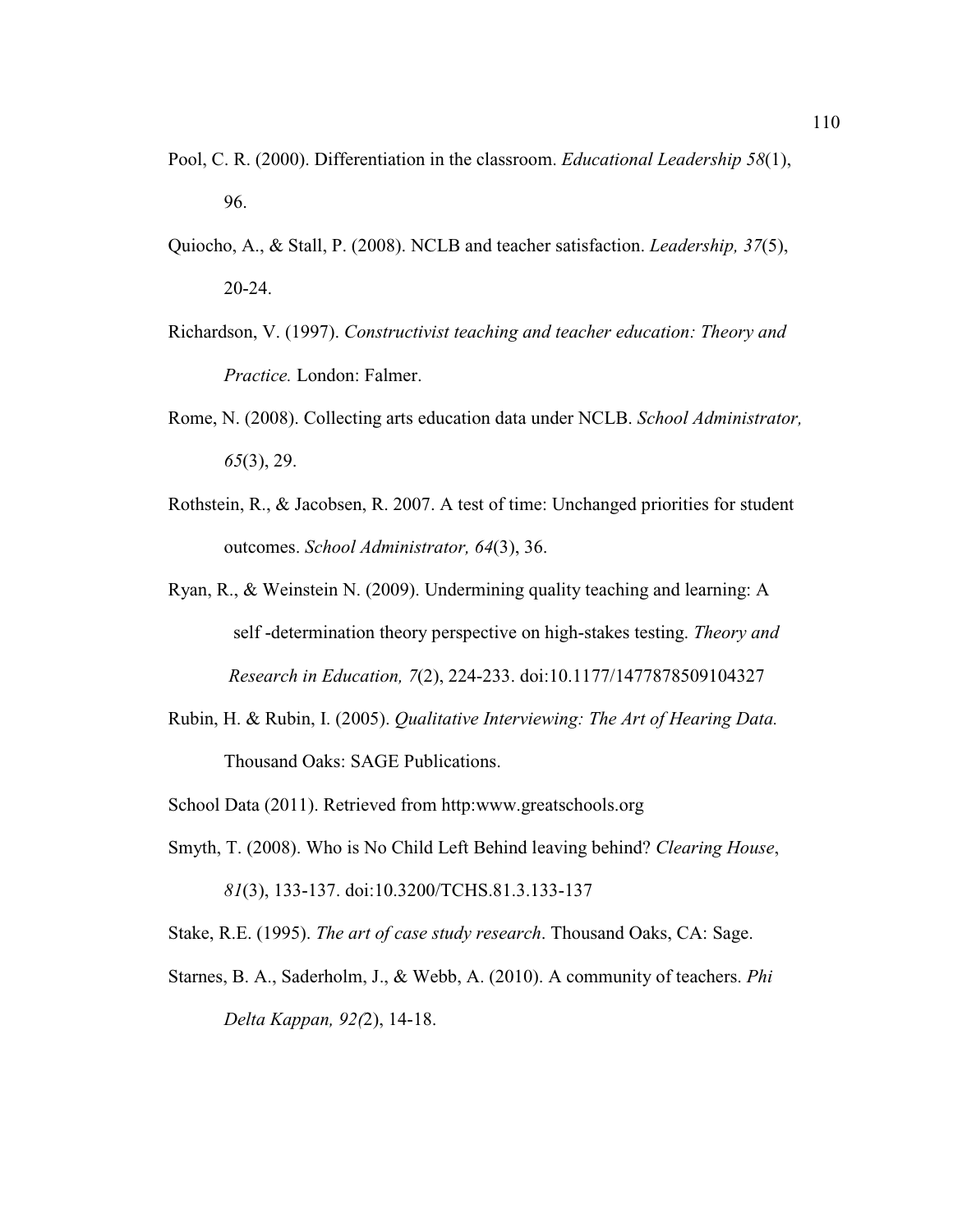Pool, C. R. (2000). Differentiation in the classroom. *Educational Leadership 58*(1), 96.

Quiocho, A., & Stall, P. (2008). NCLB and teacher satisfaction. *Leadership, 37*(5), 20-24.

Richardson, V. (1997). *Constructivist teaching and teacher education: Theory and Practice.* London: Falmer.

Rome, N. (2008). Collecting arts education data under NCLB. *School Administrator, 65*(3), 29.

Rothstein, R., & Jacobsen, R. 2007. A test of time: Unchanged priorities for student outcomes. *School Administrator, 64*(3), 36.

Ryan, R., & Weinstein N. (2009). Undermining quality teaching and learning: A self -determination theory perspective on high-stakes testing. *Theory and Research in Education, 7*(2), 224-233. doi:10.1177/1477878509104327

Rubin, H. & Rubin, I. (2005). *Qualitative Interviewing: The Art of Hearing Data.* Thousand Oaks: SAGE Publications.

School Data (2011). Retrieved from http:www.greatschools.org

Smyth, T. (2008). Who is No Child Left Behind leaving behind? *Clearing House*, *81*(3), 133-137. doi:10.3200/TCHS.81.3.133-137

Stake, R.E. (1995). *The art of case study research*. Thousand Oaks, CA: Sage.

Starnes, B. A., Saderholm, J., & Webb, A. (2010). A community of teachers. *Phi Delta Kappan, 92(*2), 14-18.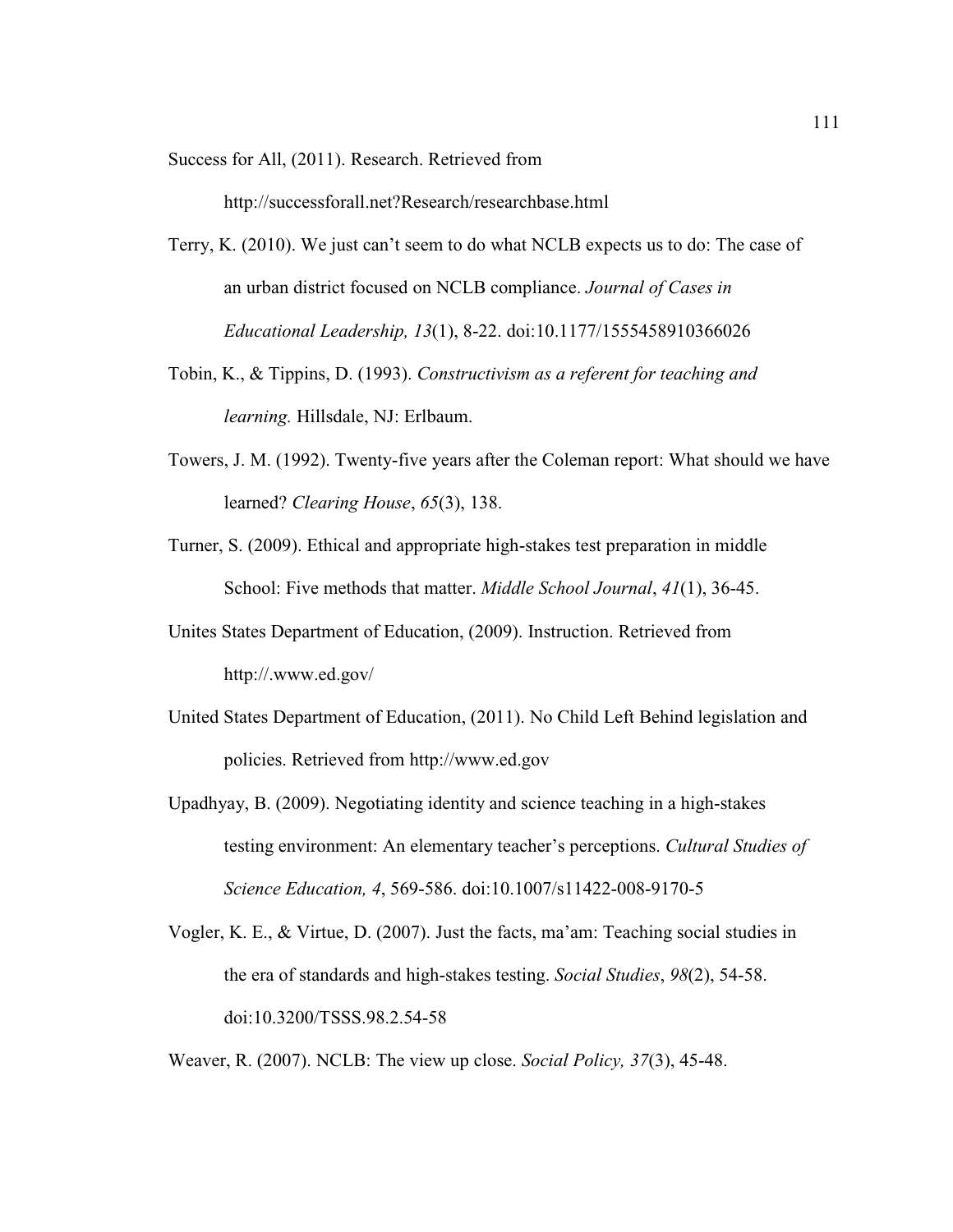Success for All, (2011). Research. Retrieved from http://successforall.net?Research/researchbase.html

Terry, K. (2010). We just can't seem to do what NCLB expects us to do: The case of an urban district focused on NCLB compliance. *Journal of Cases in Educational Leadership, 13*(1), 8-22. doi:10.1177/1555458910366026

Tobin, K., & Tippins, D. (1993). *Constructivism as a referent for teaching and learning.* Hillsdale, NJ: Erlbaum.

Towers, J. M. (1992). Twenty-five years after the Coleman report: What should we have learned? *Clearing House*, *65*(3), 138.

Turner, S. (2009). Ethical and appropriate high-stakes test preparation in middle School: Five methods that matter. *Middle School Journal*, *41*(1), 36-45.

Unites States Department of Education, (2009). Instruction. Retrieved from http://.www.ed.gov/

United States Department of Education, (2011). No Child Left Behind legislation and policies. Retrieved from http://www.ed.gov

Upadhyay, B. (2009). Negotiating identity and science teaching in a high-stakes testing environment: An elementary teacher's perceptions. *Cultural Studies of Science Education, 4*, 569-586. doi:10.1007/s11422-008-9170-5

Vogler, K. E., & Virtue, D. (2007). Just the facts, ma'am: Teaching social studies in the era of standards and high-stakes testing. *Social Studies*, *98*(2), 54-58. doi:10.3200/TSSS.98.2.54-58

Weaver, R. (2007). NCLB: The view up close. *Social Policy, 37*(3), 45-48.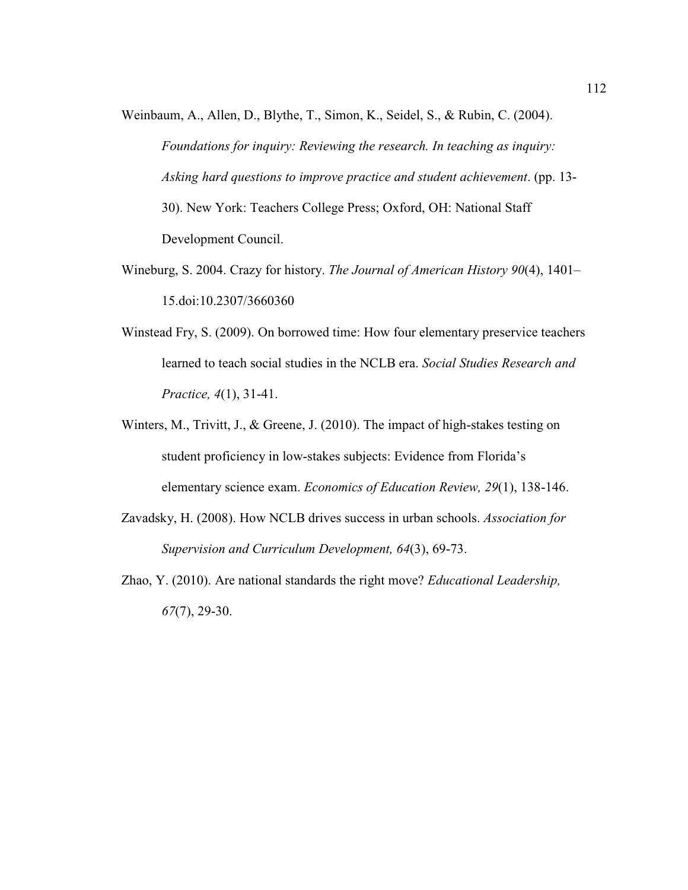Weinbaum, A., Allen, D., Blythe, T., Simon, K., Seidel, S., & Rubin, C. (2004). *Foundations for inquiry: Reviewing the research. In teaching as inquiry: Asking hard questions to improve practice and student achievement*. (pp. 13-30). New York: Teachers College Press; Oxford, OH: National Staff Development Council.

Wineburg, S. 2004. Crazy for history. *The Journal of American History 90*(4), 1401–15.doi:10.2307/3660360

Winstead Fry, S. (2009). On borrowed time: How four elementary preservice teachers learned to teach social studies in the NCLB era. *Social Studies Research and Practice, 4*(1), 31-41.

Winters, M., Trivitt, J., & Greene, J. (2010). The impact of high-stakes testing on student proficiency in low-stakes subjects: Evidence from Florida's elementary science exam. *Economics of Education Review, 29*(1), 138-146.

Zavadsky, H. (2008). How NCLB drives success in urban schools. *Association for Supervision and Curriculum Development, 64*(3), 69-73.

Zhao, Y. (2010). Are national standards the right move? *Educational Leadership, 67*(7), 29-30.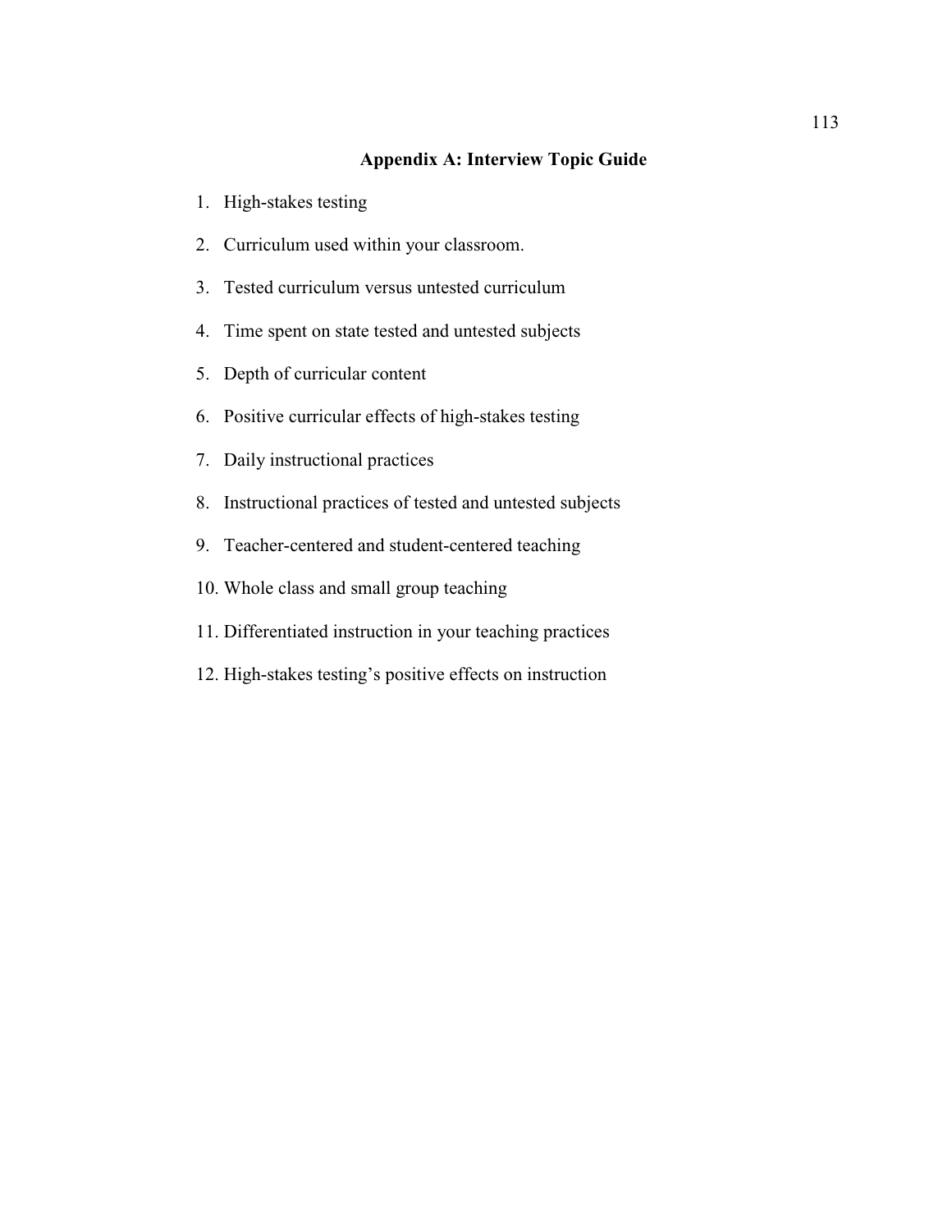## Appendix A: Interview Topic Guide

1. High-stakes testing
2. Curriculum used within your classroom.
3. Tested curriculum versus untested curriculum
4. Time spent on state tested and untested subjects
5. Depth of curricular content
6. Positive curricular effects of high-stakes testing
7. Daily instructional practices
8. Instructional practices of tested and untested subjects
9. Teacher-centered and student-centered teaching
10. Whole class and small group teaching
11. Differentiated instruction in your teaching practices
12. High-stakes testing's positive effects on instruction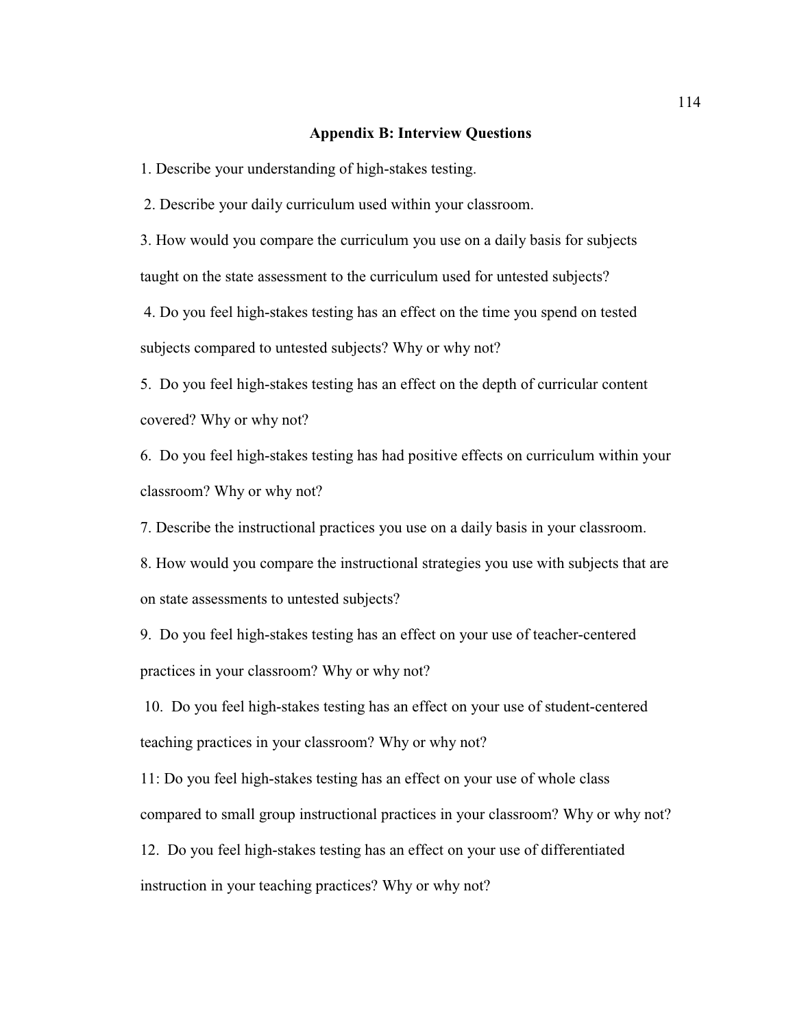## Appendix B: Interview Questions

1. Describe your understanding of high-stakes testing.

2. Describe your daily curriculum used within your classroom.

3. How would you compare the curriculum you use on a daily basis for subjects taught on the state assessment to the curriculum used for untested subjects?

4. Do you feel high-stakes testing has an effect on the time you spend on tested subjects compared to untested subjects? Why or why not?

5. Do you feel high-stakes testing has an effect on the depth of curricular content covered? Why or why not?

6. Do you feel high-stakes testing has had positive effects on curriculum within your classroom? Why or why not?

7. Describe the instructional practices you use on a daily basis in your classroom.

8. How would you compare the instructional strategies you use with subjects that are on state assessments to untested subjects?

9. Do you feel high-stakes testing has an effect on your use of teacher-centered practices in your classroom? Why or why not?

10. Do you feel high-stakes testing has an effect on your use of student-centered teaching practices in your classroom? Why or why not?

11: Do you feel high-stakes testing has an effect on your use of whole class compared to small group instructional practices in your classroom? Why or why not?

12. Do you feel high-stakes testing has an effect on your use of differentiated instruction in your teaching practices? Why or why not?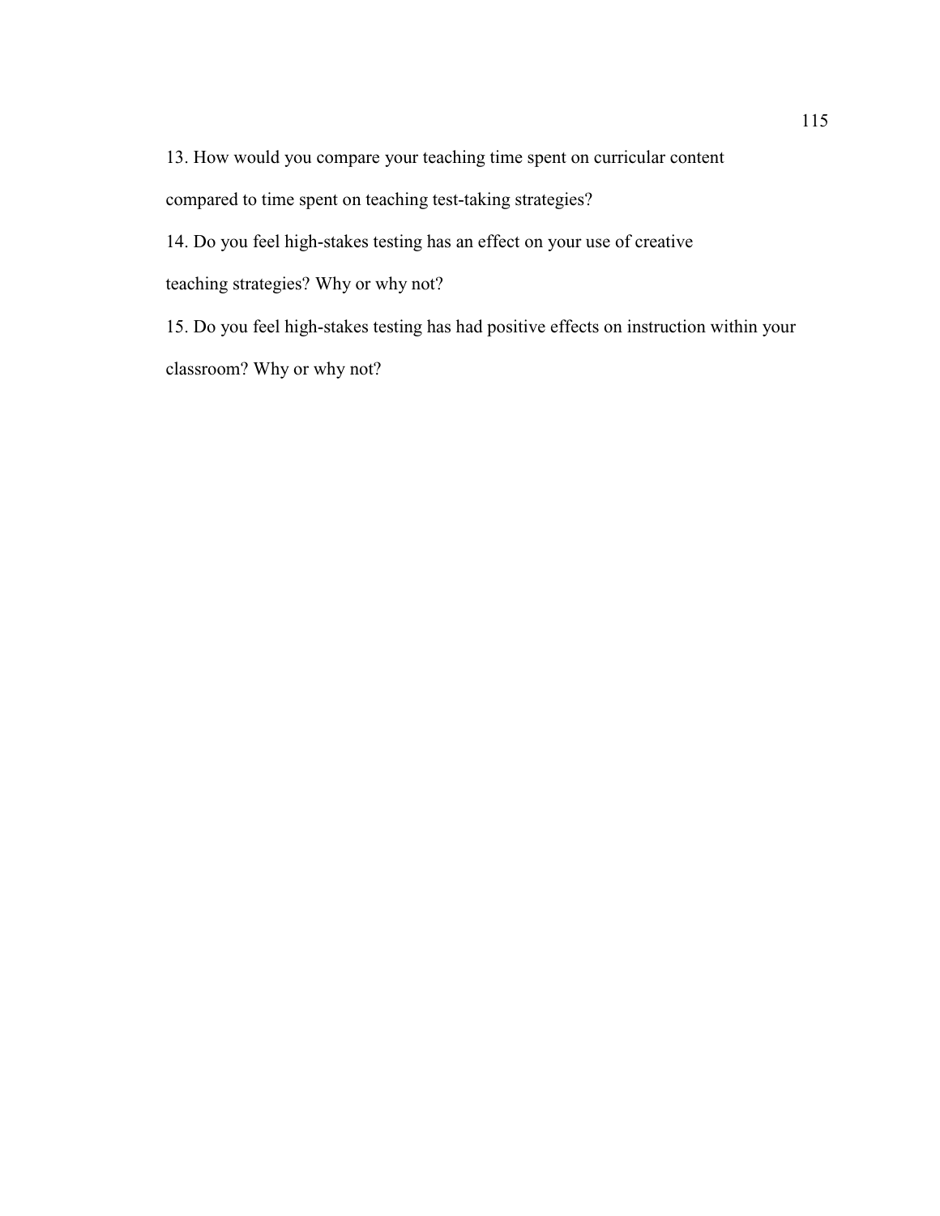13. How would you compare your teaching time spent on curricular content compared to time spent on teaching test-taking strategies?

14. Do you feel high-stakes testing has an effect on your use of creative teaching strategies? Why or why not?

15. Do you feel high-stakes testing has had positive effects on instruction within your classroom? Why or why not?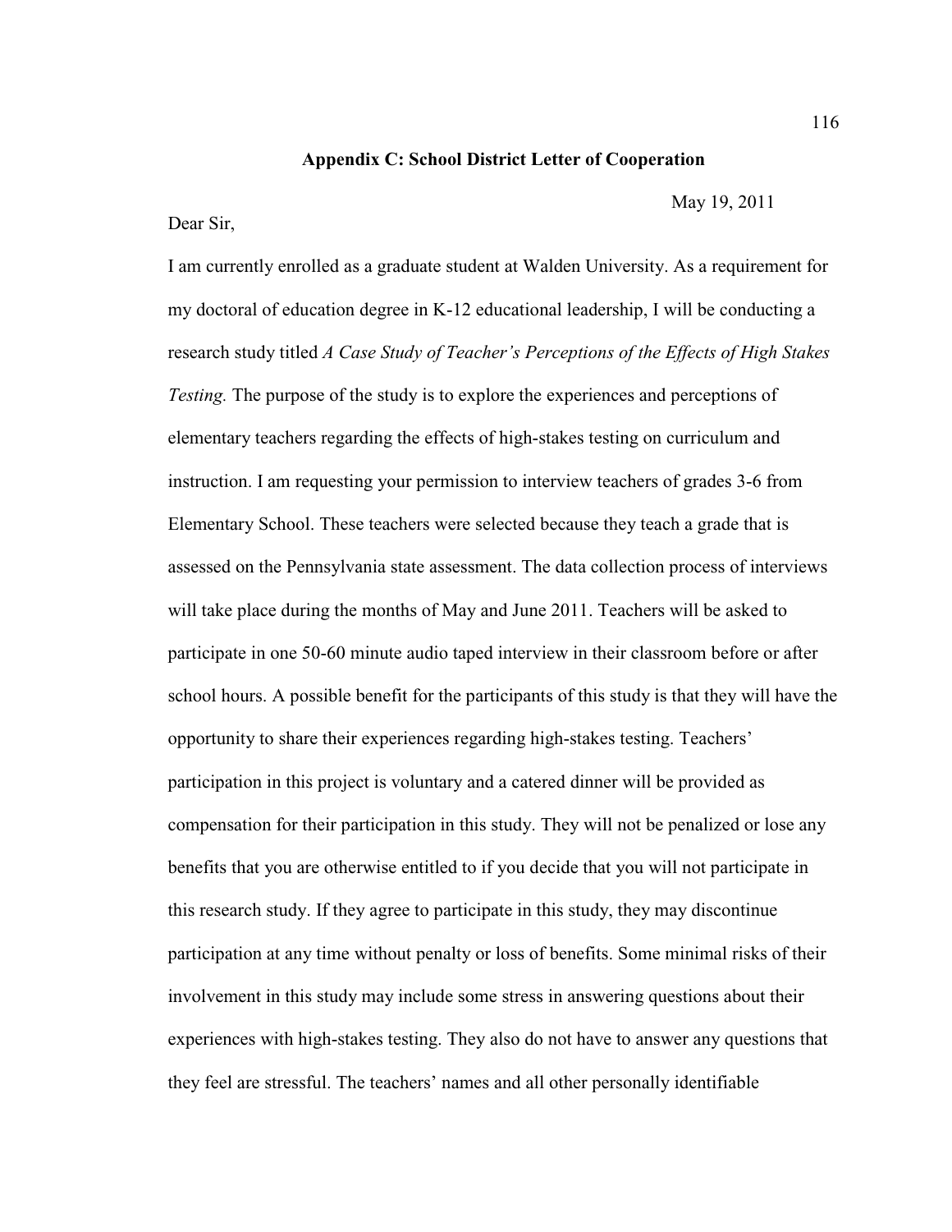## Appendix C: School District Letter of Cooperation

May 19, 2011

Dear Sir,

I am currently enrolled as a graduate student at Walden University. As a requirement for my doctoral of education degree in K-12 educational leadership, I will be conducting a research study titled *A Case Study of Teacher's Perceptions of the Effects of High Stakes Testing.* The purpose of the study is to explore the experiences and perceptions of elementary teachers regarding the effects of high-stakes testing on curriculum and instruction. I am requesting your permission to interview teachers of grades 3-6 from Elementary School. These teachers were selected because they teach a grade that is assessed on the Pennsylvania state assessment. The data collection process of interviews will take place during the months of May and June 2011. Teachers will be asked to participate in one 50-60 minute audio taped interview in their classroom before or after school hours. A possible benefit for the participants of this study is that they will have the opportunity to share their experiences regarding high-stakes testing. Teachers' participation in this project is voluntary and a catered dinner will be provided as compensation for their participation in this study. They will not be penalized or lose any benefits that you are otherwise entitled to if you decide that you will not participate in this research study. If they agree to participate in this study, they may discontinue participation at any time without penalty or loss of benefits. Some minimal risks of their involvement in this study may include some stress in answering questions about their experiences with high-stakes testing. They also do not have to answer any questions that they feel are stressful. The teachers' names and all other personally identifiable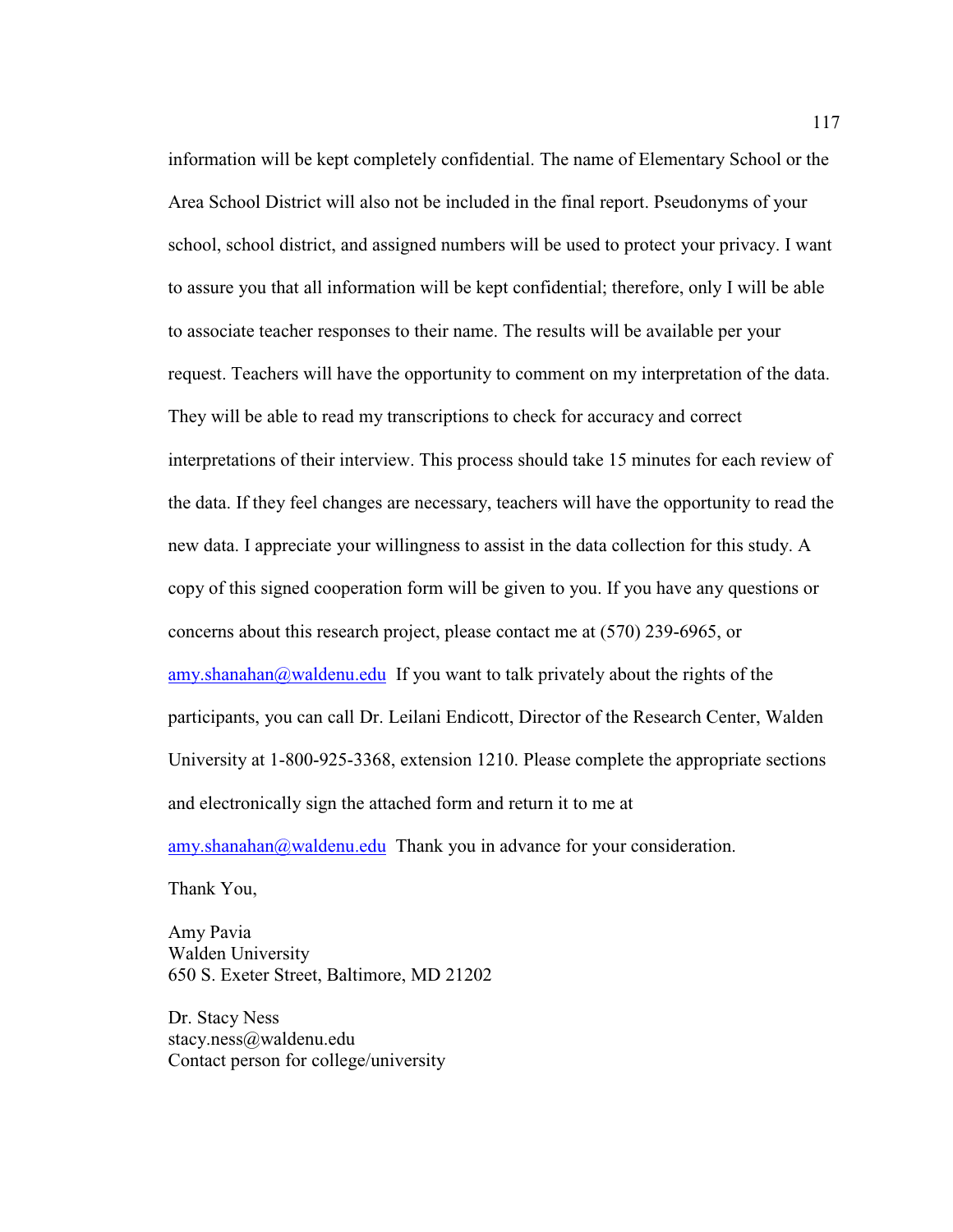information will be kept completely confidential. The name of Elementary School or the Area School District will also not be included in the final report. Pseudonyms of your school, school district, and assigned numbers will be used to protect your privacy. I want to assure you that all information will be kept confidential; therefore, only I will be able to associate teacher responses to their name. The results will be available per your request. Teachers will have the opportunity to comment on my interpretation of the data. They will be able to read my transcriptions to check for accuracy and correct interpretations of their interview. This process should take 15 minutes for each review of the data. If they feel changes are necessary, teachers will have the opportunity to read the new data. I appreciate your willingness to assist in the data collection for this study. A copy of this signed cooperation form will be given to you. If you have any questions or concerns about this research project, please contact me at (570) 239-6965, or amy.shanahan@waldenu.edu If you want to talk privately about the rights of the participants, you can call Dr. Leilani Endicott, Director of the Research Center, Walden University at 1-800-925-3368, extension 1210. Please complete the appropriate sections and electronically sign the attached form and return it to me at amy.shanahan@waldenu.edu Thank you in advance for your consideration.

Thank You,

Amy Pavia  
Walden University  
650 S. Exeter Street, Baltimore, MD 21202

Dr. Stacy Ness  
stacy.ness@waldenu.edu  
Contact person for college/university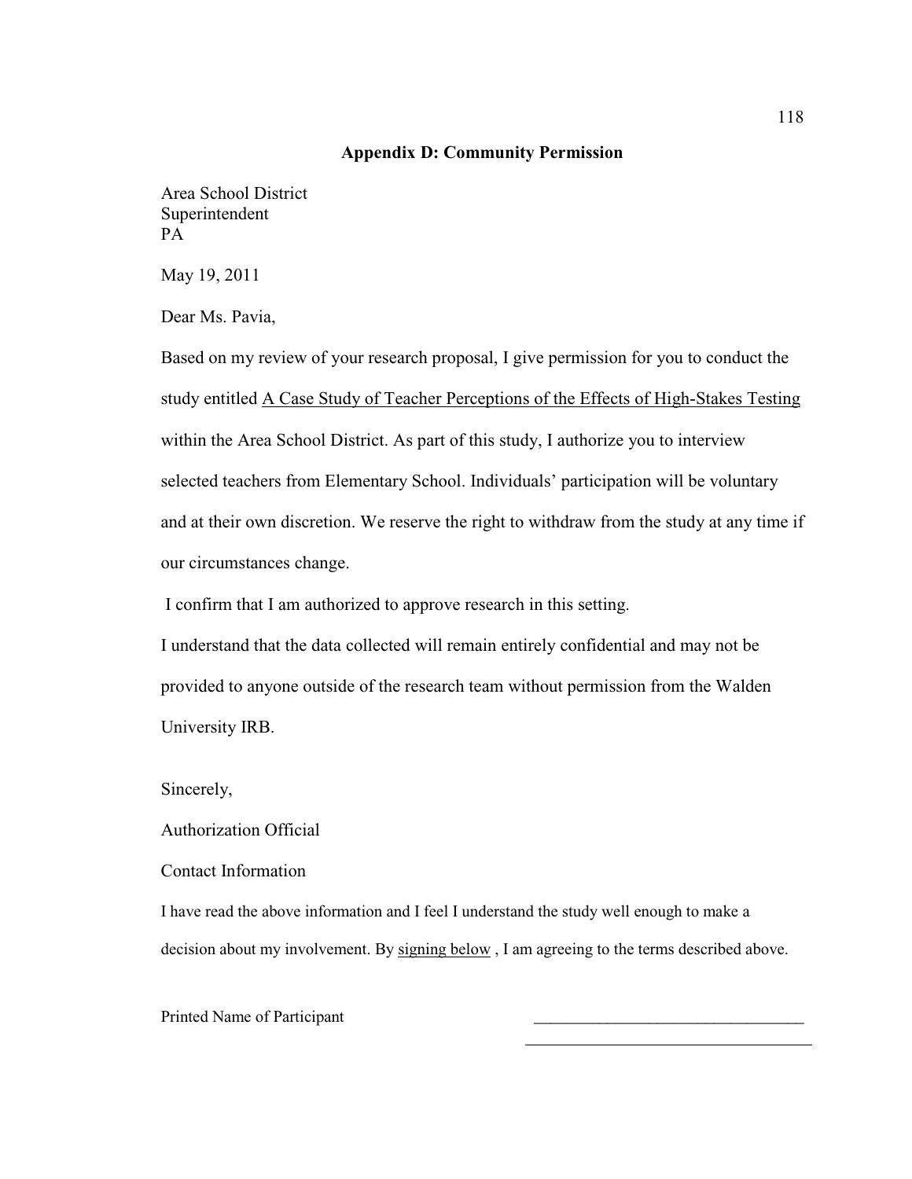## Appendix D: Community Permission

Area School District
Superintendent
PA

May 19, 2011

Dear Ms. Pavia,

Based on my review of your research proposal, I give permission for you to conduct the study entitled <u>A Case Study of Teacher Perceptions of the Effects of High-Stakes Testing</u> within the Area School District. As part of this study, I authorize you to interview selected teachers from Elementary School. Individuals' participation will be voluntary and at their own discretion. We reserve the right to withdraw from the study at any time if our circumstances change.

I confirm that I am authorized to approve research in this setting.

I understand that the data collected will remain entirely confidential and may not be provided to anyone outside of the research team without permission from the Walden University IRB.

Sincerely,

Authorization Official

Contact Information

I have read the above information and I feel I understand the study well enough to make a decision about my involvement. By <u>signing below</u> , I am agreeing to the terms described above.

Printed Name of Participant ________________________________

____________________________________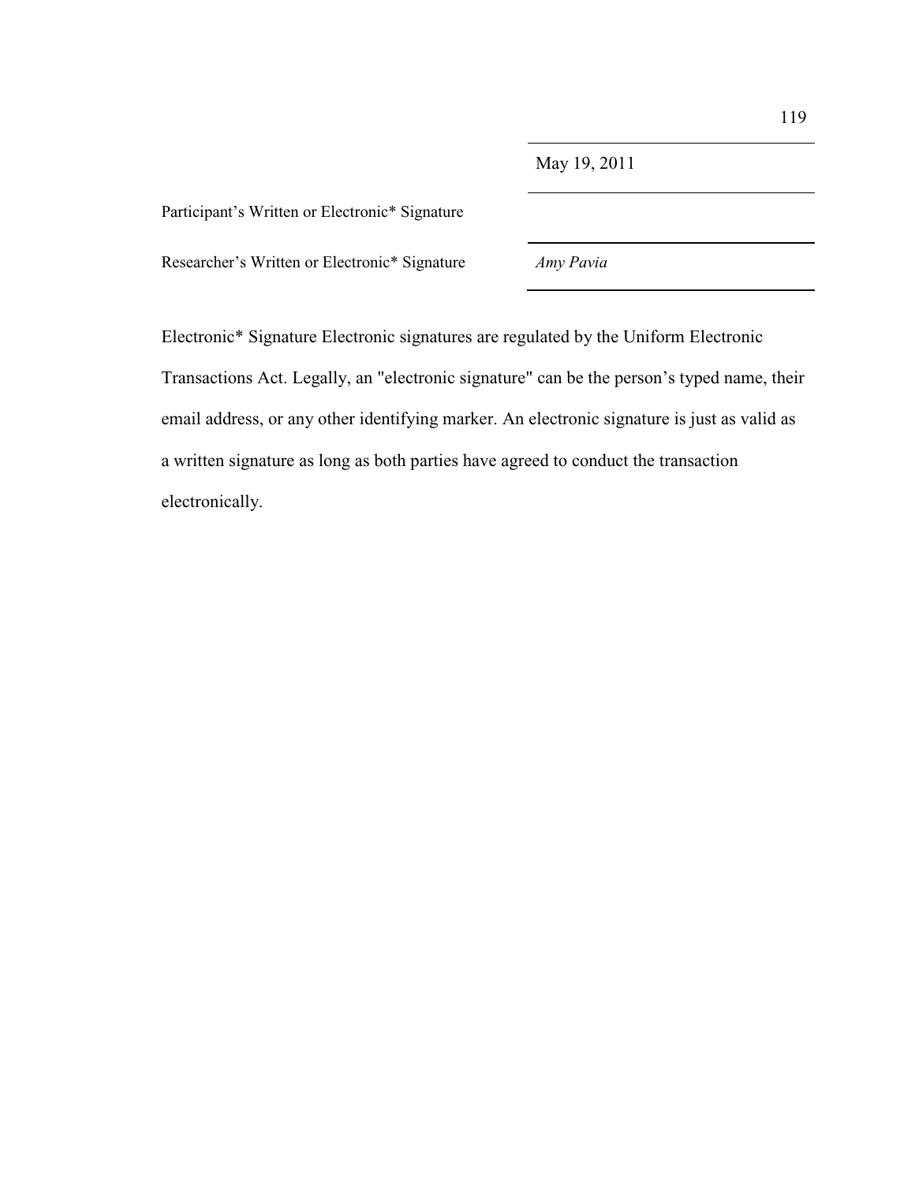May 19, 2011

Participant's Written or Electronic* Signature

Researcher's Written or Electronic* Signature *Amy Pavia*

Electronic* Signature Electronic signatures are regulated by the Uniform Electronic Transactions Act. Legally, an "electronic signature" can be the person's typed name, their email address, or any other identifying marker. An electronic signature is just as valid as a written signature as long as both parties have agreed to conduct the transaction electronically.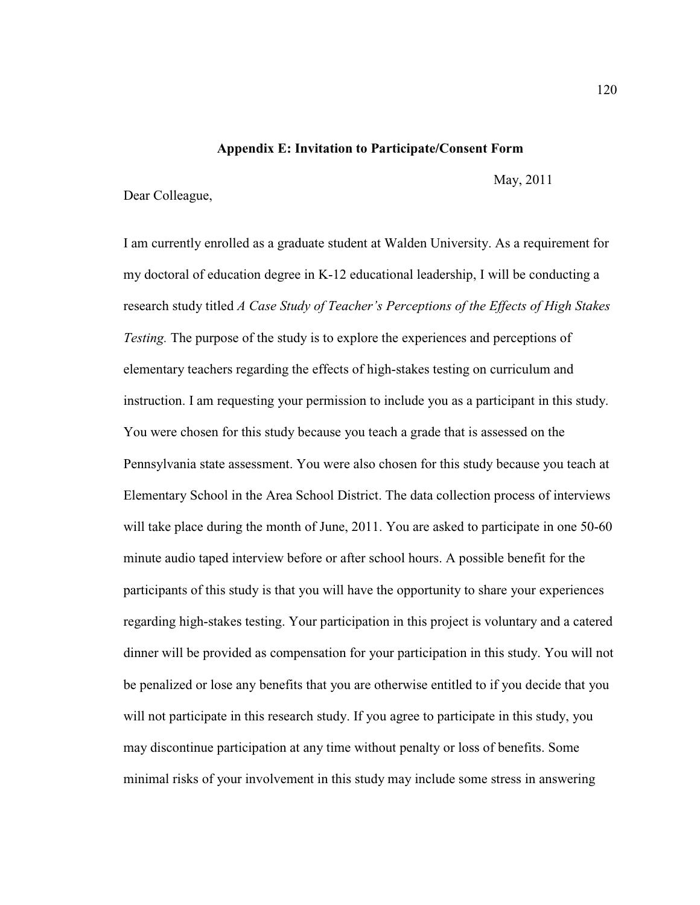## Appendix E: Invitation to Participate/Consent Form

May, 2011

Dear Colleague,

I am currently enrolled as a graduate student at Walden University. As a requirement for my doctoral of education degree in K-12 educational leadership, I will be conducting a research study titled *A Case Study of Teacher's Perceptions of the Effects of High Stakes Testing.* The purpose of the study is to explore the experiences and perceptions of elementary teachers regarding the effects of high-stakes testing on curriculum and instruction. I am requesting your permission to include you as a participant in this study. You were chosen for this study because you teach a grade that is assessed on the Pennsylvania state assessment. You were also chosen for this study because you teach at Elementary School in the Area School District. The data collection process of interviews will take place during the month of June, 2011. You are asked to participate in one 50-60 minute audio taped interview before or after school hours. A possible benefit for the participants of this study is that you will have the opportunity to share your experiences regarding high-stakes testing. Your participation in this project is voluntary and a catered dinner will be provided as compensation for your participation in this study. You will not be penalized or lose any benefits that you are otherwise entitled to if you decide that you will not participate in this research study. If you agree to participate in this study, you may discontinue participation at any time without penalty or loss of benefits. Some minimal risks of your involvement in this study may include some stress in answering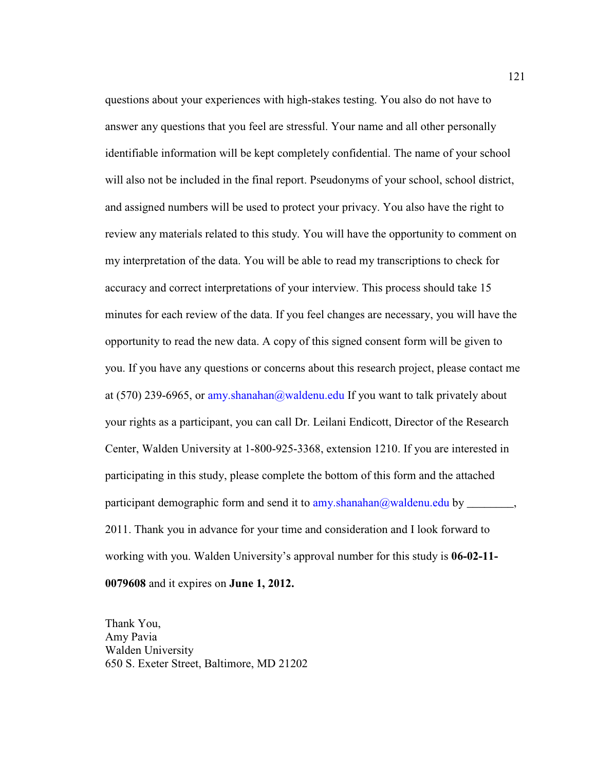questions about your experiences with high-stakes testing. You also do not have to answer any questions that you feel are stressful. Your name and all other personally identifiable information will be kept completely confidential. The name of your school will also not be included in the final report. Pseudonyms of your school, school district, and assigned numbers will be used to protect your privacy. You also have the right to review any materials related to this study. You will have the opportunity to comment on my interpretation of the data. You will be able to read my transcriptions to check for accuracy and correct interpretations of your interview. This process should take 15 minutes for each review of the data. If you feel changes are necessary, you will have the opportunity to read the new data. A copy of this signed consent form will be given to you. If you have any questions or concerns about this research project, please contact me at (570) 239-6965, or amy.shanahan@waldenu.edu If you want to talk privately about your rights as a participant, you can call Dr. Leilani Endicott, Director of the Research Center, Walden University at 1-800-925-3368, extension 1210. If you are interested in participating in this study, please complete the bottom of this form and the attached participant demographic form and send it to amy.shanahan@waldenu.edu by ________, 2011. Thank you in advance for your time and consideration and I look forward to working with you. Walden University's approval number for this study is **06-02-11-0079608** and it expires on **June 1, 2012.**

Thank You,  
Amy Pavia  
Walden University  
650 S. Exeter Street, Baltimore, MD 21202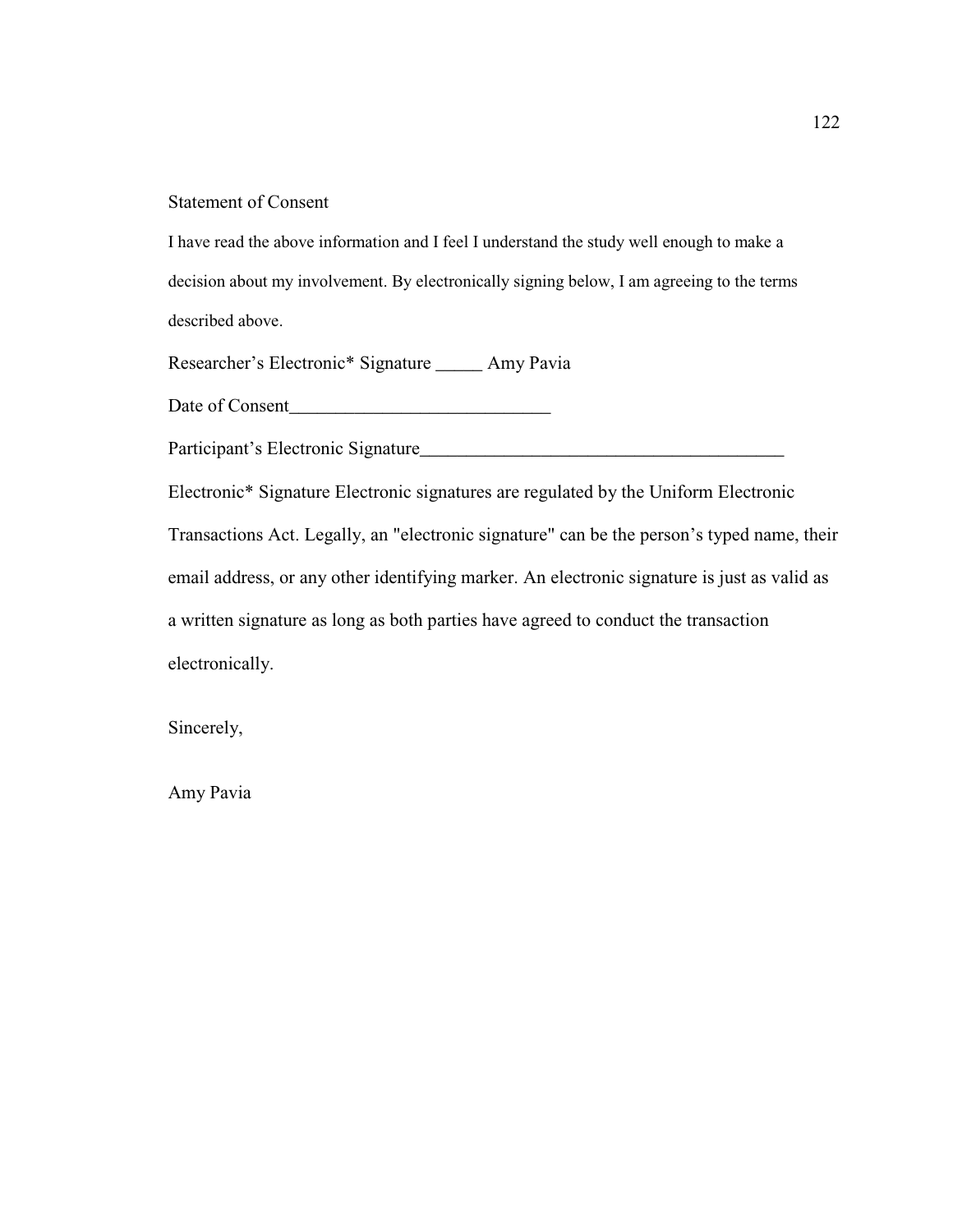Statement of Consent

I have read the above information and I feel I understand the study well enough to make a decision about my involvement. By electronically signing below, I am agreeing to the terms described above.

Researcher's Electronic* Signature _____ Amy Pavia

Date of Consent_____________________________

Participant's Electronic Signature________________________________________

Electronic* Signature Electronic signatures are regulated by the Uniform Electronic Transactions Act. Legally, an "electronic signature" can be the person's typed name, their email address, or any other identifying marker. An electronic signature is just as valid as a written signature as long as both parties have agreed to conduct the transaction electronically.

Sincerely,

Amy Pavia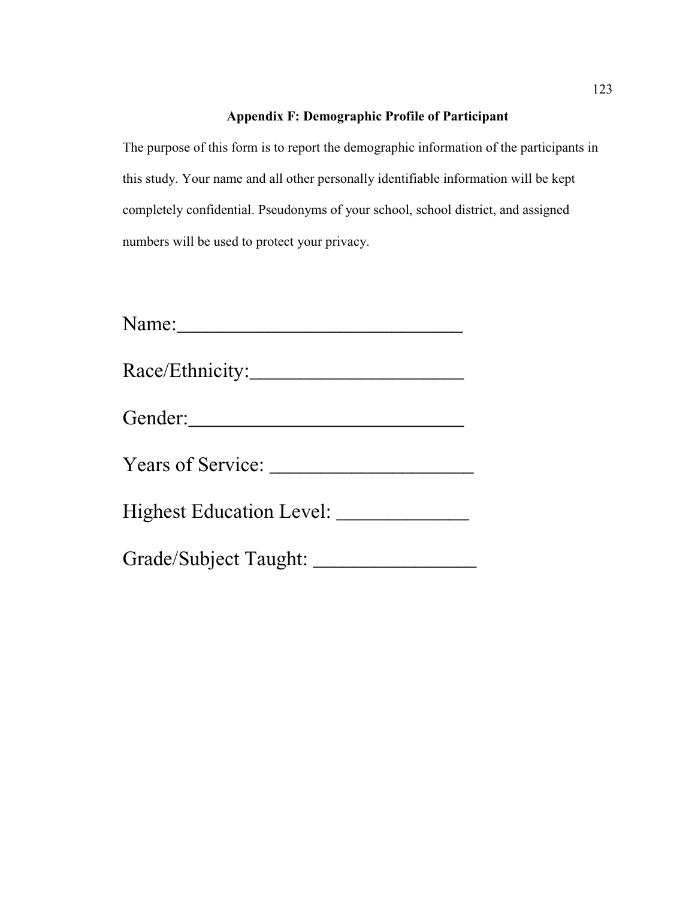## Appendix F: Demographic Profile of Participant

The purpose of this form is to report the demographic information of the participants in this study. Your name and all other personally identifiable information will be kept completely confidential. Pseudonyms of your school, school district, and assigned numbers will be used to protect your privacy.

Name:___________________________

Race/Ethnicity:____________________

Gender:__________________________

Years of Service: ___________________

Highest Education Level: _____________

Grade/Subject Taught: _______________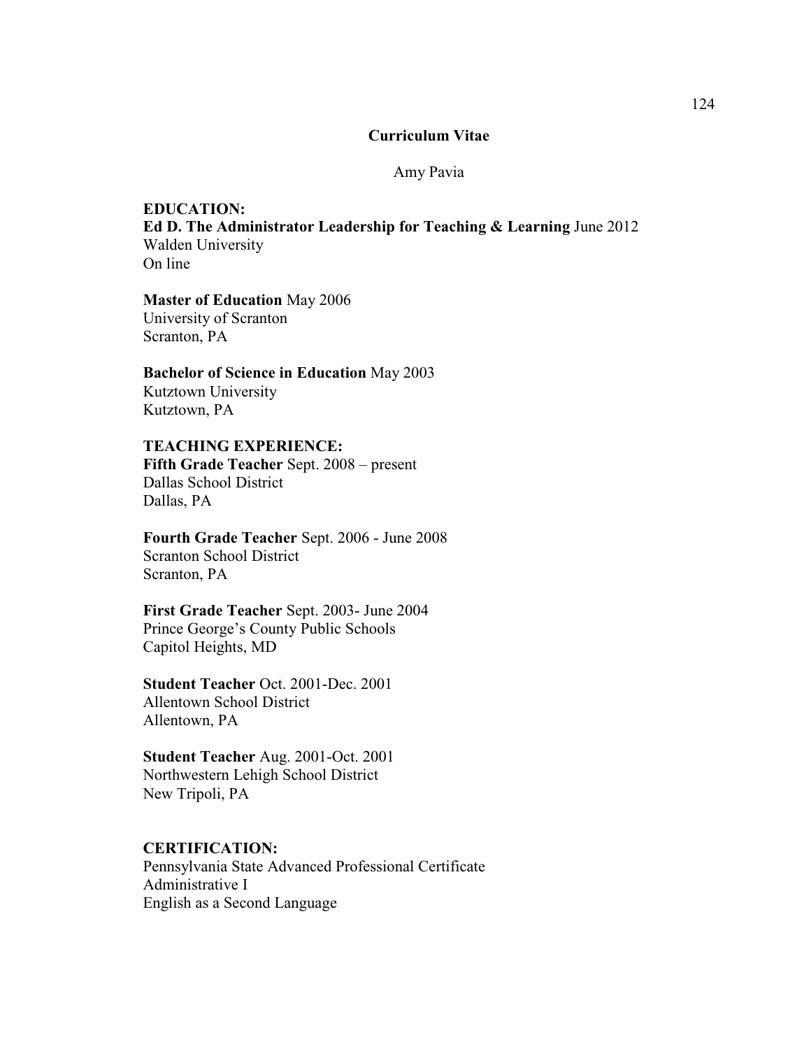# Curriculum Vitae

Amy Pavia

## EDUCATION:

**Ed D. The Administrator Leadership for Teaching & Learning** June 2012
Walden University
On line

**Master of Education** May 2006
University of Scranton
Scranton, PA

**Bachelor of Science in Education** May 2003
Kutztown University
Kutztown, PA

## TEACHING EXPERIENCE:

**Fifth Grade Teacher** Sept. 2008 – present
Dallas School District
Dallas, PA

**Fourth Grade Teacher** Sept. 2006 - June 2008
Scranton School District
Scranton, PA

**First Grade Teacher** Sept. 2003- June 2004
Prince George's County Public Schools
Capitol Heights, MD

**Student Teacher** Oct. 2001-Dec. 2001
Allentown School District
Allentown, PA

**Student Teacher** Aug. 2001-Oct. 2001
Northwestern Lehigh School District
New Tripoli, PA

## CERTIFICATION:

Pennsylvania State Advanced Professional Certificate
Administrative I
English as a Second Language